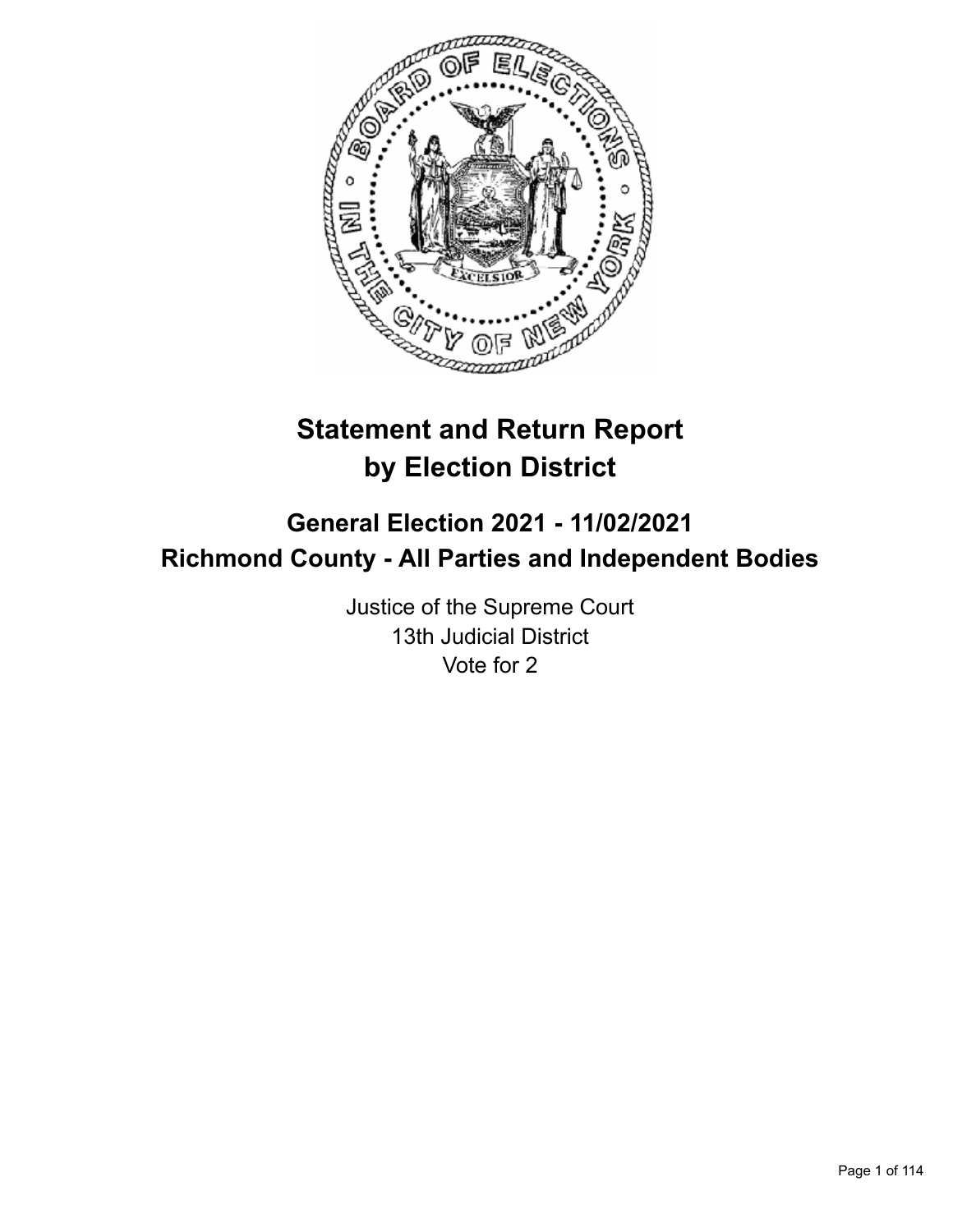# Statement and Return Report by Election District

## General Election 2021 - 11/02/2021
## Richmond County - All Parties and Independent Bodies

Justice of the Supreme Court
13th Judicial District
Vote for 2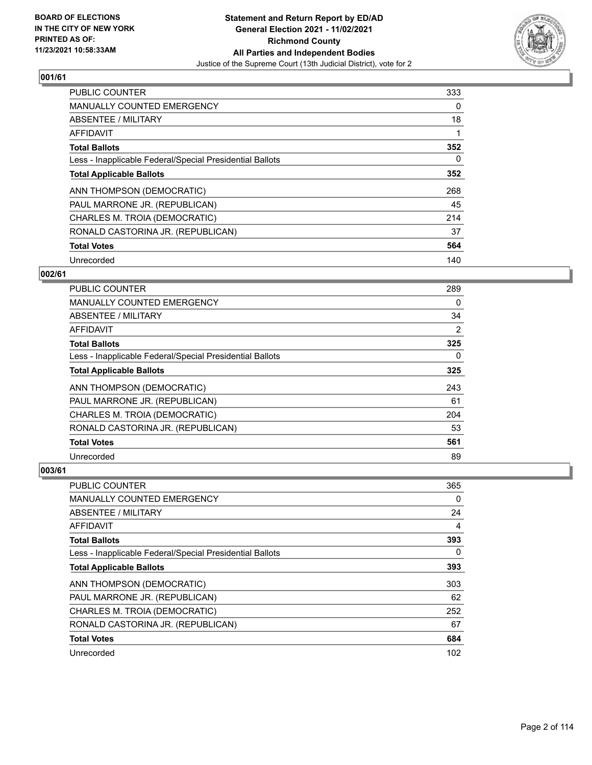BOARD OF ELECTIONS
IN THE CITY OF NEW YORK
PRINTED AS OF:
11/23/2021 10:58:33AM

**Statement and Return Report by ED/AD**
**General Election 2021 - 11/02/2021**
**Richmond County**
**All Parties and Independent Bodies**
Justice of the Supreme Court (13th Judicial District), vote for 2

### 001/61

| | |
|---|---|
| PUBLIC COUNTER | 333 |
| MANUALLY COUNTED EMERGENCY | 0 |
| ABSENTEE / MILITARY | 18 |
| AFFIDAVIT | 1 |
| **Total Ballots** | **352** |
| Less - Inapplicable Federal/Special Presidential Ballots | 0 |
| **Total Applicable Ballots** | **352** |
| ANN THOMPSON (DEMOCRATIC) | 268 |
| PAUL MARRONE JR. (REPUBLICAN) | 45 |
| CHARLES M. TROIA (DEMOCRATIC) | 214 |
| RONALD CASTORINA JR. (REPUBLICAN) | 37 |
| **Total Votes** | **564** |
| Unrecorded | 140 |

### 002/61

| | |
|---|---|
| PUBLIC COUNTER | 289 |
| MANUALLY COUNTED EMERGENCY | 0 |
| ABSENTEE / MILITARY | 34 |
| AFFIDAVIT | 2 |
| **Total Ballots** | **325** |
| Less - Inapplicable Federal/Special Presidential Ballots | 0 |
| **Total Applicable Ballots** | **325** |
| ANN THOMPSON (DEMOCRATIC) | 243 |
| PAUL MARRONE JR. (REPUBLICAN) | 61 |
| CHARLES M. TROIA (DEMOCRATIC) | 204 |
| RONALD CASTORINA JR. (REPUBLICAN) | 53 |
| **Total Votes** | **561** |
| Unrecorded | 89 |

### 003/61

| | |
|---|---|
| PUBLIC COUNTER | 365 |
| MANUALLY COUNTED EMERGENCY | 0 |
| ABSENTEE / MILITARY | 24 |
| AFFIDAVIT | 4 |
| **Total Ballots** | **393** |
| Less - Inapplicable Federal/Special Presidential Ballots | 0 |
| **Total Applicable Ballots** | **393** |
| ANN THOMPSON (DEMOCRATIC) | 303 |
| PAUL MARRONE JR. (REPUBLICAN) | 62 |
| CHARLES M. TROIA (DEMOCRATIC) | 252 |
| RONALD CASTORINA JR. (REPUBLICAN) | 67 |
| **Total Votes** | **684** |
| Unrecorded | 102 |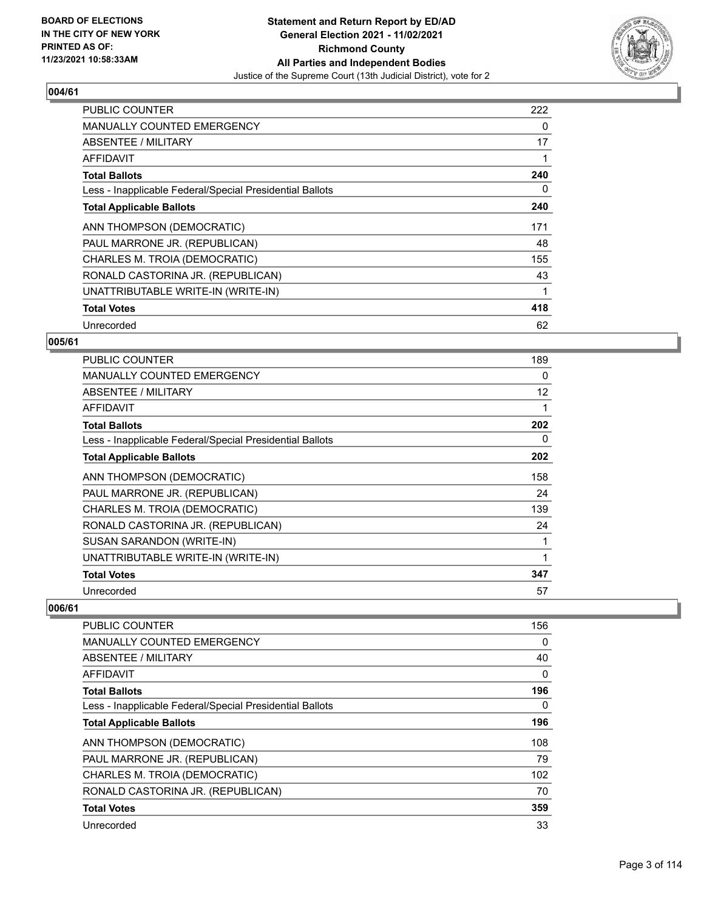BOARD OF ELECTIONS
IN THE CITY OF NEW YORK
PRINTED AS OF:
11/23/2021 10:58:33AM

**Statement and Return Report by ED/AD**
**General Election 2021 - 11/02/2021**
**Richmond County**
**All Parties and Independent Bodies**
Justice of the Supreme Court (13th Judicial District), vote for 2

## 004/61

| | |
|---|---|
| PUBLIC COUNTER | 222 |
| MANUALLY COUNTED EMERGENCY | 0 |
| ABSENTEE / MILITARY | 17 |
| AFFIDAVIT | 1 |
| **Total Ballots** | **240** |
| Less - Inapplicable Federal/Special Presidential Ballots | 0 |
| **Total Applicable Ballots** | **240** |
| ANN THOMPSON (DEMOCRATIC) | 171 |
| PAUL MARRONE JR. (REPUBLICAN) | 48 |
| CHARLES M. TROIA (DEMOCRATIC) | 155 |
| RONALD CASTORINA JR. (REPUBLICAN) | 43 |
| UNATTRIBUTABLE WRITE-IN (WRITE-IN) | 1 |
| **Total Votes** | **418** |
| Unrecorded | 62 |

## 005/61

| | |
|---|---|
| PUBLIC COUNTER | 189 |
| MANUALLY COUNTED EMERGENCY | 0 |
| ABSENTEE / MILITARY | 12 |
| AFFIDAVIT | 1 |
| **Total Ballots** | **202** |
| Less - Inapplicable Federal/Special Presidential Ballots | 0 |
| **Total Applicable Ballots** | **202** |
| ANN THOMPSON (DEMOCRATIC) | 158 |
| PAUL MARRONE JR. (REPUBLICAN) | 24 |
| CHARLES M. TROIA (DEMOCRATIC) | 139 |
| RONALD CASTORINA JR. (REPUBLICAN) | 24 |
| SUSAN SARANDON (WRITE-IN) | 1 |
| UNATTRIBUTABLE WRITE-IN (WRITE-IN) | 1 |
| **Total Votes** | **347** |
| Unrecorded | 57 |

## 006/61

| | |
|---|---|
| PUBLIC COUNTER | 156 |
| MANUALLY COUNTED EMERGENCY | 0 |
| ABSENTEE / MILITARY | 40 |
| AFFIDAVIT | 0 |
| **Total Ballots** | **196** |
| Less - Inapplicable Federal/Special Presidential Ballots | 0 |
| **Total Applicable Ballots** | **196** |
| ANN THOMPSON (DEMOCRATIC) | 108 |
| PAUL MARRONE JR. (REPUBLICAN) | 79 |
| CHARLES M. TROIA (DEMOCRATIC) | 102 |
| RONALD CASTORINA JR. (REPUBLICAN) | 70 |
| **Total Votes** | **359** |
| Unrecorded | 33 |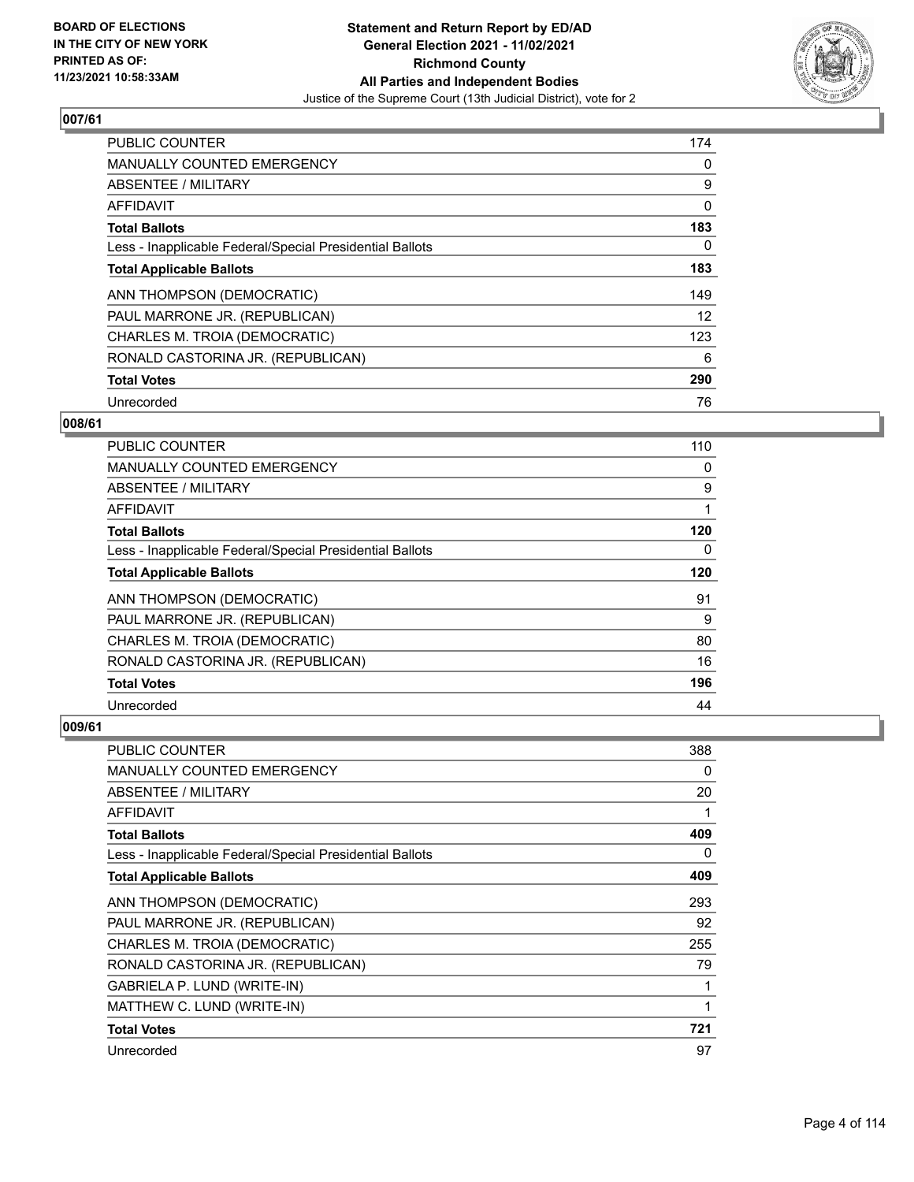**BOARD OF ELECTIONS IN THE CITY OF NEW YORK PRINTED AS OF: 11/23/2021 10:58:33AM**

**Statement and Return Report by ED/AD General Election 2021 - 11/02/2021 Richmond County All Parties and Independent Bodies**
Justice of the Supreme Court (13th Judicial District), vote for 2

## 007/61

| | |
|---|---|
| PUBLIC COUNTER | 174 |
| MANUALLY COUNTED EMERGENCY | 0 |
| ABSENTEE / MILITARY | 9 |
| AFFIDAVIT | 0 |
| **Total Ballots** | **183** |
| Less - Inapplicable Federal/Special Presidential Ballots | 0 |
| **Total Applicable Ballots** | **183** |
| ANN THOMPSON (DEMOCRATIC) | 149 |
| PAUL MARRONE JR. (REPUBLICAN) | 12 |
| CHARLES M. TROIA (DEMOCRATIC) | 123 |
| RONALD CASTORINA JR. (REPUBLICAN) | 6 |
| **Total Votes** | **290** |
| Unrecorded | 76 |

## 008/61

| | |
|---|---|
| PUBLIC COUNTER | 110 |
| MANUALLY COUNTED EMERGENCY | 0 |
| ABSENTEE / MILITARY | 9 |
| AFFIDAVIT | 1 |
| **Total Ballots** | **120** |
| Less - Inapplicable Federal/Special Presidential Ballots | 0 |
| **Total Applicable Ballots** | **120** |
| ANN THOMPSON (DEMOCRATIC) | 91 |
| PAUL MARRONE JR. (REPUBLICAN) | 9 |
| CHARLES M. TROIA (DEMOCRATIC) | 80 |
| RONALD CASTORINA JR. (REPUBLICAN) | 16 |
| **Total Votes** | **196** |
| Unrecorded | 44 |

## 009/61

| | |
|---|---|
| PUBLIC COUNTER | 388 |
| MANUALLY COUNTED EMERGENCY | 0 |
| ABSENTEE / MILITARY | 20 |
| AFFIDAVIT | 1 |
| **Total Ballots** | **409** |
| Less - Inapplicable Federal/Special Presidential Ballots | 0 |
| **Total Applicable Ballots** | **409** |
| ANN THOMPSON (DEMOCRATIC) | 293 |
| PAUL MARRONE JR. (REPUBLICAN) | 92 |
| CHARLES M. TROIA (DEMOCRATIC) | 255 |
| RONALD CASTORINA JR. (REPUBLICAN) | 79 |
| GABRIELA P. LUND (WRITE-IN) | 1 |
| MATTHEW C. LUND (WRITE-IN) | 1 |
| **Total Votes** | **721** |
| Unrecorded | 97 |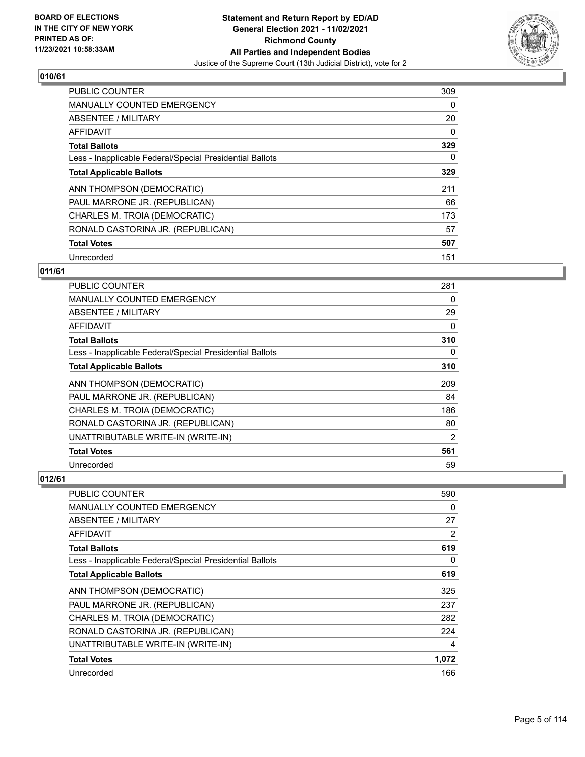## 010/61

| | |
|---|---|
| PUBLIC COUNTER | 309 |
| MANUALLY COUNTED EMERGENCY | 0 |
| ABSENTEE / MILITARY | 20 |
| AFFIDAVIT | 0 |
| **Total Ballots** | **329** |
| Less - Inapplicable Federal/Special Presidential Ballots | 0 |
| **Total Applicable Ballots** | **329** |
| ANN THOMPSON (DEMOCRATIC) | 211 |
| PAUL MARRONE JR. (REPUBLICAN) | 66 |
| CHARLES M. TROIA (DEMOCRATIC) | 173 |
| RONALD CASTORINA JR. (REPUBLICAN) | 57 |
| **Total Votes** | **507** |
| Unrecorded | 151 |

## 011/61

| | |
|---|---|
| PUBLIC COUNTER | 281 |
| MANUALLY COUNTED EMERGENCY | 0 |
| ABSENTEE / MILITARY | 29 |
| AFFIDAVIT | 0 |
| **Total Ballots** | **310** |
| Less - Inapplicable Federal/Special Presidential Ballots | 0 |
| **Total Applicable Ballots** | **310** |
| ANN THOMPSON (DEMOCRATIC) | 209 |
| PAUL MARRONE JR. (REPUBLICAN) | 84 |
| CHARLES M. TROIA (DEMOCRATIC) | 186 |
| RONALD CASTORINA JR. (REPUBLICAN) | 80 |
| UNATTRIBUTABLE WRITE-IN (WRITE-IN) | 2 |
| **Total Votes** | **561** |
| Unrecorded | 59 |

## 012/61

| | |
|---|---|
| PUBLIC COUNTER | 590 |
| MANUALLY COUNTED EMERGENCY | 0 |
| ABSENTEE / MILITARY | 27 |
| AFFIDAVIT | 2 |
| **Total Ballots** | **619** |
| Less - Inapplicable Federal/Special Presidential Ballots | 0 |
| **Total Applicable Ballots** | **619** |
| ANN THOMPSON (DEMOCRATIC) | 325 |
| PAUL MARRONE JR. (REPUBLICAN) | 237 |
| CHARLES M. TROIA (DEMOCRATIC) | 282 |
| RONALD CASTORINA JR. (REPUBLICAN) | 224 |
| UNATTRIBUTABLE WRITE-IN (WRITE-IN) | 4 |
| **Total Votes** | **1,072** |
| Unrecorded | 166 |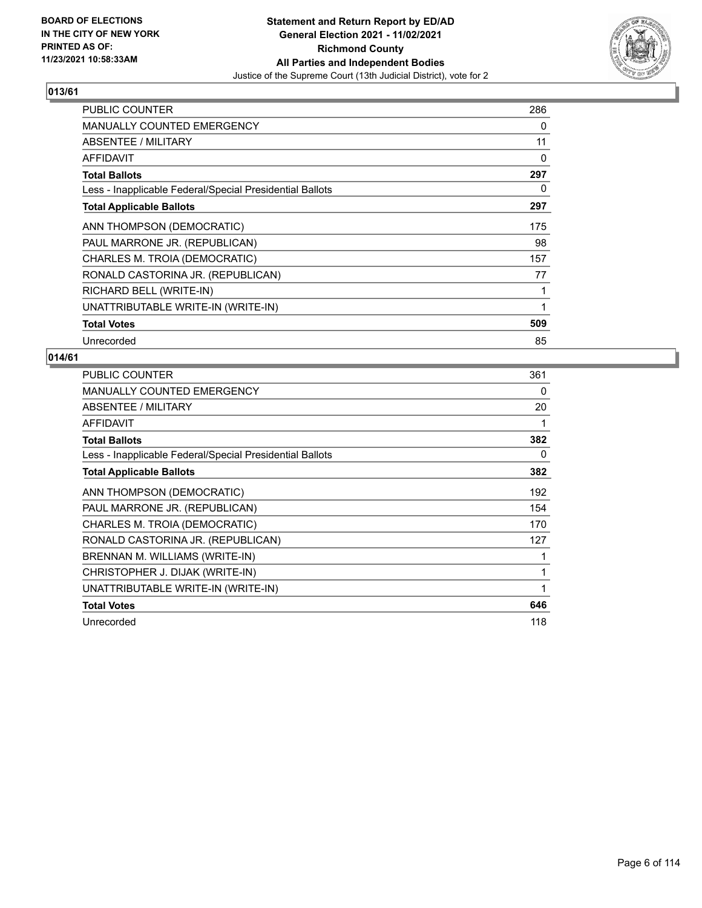## 013/61

| | |
|---|---|
| PUBLIC COUNTER | 286 |
| MANUALLY COUNTED EMERGENCY | 0 |
| ABSENTEE / MILITARY | 11 |
| AFFIDAVIT | 0 |
| **Total Ballots** | **297** |
| Less - Inapplicable Federal/Special Presidential Ballots | 0 |
| **Total Applicable Ballots** | **297** |
| ANN THOMPSON (DEMOCRATIC) | 175 |
| PAUL MARRONE JR. (REPUBLICAN) | 98 |
| CHARLES M. TROIA (DEMOCRATIC) | 157 |
| RONALD CASTORINA JR. (REPUBLICAN) | 77 |
| RICHARD BELL (WRITE-IN) | 1 |
| UNATTRIBUTABLE WRITE-IN (WRITE-IN) | 1 |
| **Total Votes** | **509** |
| Unrecorded | 85 |

## 014/61

| | |
|---|---|
| PUBLIC COUNTER | 361 |
| MANUALLY COUNTED EMERGENCY | 0 |
| ABSENTEE / MILITARY | 20 |
| AFFIDAVIT | 1 |
| **Total Ballots** | **382** |
| Less - Inapplicable Federal/Special Presidential Ballots | 0 |
| **Total Applicable Ballots** | **382** |
| ANN THOMPSON (DEMOCRATIC) | 192 |
| PAUL MARRONE JR. (REPUBLICAN) | 154 |
| CHARLES M. TROIA (DEMOCRATIC) | 170 |
| RONALD CASTORINA JR. (REPUBLICAN) | 127 |
| BRENNAN M. WILLIAMS (WRITE-IN) | 1 |
| CHRISTOPHER J. DIJAK (WRITE-IN) | 1 |
| UNATTRIBUTABLE WRITE-IN (WRITE-IN) | 1 |
| **Total Votes** | **646** |
| Unrecorded | 118 |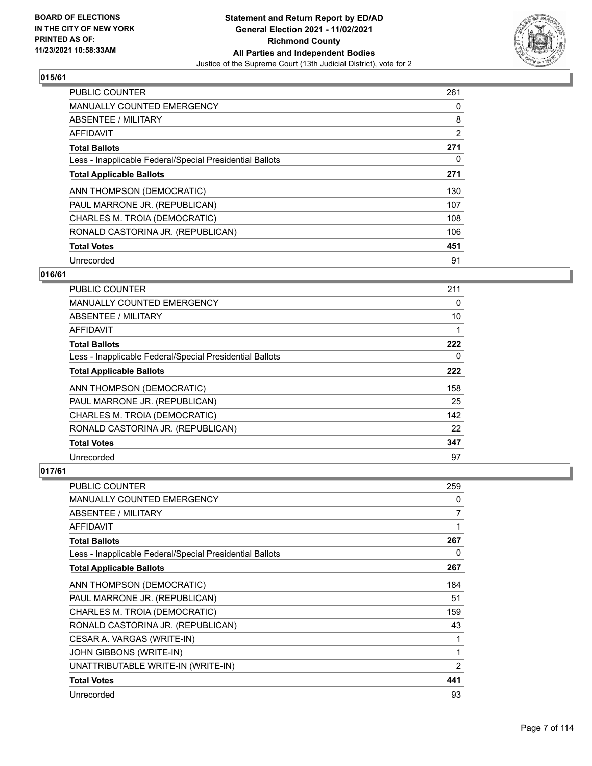**BOARD OF ELECTIONS IN THE CITY OF NEW YORK PRINTED AS OF: 11/23/2021 10:58:33AM**

**Statement and Return Report by ED/AD General Election 2021 - 11/02/2021 Richmond County All Parties and Independent Bodies**

Justice of the Supreme Court (13th Judicial District), vote for 2

## 015/61

| | |
|---|---|
| PUBLIC COUNTER | 261 |
| MANUALLY COUNTED EMERGENCY | 0 |
| ABSENTEE / MILITARY | 8 |
| AFFIDAVIT | 2 |
| **Total Ballots** | **271** |
| Less - Inapplicable Federal/Special Presidential Ballots | 0 |
| **Total Applicable Ballots** | **271** |
| ANN THOMPSON (DEMOCRATIC) | 130 |
| PAUL MARRONE JR. (REPUBLICAN) | 107 |
| CHARLES M. TROIA (DEMOCRATIC) | 108 |
| RONALD CASTORINA JR. (REPUBLICAN) | 106 |
| **Total Votes** | **451** |
| Unrecorded | 91 |

## 016/61

| | |
|---|---|
| PUBLIC COUNTER | 211 |
| MANUALLY COUNTED EMERGENCY | 0 |
| ABSENTEE / MILITARY | 10 |
| AFFIDAVIT | 1 |
| **Total Ballots** | **222** |
| Less - Inapplicable Federal/Special Presidential Ballots | 0 |
| **Total Applicable Ballots** | **222** |
| ANN THOMPSON (DEMOCRATIC) | 158 |
| PAUL MARRONE JR. (REPUBLICAN) | 25 |
| CHARLES M. TROIA (DEMOCRATIC) | 142 |
| RONALD CASTORINA JR. (REPUBLICAN) | 22 |
| **Total Votes** | **347** |
| Unrecorded | 97 |

## 017/61

| | |
|---|---|
| PUBLIC COUNTER | 259 |
| MANUALLY COUNTED EMERGENCY | 0 |
| ABSENTEE / MILITARY | 7 |
| AFFIDAVIT | 1 |
| **Total Ballots** | **267** |
| Less - Inapplicable Federal/Special Presidential Ballots | 0 |
| **Total Applicable Ballots** | **267** |
| ANN THOMPSON (DEMOCRATIC) | 184 |
| PAUL MARRONE JR. (REPUBLICAN) | 51 |
| CHARLES M. TROIA (DEMOCRATIC) | 159 |
| RONALD CASTORINA JR. (REPUBLICAN) | 43 |
| CESAR A. VARGAS (WRITE-IN) | 1 |
| JOHN GIBBONS (WRITE-IN) | 1 |
| UNATTRIBUTABLE WRITE-IN (WRITE-IN) | 2 |
| **Total Votes** | **441** |
| Unrecorded | 93 |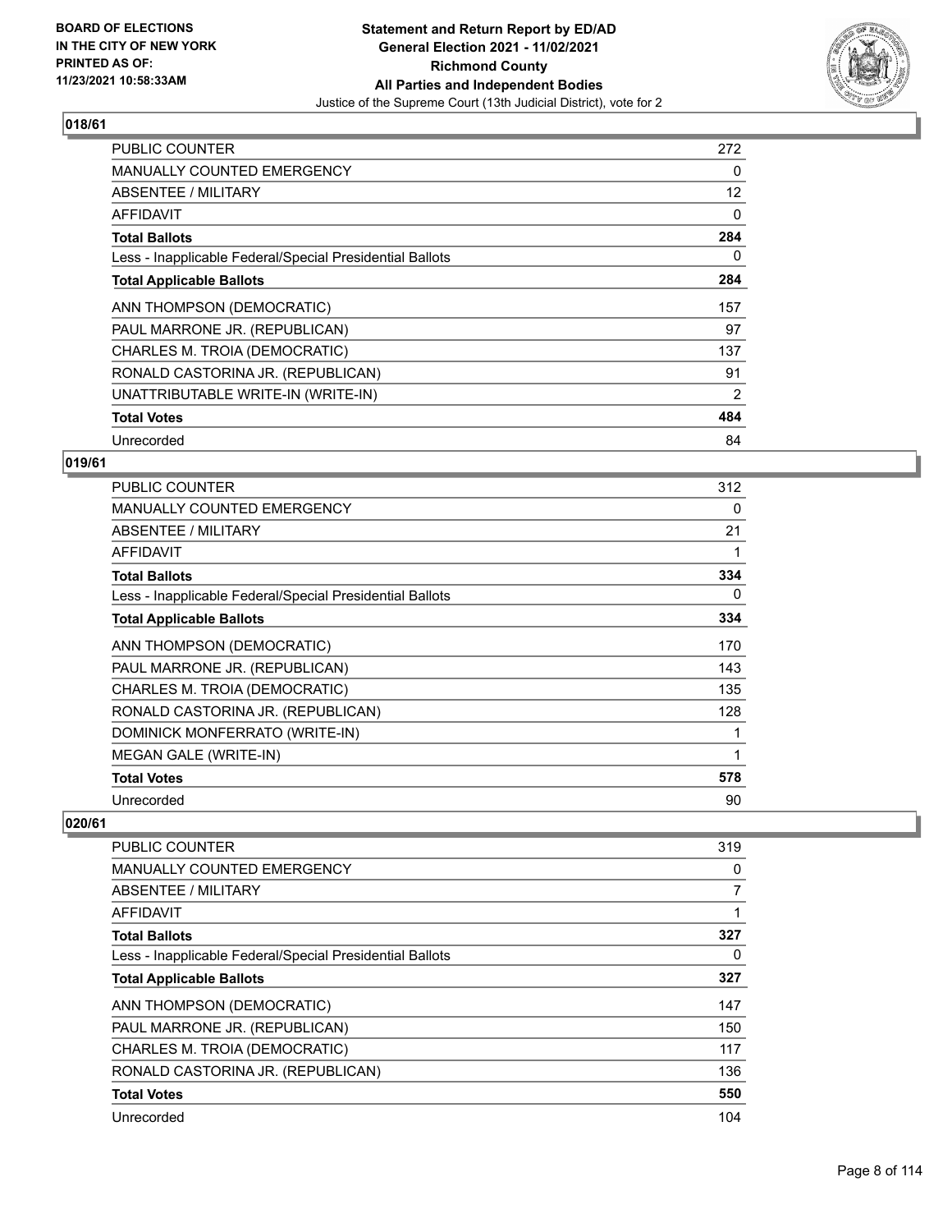**BOARD OF ELECTIONS IN THE CITY OF NEW YORK PRINTED AS OF: 11/23/2021 10:58:33AM**

**Statement and Return Report by ED/AD General Election 2021 - 11/02/2021 Richmond County All Parties and Independent Bodies**
Justice of the Supreme Court (13th Judicial District), vote for 2

## 018/61

| | |
|---|---|
| PUBLIC COUNTER | 272 |
| MANUALLY COUNTED EMERGENCY | 0 |
| ABSENTEE / MILITARY | 12 |
| AFFIDAVIT | 0 |
| **Total Ballots** | **284** |
| Less - Inapplicable Federal/Special Presidential Ballots | 0 |
| **Total Applicable Ballots** | **284** |
| ANN THOMPSON (DEMOCRATIC) | 157 |
| PAUL MARRONE JR. (REPUBLICAN) | 97 |
| CHARLES M. TROIA (DEMOCRATIC) | 137 |
| RONALD CASTORINA JR. (REPUBLICAN) | 91 |
| UNATTRIBUTABLE WRITE-IN (WRITE-IN) | 2 |
| **Total Votes** | **484** |
| Unrecorded | 84 |

## 019/61

| | |
|---|---|
| PUBLIC COUNTER | 312 |
| MANUALLY COUNTED EMERGENCY | 0 |
| ABSENTEE / MILITARY | 21 |
| AFFIDAVIT | 1 |
| **Total Ballots** | **334** |
| Less - Inapplicable Federal/Special Presidential Ballots | 0 |
| **Total Applicable Ballots** | **334** |
| ANN THOMPSON (DEMOCRATIC) | 170 |
| PAUL MARRONE JR. (REPUBLICAN) | 143 |
| CHARLES M. TROIA (DEMOCRATIC) | 135 |
| RONALD CASTORINA JR. (REPUBLICAN) | 128 |
| DOMINICK MONFERRATO (WRITE-IN) | 1 |
| MEGAN GALE (WRITE-IN) | 1 |
| **Total Votes** | **578** |
| Unrecorded | 90 |

## 020/61

| | |
|---|---|
| PUBLIC COUNTER | 319 |
| MANUALLY COUNTED EMERGENCY | 0 |
| ABSENTEE / MILITARY | 7 |
| AFFIDAVIT | 1 |
| **Total Ballots** | **327** |
| Less - Inapplicable Federal/Special Presidential Ballots | 0 |
| **Total Applicable Ballots** | **327** |
| ANN THOMPSON (DEMOCRATIC) | 147 |
| PAUL MARRONE JR. (REPUBLICAN) | 150 |
| CHARLES M. TROIA (DEMOCRATIC) | 117 |
| RONALD CASTORINA JR. (REPUBLICAN) | 136 |
| **Total Votes** | **550** |
| Unrecorded | 104 |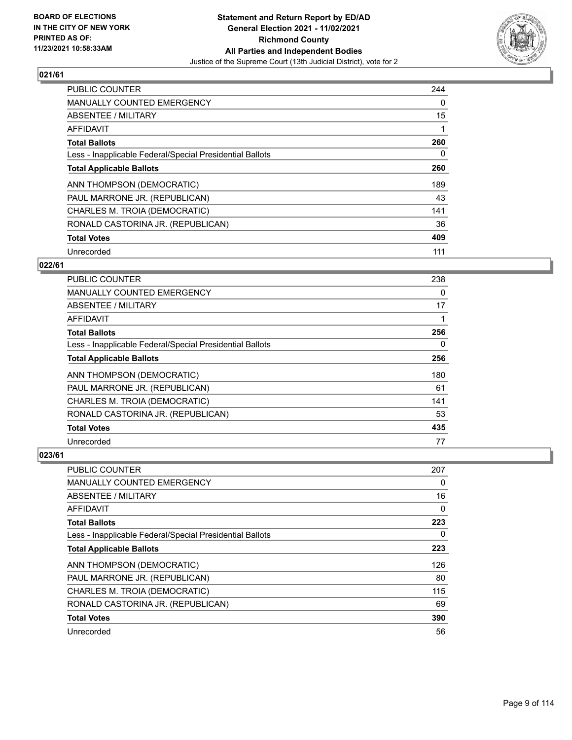## 021/61

| | |
|---|---|
| PUBLIC COUNTER | 244 |
| MANUALLY COUNTED EMERGENCY | 0 |
| ABSENTEE / MILITARY | 15 |
| AFFIDAVIT | 1 |
| **Total Ballots** | **260** |
| Less - Inapplicable Federal/Special Presidential Ballots | 0 |
| **Total Applicable Ballots** | **260** |
| ANN THOMPSON (DEMOCRATIC) | 189 |
| PAUL MARRONE JR. (REPUBLICAN) | 43 |
| CHARLES M. TROIA (DEMOCRATIC) | 141 |
| RONALD CASTORINA JR. (REPUBLICAN) | 36 |
| **Total Votes** | **409** |
| Unrecorded | 111 |

## 022/61

| | |
|---|---|
| PUBLIC COUNTER | 238 |
| MANUALLY COUNTED EMERGENCY | 0 |
| ABSENTEE / MILITARY | 17 |
| AFFIDAVIT | 1 |
| **Total Ballots** | **256** |
| Less - Inapplicable Federal/Special Presidential Ballots | 0 |
| **Total Applicable Ballots** | **256** |
| ANN THOMPSON (DEMOCRATIC) | 180 |
| PAUL MARRONE JR. (REPUBLICAN) | 61 |
| CHARLES M. TROIA (DEMOCRATIC) | 141 |
| RONALD CASTORINA JR. (REPUBLICAN) | 53 |
| **Total Votes** | **435** |
| Unrecorded | 77 |

## 023/61

| | |
|---|---|
| PUBLIC COUNTER | 207 |
| MANUALLY COUNTED EMERGENCY | 0 |
| ABSENTEE / MILITARY | 16 |
| AFFIDAVIT | 0 |
| **Total Ballots** | **223** |
| Less - Inapplicable Federal/Special Presidential Ballots | 0 |
| **Total Applicable Ballots** | **223** |
| ANN THOMPSON (DEMOCRATIC) | 126 |
| PAUL MARRONE JR. (REPUBLICAN) | 80 |
| CHARLES M. TROIA (DEMOCRATIC) | 115 |
| RONALD CASTORINA JR. (REPUBLICAN) | 69 |
| **Total Votes** | **390** |
| Unrecorded | 56 |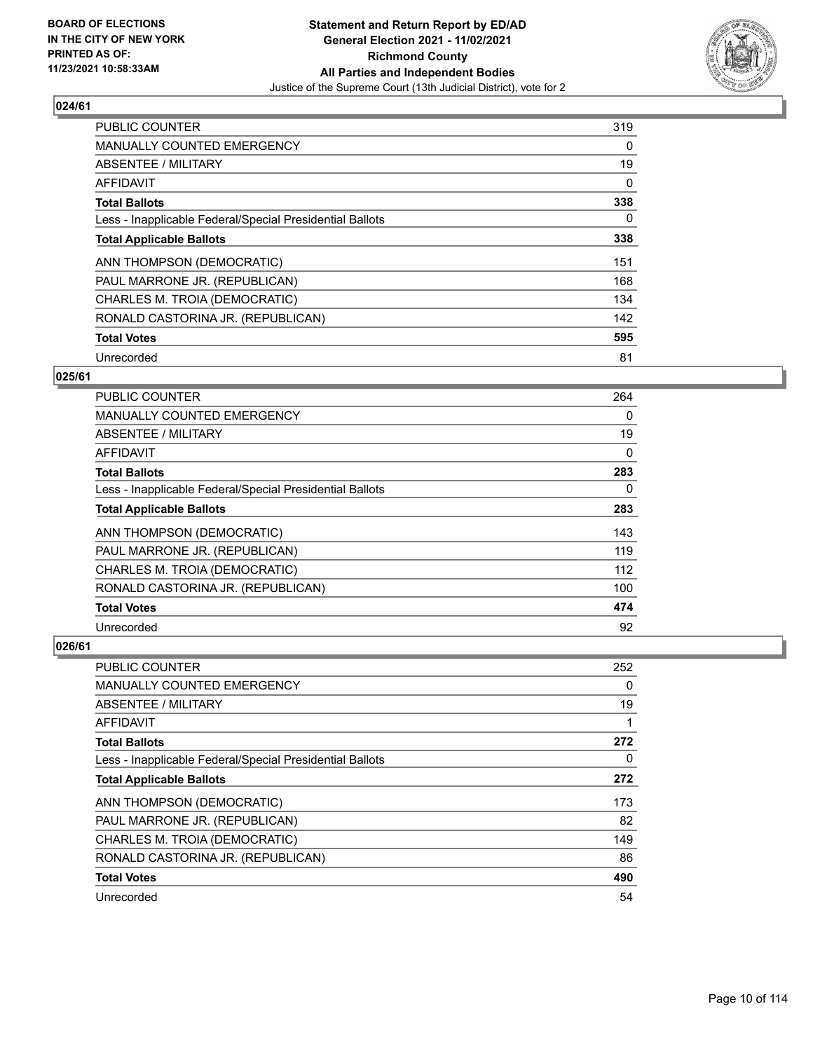## 024/61

| | |
|---|---|
| PUBLIC COUNTER | 319 |
| MANUALLY COUNTED EMERGENCY | 0 |
| ABSENTEE / MILITARY | 19 |
| AFFIDAVIT | 0 |
| **Total Ballots** | **338** |
| Less - Inapplicable Federal/Special Presidential Ballots | 0 |
| **Total Applicable Ballots** | **338** |
| ANN THOMPSON (DEMOCRATIC) | 151 |
| PAUL MARRONE JR. (REPUBLICAN) | 168 |
| CHARLES M. TROIA (DEMOCRATIC) | 134 |
| RONALD CASTORINA JR. (REPUBLICAN) | 142 |
| **Total Votes** | **595** |
| Unrecorded | 81 |

## 025/61

| | |
|---|---|
| PUBLIC COUNTER | 264 |
| MANUALLY COUNTED EMERGENCY | 0 |
| ABSENTEE / MILITARY | 19 |
| AFFIDAVIT | 0 |
| **Total Ballots** | **283** |
| Less - Inapplicable Federal/Special Presidential Ballots | 0 |
| **Total Applicable Ballots** | **283** |
| ANN THOMPSON (DEMOCRATIC) | 143 |
| PAUL MARRONE JR. (REPUBLICAN) | 119 |
| CHARLES M. TROIA (DEMOCRATIC) | 112 |
| RONALD CASTORINA JR. (REPUBLICAN) | 100 |
| **Total Votes** | **474** |
| Unrecorded | 92 |

## 026/61

| | |
|---|---|
| PUBLIC COUNTER | 252 |
| MANUALLY COUNTED EMERGENCY | 0 |
| ABSENTEE / MILITARY | 19 |
| AFFIDAVIT | 1 |
| **Total Ballots** | **272** |
| Less - Inapplicable Federal/Special Presidential Ballots | 0 |
| **Total Applicable Ballots** | **272** |
| ANN THOMPSON (DEMOCRATIC) | 173 |
| PAUL MARRONE JR. (REPUBLICAN) | 82 |
| CHARLES M. TROIA (DEMOCRATIC) | 149 |
| RONALD CASTORINA JR. (REPUBLICAN) | 86 |
| **Total Votes** | **490** |
| Unrecorded | 54 |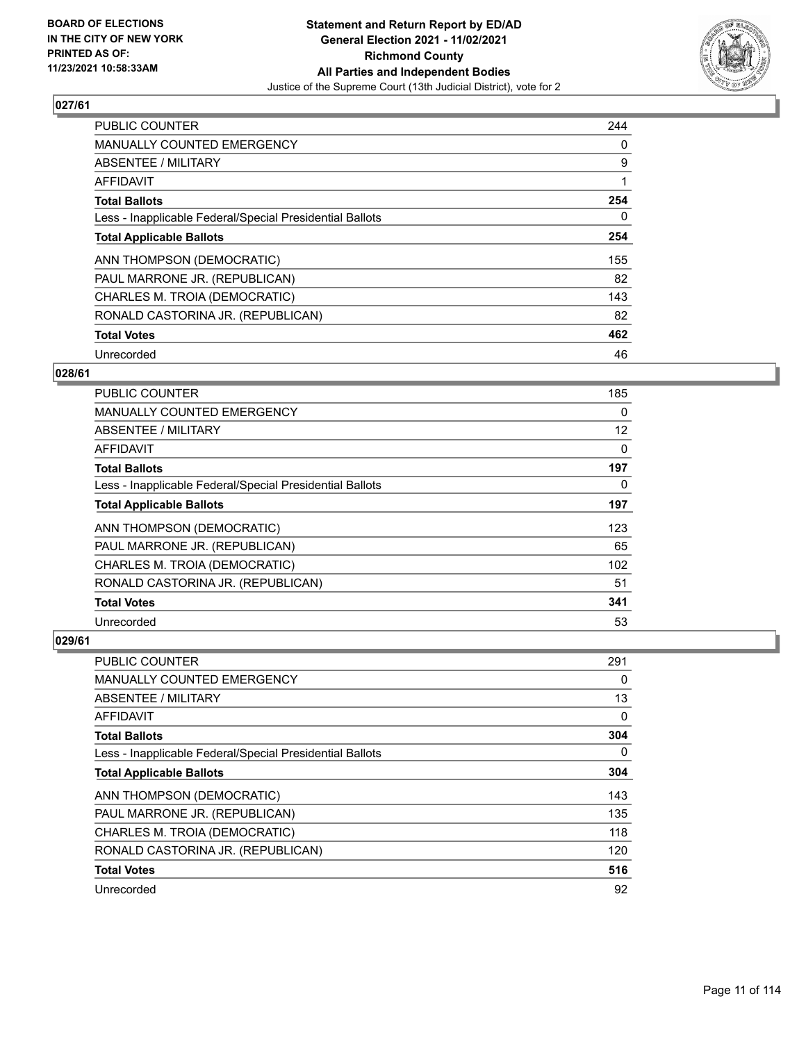**BOARD OF ELECTIONS IN THE CITY OF NEW YORK PRINTED AS OF: 11/23/2021 10:58:33AM**

**Statement and Return Report by ED/AD General Election 2021 - 11/02/2021 Richmond County All Parties and Independent Bodies**

Justice of the Supreme Court (13th Judicial District), vote for 2

## 027/61

| | |
|---|---|
| PUBLIC COUNTER | 244 |
| MANUALLY COUNTED EMERGENCY | 0 |
| ABSENTEE / MILITARY | 9 |
| AFFIDAVIT | 1 |
| **Total Ballots** | **254** |
| Less - Inapplicable Federal/Special Presidential Ballots | 0 |
| **Total Applicable Ballots** | **254** |
| ANN THOMPSON (DEMOCRATIC) | 155 |
| PAUL MARRONE JR. (REPUBLICAN) | 82 |
| CHARLES M. TROIA (DEMOCRATIC) | 143 |
| RONALD CASTORINA JR. (REPUBLICAN) | 82 |
| **Total Votes** | **462** |
| Unrecorded | 46 |

## 028/61

| | |
|---|---|
| PUBLIC COUNTER | 185 |
| MANUALLY COUNTED EMERGENCY | 0 |
| ABSENTEE / MILITARY | 12 |
| AFFIDAVIT | 0 |
| **Total Ballots** | **197** |
| Less - Inapplicable Federal/Special Presidential Ballots | 0 |
| **Total Applicable Ballots** | **197** |
| ANN THOMPSON (DEMOCRATIC) | 123 |
| PAUL MARRONE JR. (REPUBLICAN) | 65 |
| CHARLES M. TROIA (DEMOCRATIC) | 102 |
| RONALD CASTORINA JR. (REPUBLICAN) | 51 |
| **Total Votes** | **341** |
| Unrecorded | 53 |

## 029/61

| | |
|---|---|
| PUBLIC COUNTER | 291 |
| MANUALLY COUNTED EMERGENCY | 0 |
| ABSENTEE / MILITARY | 13 |
| AFFIDAVIT | 0 |
| **Total Ballots** | **304** |
| Less - Inapplicable Federal/Special Presidential Ballots | 0 |
| **Total Applicable Ballots** | **304** |
| ANN THOMPSON (DEMOCRATIC) | 143 |
| PAUL MARRONE JR. (REPUBLICAN) | 135 |
| CHARLES M. TROIA (DEMOCRATIC) | 118 |
| RONALD CASTORINA JR. (REPUBLICAN) | 120 |
| **Total Votes** | **516** |
| Unrecorded | 92 |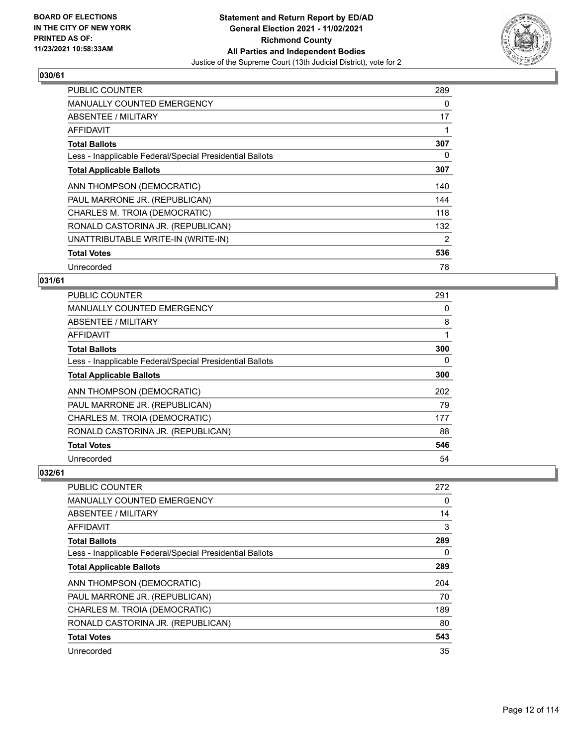**BOARD OF ELECTIONS IN THE CITY OF NEW YORK PRINTED AS OF: 11/23/2021 10:58:33AM**

**Statement and Return Report by ED/AD General Election 2021 - 11/02/2021 Richmond County All Parties and Independent Bodies**

Justice of the Supreme Court (13th Judicial District), vote for 2

## 030/61

| | |
|---|---|
| PUBLIC COUNTER | 289 |
| MANUALLY COUNTED EMERGENCY | 0 |
| ABSENTEE / MILITARY | 17 |
| AFFIDAVIT | 1 |
| **Total Ballots** | **307** |
| Less - Inapplicable Federal/Special Presidential Ballots | 0 |
| **Total Applicable Ballots** | **307** |
| ANN THOMPSON (DEMOCRATIC) | 140 |
| PAUL MARRONE JR. (REPUBLICAN) | 144 |
| CHARLES M. TROIA (DEMOCRATIC) | 118 |
| RONALD CASTORINA JR. (REPUBLICAN) | 132 |
| UNATTRIBUTABLE WRITE-IN (WRITE-IN) | 2 |
| **Total Votes** | **536** |
| Unrecorded | 78 |

## 031/61

| | |
|---|---|
| PUBLIC COUNTER | 291 |
| MANUALLY COUNTED EMERGENCY | 0 |
| ABSENTEE / MILITARY | 8 |
| AFFIDAVIT | 1 |
| **Total Ballots** | **300** |
| Less - Inapplicable Federal/Special Presidential Ballots | 0 |
| **Total Applicable Ballots** | **300** |
| ANN THOMPSON (DEMOCRATIC) | 202 |
| PAUL MARRONE JR. (REPUBLICAN) | 79 |
| CHARLES M. TROIA (DEMOCRATIC) | 177 |
| RONALD CASTORINA JR. (REPUBLICAN) | 88 |
| **Total Votes** | **546** |
| Unrecorded | 54 |

## 032/61

| | |
|---|---|
| PUBLIC COUNTER | 272 |
| MANUALLY COUNTED EMERGENCY | 0 |
| ABSENTEE / MILITARY | 14 |
| AFFIDAVIT | 3 |
| **Total Ballots** | **289** |
| Less - Inapplicable Federal/Special Presidential Ballots | 0 |
| **Total Applicable Ballots** | **289** |
| ANN THOMPSON (DEMOCRATIC) | 204 |
| PAUL MARRONE JR. (REPUBLICAN) | 70 |
| CHARLES M. TROIA (DEMOCRATIC) | 189 |
| RONALD CASTORINA JR. (REPUBLICAN) | 80 |
| **Total Votes** | **543** |
| Unrecorded | 35 |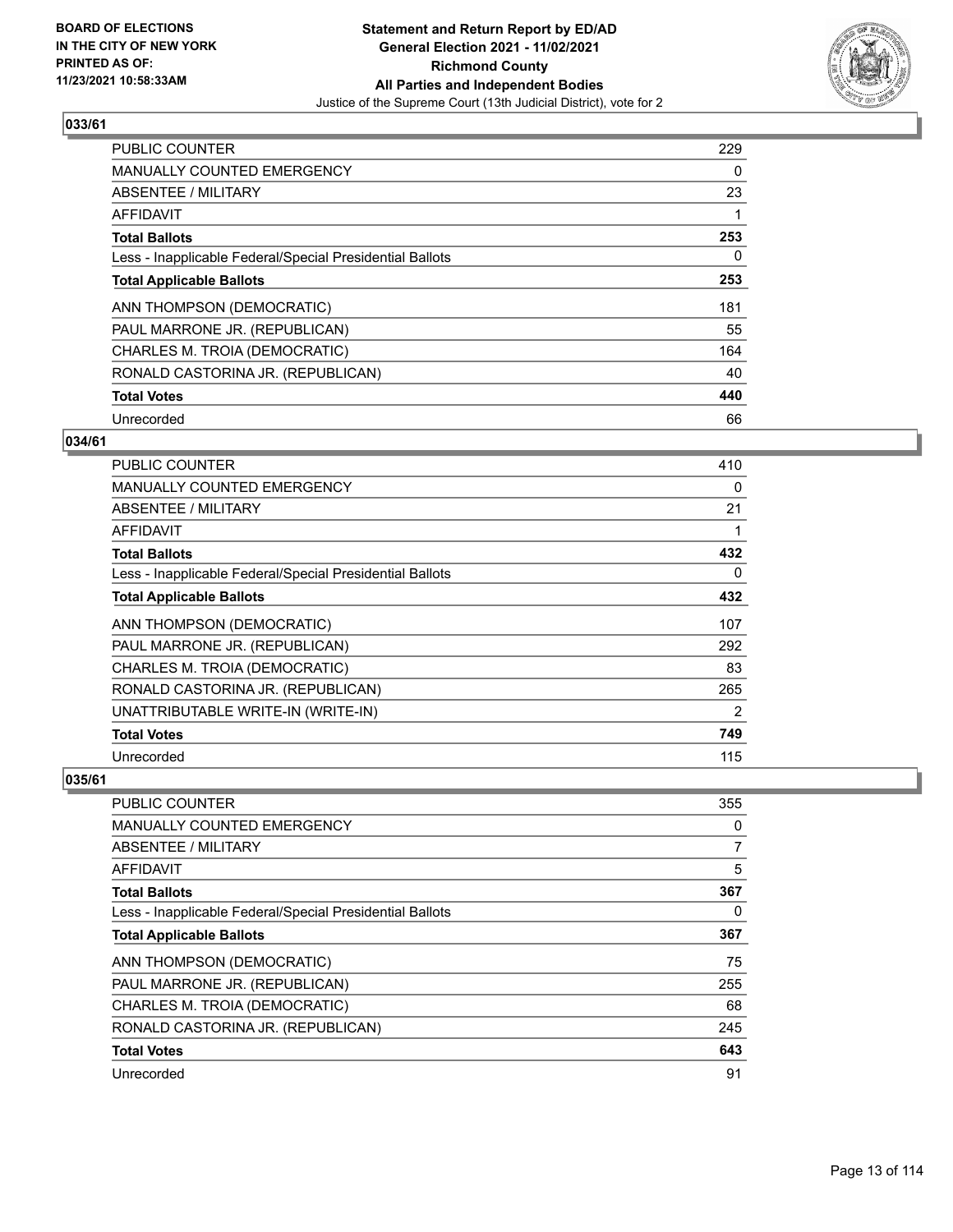## 033/61

| | |
|---|---|
| PUBLIC COUNTER | 229 |
| MANUALLY COUNTED EMERGENCY | 0 |
| ABSENTEE / MILITARY | 23 |
| AFFIDAVIT | 1 |
| **Total Ballots** | **253** |
| Less - Inapplicable Federal/Special Presidential Ballots | 0 |
| **Total Applicable Ballots** | **253** |
| ANN THOMPSON (DEMOCRATIC) | 181 |
| PAUL MARRONE JR. (REPUBLICAN) | 55 |
| CHARLES M. TROIA (DEMOCRATIC) | 164 |
| RONALD CASTORINA JR. (REPUBLICAN) | 40 |
| **Total Votes** | **440** |
| Unrecorded | 66 |

## 034/61

| | |
|---|---|
| PUBLIC COUNTER | 410 |
| MANUALLY COUNTED EMERGENCY | 0 |
| ABSENTEE / MILITARY | 21 |
| AFFIDAVIT | 1 |
| **Total Ballots** | **432** |
| Less - Inapplicable Federal/Special Presidential Ballots | 0 |
| **Total Applicable Ballots** | **432** |
| ANN THOMPSON (DEMOCRATIC) | 107 |
| PAUL MARRONE JR. (REPUBLICAN) | 292 |
| CHARLES M. TROIA (DEMOCRATIC) | 83 |
| RONALD CASTORINA JR. (REPUBLICAN) | 265 |
| UNATTRIBUTABLE WRITE-IN (WRITE-IN) | 2 |
| **Total Votes** | **749** |
| Unrecorded | 115 |

## 035/61

| | |
|---|---|
| PUBLIC COUNTER | 355 |
| MANUALLY COUNTED EMERGENCY | 0 |
| ABSENTEE / MILITARY | 7 |
| AFFIDAVIT | 5 |
| **Total Ballots** | **367** |
| Less - Inapplicable Federal/Special Presidential Ballots | 0 |
| **Total Applicable Ballots** | **367** |
| ANN THOMPSON (DEMOCRATIC) | 75 |
| PAUL MARRONE JR. (REPUBLICAN) | 255 |
| CHARLES M. TROIA (DEMOCRATIC) | 68 |
| RONALD CASTORINA JR. (REPUBLICAN) | 245 |
| **Total Votes** | **643** |
| Unrecorded | 91 |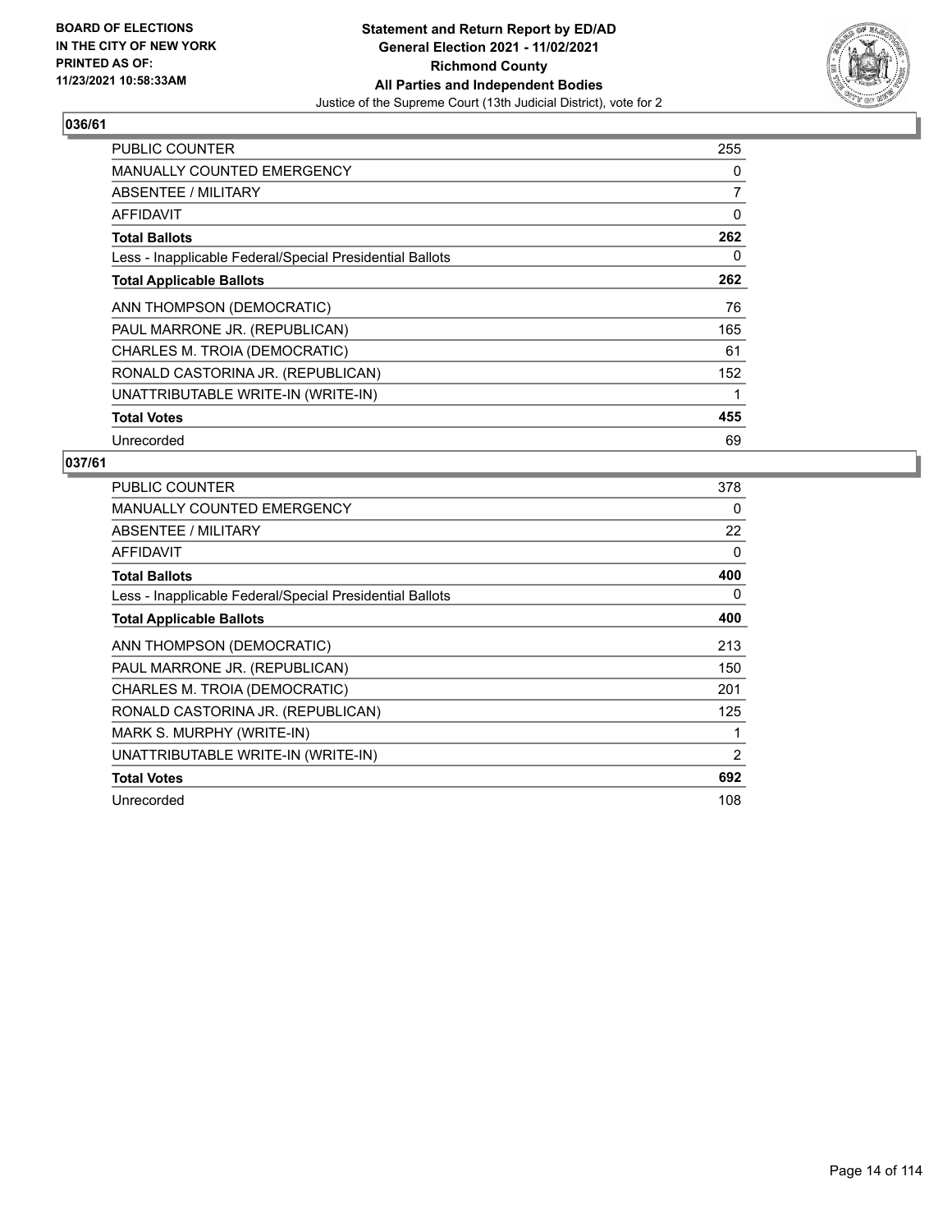**BOARD OF ELECTIONS IN THE CITY OF NEW YORK PRINTED AS OF: 11/23/2021 10:58:33AM**

**Statement and Return Report by ED/AD General Election 2021 - 11/02/2021 Richmond County All Parties and Independent Bodies**

Justice of the Supreme Court (13th Judicial District), vote for 2

## 036/61

| | |
|---|---|
| PUBLIC COUNTER | 255 |
| MANUALLY COUNTED EMERGENCY | 0 |
| ABSENTEE / MILITARY | 7 |
| AFFIDAVIT | 0 |
| **Total Ballots** | **262** |
| Less - Inapplicable Federal/Special Presidential Ballots | 0 |
| **Total Applicable Ballots** | **262** |
| ANN THOMPSON (DEMOCRATIC) | 76 |
| PAUL MARRONE JR. (REPUBLICAN) | 165 |
| CHARLES M. TROIA (DEMOCRATIC) | 61 |
| RONALD CASTORINA JR. (REPUBLICAN) | 152 |
| UNATTRIBUTABLE WRITE-IN (WRITE-IN) | 1 |
| **Total Votes** | **455** |
| Unrecorded | 69 |

## 037/61

| | |
|---|---|
| PUBLIC COUNTER | 378 |
| MANUALLY COUNTED EMERGENCY | 0 |
| ABSENTEE / MILITARY | 22 |
| AFFIDAVIT | 0 |
| **Total Ballots** | **400** |
| Less - Inapplicable Federal/Special Presidential Ballots | 0 |
| **Total Applicable Ballots** | **400** |
| ANN THOMPSON (DEMOCRATIC) | 213 |
| PAUL MARRONE JR. (REPUBLICAN) | 150 |
| CHARLES M. TROIA (DEMOCRATIC) | 201 |
| RONALD CASTORINA JR. (REPUBLICAN) | 125 |
| MARK S. MURPHY (WRITE-IN) | 1 |
| UNATTRIBUTABLE WRITE-IN (WRITE-IN) | 2 |
| **Total Votes** | **692** |
| Unrecorded | 108 |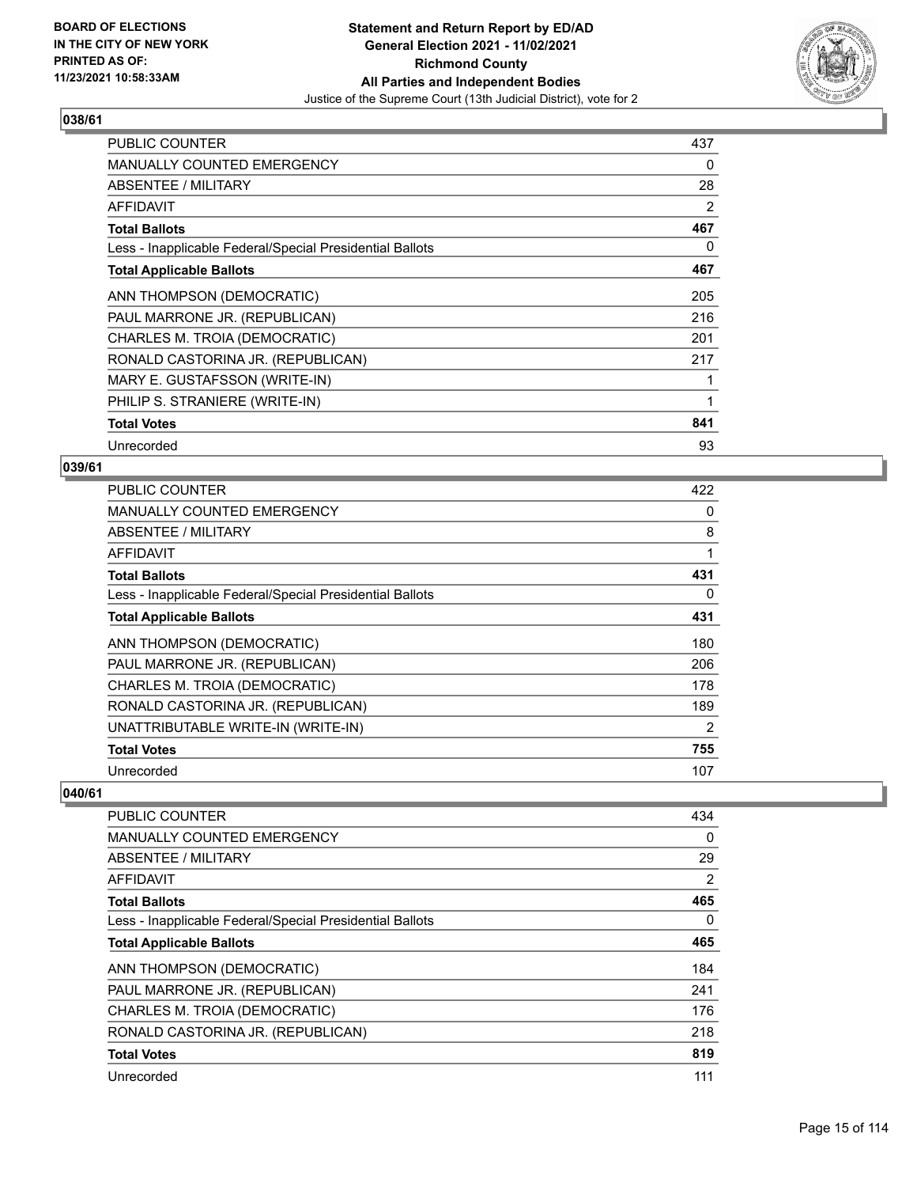**Statement and Return Report by ED/AD**
**General Election 2021 - 11/02/2021**
**Richmond County**
**All Parties and Independent Bodies**
Justice of the Supreme Court (13th Judicial District), vote for 2

BOARD OF ELECTIONS
IN THE CITY OF NEW YORK
PRINTED AS OF:
11/23/2021 10:58:33AM

## 038/61

| | |
|---|---|
| PUBLIC COUNTER | 437 |
| MANUALLY COUNTED EMERGENCY | 0 |
| ABSENTEE / MILITARY | 28 |
| AFFIDAVIT | 2 |
| **Total Ballots** | **467** |
| Less - Inapplicable Federal/Special Presidential Ballots | 0 |
| **Total Applicable Ballots** | **467** |
| ANN THOMPSON (DEMOCRATIC) | 205 |
| PAUL MARRONE JR. (REPUBLICAN) | 216 |
| CHARLES M. TROIA (DEMOCRATIC) | 201 |
| RONALD CASTORINA JR. (REPUBLICAN) | 217 |
| MARY E. GUSTAFSSON (WRITE-IN) | 1 |
| PHILIP S. STRANIERE (WRITE-IN) | 1 |
| **Total Votes** | **841** |
| Unrecorded | 93 |

## 039/61

| | |
|---|---|
| PUBLIC COUNTER | 422 |
| MANUALLY COUNTED EMERGENCY | 0 |
| ABSENTEE / MILITARY | 8 |
| AFFIDAVIT | 1 |
| **Total Ballots** | **431** |
| Less - Inapplicable Federal/Special Presidential Ballots | 0 |
| **Total Applicable Ballots** | **431** |
| ANN THOMPSON (DEMOCRATIC) | 180 |
| PAUL MARRONE JR. (REPUBLICAN) | 206 |
| CHARLES M. TROIA (DEMOCRATIC) | 178 |
| RONALD CASTORINA JR. (REPUBLICAN) | 189 |
| UNATTRIBUTABLE WRITE-IN (WRITE-IN) | 2 |
| **Total Votes** | **755** |
| Unrecorded | 107 |

## 040/61

| | |
|---|---|
| PUBLIC COUNTER | 434 |
| MANUALLY COUNTED EMERGENCY | 0 |
| ABSENTEE / MILITARY | 29 |
| AFFIDAVIT | 2 |
| **Total Ballots** | **465** |
| Less - Inapplicable Federal/Special Presidential Ballots | 0 |
| **Total Applicable Ballots** | **465** |
| ANN THOMPSON (DEMOCRATIC) | 184 |
| PAUL MARRONE JR. (REPUBLICAN) | 241 |
| CHARLES M. TROIA (DEMOCRATIC) | 176 |
| RONALD CASTORINA JR. (REPUBLICAN) | 218 |
| **Total Votes** | **819** |
| Unrecorded | 111 |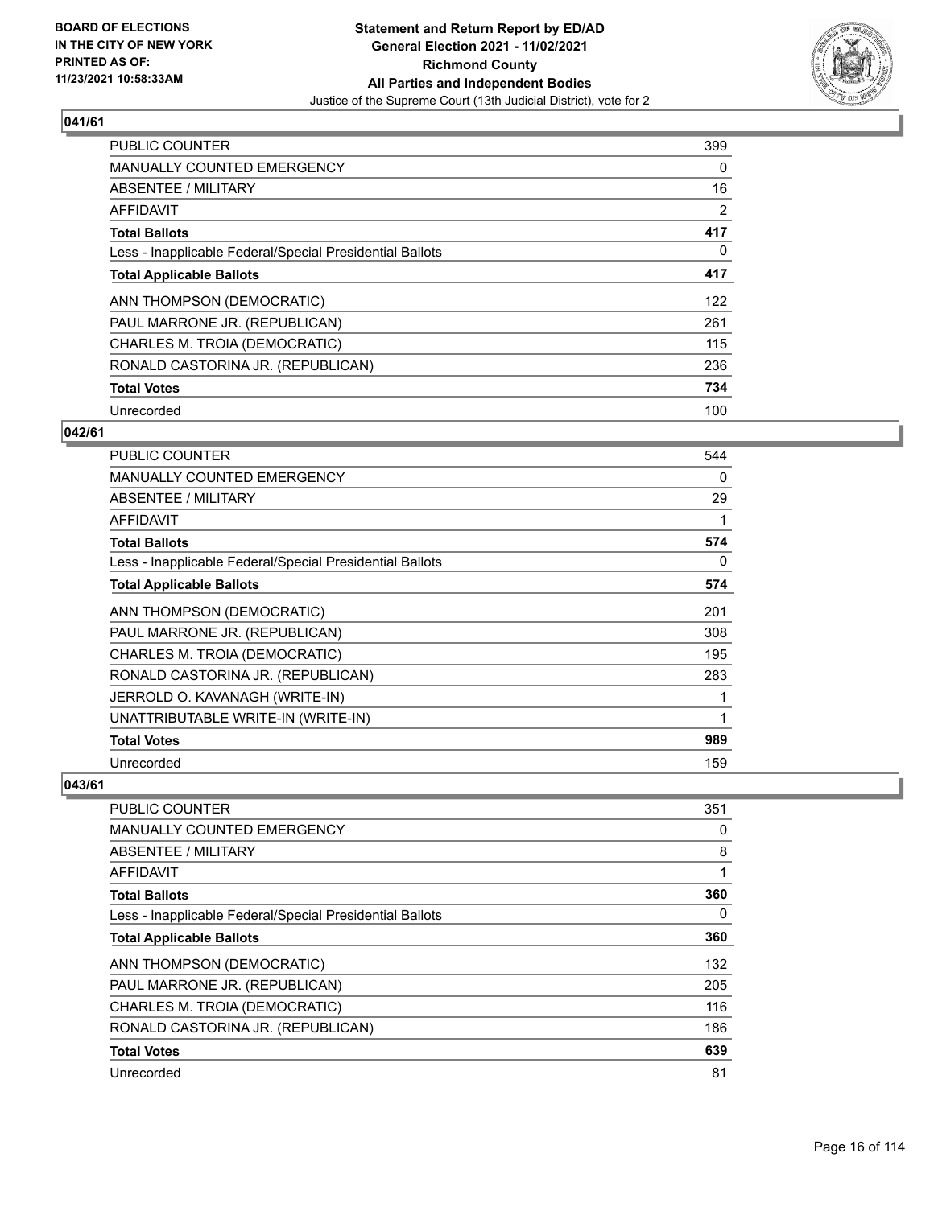## 041/61

| | |
|---|---|
| PUBLIC COUNTER | 399 |
| MANUALLY COUNTED EMERGENCY | 0 |
| ABSENTEE / MILITARY | 16 |
| AFFIDAVIT | 2 |
| **Total Ballots** | **417** |
| Less - Inapplicable Federal/Special Presidential Ballots | 0 |
| **Total Applicable Ballots** | **417** |
| ANN THOMPSON (DEMOCRATIC) | 122 |
| PAUL MARRONE JR. (REPUBLICAN) | 261 |
| CHARLES M. TROIA (DEMOCRATIC) | 115 |
| RONALD CASTORINA JR. (REPUBLICAN) | 236 |
| **Total Votes** | **734** |
| Unrecorded | 100 |

## 042/61

| | |
|---|---|
| PUBLIC COUNTER | 544 |
| MANUALLY COUNTED EMERGENCY | 0 |
| ABSENTEE / MILITARY | 29 |
| AFFIDAVIT | 1 |
| **Total Ballots** | **574** |
| Less - Inapplicable Federal/Special Presidential Ballots | 0 |
| **Total Applicable Ballots** | **574** |
| ANN THOMPSON (DEMOCRATIC) | 201 |
| PAUL MARRONE JR. (REPUBLICAN) | 308 |
| CHARLES M. TROIA (DEMOCRATIC) | 195 |
| RONALD CASTORINA JR. (REPUBLICAN) | 283 |
| JERROLD O. KAVANAGH (WRITE-IN) | 1 |
| UNATTRIBUTABLE WRITE-IN (WRITE-IN) | 1 |
| **Total Votes** | **989** |
| Unrecorded | 159 |

## 043/61

| | |
|---|---|
| PUBLIC COUNTER | 351 |
| MANUALLY COUNTED EMERGENCY | 0 |
| ABSENTEE / MILITARY | 8 |
| AFFIDAVIT | 1 |
| **Total Ballots** | **360** |
| Less - Inapplicable Federal/Special Presidential Ballots | 0 |
| **Total Applicable Ballots** | **360** |
| ANN THOMPSON (DEMOCRATIC) | 132 |
| PAUL MARRONE JR. (REPUBLICAN) | 205 |
| CHARLES M. TROIA (DEMOCRATIC) | 116 |
| RONALD CASTORINA JR. (REPUBLICAN) | 186 |
| **Total Votes** | **639** |
| Unrecorded | 81 |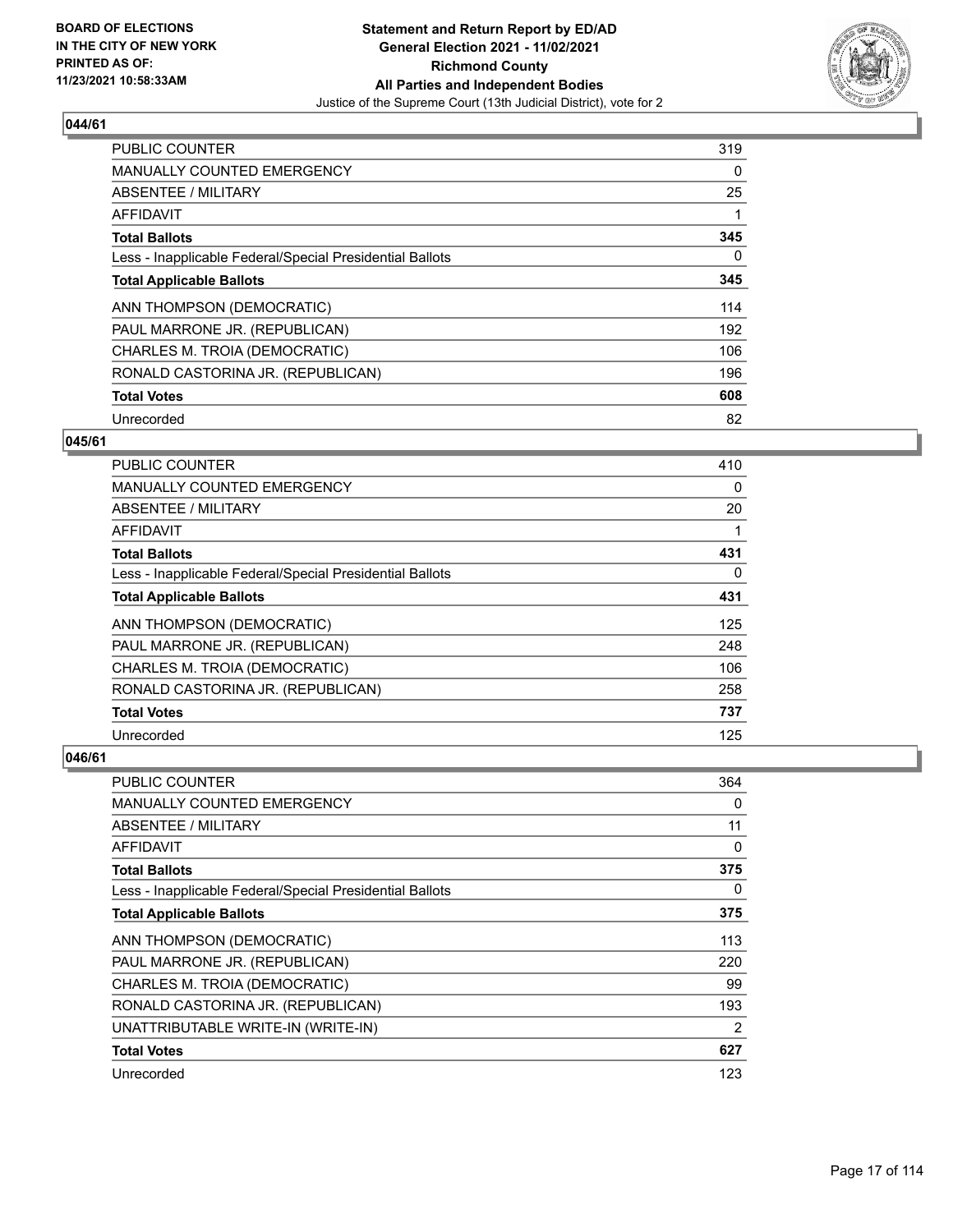## 044/61

| | |
|---|---|
| PUBLIC COUNTER | 319 |
| MANUALLY COUNTED EMERGENCY | 0 |
| ABSENTEE / MILITARY | 25 |
| AFFIDAVIT | 1 |
| **Total Ballots** | **345** |
| Less - Inapplicable Federal/Special Presidential Ballots | 0 |
| **Total Applicable Ballots** | **345** |
| ANN THOMPSON (DEMOCRATIC) | 114 |
| PAUL MARRONE JR. (REPUBLICAN) | 192 |
| CHARLES M. TROIA (DEMOCRATIC) | 106 |
| RONALD CASTORINA JR. (REPUBLICAN) | 196 |
| **Total Votes** | **608** |
| Unrecorded | 82 |

## 045/61

| | |
|---|---|
| PUBLIC COUNTER | 410 |
| MANUALLY COUNTED EMERGENCY | 0 |
| ABSENTEE / MILITARY | 20 |
| AFFIDAVIT | 1 |
| **Total Ballots** | **431** |
| Less - Inapplicable Federal/Special Presidential Ballots | 0 |
| **Total Applicable Ballots** | **431** |
| ANN THOMPSON (DEMOCRATIC) | 125 |
| PAUL MARRONE JR. (REPUBLICAN) | 248 |
| CHARLES M. TROIA (DEMOCRATIC) | 106 |
| RONALD CASTORINA JR. (REPUBLICAN) | 258 |
| **Total Votes** | **737** |
| Unrecorded | 125 |

## 046/61

| | |
|---|---|
| PUBLIC COUNTER | 364 |
| MANUALLY COUNTED EMERGENCY | 0 |
| ABSENTEE / MILITARY | 11 |
| AFFIDAVIT | 0 |
| **Total Ballots** | **375** |
| Less - Inapplicable Federal/Special Presidential Ballots | 0 |
| **Total Applicable Ballots** | **375** |
| ANN THOMPSON (DEMOCRATIC) | 113 |
| PAUL MARRONE JR. (REPUBLICAN) | 220 |
| CHARLES M. TROIA (DEMOCRATIC) | 99 |
| RONALD CASTORINA JR. (REPUBLICAN) | 193 |
| UNATTRIBUTABLE WRITE-IN (WRITE-IN) | 2 |
| **Total Votes** | **627** |
| Unrecorded | 123 |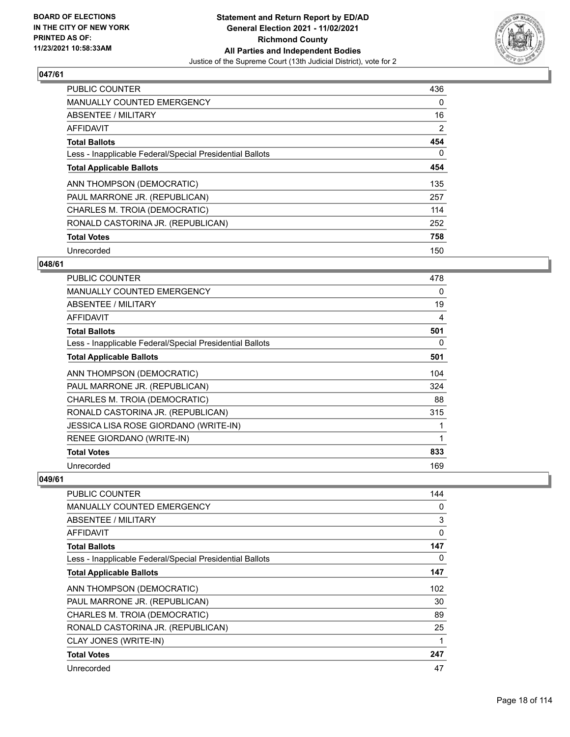### 047/61

| | |
|---|---|
| PUBLIC COUNTER | 436 |
| MANUALLY COUNTED EMERGENCY | 0 |
| ABSENTEE / MILITARY | 16 |
| AFFIDAVIT | 2 |
| **Total Ballots** | **454** |
| Less - Inapplicable Federal/Special Presidential Ballots | 0 |
| **Total Applicable Ballots** | **454** |
| ANN THOMPSON (DEMOCRATIC) | 135 |
| PAUL MARRONE JR. (REPUBLICAN) | 257 |
| CHARLES M. TROIA (DEMOCRATIC) | 114 |
| RONALD CASTORINA JR. (REPUBLICAN) | 252 |
| **Total Votes** | **758** |
| Unrecorded | 150 |

### 048/61

| | |
|---|---|
| PUBLIC COUNTER | 478 |
| MANUALLY COUNTED EMERGENCY | 0 |
| ABSENTEE / MILITARY | 19 |
| AFFIDAVIT | 4 |
| **Total Ballots** | **501** |
| Less - Inapplicable Federal/Special Presidential Ballots | 0 |
| **Total Applicable Ballots** | **501** |
| ANN THOMPSON (DEMOCRATIC) | 104 |
| PAUL MARRONE JR. (REPUBLICAN) | 324 |
| CHARLES M. TROIA (DEMOCRATIC) | 88 |
| RONALD CASTORINA JR. (REPUBLICAN) | 315 |
| JESSICA LISA ROSE GIORDANO (WRITE-IN) | 1 |
| RENEE GIORDANO (WRITE-IN) | 1 |
| **Total Votes** | **833** |
| Unrecorded | 169 |

### 049/61

| | |
|---|---|
| PUBLIC COUNTER | 144 |
| MANUALLY COUNTED EMERGENCY | 0 |
| ABSENTEE / MILITARY | 3 |
| AFFIDAVIT | 0 |
| **Total Ballots** | **147** |
| Less - Inapplicable Federal/Special Presidential Ballots | 0 |
| **Total Applicable Ballots** | **147** |
| ANN THOMPSON (DEMOCRATIC) | 102 |
| PAUL MARRONE JR. (REPUBLICAN) | 30 |
| CHARLES M. TROIA (DEMOCRATIC) | 89 |
| RONALD CASTORINA JR. (REPUBLICAN) | 25 |
| CLAY JONES (WRITE-IN) | 1 |
| **Total Votes** | **247** |
| Unrecorded | 47 |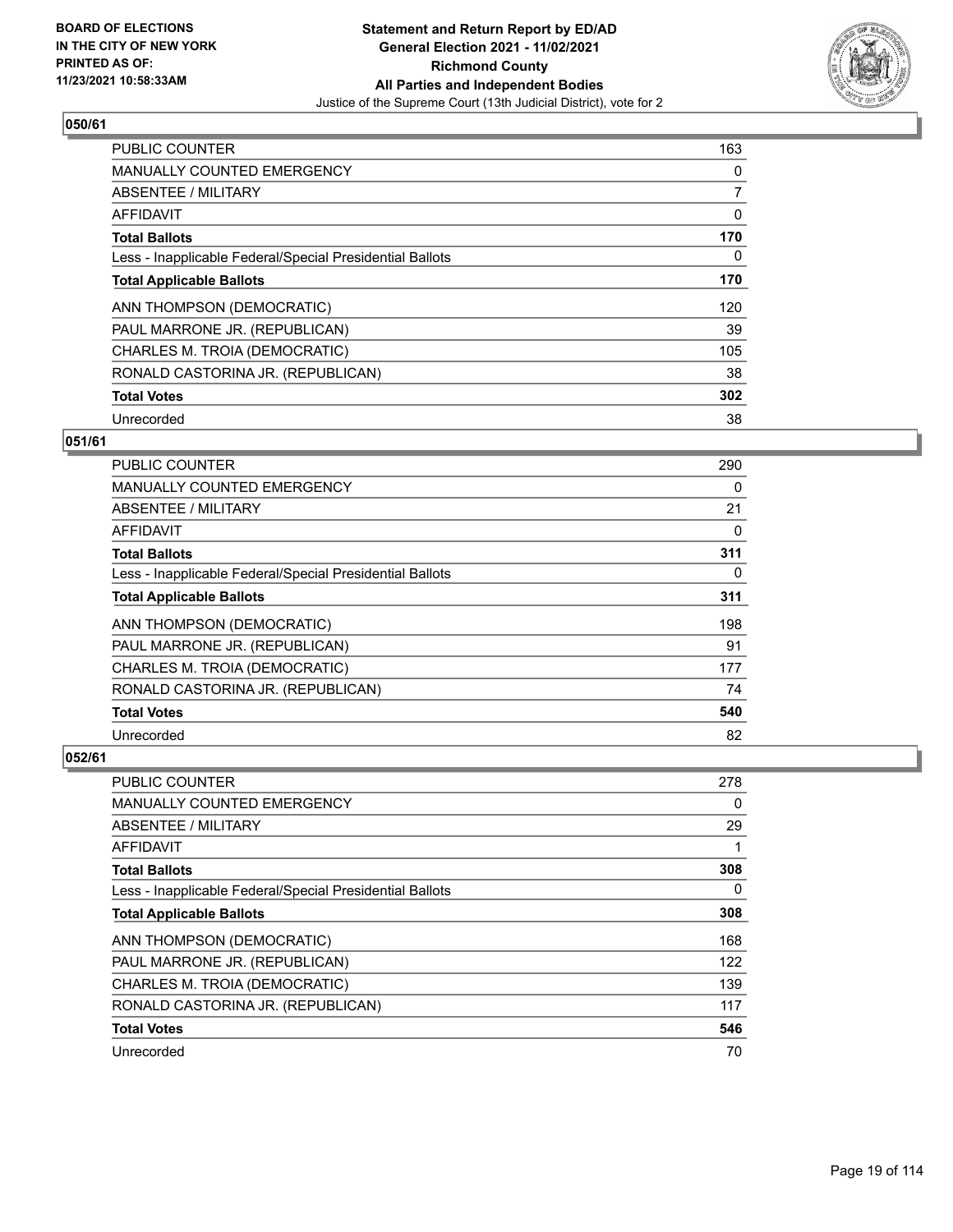## 050/61

| | |
|---|---|
| PUBLIC COUNTER | 163 |
| MANUALLY COUNTED EMERGENCY | 0 |
| ABSENTEE / MILITARY | 7 |
| AFFIDAVIT | 0 |
| **Total Ballots** | **170** |
| Less - Inapplicable Federal/Special Presidential Ballots | 0 |
| **Total Applicable Ballots** | **170** |
| ANN THOMPSON (DEMOCRATIC) | 120 |
| PAUL MARRONE JR. (REPUBLICAN) | 39 |
| CHARLES M. TROIA (DEMOCRATIC) | 105 |
| RONALD CASTORINA JR. (REPUBLICAN) | 38 |
| **Total Votes** | **302** |
| Unrecorded | 38 |

## 051/61

| | |
|---|---|
| PUBLIC COUNTER | 290 |
| MANUALLY COUNTED EMERGENCY | 0 |
| ABSENTEE / MILITARY | 21 |
| AFFIDAVIT | 0 |
| **Total Ballots** | **311** |
| Less - Inapplicable Federal/Special Presidential Ballots | 0 |
| **Total Applicable Ballots** | **311** |
| ANN THOMPSON (DEMOCRATIC) | 198 |
| PAUL MARRONE JR. (REPUBLICAN) | 91 |
| CHARLES M. TROIA (DEMOCRATIC) | 177 |
| RONALD CASTORINA JR. (REPUBLICAN) | 74 |
| **Total Votes** | **540** |
| Unrecorded | 82 |

## 052/61

| | |
|---|---|
| PUBLIC COUNTER | 278 |
| MANUALLY COUNTED EMERGENCY | 0 |
| ABSENTEE / MILITARY | 29 |
| AFFIDAVIT | 1 |
| **Total Ballots** | **308** |
| Less - Inapplicable Federal/Special Presidential Ballots | 0 |
| **Total Applicable Ballots** | **308** |
| ANN THOMPSON (DEMOCRATIC) | 168 |
| PAUL MARRONE JR. (REPUBLICAN) | 122 |
| CHARLES M. TROIA (DEMOCRATIC) | 139 |
| RONALD CASTORINA JR. (REPUBLICAN) | 117 |
| **Total Votes** | **546** |
| Unrecorded | 70 |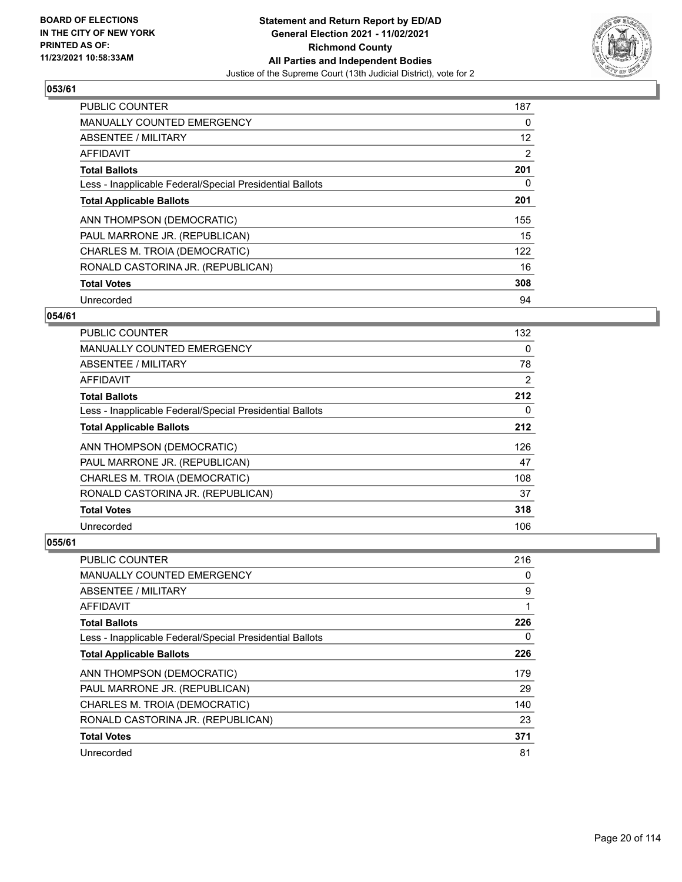## 053/61

| | |
|---|---|
| PUBLIC COUNTER | 187 |
| MANUALLY COUNTED EMERGENCY | 0 |
| ABSENTEE / MILITARY | 12 |
| AFFIDAVIT | 2 |
| **Total Ballots** | **201** |
| Less - Inapplicable Federal/Special Presidential Ballots | 0 |
| **Total Applicable Ballots** | **201** |
| ANN THOMPSON (DEMOCRATIC) | 155 |
| PAUL MARRONE JR. (REPUBLICAN) | 15 |
| CHARLES M. TROIA (DEMOCRATIC) | 122 |
| RONALD CASTORINA JR. (REPUBLICAN) | 16 |
| **Total Votes** | **308** |
| Unrecorded | 94 |

## 054/61

| | |
|---|---|
| PUBLIC COUNTER | 132 |
| MANUALLY COUNTED EMERGENCY | 0 |
| ABSENTEE / MILITARY | 78 |
| AFFIDAVIT | 2 |
| **Total Ballots** | **212** |
| Less - Inapplicable Federal/Special Presidential Ballots | 0 |
| **Total Applicable Ballots** | **212** |
| ANN THOMPSON (DEMOCRATIC) | 126 |
| PAUL MARRONE JR. (REPUBLICAN) | 47 |
| CHARLES M. TROIA (DEMOCRATIC) | 108 |
| RONALD CASTORINA JR. (REPUBLICAN) | 37 |
| **Total Votes** | **318** |
| Unrecorded | 106 |

## 055/61

| | |
|---|---|
| PUBLIC COUNTER | 216 |
| MANUALLY COUNTED EMERGENCY | 0 |
| ABSENTEE / MILITARY | 9 |
| AFFIDAVIT | 1 |
| **Total Ballots** | **226** |
| Less - Inapplicable Federal/Special Presidential Ballots | 0 |
| **Total Applicable Ballots** | **226** |
| ANN THOMPSON (DEMOCRATIC) | 179 |
| PAUL MARRONE JR. (REPUBLICAN) | 29 |
| CHARLES M. TROIA (DEMOCRATIC) | 140 |
| RONALD CASTORINA JR. (REPUBLICAN) | 23 |
| **Total Votes** | **371** |
| Unrecorded | 81 |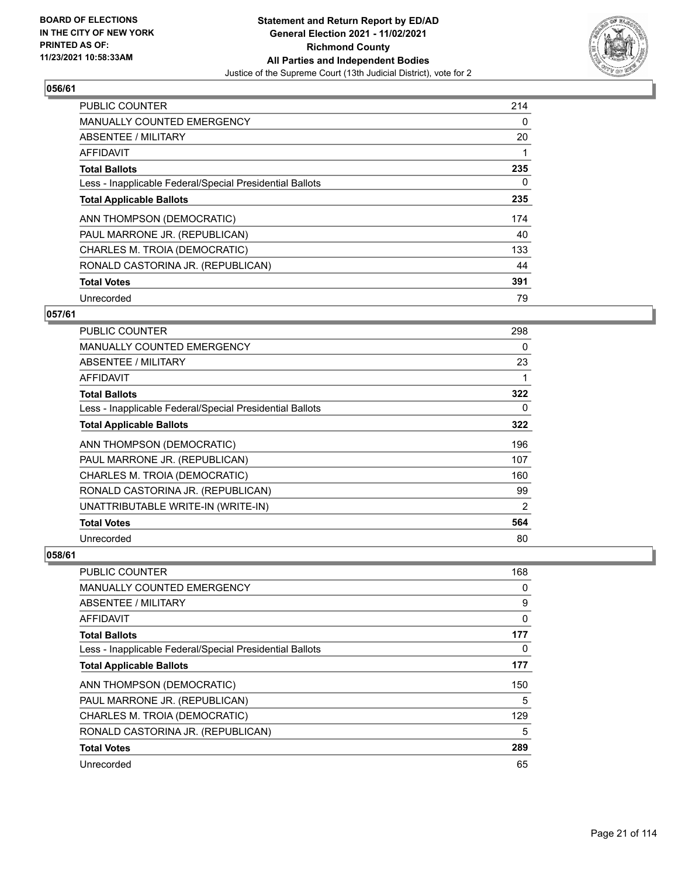# Statement and Return Report by ED/AD
## General Election 2021 - 11/02/2021
## Richmond County
## All Parties and Independent Bodies
Justice of the Supreme Court (13th Judicial District), vote for 2

BOARD OF ELECTIONS IN THE CITY OF NEW YORK PRINTED AS OF: 11/23/2021 10:58:33AM

### 056/61

| | |
|---|---|
| PUBLIC COUNTER | 214 |
| MANUALLY COUNTED EMERGENCY | 0 |
| ABSENTEE / MILITARY | 20 |
| AFFIDAVIT | 1 |
| **Total Ballots** | **235** |
| Less - Inapplicable Federal/Special Presidential Ballots | 0 |
| **Total Applicable Ballots** | **235** |
| ANN THOMPSON (DEMOCRATIC) | 174 |
| PAUL MARRONE JR. (REPUBLICAN) | 40 |
| CHARLES M. TROIA (DEMOCRATIC) | 133 |
| RONALD CASTORINA JR. (REPUBLICAN) | 44 |
| **Total Votes** | **391** |
| Unrecorded | 79 |

### 057/61

| | |
|---|---|
| PUBLIC COUNTER | 298 |
| MANUALLY COUNTED EMERGENCY | 0 |
| ABSENTEE / MILITARY | 23 |
| AFFIDAVIT | 1 |
| **Total Ballots** | **322** |
| Less - Inapplicable Federal/Special Presidential Ballots | 0 |
| **Total Applicable Ballots** | **322** |
| ANN THOMPSON (DEMOCRATIC) | 196 |
| PAUL MARRONE JR. (REPUBLICAN) | 107 |
| CHARLES M. TROIA (DEMOCRATIC) | 160 |
| RONALD CASTORINA JR. (REPUBLICAN) | 99 |
| UNATTRIBUTABLE WRITE-IN (WRITE-IN) | 2 |
| **Total Votes** | **564** |
| Unrecorded | 80 |

### 058/61

| | |
|---|---|
| PUBLIC COUNTER | 168 |
| MANUALLY COUNTED EMERGENCY | 0 |
| ABSENTEE / MILITARY | 9 |
| AFFIDAVIT | 0 |
| **Total Ballots** | **177** |
| Less - Inapplicable Federal/Special Presidential Ballots | 0 |
| **Total Applicable Ballots** | **177** |
| ANN THOMPSON (DEMOCRATIC) | 150 |
| PAUL MARRONE JR. (REPUBLICAN) | 5 |
| CHARLES M. TROIA (DEMOCRATIC) | 129 |
| RONALD CASTORINA JR. (REPUBLICAN) | 5 |
| **Total Votes** | **289** |
| Unrecorded | 65 |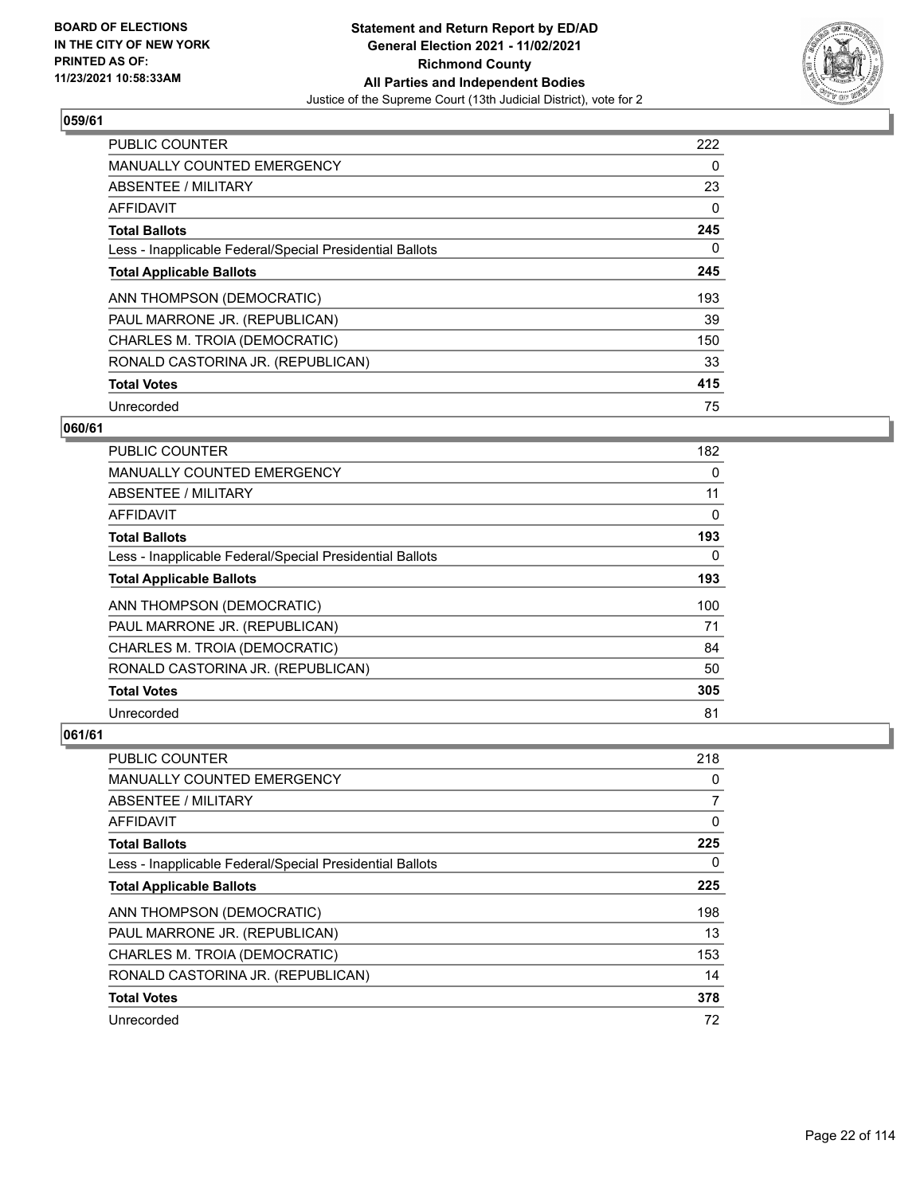**BOARD OF ELECTIONS IN THE CITY OF NEW YORK PRINTED AS OF: 11/23/2021 10:58:33AM**

**Statement and Return Report by ED/AD General Election 2021 - 11/02/2021 Richmond County All Parties and Independent Bodies**
Justice of the Supreme Court (13th Judicial District), vote for 2

## 059/61

| | |
|---|---|
| PUBLIC COUNTER | 222 |
| MANUALLY COUNTED EMERGENCY | 0 |
| ABSENTEE / MILITARY | 23 |
| AFFIDAVIT | 0 |
| **Total Ballots** | **245** |
| Less - Inapplicable Federal/Special Presidential Ballots | 0 |
| **Total Applicable Ballots** | **245** |
| ANN THOMPSON (DEMOCRATIC) | 193 |
| PAUL MARRONE JR. (REPUBLICAN) | 39 |
| CHARLES M. TROIA (DEMOCRATIC) | 150 |
| RONALD CASTORINA JR. (REPUBLICAN) | 33 |
| **Total Votes** | **415** |
| Unrecorded | 75 |

## 060/61

| | |
|---|---|
| PUBLIC COUNTER | 182 |
| MANUALLY COUNTED EMERGENCY | 0 |
| ABSENTEE / MILITARY | 11 |
| AFFIDAVIT | 0 |
| **Total Ballots** | **193** |
| Less - Inapplicable Federal/Special Presidential Ballots | 0 |
| **Total Applicable Ballots** | **193** |
| ANN THOMPSON (DEMOCRATIC) | 100 |
| PAUL MARRONE JR. (REPUBLICAN) | 71 |
| CHARLES M. TROIA (DEMOCRATIC) | 84 |
| RONALD CASTORINA JR. (REPUBLICAN) | 50 |
| **Total Votes** | **305** |
| Unrecorded | 81 |

## 061/61

| | |
|---|---|
| PUBLIC COUNTER | 218 |
| MANUALLY COUNTED EMERGENCY | 0 |
| ABSENTEE / MILITARY | 7 |
| AFFIDAVIT | 0 |
| **Total Ballots** | **225** |
| Less - Inapplicable Federal/Special Presidential Ballots | 0 |
| **Total Applicable Ballots** | **225** |
| ANN THOMPSON (DEMOCRATIC) | 198 |
| PAUL MARRONE JR. (REPUBLICAN) | 13 |
| CHARLES M. TROIA (DEMOCRATIC) | 153 |
| RONALD CASTORINA JR. (REPUBLICAN) | 14 |
| **Total Votes** | **378** |
| Unrecorded | 72 |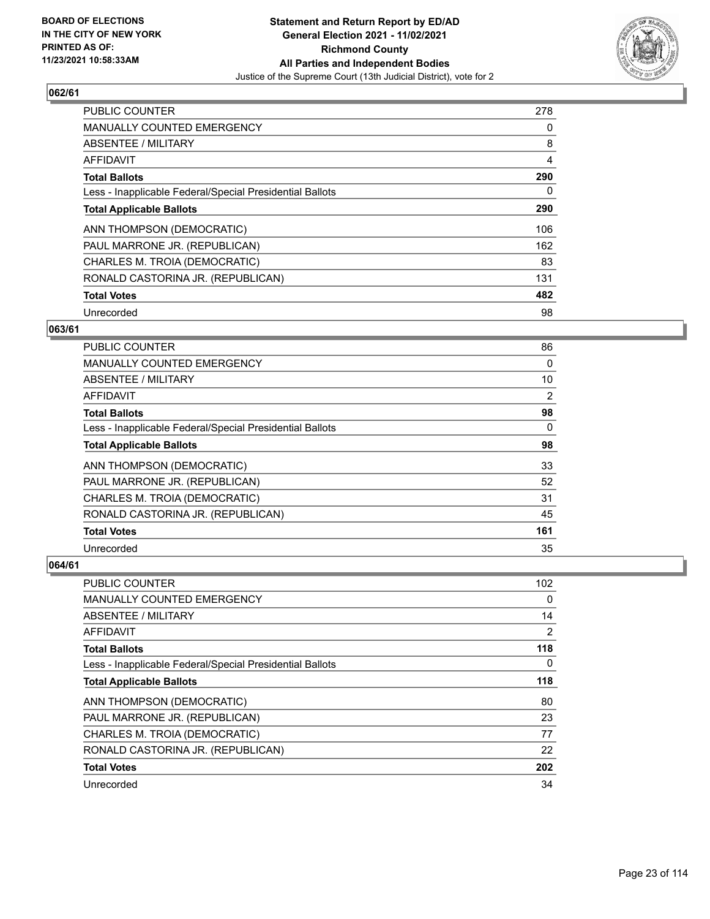**BOARD OF ELECTIONS IN THE CITY OF NEW YORK PRINTED AS OF: 11/23/2021 10:58:33AM**

**Statement and Return Report by ED/AD General Election 2021 - 11/02/2021 Richmond County All Parties and Independent Bodies**

Justice of the Supreme Court (13th Judicial District), vote for 2

## 062/61

| | |
|---|---|
| PUBLIC COUNTER | 278 |
| MANUALLY COUNTED EMERGENCY | 0 |
| ABSENTEE / MILITARY | 8 |
| AFFIDAVIT | 4 |
| **Total Ballots** | **290** |
| Less - Inapplicable Federal/Special Presidential Ballots | 0 |
| **Total Applicable Ballots** | **290** |
| ANN THOMPSON (DEMOCRATIC) | 106 |
| PAUL MARRONE JR. (REPUBLICAN) | 162 |
| CHARLES M. TROIA (DEMOCRATIC) | 83 |
| RONALD CASTORINA JR. (REPUBLICAN) | 131 |
| **Total Votes** | **482** |
| Unrecorded | 98 |

## 063/61

| | |
|---|---|
| PUBLIC COUNTER | 86 |
| MANUALLY COUNTED EMERGENCY | 0 |
| ABSENTEE / MILITARY | 10 |
| AFFIDAVIT | 2 |
| **Total Ballots** | **98** |
| Less - Inapplicable Federal/Special Presidential Ballots | 0 |
| **Total Applicable Ballots** | **98** |
| ANN THOMPSON (DEMOCRATIC) | 33 |
| PAUL MARRONE JR. (REPUBLICAN) | 52 |
| CHARLES M. TROIA (DEMOCRATIC) | 31 |
| RONALD CASTORINA JR. (REPUBLICAN) | 45 |
| **Total Votes** | **161** |
| Unrecorded | 35 |

## 064/61

| | |
|---|---|
| PUBLIC COUNTER | 102 |
| MANUALLY COUNTED EMERGENCY | 0 |
| ABSENTEE / MILITARY | 14 |
| AFFIDAVIT | 2 |
| **Total Ballots** | **118** |
| Less - Inapplicable Federal/Special Presidential Ballots | 0 |
| **Total Applicable Ballots** | **118** |
| ANN THOMPSON (DEMOCRATIC) | 80 |
| PAUL MARRONE JR. (REPUBLICAN) | 23 |
| CHARLES M. TROIA (DEMOCRATIC) | 77 |
| RONALD CASTORINA JR. (REPUBLICAN) | 22 |
| **Total Votes** | **202** |
| Unrecorded | 34 |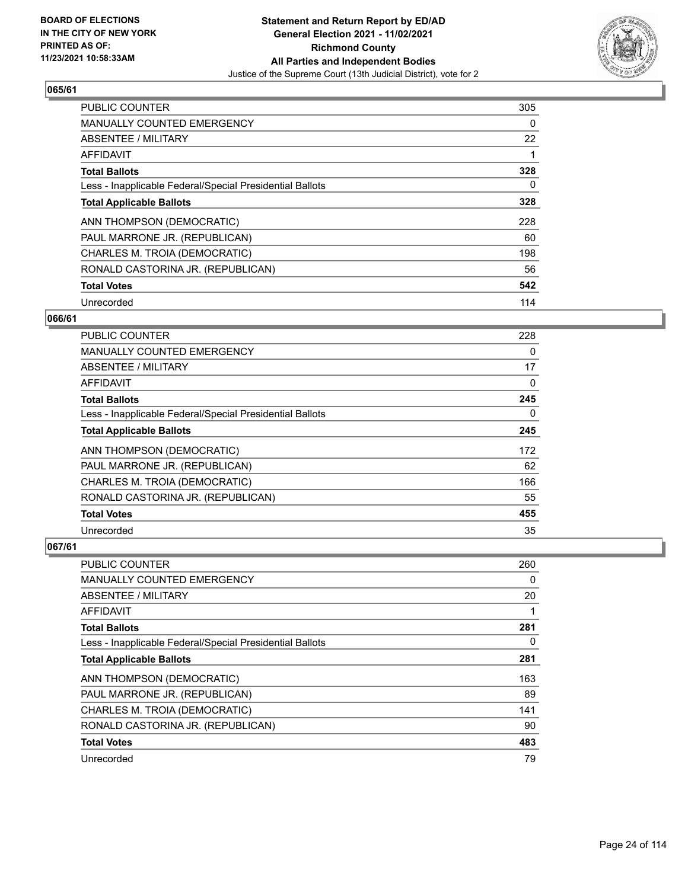BOARD OF ELECTIONS
IN THE CITY OF NEW YORK
PRINTED AS OF:
11/23/2021 10:58:33AM

**Statement and Return Report by ED/AD**
**General Election 2021 - 11/02/2021**
**Richmond County**
**All Parties and Independent Bodies**
Justice of the Supreme Court (13th Judicial District), vote for 2

## 065/61

| | |
|---|---|
| PUBLIC COUNTER | 305 |
| MANUALLY COUNTED EMERGENCY | 0 |
| ABSENTEE / MILITARY | 22 |
| AFFIDAVIT | 1 |
| **Total Ballots** | **328** |
| Less - Inapplicable Federal/Special Presidential Ballots | 0 |
| **Total Applicable Ballots** | **328** |
| ANN THOMPSON (DEMOCRATIC) | 228 |
| PAUL MARRONE JR. (REPUBLICAN) | 60 |
| CHARLES M. TROIA (DEMOCRATIC) | 198 |
| RONALD CASTORINA JR. (REPUBLICAN) | 56 |
| **Total Votes** | **542** |
| Unrecorded | 114 |

## 066/61

| | |
|---|---|
| PUBLIC COUNTER | 228 |
| MANUALLY COUNTED EMERGENCY | 0 |
| ABSENTEE / MILITARY | 17 |
| AFFIDAVIT | 0 |
| **Total Ballots** | **245** |
| Less - Inapplicable Federal/Special Presidential Ballots | 0 |
| **Total Applicable Ballots** | **245** |
| ANN THOMPSON (DEMOCRATIC) | 172 |
| PAUL MARRONE JR. (REPUBLICAN) | 62 |
| CHARLES M. TROIA (DEMOCRATIC) | 166 |
| RONALD CASTORINA JR. (REPUBLICAN) | 55 |
| **Total Votes** | **455** |
| Unrecorded | 35 |

## 067/61

| | |
|---|---|
| PUBLIC COUNTER | 260 |
| MANUALLY COUNTED EMERGENCY | 0 |
| ABSENTEE / MILITARY | 20 |
| AFFIDAVIT | 1 |
| **Total Ballots** | **281** |
| Less - Inapplicable Federal/Special Presidential Ballots | 0 |
| **Total Applicable Ballots** | **281** |
| ANN THOMPSON (DEMOCRATIC) | 163 |
| PAUL MARRONE JR. (REPUBLICAN) | 89 |
| CHARLES M. TROIA (DEMOCRATIC) | 141 |
| RONALD CASTORINA JR. (REPUBLICAN) | 90 |
| **Total Votes** | **483** |
| Unrecorded | 79 |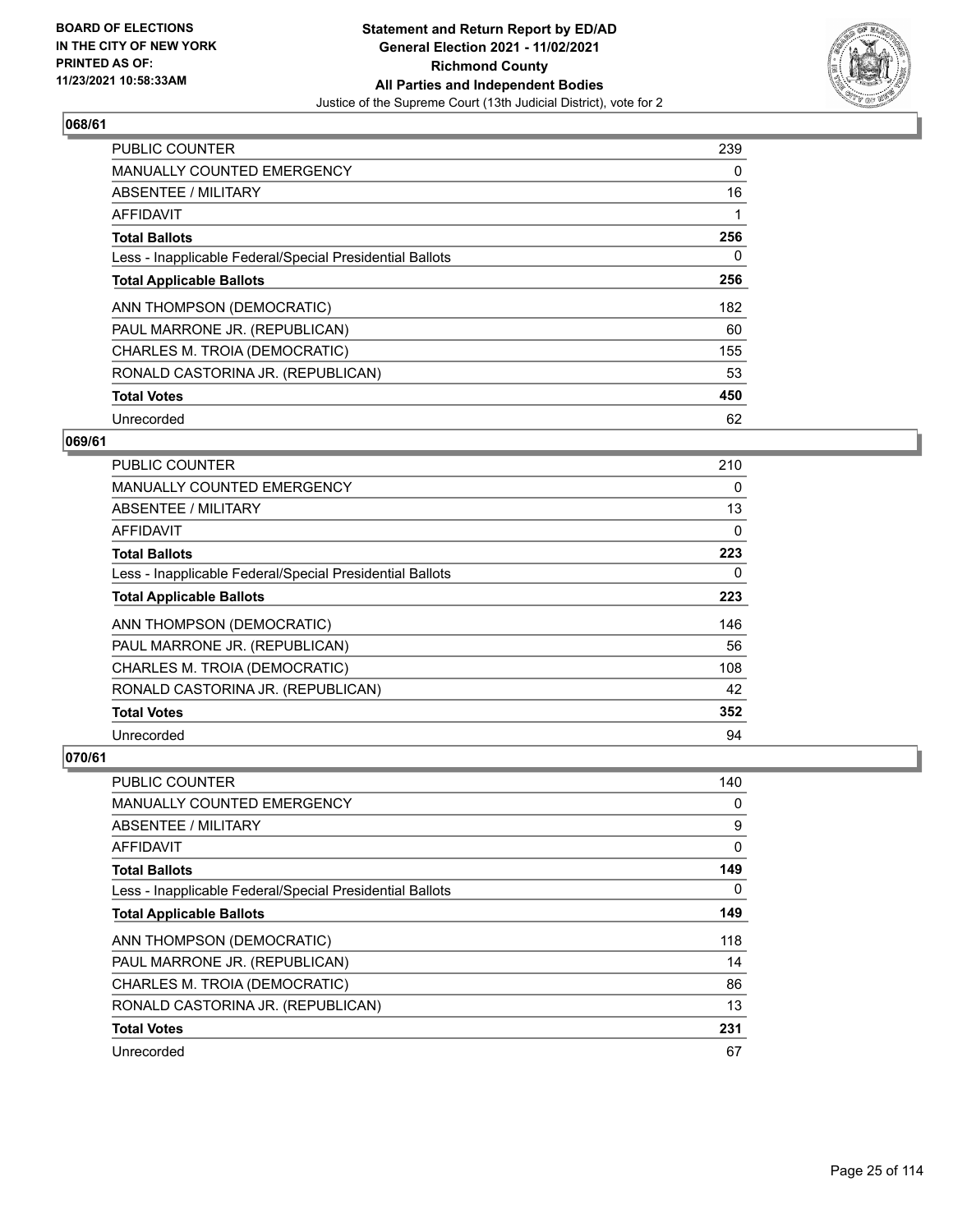## 068/61

| | |
|---|---|
| PUBLIC COUNTER | 239 |
| MANUALLY COUNTED EMERGENCY | 0 |
| ABSENTEE / MILITARY | 16 |
| AFFIDAVIT | 1 |
| **Total Ballots** | **256** |
| Less - Inapplicable Federal/Special Presidential Ballots | 0 |
| **Total Applicable Ballots** | **256** |
| ANN THOMPSON (DEMOCRATIC) | 182 |
| PAUL MARRONE JR. (REPUBLICAN) | 60 |
| CHARLES M. TROIA (DEMOCRATIC) | 155 |
| RONALD CASTORINA JR. (REPUBLICAN) | 53 |
| **Total Votes** | **450** |
| Unrecorded | 62 |

## 069/61

| | |
|---|---|
| PUBLIC COUNTER | 210 |
| MANUALLY COUNTED EMERGENCY | 0 |
| ABSENTEE / MILITARY | 13 |
| AFFIDAVIT | 0 |
| **Total Ballots** | **223** |
| Less - Inapplicable Federal/Special Presidential Ballots | 0 |
| **Total Applicable Ballots** | **223** |
| ANN THOMPSON (DEMOCRATIC) | 146 |
| PAUL MARRONE JR. (REPUBLICAN) | 56 |
| CHARLES M. TROIA (DEMOCRATIC) | 108 |
| RONALD CASTORINA JR. (REPUBLICAN) | 42 |
| **Total Votes** | **352** |
| Unrecorded | 94 |

## 070/61

| | |
|---|---|
| PUBLIC COUNTER | 140 |
| MANUALLY COUNTED EMERGENCY | 0 |
| ABSENTEE / MILITARY | 9 |
| AFFIDAVIT | 0 |
| **Total Ballots** | **149** |
| Less - Inapplicable Federal/Special Presidential Ballots | 0 |
| **Total Applicable Ballots** | **149** |
| ANN THOMPSON (DEMOCRATIC) | 118 |
| PAUL MARRONE JR. (REPUBLICAN) | 14 |
| CHARLES M. TROIA (DEMOCRATIC) | 86 |
| RONALD CASTORINA JR. (REPUBLICAN) | 13 |
| **Total Votes** | **231** |
| Unrecorded | 67 |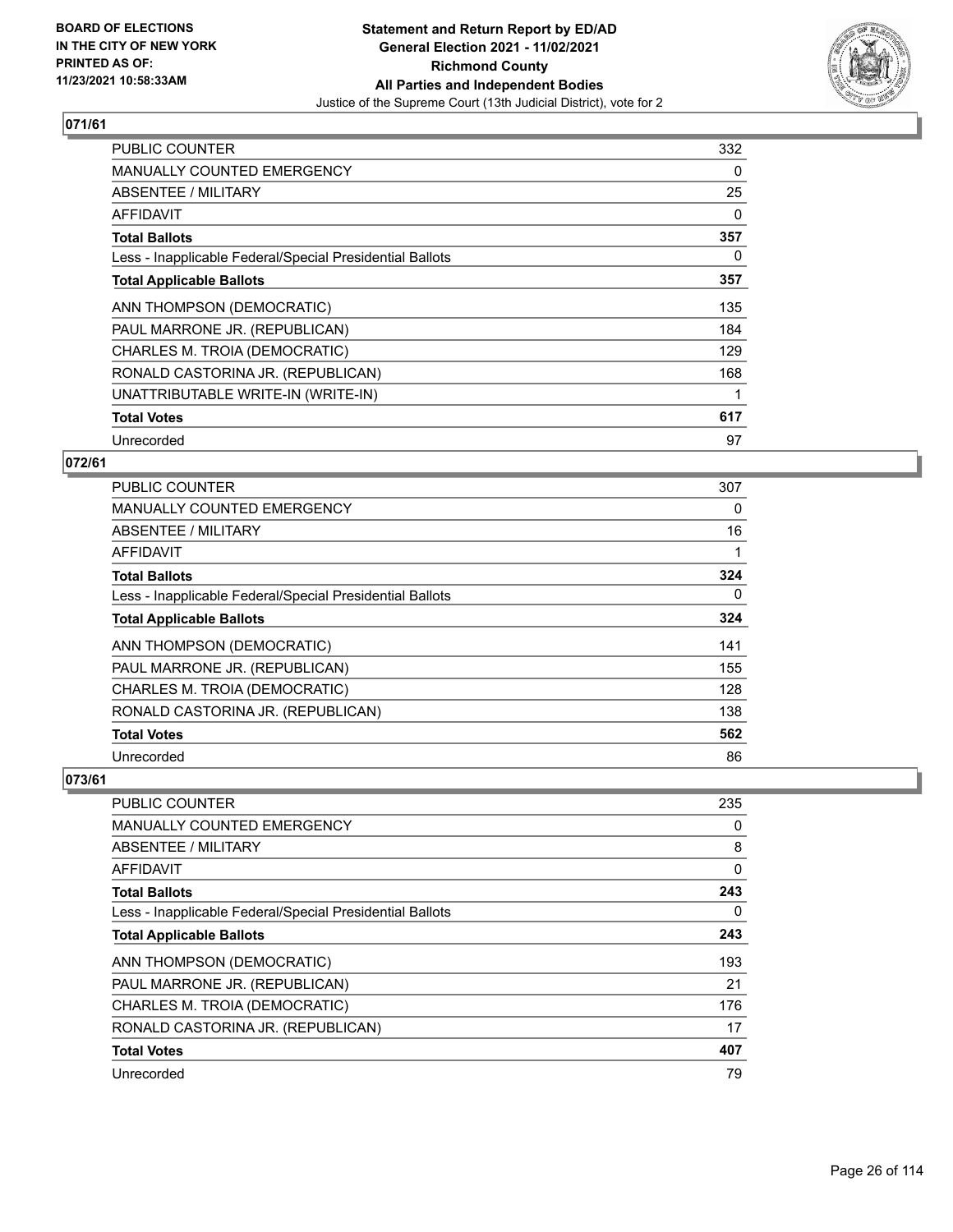## 071/61

| | |
|---|---|
| PUBLIC COUNTER | 332 |
| MANUALLY COUNTED EMERGENCY | 0 |
| ABSENTEE / MILITARY | 25 |
| AFFIDAVIT | 0 |
| **Total Ballots** | **357** |
| Less - Inapplicable Federal/Special Presidential Ballots | 0 |
| **Total Applicable Ballots** | **357** |
| ANN THOMPSON (DEMOCRATIC) | 135 |
| PAUL MARRONE JR. (REPUBLICAN) | 184 |
| CHARLES M. TROIA (DEMOCRATIC) | 129 |
| RONALD CASTORINA JR. (REPUBLICAN) | 168 |
| UNATTRIBUTABLE WRITE-IN (WRITE-IN) | 1 |
| **Total Votes** | **617** |
| Unrecorded | 97 |

## 072/61

| | |
|---|---|
| PUBLIC COUNTER | 307 |
| MANUALLY COUNTED EMERGENCY | 0 |
| ABSENTEE / MILITARY | 16 |
| AFFIDAVIT | 1 |
| **Total Ballots** | **324** |
| Less - Inapplicable Federal/Special Presidential Ballots | 0 |
| **Total Applicable Ballots** | **324** |
| ANN THOMPSON (DEMOCRATIC) | 141 |
| PAUL MARRONE JR. (REPUBLICAN) | 155 |
| CHARLES M. TROIA (DEMOCRATIC) | 128 |
| RONALD CASTORINA JR. (REPUBLICAN) | 138 |
| **Total Votes** | **562** |
| Unrecorded | 86 |

## 073/61

| | |
|---|---|
| PUBLIC COUNTER | 235 |
| MANUALLY COUNTED EMERGENCY | 0 |
| ABSENTEE / MILITARY | 8 |
| AFFIDAVIT | 0 |
| **Total Ballots** | **243** |
| Less - Inapplicable Federal/Special Presidential Ballots | 0 |
| **Total Applicable Ballots** | **243** |
| ANN THOMPSON (DEMOCRATIC) | 193 |
| PAUL MARRONE JR. (REPUBLICAN) | 21 |
| CHARLES M. TROIA (DEMOCRATIC) | 176 |
| RONALD CASTORINA JR. (REPUBLICAN) | 17 |
| **Total Votes** | **407** |
| Unrecorded | 79 |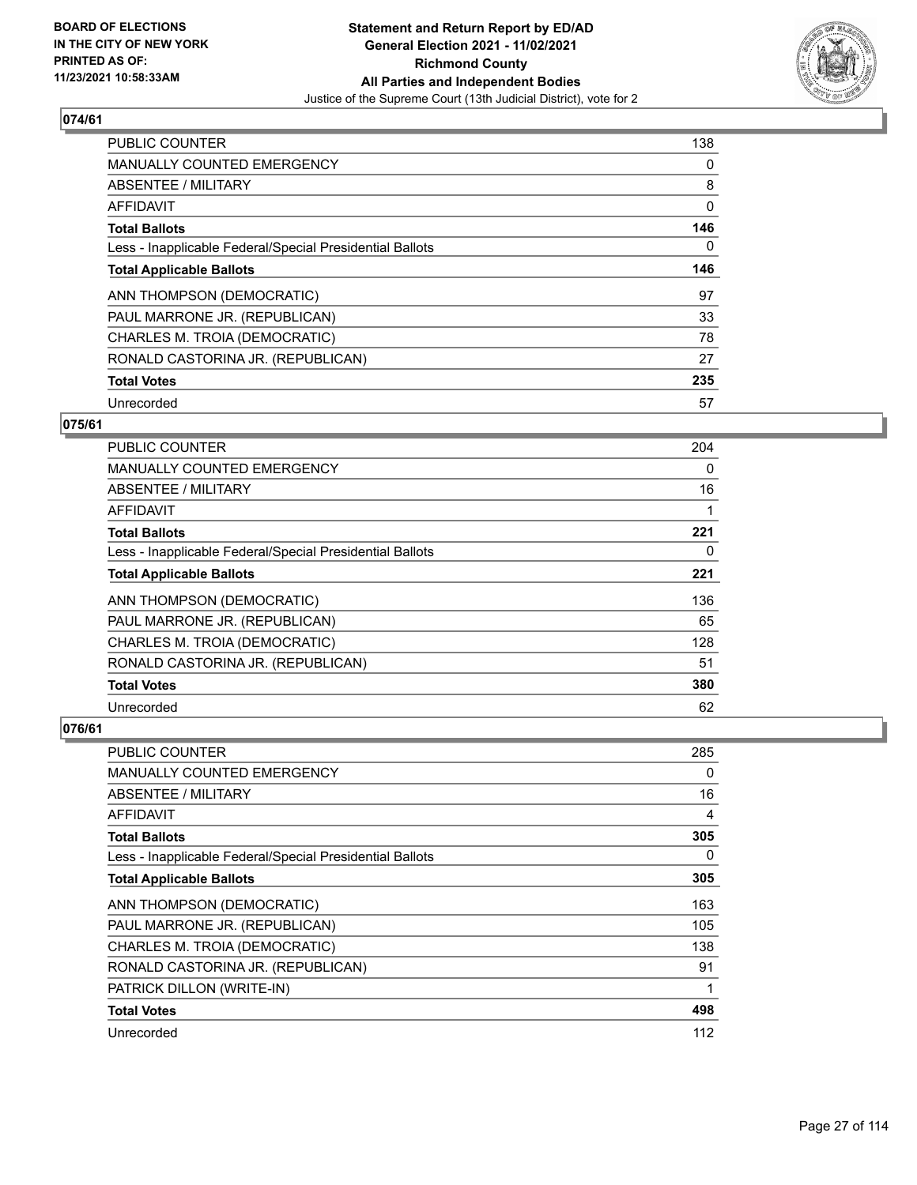## 074/61

| | |
|---|---|
| PUBLIC COUNTER | 138 |
| MANUALLY COUNTED EMERGENCY | 0 |
| ABSENTEE / MILITARY | 8 |
| AFFIDAVIT | 0 |
| **Total Ballots** | **146** |
| Less - Inapplicable Federal/Special Presidential Ballots | 0 |
| **Total Applicable Ballots** | **146** |
| ANN THOMPSON (DEMOCRATIC) | 97 |
| PAUL MARRONE JR. (REPUBLICAN) | 33 |
| CHARLES M. TROIA (DEMOCRATIC) | 78 |
| RONALD CASTORINA JR. (REPUBLICAN) | 27 |
| **Total Votes** | **235** |
| Unrecorded | 57 |

## 075/61

| | |
|---|---|
| PUBLIC COUNTER | 204 |
| MANUALLY COUNTED EMERGENCY | 0 |
| ABSENTEE / MILITARY | 16 |
| AFFIDAVIT | 1 |
| **Total Ballots** | **221** |
| Less - Inapplicable Federal/Special Presidential Ballots | 0 |
| **Total Applicable Ballots** | **221** |
| ANN THOMPSON (DEMOCRATIC) | 136 |
| PAUL MARRONE JR. (REPUBLICAN) | 65 |
| CHARLES M. TROIA (DEMOCRATIC) | 128 |
| RONALD CASTORINA JR. (REPUBLICAN) | 51 |
| **Total Votes** | **380** |
| Unrecorded | 62 |

## 076/61

| | |
|---|---|
| PUBLIC COUNTER | 285 |
| MANUALLY COUNTED EMERGENCY | 0 |
| ABSENTEE / MILITARY | 16 |
| AFFIDAVIT | 4 |
| **Total Ballots** | **305** |
| Less - Inapplicable Federal/Special Presidential Ballots | 0 |
| **Total Applicable Ballots** | **305** |
| ANN THOMPSON (DEMOCRATIC) | 163 |
| PAUL MARRONE JR. (REPUBLICAN) | 105 |
| CHARLES M. TROIA (DEMOCRATIC) | 138 |
| RONALD CASTORINA JR. (REPUBLICAN) | 91 |
| PATRICK DILLON (WRITE-IN) | 1 |
| **Total Votes** | **498** |
| Unrecorded | 112 |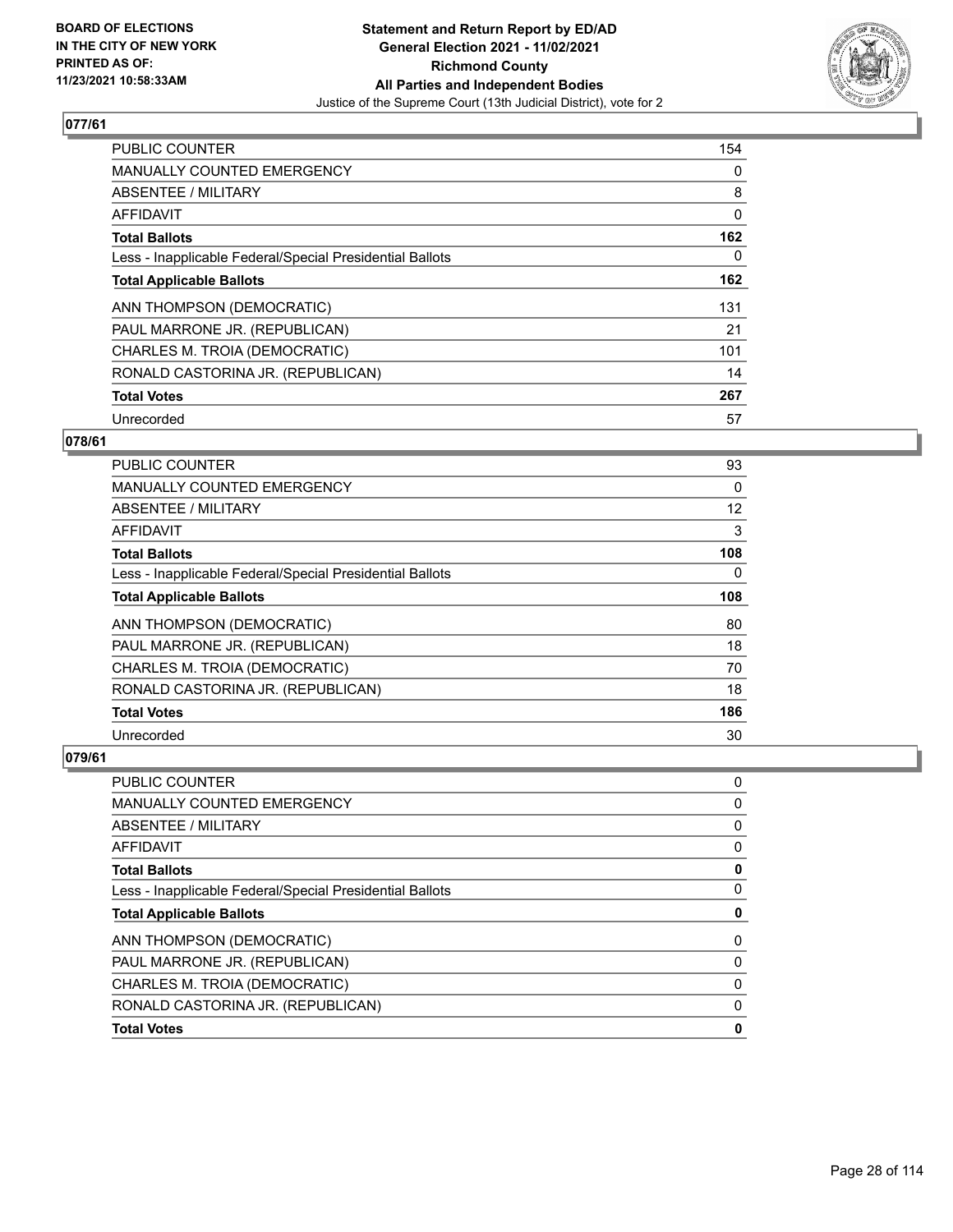**Statement and Return Report by ED/AD**
**General Election 2021 - 11/02/2021**
**Richmond County**
**All Parties and Independent Bodies**
Justice of the Supreme Court (13th Judicial District), vote for 2

BOARD OF ELECTIONS
IN THE CITY OF NEW YORK
PRINTED AS OF:
11/23/2021 10:58:33AM

## 077/61

| | |
|---|---|
| PUBLIC COUNTER | 154 |
| MANUALLY COUNTED EMERGENCY | 0 |
| ABSENTEE / MILITARY | 8 |
| AFFIDAVIT | 0 |
| **Total Ballots** | **162** |
| Less - Inapplicable Federal/Special Presidential Ballots | 0 |
| **Total Applicable Ballots** | **162** |
| ANN THOMPSON (DEMOCRATIC) | 131 |
| PAUL MARRONE JR. (REPUBLICAN) | 21 |
| CHARLES M. TROIA (DEMOCRATIC) | 101 |
| RONALD CASTORINA JR. (REPUBLICAN) | 14 |
| **Total Votes** | **267** |
| Unrecorded | 57 |

## 078/61

| | |
|---|---|
| PUBLIC COUNTER | 93 |
| MANUALLY COUNTED EMERGENCY | 0 |
| ABSENTEE / MILITARY | 12 |
| AFFIDAVIT | 3 |
| **Total Ballots** | **108** |
| Less - Inapplicable Federal/Special Presidential Ballots | 0 |
| **Total Applicable Ballots** | **108** |
| ANN THOMPSON (DEMOCRATIC) | 80 |
| PAUL MARRONE JR. (REPUBLICAN) | 18 |
| CHARLES M. TROIA (DEMOCRATIC) | 70 |
| RONALD CASTORINA JR. (REPUBLICAN) | 18 |
| **Total Votes** | **186** |
| Unrecorded | 30 |

## 079/61

| | |
|---|---|
| PUBLIC COUNTER | 0 |
| MANUALLY COUNTED EMERGENCY | 0 |
| ABSENTEE / MILITARY | 0 |
| AFFIDAVIT | 0 |
| **Total Ballots** | **0** |
| Less - Inapplicable Federal/Special Presidential Ballots | 0 |
| **Total Applicable Ballots** | **0** |
| ANN THOMPSON (DEMOCRATIC) | 0 |
| PAUL MARRONE JR. (REPUBLICAN) | 0 |
| CHARLES M. TROIA (DEMOCRATIC) | 0 |
| RONALD CASTORINA JR. (REPUBLICAN) | 0 |
| **Total Votes** | **0** |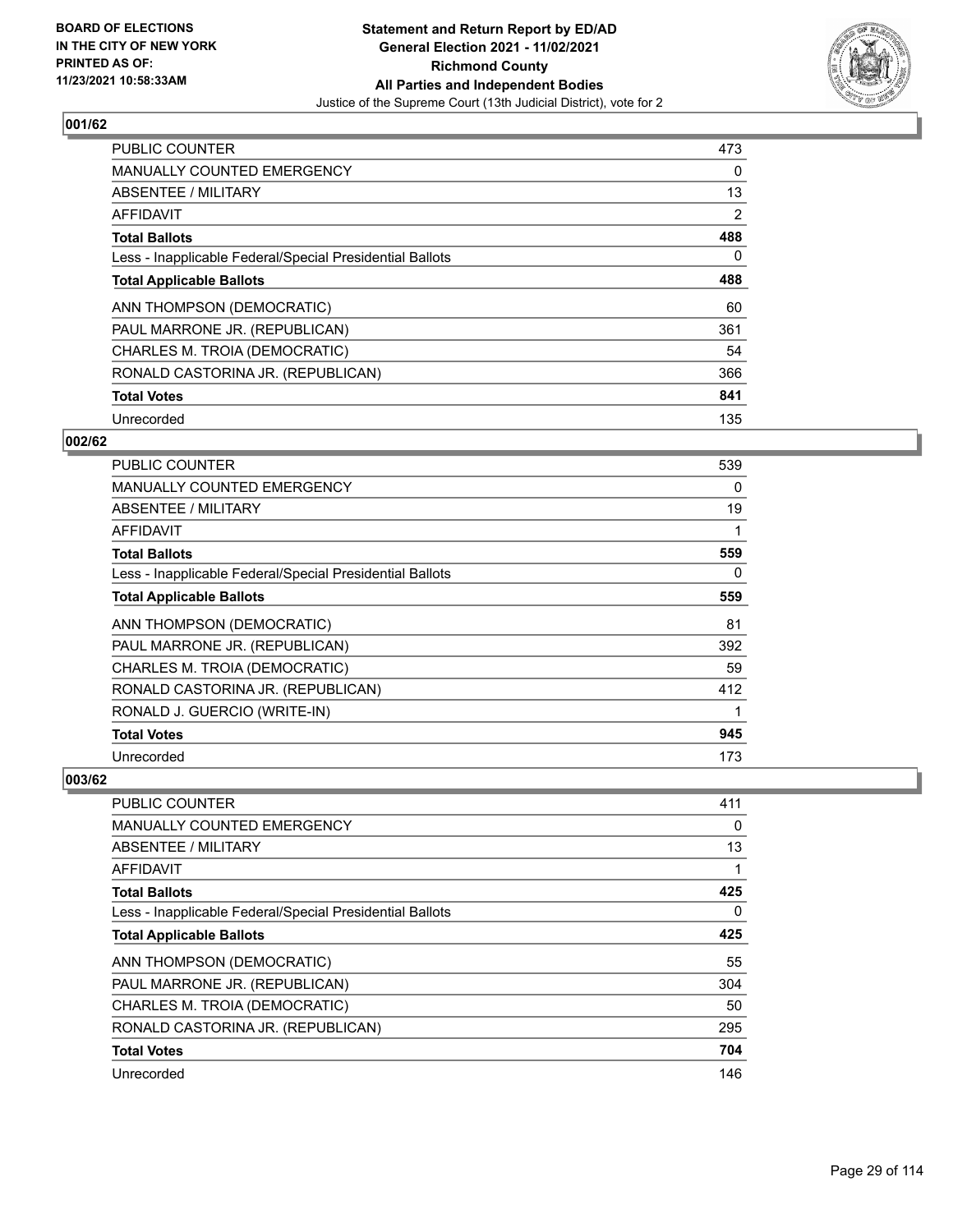**BOARD OF ELECTIONS IN THE CITY OF NEW YORK PRINTED AS OF: 11/23/2021 10:58:33AM**

**Statement and Return Report by ED/AD General Election 2021 - 11/02/2021 Richmond County All Parties and Independent Bodies**
Justice of the Supreme Court (13th Judicial District), vote for 2

### 001/62

| | |
|---|---|
| PUBLIC COUNTER | 473 |
| MANUALLY COUNTED EMERGENCY | 0 |
| ABSENTEE / MILITARY | 13 |
| AFFIDAVIT | 2 |
| **Total Ballots** | **488** |
| Less - Inapplicable Federal/Special Presidential Ballots | 0 |
| **Total Applicable Ballots** | **488** |
| ANN THOMPSON (DEMOCRATIC) | 60 |
| PAUL MARRONE JR. (REPUBLICAN) | 361 |
| CHARLES M. TROIA (DEMOCRATIC) | 54 |
| RONALD CASTORINA JR. (REPUBLICAN) | 366 |
| **Total Votes** | **841** |
| Unrecorded | 135 |

### 002/62

| | |
|---|---|
| PUBLIC COUNTER | 539 |
| MANUALLY COUNTED EMERGENCY | 0 |
| ABSENTEE / MILITARY | 19 |
| AFFIDAVIT | 1 |
| **Total Ballots** | **559** |
| Less - Inapplicable Federal/Special Presidential Ballots | 0 |
| **Total Applicable Ballots** | **559** |
| ANN THOMPSON (DEMOCRATIC) | 81 |
| PAUL MARRONE JR. (REPUBLICAN) | 392 |
| CHARLES M. TROIA (DEMOCRATIC) | 59 |
| RONALD CASTORINA JR. (REPUBLICAN) | 412 |
| RONALD J. GUERCIO (WRITE-IN) | 1 |
| **Total Votes** | **945** |
| Unrecorded | 173 |

### 003/62

| | |
|---|---|
| PUBLIC COUNTER | 411 |
| MANUALLY COUNTED EMERGENCY | 0 |
| ABSENTEE / MILITARY | 13 |
| AFFIDAVIT | 1 |
| **Total Ballots** | **425** |
| Less - Inapplicable Federal/Special Presidential Ballots | 0 |
| **Total Applicable Ballots** | **425** |
| ANN THOMPSON (DEMOCRATIC) | 55 |
| PAUL MARRONE JR. (REPUBLICAN) | 304 |
| CHARLES M. TROIA (DEMOCRATIC) | 50 |
| RONALD CASTORINA JR. (REPUBLICAN) | 295 |
| **Total Votes** | **704** |
| Unrecorded | 146 |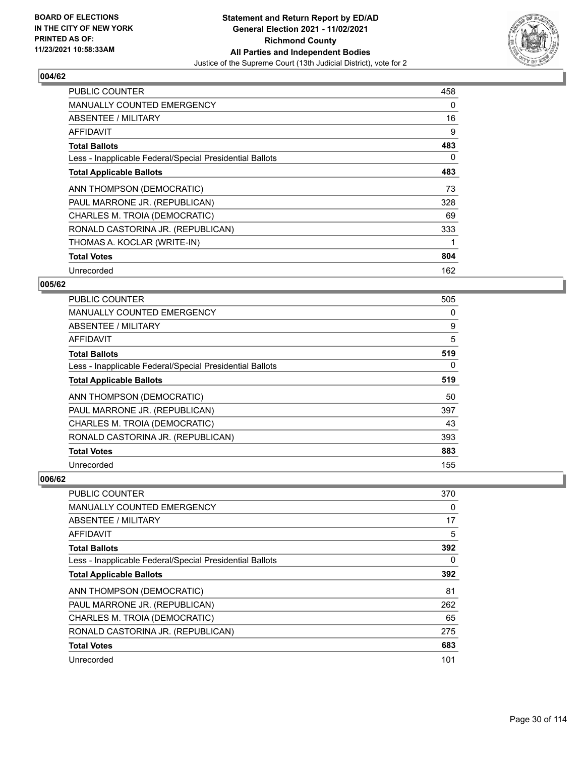## 004/62

| | |
|---|---|
| PUBLIC COUNTER | 458 |
| MANUALLY COUNTED EMERGENCY | 0 |
| ABSENTEE / MILITARY | 16 |
| AFFIDAVIT | 9 |
| **Total Ballots** | **483** |
| Less - Inapplicable Federal/Special Presidential Ballots | 0 |
| **Total Applicable Ballots** | **483** |
| ANN THOMPSON (DEMOCRATIC) | 73 |
| PAUL MARRONE JR. (REPUBLICAN) | 328 |
| CHARLES M. TROIA (DEMOCRATIC) | 69 |
| RONALD CASTORINA JR. (REPUBLICAN) | 333 |
| THOMAS A. KOCLAR (WRITE-IN) | 1 |
| **Total Votes** | **804** |
| Unrecorded | 162 |

## 005/62

| | |
|---|---|
| PUBLIC COUNTER | 505 |
| MANUALLY COUNTED EMERGENCY | 0 |
| ABSENTEE / MILITARY | 9 |
| AFFIDAVIT | 5 |
| **Total Ballots** | **519** |
| Less - Inapplicable Federal/Special Presidential Ballots | 0 |
| **Total Applicable Ballots** | **519** |
| ANN THOMPSON (DEMOCRATIC) | 50 |
| PAUL MARRONE JR. (REPUBLICAN) | 397 |
| CHARLES M. TROIA (DEMOCRATIC) | 43 |
| RONALD CASTORINA JR. (REPUBLICAN) | 393 |
| **Total Votes** | **883** |
| Unrecorded | 155 |

## 006/62

| | |
|---|---|
| PUBLIC COUNTER | 370 |
| MANUALLY COUNTED EMERGENCY | 0 |
| ABSENTEE / MILITARY | 17 |
| AFFIDAVIT | 5 |
| **Total Ballots** | **392** |
| Less - Inapplicable Federal/Special Presidential Ballots | 0 |
| **Total Applicable Ballots** | **392** |
| ANN THOMPSON (DEMOCRATIC) | 81 |
| PAUL MARRONE JR. (REPUBLICAN) | 262 |
| CHARLES M. TROIA (DEMOCRATIC) | 65 |
| RONALD CASTORINA JR. (REPUBLICAN) | 275 |
| **Total Votes** | **683** |
| Unrecorded | 101 |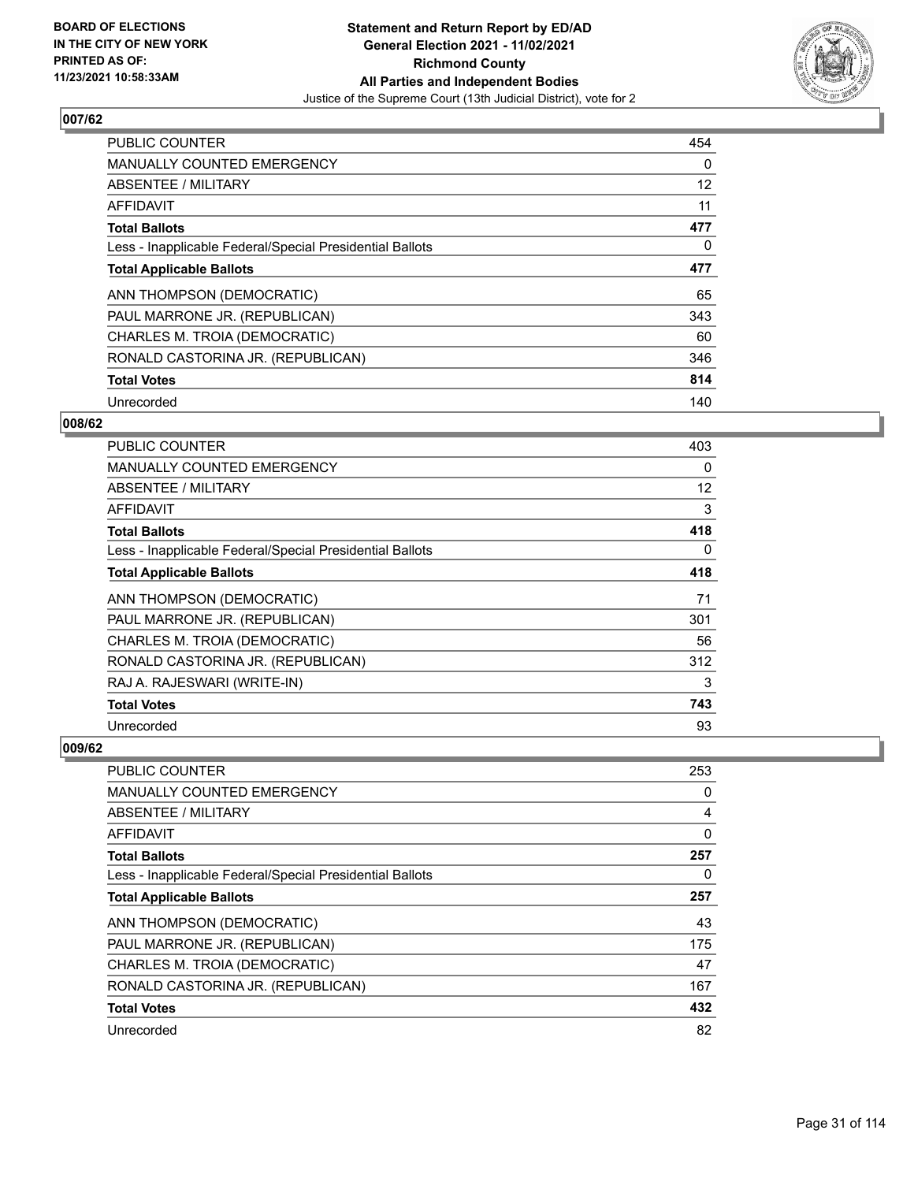**BOARD OF ELECTIONS IN THE CITY OF NEW YORK PRINTED AS OF: 11/23/2021 10:58:33AM**

**Statement and Return Report by ED/AD General Election 2021 - 11/02/2021 Richmond County All Parties and Independent Bodies**
Justice of the Supreme Court (13th Judicial District), vote for 2

### 007/62

| | |
|---|---|
| PUBLIC COUNTER | 454 |
| MANUALLY COUNTED EMERGENCY | 0 |
| ABSENTEE / MILITARY | 12 |
| AFFIDAVIT | 11 |
| **Total Ballots** | **477** |
| Less - Inapplicable Federal/Special Presidential Ballots | 0 |
| **Total Applicable Ballots** | **477** |
| ANN THOMPSON (DEMOCRATIC) | 65 |
| PAUL MARRONE JR. (REPUBLICAN) | 343 |
| CHARLES M. TROIA (DEMOCRATIC) | 60 |
| RONALD CASTORINA JR. (REPUBLICAN) | 346 |
| **Total Votes** | **814** |
| Unrecorded | 140 |

### 008/62

| | |
|---|---|
| PUBLIC COUNTER | 403 |
| MANUALLY COUNTED EMERGENCY | 0 |
| ABSENTEE / MILITARY | 12 |
| AFFIDAVIT | 3 |
| **Total Ballots** | **418** |
| Less - Inapplicable Federal/Special Presidential Ballots | 0 |
| **Total Applicable Ballots** | **418** |
| ANN THOMPSON (DEMOCRATIC) | 71 |
| PAUL MARRONE JR. (REPUBLICAN) | 301 |
| CHARLES M. TROIA (DEMOCRATIC) | 56 |
| RONALD CASTORINA JR. (REPUBLICAN) | 312 |
| RAJ A. RAJESWARI (WRITE-IN) | 3 |
| **Total Votes** | **743** |
| Unrecorded | 93 |

### 009/62

| | |
|---|---|
| PUBLIC COUNTER | 253 |
| MANUALLY COUNTED EMERGENCY | 0 |
| ABSENTEE / MILITARY | 4 |
| AFFIDAVIT | 0 |
| **Total Ballots** | **257** |
| Less - Inapplicable Federal/Special Presidential Ballots | 0 |
| **Total Applicable Ballots** | **257** |
| ANN THOMPSON (DEMOCRATIC) | 43 |
| PAUL MARRONE JR. (REPUBLICAN) | 175 |
| CHARLES M. TROIA (DEMOCRATIC) | 47 |
| RONALD CASTORINA JR. (REPUBLICAN) | 167 |
| **Total Votes** | **432** |
| Unrecorded | 82 |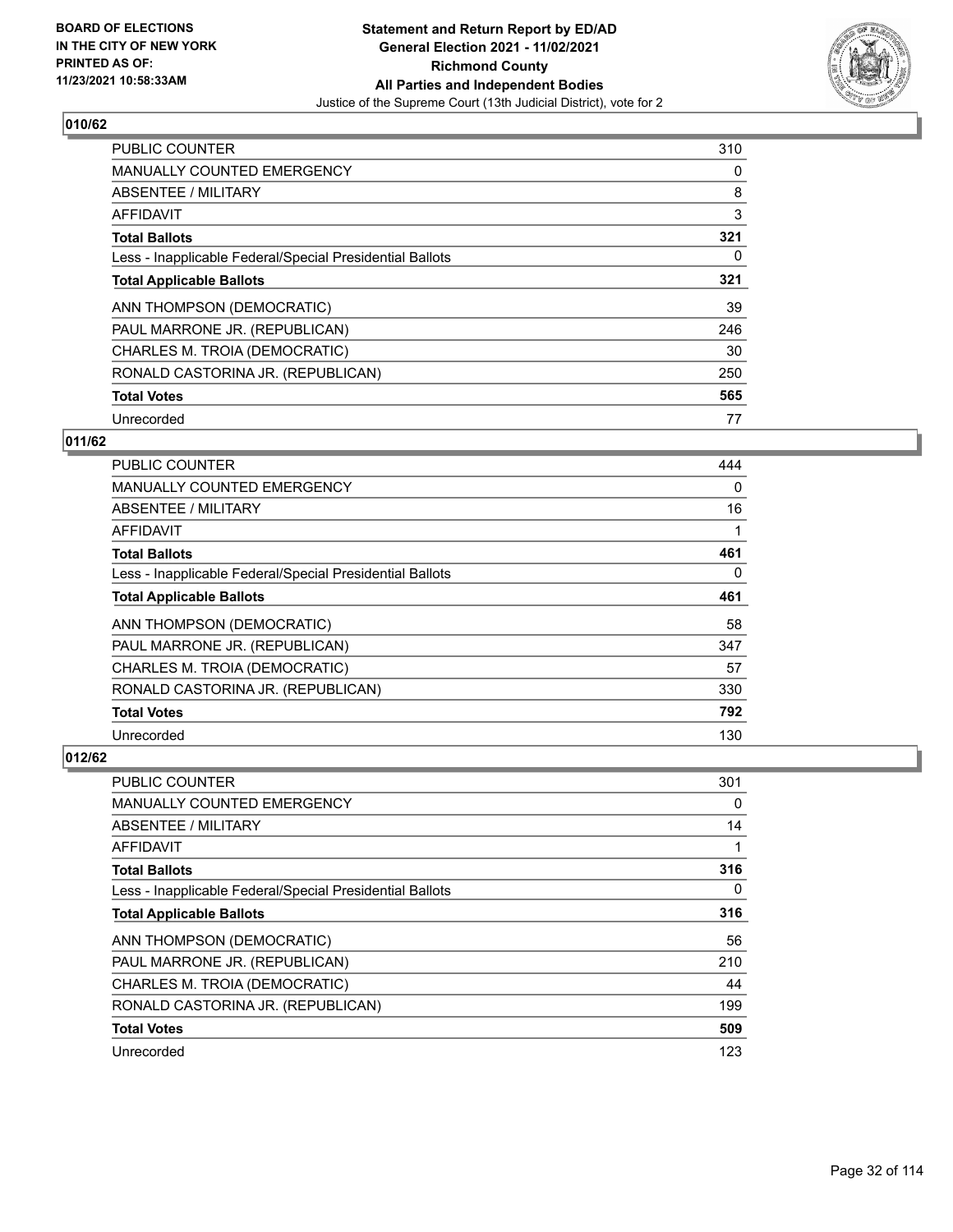## 010/62

| | |
|---|---|
| PUBLIC COUNTER | 310 |
| MANUALLY COUNTED EMERGENCY | 0 |
| ABSENTEE / MILITARY | 8 |
| AFFIDAVIT | 3 |
| **Total Ballots** | **321** |
| Less - Inapplicable Federal/Special Presidential Ballots | 0 |
| **Total Applicable Ballots** | **321** |
| ANN THOMPSON (DEMOCRATIC) | 39 |
| PAUL MARRONE JR. (REPUBLICAN) | 246 |
| CHARLES M. TROIA (DEMOCRATIC) | 30 |
| RONALD CASTORINA JR. (REPUBLICAN) | 250 |
| **Total Votes** | **565** |
| Unrecorded | 77 |

## 011/62

| | |
|---|---|
| PUBLIC COUNTER | 444 |
| MANUALLY COUNTED EMERGENCY | 0 |
| ABSENTEE / MILITARY | 16 |
| AFFIDAVIT | 1 |
| **Total Ballots** | **461** |
| Less - Inapplicable Federal/Special Presidential Ballots | 0 |
| **Total Applicable Ballots** | **461** |
| ANN THOMPSON (DEMOCRATIC) | 58 |
| PAUL MARRONE JR. (REPUBLICAN) | 347 |
| CHARLES M. TROIA (DEMOCRATIC) | 57 |
| RONALD CASTORINA JR. (REPUBLICAN) | 330 |
| **Total Votes** | **792** |
| Unrecorded | 130 |

## 012/62

| | |
|---|---|
| PUBLIC COUNTER | 301 |
| MANUALLY COUNTED EMERGENCY | 0 |
| ABSENTEE / MILITARY | 14 |
| AFFIDAVIT | 1 |
| **Total Ballots** | **316** |
| Less - Inapplicable Federal/Special Presidential Ballots | 0 |
| **Total Applicable Ballots** | **316** |
| ANN THOMPSON (DEMOCRATIC) | 56 |
| PAUL MARRONE JR. (REPUBLICAN) | 210 |
| CHARLES M. TROIA (DEMOCRATIC) | 44 |
| RONALD CASTORINA JR. (REPUBLICAN) | 199 |
| **Total Votes** | **509** |
| Unrecorded | 123 |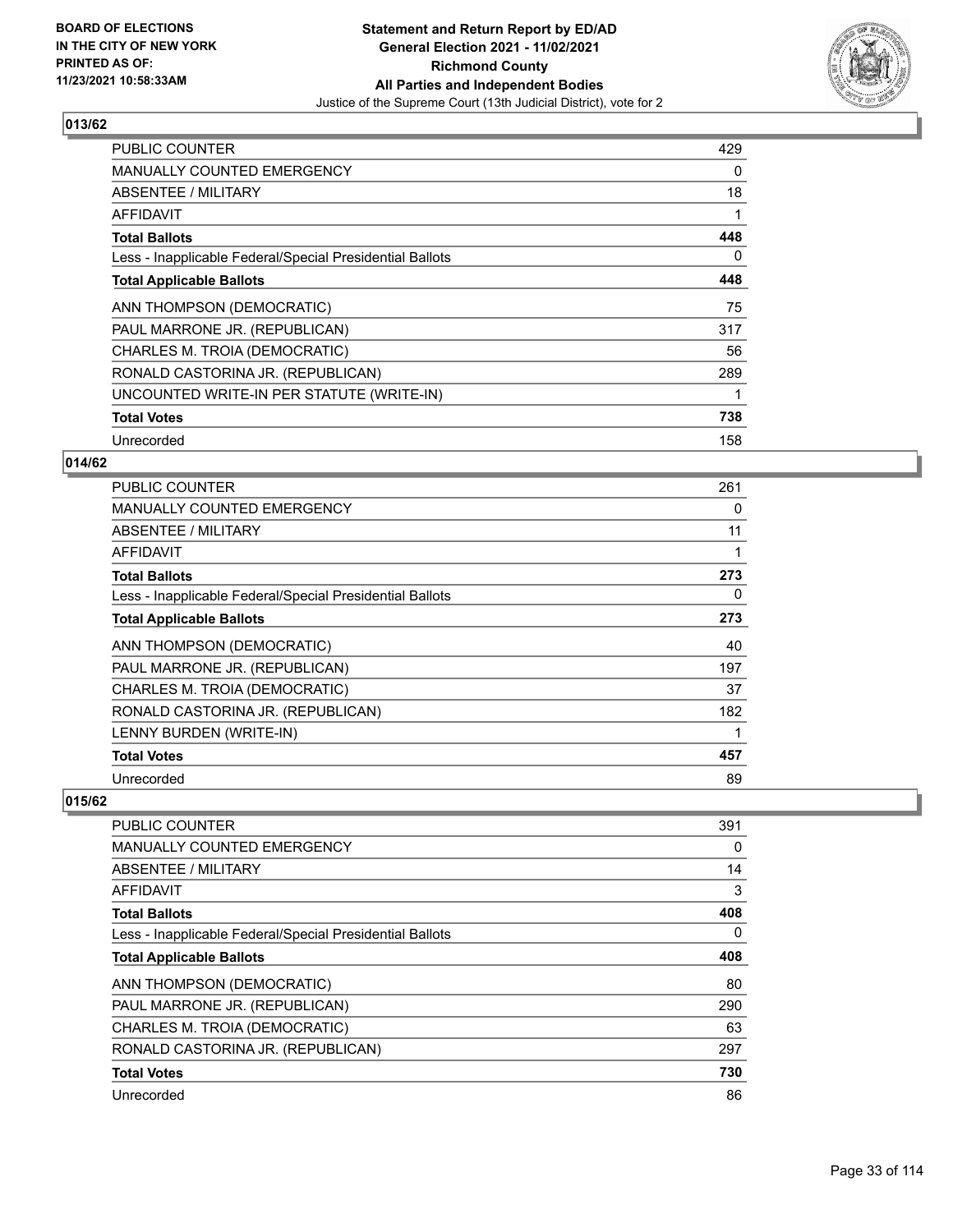**BOARD OF ELECTIONS IN THE CITY OF NEW YORK PRINTED AS OF: 11/23/2021 10:58:33AM**

**Statement and Return Report by ED/AD General Election 2021 - 11/02/2021 Richmond County All Parties and Independent Bodies**
Justice of the Supreme Court (13th Judicial District), vote for 2

## 013/62

| | |
|---|---|
| PUBLIC COUNTER | 429 |
| MANUALLY COUNTED EMERGENCY | 0 |
| ABSENTEE / MILITARY | 18 |
| AFFIDAVIT | 1 |
| **Total Ballots** | **448** |
| Less - Inapplicable Federal/Special Presidential Ballots | 0 |
| **Total Applicable Ballots** | **448** |
| ANN THOMPSON (DEMOCRATIC) | 75 |
| PAUL MARRONE JR. (REPUBLICAN) | 317 |
| CHARLES M. TROIA (DEMOCRATIC) | 56 |
| RONALD CASTORINA JR. (REPUBLICAN) | 289 |
| UNCOUNTED WRITE-IN PER STATUTE (WRITE-IN) | 1 |
| **Total Votes** | **738** |
| Unrecorded | 158 |

## 014/62

| | |
|---|---|
| PUBLIC COUNTER | 261 |
| MANUALLY COUNTED EMERGENCY | 0 |
| ABSENTEE / MILITARY | 11 |
| AFFIDAVIT | 1 |
| **Total Ballots** | **273** |
| Less - Inapplicable Federal/Special Presidential Ballots | 0 |
| **Total Applicable Ballots** | **273** |
| ANN THOMPSON (DEMOCRATIC) | 40 |
| PAUL MARRONE JR. (REPUBLICAN) | 197 |
| CHARLES M. TROIA (DEMOCRATIC) | 37 |
| RONALD CASTORINA JR. (REPUBLICAN) | 182 |
| LENNY BURDEN (WRITE-IN) | 1 |
| **Total Votes** | **457** |
| Unrecorded | 89 |

## 015/62

| | |
|---|---|
| PUBLIC COUNTER | 391 |
| MANUALLY COUNTED EMERGENCY | 0 |
| ABSENTEE / MILITARY | 14 |
| AFFIDAVIT | 3 |
| **Total Ballots** | **408** |
| Less - Inapplicable Federal/Special Presidential Ballots | 0 |
| **Total Applicable Ballots** | **408** |
| ANN THOMPSON (DEMOCRATIC) | 80 |
| PAUL MARRONE JR. (REPUBLICAN) | 290 |
| CHARLES M. TROIA (DEMOCRATIC) | 63 |
| RONALD CASTORINA JR. (REPUBLICAN) | 297 |
| **Total Votes** | **730** |
| Unrecorded | 86 |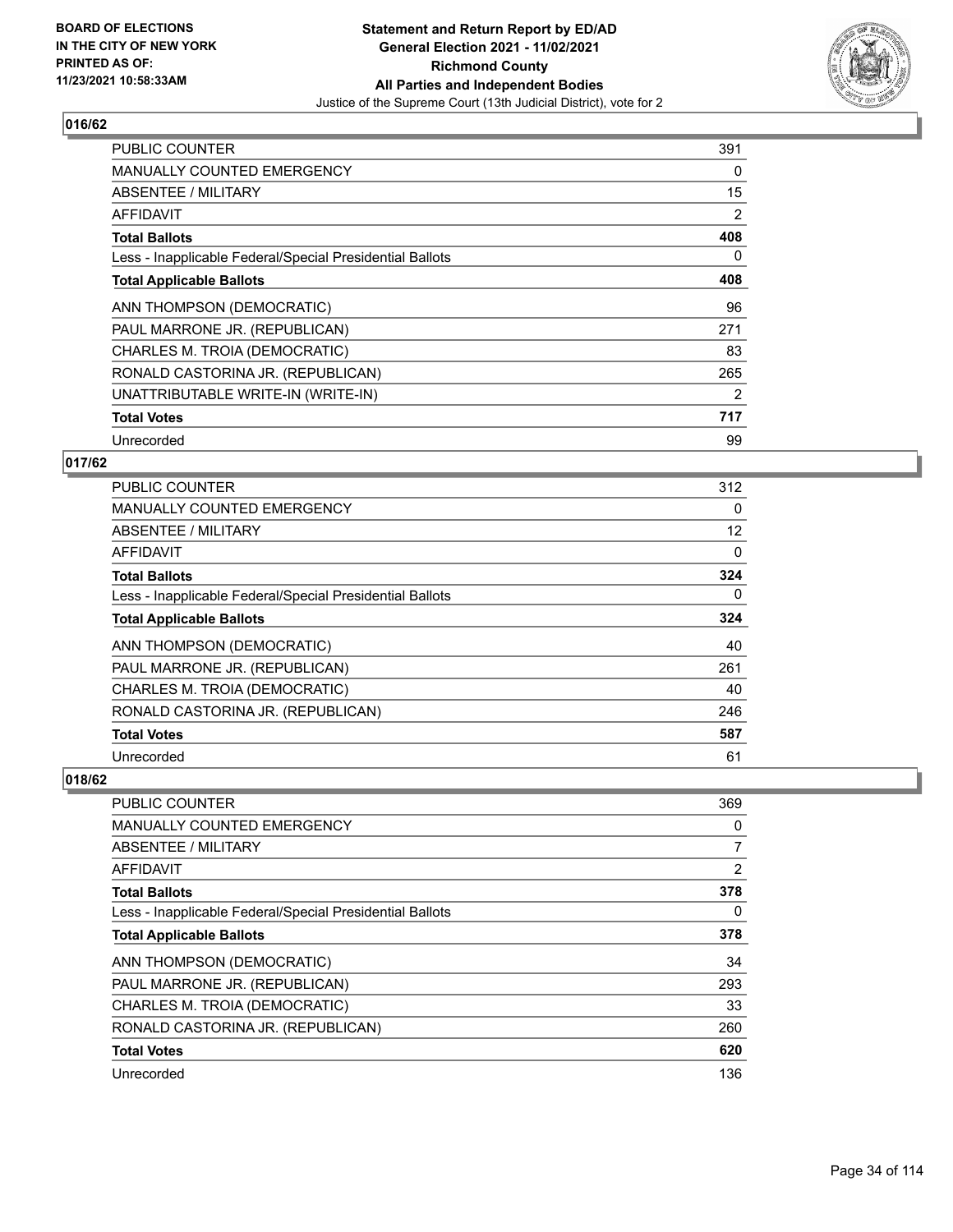## 016/62

| | |
|---|---|
| PUBLIC COUNTER | 391 |
| MANUALLY COUNTED EMERGENCY | 0 |
| ABSENTEE / MILITARY | 15 |
| AFFIDAVIT | 2 |
| **Total Ballots** | **408** |
| Less - Inapplicable Federal/Special Presidential Ballots | 0 |
| **Total Applicable Ballots** | **408** |
| ANN THOMPSON (DEMOCRATIC) | 96 |
| PAUL MARRONE JR. (REPUBLICAN) | 271 |
| CHARLES M. TROIA (DEMOCRATIC) | 83 |
| RONALD CASTORINA JR. (REPUBLICAN) | 265 |
| UNATTRIBUTABLE WRITE-IN (WRITE-IN) | 2 |
| **Total Votes** | **717** |
| Unrecorded | 99 |

## 017/62

| | |
|---|---|
| PUBLIC COUNTER | 312 |
| MANUALLY COUNTED EMERGENCY | 0 |
| ABSENTEE / MILITARY | 12 |
| AFFIDAVIT | 0 |
| **Total Ballots** | **324** |
| Less - Inapplicable Federal/Special Presidential Ballots | 0 |
| **Total Applicable Ballots** | **324** |
| ANN THOMPSON (DEMOCRATIC) | 40 |
| PAUL MARRONE JR. (REPUBLICAN) | 261 |
| CHARLES M. TROIA (DEMOCRATIC) | 40 |
| RONALD CASTORINA JR. (REPUBLICAN) | 246 |
| **Total Votes** | **587** |
| Unrecorded | 61 |

## 018/62

| | |
|---|---|
| PUBLIC COUNTER | 369 |
| MANUALLY COUNTED EMERGENCY | 0 |
| ABSENTEE / MILITARY | 7 |
| AFFIDAVIT | 2 |
| **Total Ballots** | **378** |
| Less - Inapplicable Federal/Special Presidential Ballots | 0 |
| **Total Applicable Ballots** | **378** |
| ANN THOMPSON (DEMOCRATIC) | 34 |
| PAUL MARRONE JR. (REPUBLICAN) | 293 |
| CHARLES M. TROIA (DEMOCRATIC) | 33 |
| RONALD CASTORINA JR. (REPUBLICAN) | 260 |
| **Total Votes** | **620** |
| Unrecorded | 136 |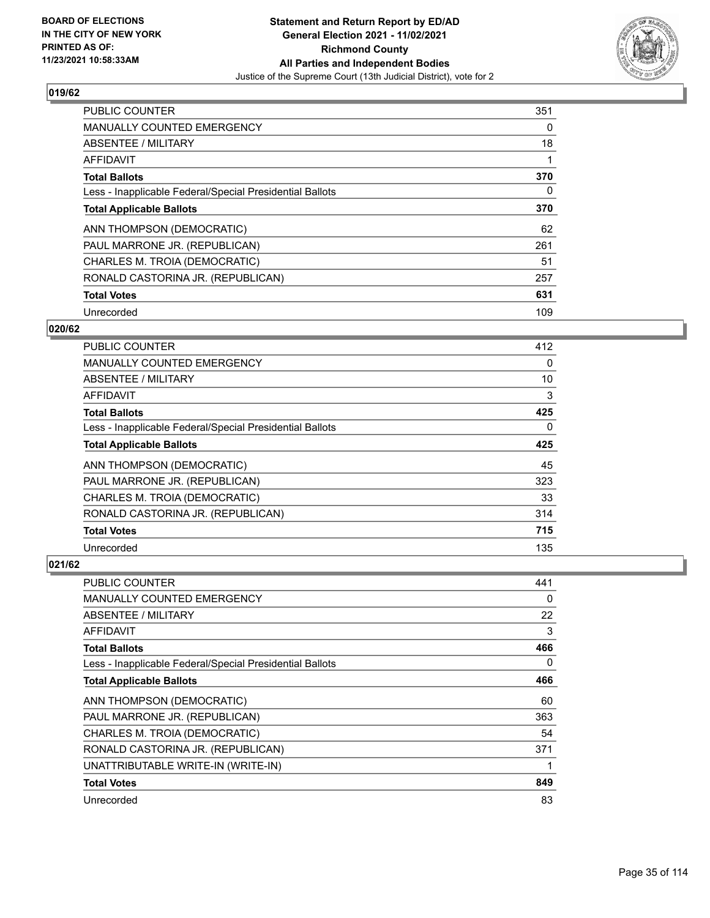**BOARD OF ELECTIONS IN THE CITY OF NEW YORK PRINTED AS OF: 11/23/2021 10:58:33AM**

**Statement and Return Report by ED/AD General Election 2021 - 11/02/2021 Richmond County All Parties and Independent Bodies**

Justice of the Supreme Court (13th Judicial District), vote for 2

### 019/62

| | |
|---|---|
| PUBLIC COUNTER | 351 |
| MANUALLY COUNTED EMERGENCY | 0 |
| ABSENTEE / MILITARY | 18 |
| AFFIDAVIT | 1 |
| **Total Ballots** | **370** |
| Less - Inapplicable Federal/Special Presidential Ballots | 0 |
| **Total Applicable Ballots** | **370** |
| ANN THOMPSON (DEMOCRATIC) | 62 |
| PAUL MARRONE JR. (REPUBLICAN) | 261 |
| CHARLES M. TROIA (DEMOCRATIC) | 51 |
| RONALD CASTORINA JR. (REPUBLICAN) | 257 |
| **Total Votes** | **631** |
| Unrecorded | 109 |

### 020/62

| | |
|---|---|
| PUBLIC COUNTER | 412 |
| MANUALLY COUNTED EMERGENCY | 0 |
| ABSENTEE / MILITARY | 10 |
| AFFIDAVIT | 3 |
| **Total Ballots** | **425** |
| Less - Inapplicable Federal/Special Presidential Ballots | 0 |
| **Total Applicable Ballots** | **425** |
| ANN THOMPSON (DEMOCRATIC) | 45 |
| PAUL MARRONE JR. (REPUBLICAN) | 323 |
| CHARLES M. TROIA (DEMOCRATIC) | 33 |
| RONALD CASTORINA JR. (REPUBLICAN) | 314 |
| **Total Votes** | **715** |
| Unrecorded | 135 |

### 021/62

| | |
|---|---|
| PUBLIC COUNTER | 441 |
| MANUALLY COUNTED EMERGENCY | 0 |
| ABSENTEE / MILITARY | 22 |
| AFFIDAVIT | 3 |
| **Total Ballots** | **466** |
| Less - Inapplicable Federal/Special Presidential Ballots | 0 |
| **Total Applicable Ballots** | **466** |
| ANN THOMPSON (DEMOCRATIC) | 60 |
| PAUL MARRONE JR. (REPUBLICAN) | 363 |
| CHARLES M. TROIA (DEMOCRATIC) | 54 |
| RONALD CASTORINA JR. (REPUBLICAN) | 371 |
| UNATTRIBUTABLE WRITE-IN (WRITE-IN) | 1 |
| **Total Votes** | **849** |
| Unrecorded | 83 |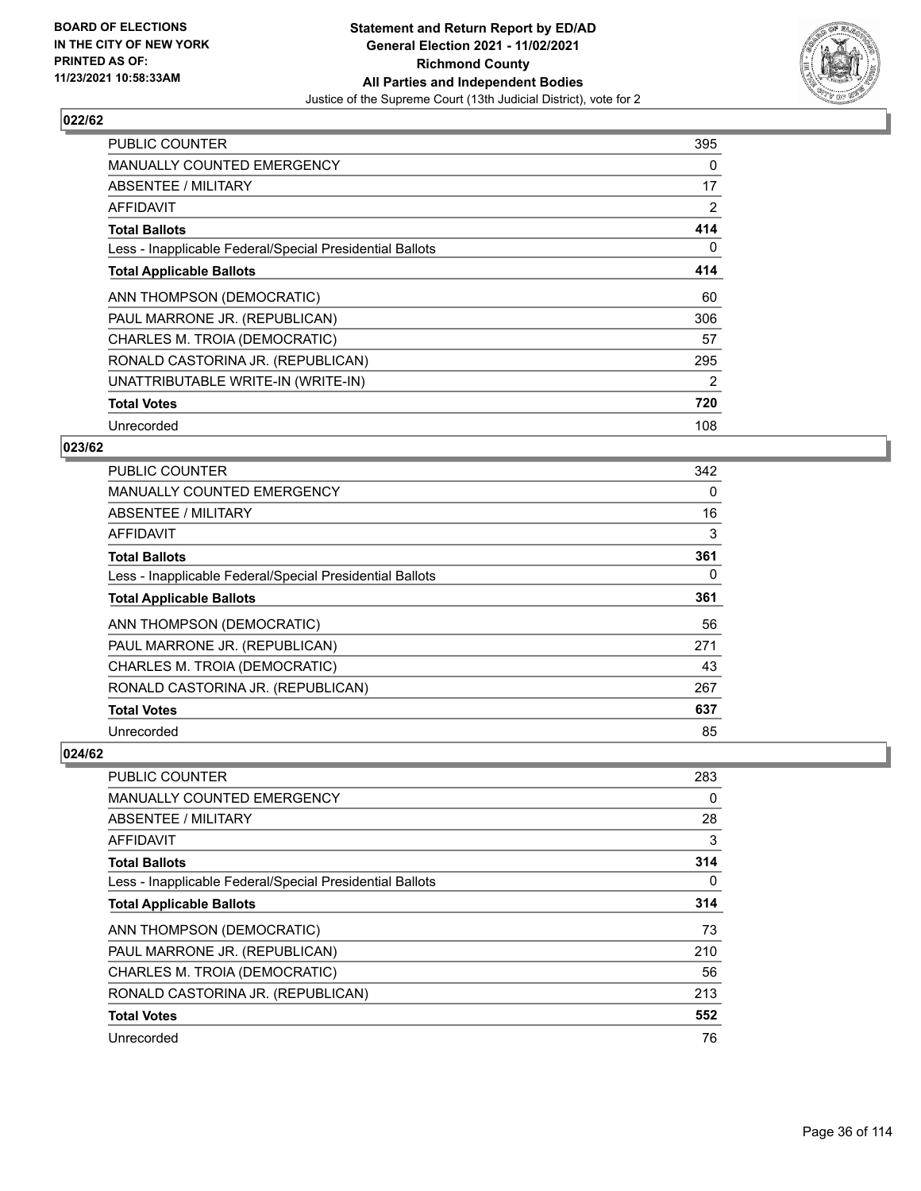## 022/62

| | |
|---|---|
| PUBLIC COUNTER | 395 |
| MANUALLY COUNTED EMERGENCY | 0 |
| ABSENTEE / MILITARY | 17 |
| AFFIDAVIT | 2 |
| **Total Ballots** | **414** |
| Less - Inapplicable Federal/Special Presidential Ballots | 0 |
| **Total Applicable Ballots** | **414** |
| ANN THOMPSON (DEMOCRATIC) | 60 |
| PAUL MARRONE JR. (REPUBLICAN) | 306 |
| CHARLES M. TROIA (DEMOCRATIC) | 57 |
| RONALD CASTORINA JR. (REPUBLICAN) | 295 |
| UNATTRIBUTABLE WRITE-IN (WRITE-IN) | 2 |
| **Total Votes** | **720** |
| Unrecorded | 108 |

## 023/62

| | |
|---|---|
| PUBLIC COUNTER | 342 |
| MANUALLY COUNTED EMERGENCY | 0 |
| ABSENTEE / MILITARY | 16 |
| AFFIDAVIT | 3 |
| **Total Ballots** | **361** |
| Less - Inapplicable Federal/Special Presidential Ballots | 0 |
| **Total Applicable Ballots** | **361** |
| ANN THOMPSON (DEMOCRATIC) | 56 |
| PAUL MARRONE JR. (REPUBLICAN) | 271 |
| CHARLES M. TROIA (DEMOCRATIC) | 43 |
| RONALD CASTORINA JR. (REPUBLICAN) | 267 |
| **Total Votes** | **637** |
| Unrecorded | 85 |

## 024/62

| | |
|---|---|
| PUBLIC COUNTER | 283 |
| MANUALLY COUNTED EMERGENCY | 0 |
| ABSENTEE / MILITARY | 28 |
| AFFIDAVIT | 3 |
| **Total Ballots** | **314** |
| Less - Inapplicable Federal/Special Presidential Ballots | 0 |
| **Total Applicable Ballots** | **314** |
| ANN THOMPSON (DEMOCRATIC) | 73 |
| PAUL MARRONE JR. (REPUBLICAN) | 210 |
| CHARLES M. TROIA (DEMOCRATIC) | 56 |
| RONALD CASTORINA JR. (REPUBLICAN) | 213 |
| **Total Votes** | **552** |
| Unrecorded | 76 |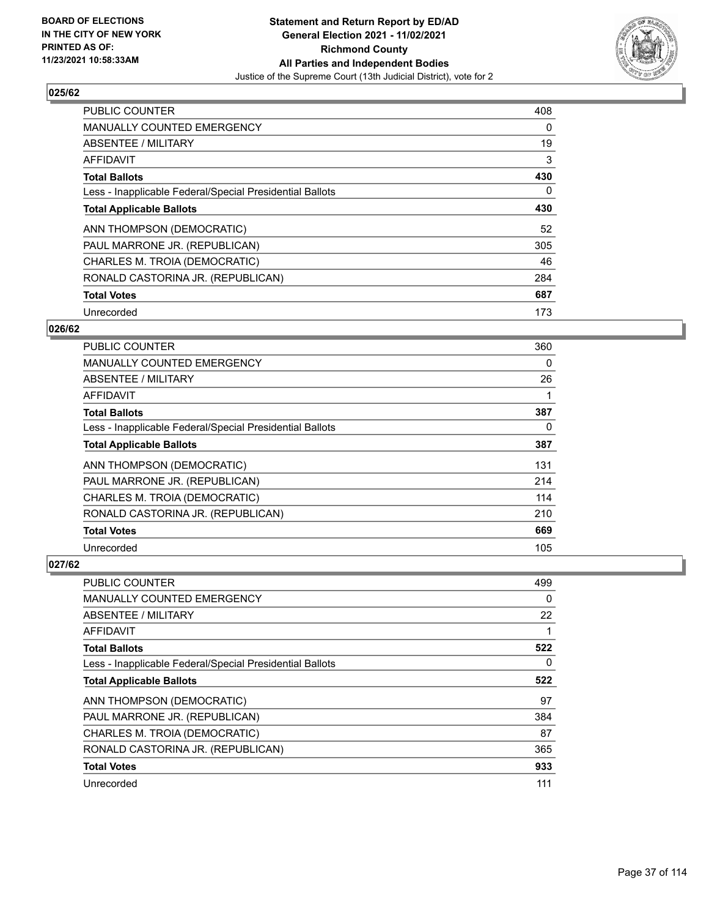**BOARD OF ELECTIONS IN THE CITY OF NEW YORK PRINTED AS OF: 11/23/2021 10:58:33AM**

**Statement and Return Report by ED/AD General Election 2021 - 11/02/2021 Richmond County All Parties and Independent Bodies**
Justice of the Supreme Court (13th Judicial District), vote for 2

## 025/62

| | |
|---|---|
| PUBLIC COUNTER | 408 |
| MANUALLY COUNTED EMERGENCY | 0 |
| ABSENTEE / MILITARY | 19 |
| AFFIDAVIT | 3 |
| **Total Ballots** | **430** |
| Less - Inapplicable Federal/Special Presidential Ballots | 0 |
| **Total Applicable Ballots** | **430** |
| ANN THOMPSON (DEMOCRATIC) | 52 |
| PAUL MARRONE JR. (REPUBLICAN) | 305 |
| CHARLES M. TROIA (DEMOCRATIC) | 46 |
| RONALD CASTORINA JR. (REPUBLICAN) | 284 |
| **Total Votes** | **687** |
| Unrecorded | 173 |

## 026/62

| | |
|---|---|
| PUBLIC COUNTER | 360 |
| MANUALLY COUNTED EMERGENCY | 0 |
| ABSENTEE / MILITARY | 26 |
| AFFIDAVIT | 1 |
| **Total Ballots** | **387** |
| Less - Inapplicable Federal/Special Presidential Ballots | 0 |
| **Total Applicable Ballots** | **387** |
| ANN THOMPSON (DEMOCRATIC) | 131 |
| PAUL MARRONE JR. (REPUBLICAN) | 214 |
| CHARLES M. TROIA (DEMOCRATIC) | 114 |
| RONALD CASTORINA JR. (REPUBLICAN) | 210 |
| **Total Votes** | **669** |
| Unrecorded | 105 |

## 027/62

| | |
|---|---|
| PUBLIC COUNTER | 499 |
| MANUALLY COUNTED EMERGENCY | 0 |
| ABSENTEE / MILITARY | 22 |
| AFFIDAVIT | 1 |
| **Total Ballots** | **522** |
| Less - Inapplicable Federal/Special Presidential Ballots | 0 |
| **Total Applicable Ballots** | **522** |
| ANN THOMPSON (DEMOCRATIC) | 97 |
| PAUL MARRONE JR. (REPUBLICAN) | 384 |
| CHARLES M. TROIA (DEMOCRATIC) | 87 |
| RONALD CASTORINA JR. (REPUBLICAN) | 365 |
| **Total Votes** | **933** |
| Unrecorded | 111 |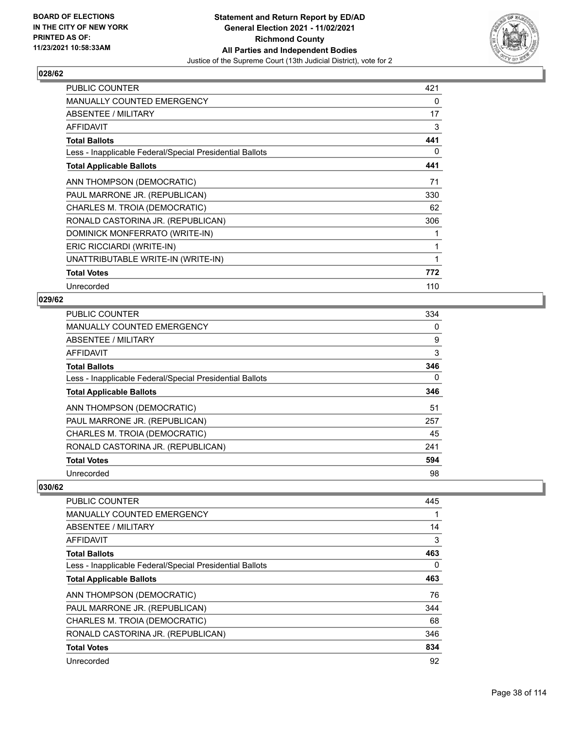**BOARD OF ELECTIONS IN THE CITY OF NEW YORK PRINTED AS OF: 11/23/2021 10:58:33AM**

**Statement and Return Report by ED/AD General Election 2021 - 11/02/2021 Richmond County All Parties and Independent Bodies**
Justice of the Supreme Court (13th Judicial District), vote for 2

### 028/62

| | |
|---|---|
| PUBLIC COUNTER | 421 |
| MANUALLY COUNTED EMERGENCY | 0 |
| ABSENTEE / MILITARY | 17 |
| AFFIDAVIT | 3 |
| **Total Ballots** | **441** |
| Less - Inapplicable Federal/Special Presidential Ballots | 0 |
| **Total Applicable Ballots** | **441** |
| ANN THOMPSON (DEMOCRATIC) | 71 |
| PAUL MARRONE JR. (REPUBLICAN) | 330 |
| CHARLES M. TROIA (DEMOCRATIC) | 62 |
| RONALD CASTORINA JR. (REPUBLICAN) | 306 |
| DOMINICK MONFERRATO (WRITE-IN) | 1 |
| ERIC RICCIARDI (WRITE-IN) | 1 |
| UNATTRIBUTABLE WRITE-IN (WRITE-IN) | 1 |
| **Total Votes** | **772** |
| Unrecorded | 110 |

### 029/62

| | |
|---|---|
| PUBLIC COUNTER | 334 |
| MANUALLY COUNTED EMERGENCY | 0 |
| ABSENTEE / MILITARY | 9 |
| AFFIDAVIT | 3 |
| **Total Ballots** | **346** |
| Less - Inapplicable Federal/Special Presidential Ballots | 0 |
| **Total Applicable Ballots** | **346** |
| ANN THOMPSON (DEMOCRATIC) | 51 |
| PAUL MARRONE JR. (REPUBLICAN) | 257 |
| CHARLES M. TROIA (DEMOCRATIC) | 45 |
| RONALD CASTORINA JR. (REPUBLICAN) | 241 |
| **Total Votes** | **594** |
| Unrecorded | 98 |

### 030/62

| | |
|---|---|
| PUBLIC COUNTER | 445 |
| MANUALLY COUNTED EMERGENCY | 1 |
| ABSENTEE / MILITARY | 14 |
| AFFIDAVIT | 3 |
| **Total Ballots** | **463** |
| Less - Inapplicable Federal/Special Presidential Ballots | 0 |
| **Total Applicable Ballots** | **463** |
| ANN THOMPSON (DEMOCRATIC) | 76 |
| PAUL MARRONE JR. (REPUBLICAN) | 344 |
| CHARLES M. TROIA (DEMOCRATIC) | 68 |
| RONALD CASTORINA JR. (REPUBLICAN) | 346 |
| **Total Votes** | **834** |
| Unrecorded | 92 |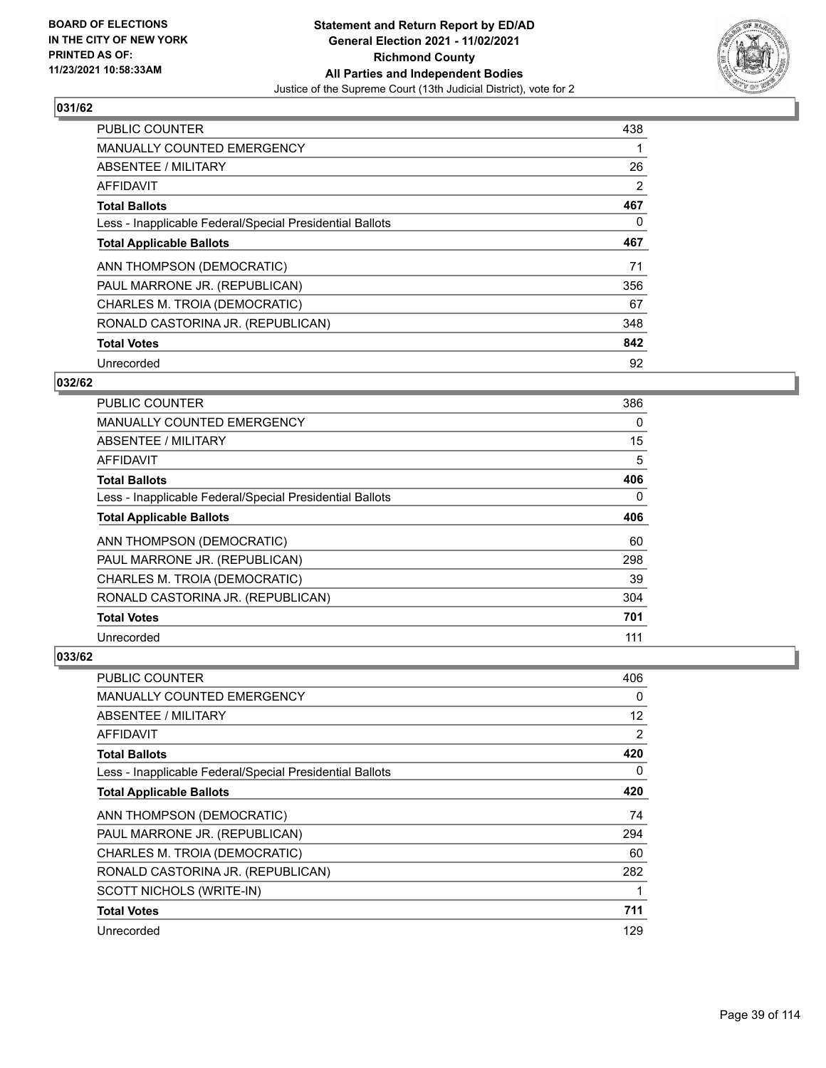## 031/62

| | |
|---|---|
| PUBLIC COUNTER | 438 |
| MANUALLY COUNTED EMERGENCY | 1 |
| ABSENTEE / MILITARY | 26 |
| AFFIDAVIT | 2 |
| **Total Ballots** | **467** |
| Less - Inapplicable Federal/Special Presidential Ballots | 0 |
| **Total Applicable Ballots** | **467** |
| ANN THOMPSON (DEMOCRATIC) | 71 |
| PAUL MARRONE JR. (REPUBLICAN) | 356 |
| CHARLES M. TROIA (DEMOCRATIC) | 67 |
| RONALD CASTORINA JR. (REPUBLICAN) | 348 |
| **Total Votes** | **842** |
| Unrecorded | 92 |

## 032/62

| | |
|---|---|
| PUBLIC COUNTER | 386 |
| MANUALLY COUNTED EMERGENCY | 0 |
| ABSENTEE / MILITARY | 15 |
| AFFIDAVIT | 5 |
| **Total Ballots** | **406** |
| Less - Inapplicable Federal/Special Presidential Ballots | 0 |
| **Total Applicable Ballots** | **406** |
| ANN THOMPSON (DEMOCRATIC) | 60 |
| PAUL MARRONE JR. (REPUBLICAN) | 298 |
| CHARLES M. TROIA (DEMOCRATIC) | 39 |
| RONALD CASTORINA JR. (REPUBLICAN) | 304 |
| **Total Votes** | **701** |
| Unrecorded | 111 |

## 033/62

| | |
|---|---|
| PUBLIC COUNTER | 406 |
| MANUALLY COUNTED EMERGENCY | 0 |
| ABSENTEE / MILITARY | 12 |
| AFFIDAVIT | 2 |
| **Total Ballots** | **420** |
| Less - Inapplicable Federal/Special Presidential Ballots | 0 |
| **Total Applicable Ballots** | **420** |
| ANN THOMPSON (DEMOCRATIC) | 74 |
| PAUL MARRONE JR. (REPUBLICAN) | 294 |
| CHARLES M. TROIA (DEMOCRATIC) | 60 |
| RONALD CASTORINA JR. (REPUBLICAN) | 282 |
| SCOTT NICHOLS (WRITE-IN) | 1 |
| **Total Votes** | **711** |
| Unrecorded | 129 |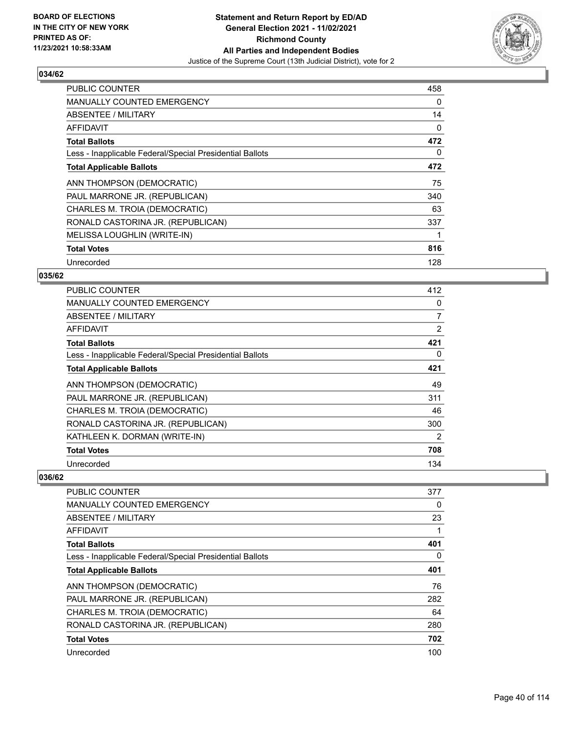BOARD OF ELECTIONS
IN THE CITY OF NEW YORK
PRINTED AS OF:
11/23/2021 10:58:33AM

**Statement and Return Report by ED/AD**
**General Election 2021 - 11/02/2021**
**Richmond County**
**All Parties and Independent Bodies**
Justice of the Supreme Court (13th Judicial District), vote for 2

### 034/62

| | |
|---|---|
| PUBLIC COUNTER | 458 |
| MANUALLY COUNTED EMERGENCY | 0 |
| ABSENTEE / MILITARY | 14 |
| AFFIDAVIT | 0 |
| **Total Ballots** | **472** |
| Less - Inapplicable Federal/Special Presidential Ballots | 0 |
| **Total Applicable Ballots** | **472** |
| ANN THOMPSON (DEMOCRATIC) | 75 |
| PAUL MARRONE JR. (REPUBLICAN) | 340 |
| CHARLES M. TROIA (DEMOCRATIC) | 63 |
| RONALD CASTORINA JR. (REPUBLICAN) | 337 |
| MELISSA LOUGHLIN (WRITE-IN) | 1 |
| **Total Votes** | **816** |
| Unrecorded | 128 |

### 035/62

| | |
|---|---|
| PUBLIC COUNTER | 412 |
| MANUALLY COUNTED EMERGENCY | 0 |
| ABSENTEE / MILITARY | 7 |
| AFFIDAVIT | 2 |
| **Total Ballots** | **421** |
| Less - Inapplicable Federal/Special Presidential Ballots | 0 |
| **Total Applicable Ballots** | **421** |
| ANN THOMPSON (DEMOCRATIC) | 49 |
| PAUL MARRONE JR. (REPUBLICAN) | 311 |
| CHARLES M. TROIA (DEMOCRATIC) | 46 |
| RONALD CASTORINA JR. (REPUBLICAN) | 300 |
| KATHLEEN K. DORMAN (WRITE-IN) | 2 |
| **Total Votes** | **708** |
| Unrecorded | 134 |

### 036/62

| | |
|---|---|
| PUBLIC COUNTER | 377 |
| MANUALLY COUNTED EMERGENCY | 0 |
| ABSENTEE / MILITARY | 23 |
| AFFIDAVIT | 1 |
| **Total Ballots** | **401** |
| Less - Inapplicable Federal/Special Presidential Ballots | 0 |
| **Total Applicable Ballots** | **401** |
| ANN THOMPSON (DEMOCRATIC) | 76 |
| PAUL MARRONE JR. (REPUBLICAN) | 282 |
| CHARLES M. TROIA (DEMOCRATIC) | 64 |
| RONALD CASTORINA JR. (REPUBLICAN) | 280 |
| **Total Votes** | **702** |
| Unrecorded | 100 |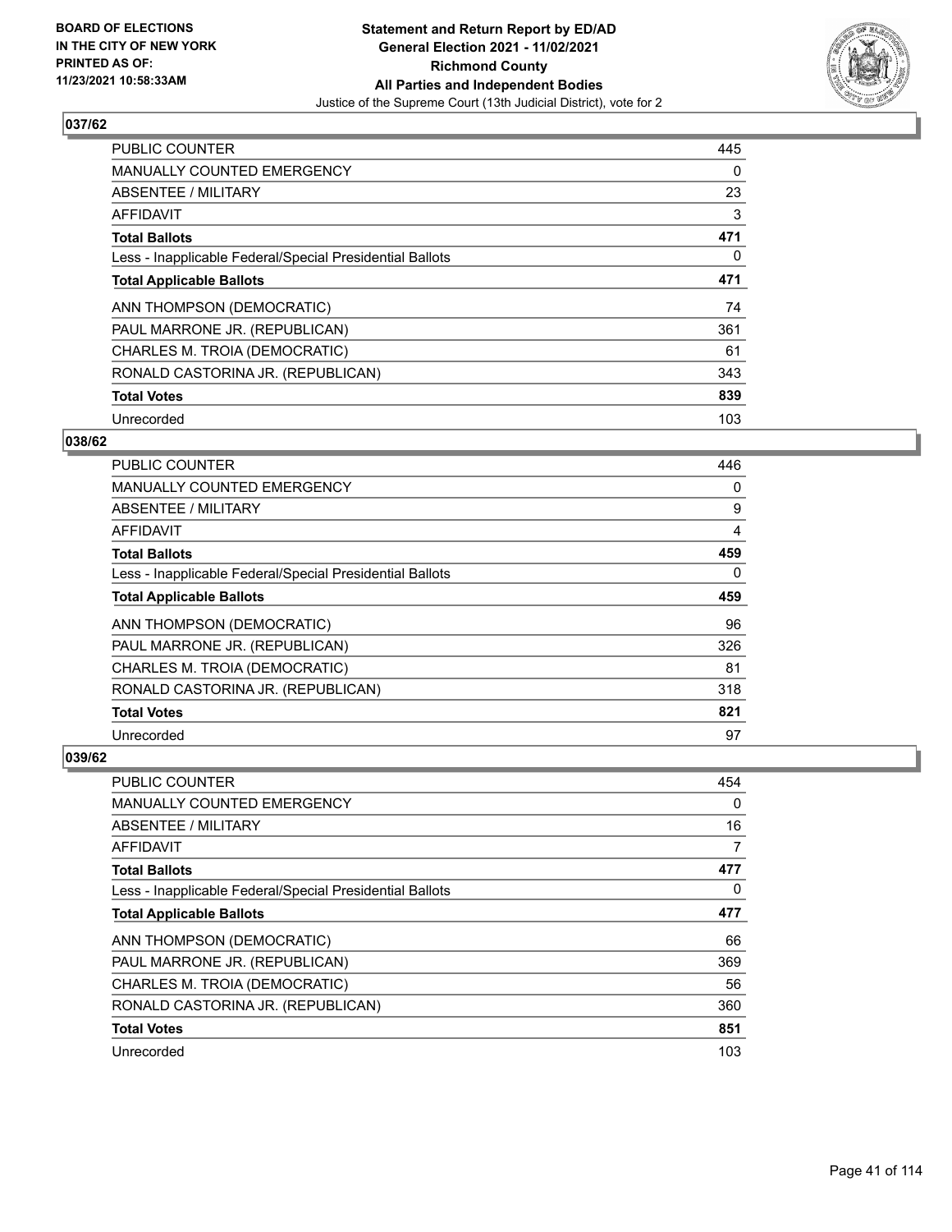## 037/62

| | |
|---|---|
| PUBLIC COUNTER | 445 |
| MANUALLY COUNTED EMERGENCY | 0 |
| ABSENTEE / MILITARY | 23 |
| AFFIDAVIT | 3 |
| **Total Ballots** | **471** |
| Less - Inapplicable Federal/Special Presidential Ballots | 0 |
| **Total Applicable Ballots** | **471** |
| ANN THOMPSON (DEMOCRATIC) | 74 |
| PAUL MARRONE JR. (REPUBLICAN) | 361 |
| CHARLES M. TROIA (DEMOCRATIC) | 61 |
| RONALD CASTORINA JR. (REPUBLICAN) | 343 |
| **Total Votes** | **839** |
| Unrecorded | 103 |

## 038/62

| | |
|---|---|
| PUBLIC COUNTER | 446 |
| MANUALLY COUNTED EMERGENCY | 0 |
| ABSENTEE / MILITARY | 9 |
| AFFIDAVIT | 4 |
| **Total Ballots** | **459** |
| Less - Inapplicable Federal/Special Presidential Ballots | 0 |
| **Total Applicable Ballots** | **459** |
| ANN THOMPSON (DEMOCRATIC) | 96 |
| PAUL MARRONE JR. (REPUBLICAN) | 326 |
| CHARLES M. TROIA (DEMOCRATIC) | 81 |
| RONALD CASTORINA JR. (REPUBLICAN) | 318 |
| **Total Votes** | **821** |
| Unrecorded | 97 |

## 039/62

| | |
|---|---|
| PUBLIC COUNTER | 454 |
| MANUALLY COUNTED EMERGENCY | 0 |
| ABSENTEE / MILITARY | 16 |
| AFFIDAVIT | 7 |
| **Total Ballots** | **477** |
| Less - Inapplicable Federal/Special Presidential Ballots | 0 |
| **Total Applicable Ballots** | **477** |
| ANN THOMPSON (DEMOCRATIC) | 66 |
| PAUL MARRONE JR. (REPUBLICAN) | 369 |
| CHARLES M. TROIA (DEMOCRATIC) | 56 |
| RONALD CASTORINA JR. (REPUBLICAN) | 360 |
| **Total Votes** | **851** |
| Unrecorded | 103 |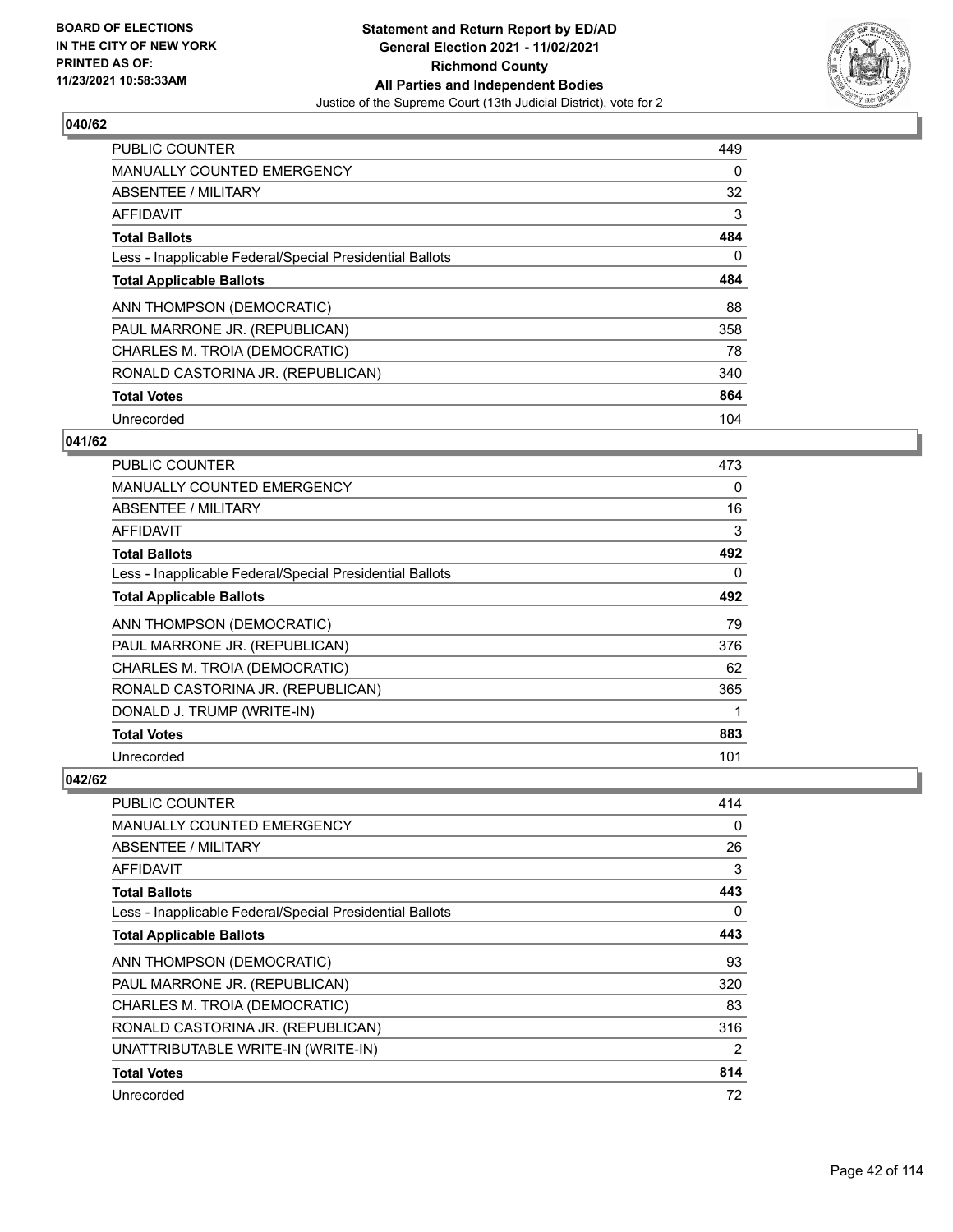**BOARD OF ELECTIONS IN THE CITY OF NEW YORK PRINTED AS OF: 11/23/2021 10:58:33AM**

**Statement and Return Report by ED/AD General Election 2021 - 11/02/2021 Richmond County All Parties and Independent Bodies**
Justice of the Supreme Court (13th Judicial District), vote for 2

## 040/62

| | |
|---|---|
| PUBLIC COUNTER | 449 |
| MANUALLY COUNTED EMERGENCY | 0 |
| ABSENTEE / MILITARY | 32 |
| AFFIDAVIT | 3 |
| **Total Ballots** | **484** |
| Less - Inapplicable Federal/Special Presidential Ballots | 0 |
| **Total Applicable Ballots** | **484** |
| ANN THOMPSON (DEMOCRATIC) | 88 |
| PAUL MARRONE JR. (REPUBLICAN) | 358 |
| CHARLES M. TROIA (DEMOCRATIC) | 78 |
| RONALD CASTORINA JR. (REPUBLICAN) | 340 |
| **Total Votes** | **864** |
| Unrecorded | 104 |

## 041/62

| | |
|---|---|
| PUBLIC COUNTER | 473 |
| MANUALLY COUNTED EMERGENCY | 0 |
| ABSENTEE / MILITARY | 16 |
| AFFIDAVIT | 3 |
| **Total Ballots** | **492** |
| Less - Inapplicable Federal/Special Presidential Ballots | 0 |
| **Total Applicable Ballots** | **492** |
| ANN THOMPSON (DEMOCRATIC) | 79 |
| PAUL MARRONE JR. (REPUBLICAN) | 376 |
| CHARLES M. TROIA (DEMOCRATIC) | 62 |
| RONALD CASTORINA JR. (REPUBLICAN) | 365 |
| DONALD J. TRUMP (WRITE-IN) | 1 |
| **Total Votes** | **883** |
| Unrecorded | 101 |

## 042/62

| | |
|---|---|
| PUBLIC COUNTER | 414 |
| MANUALLY COUNTED EMERGENCY | 0 |
| ABSENTEE / MILITARY | 26 |
| AFFIDAVIT | 3 |
| **Total Ballots** | **443** |
| Less - Inapplicable Federal/Special Presidential Ballots | 0 |
| **Total Applicable Ballots** | **443** |
| ANN THOMPSON (DEMOCRATIC) | 93 |
| PAUL MARRONE JR. (REPUBLICAN) | 320 |
| CHARLES M. TROIA (DEMOCRATIC) | 83 |
| RONALD CASTORINA JR. (REPUBLICAN) | 316 |
| UNATTRIBUTABLE WRITE-IN (WRITE-IN) | 2 |
| **Total Votes** | **814** |
| Unrecorded | 72 |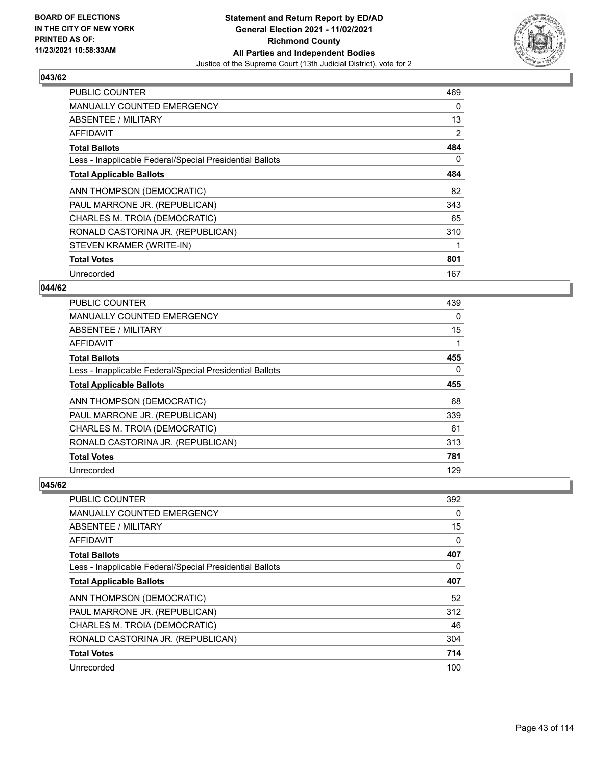## 043/62

| | |
|---|---|
| PUBLIC COUNTER | 469 |
| MANUALLY COUNTED EMERGENCY | 0 |
| ABSENTEE / MILITARY | 13 |
| AFFIDAVIT | 2 |
| **Total Ballots** | **484** |
| Less - Inapplicable Federal/Special Presidential Ballots | 0 |
| **Total Applicable Ballots** | **484** |
| ANN THOMPSON (DEMOCRATIC) | 82 |
| PAUL MARRONE JR. (REPUBLICAN) | 343 |
| CHARLES M. TROIA (DEMOCRATIC) | 65 |
| RONALD CASTORINA JR. (REPUBLICAN) | 310 |
| STEVEN KRAMER (WRITE-IN) | 1 |
| **Total Votes** | **801** |
| Unrecorded | 167 |

## 044/62

| | |
|---|---|
| PUBLIC COUNTER | 439 |
| MANUALLY COUNTED EMERGENCY | 0 |
| ABSENTEE / MILITARY | 15 |
| AFFIDAVIT | 1 |
| **Total Ballots** | **455** |
| Less - Inapplicable Federal/Special Presidential Ballots | 0 |
| **Total Applicable Ballots** | **455** |
| ANN THOMPSON (DEMOCRATIC) | 68 |
| PAUL MARRONE JR. (REPUBLICAN) | 339 |
| CHARLES M. TROIA (DEMOCRATIC) | 61 |
| RONALD CASTORINA JR. (REPUBLICAN) | 313 |
| **Total Votes** | **781** |
| Unrecorded | 129 |

## 045/62

| | |
|---|---|
| PUBLIC COUNTER | 392 |
| MANUALLY COUNTED EMERGENCY | 0 |
| ABSENTEE / MILITARY | 15 |
| AFFIDAVIT | 0 |
| **Total Ballots** | **407** |
| Less - Inapplicable Federal/Special Presidential Ballots | 0 |
| **Total Applicable Ballots** | **407** |
| ANN THOMPSON (DEMOCRATIC) | 52 |
| PAUL MARRONE JR. (REPUBLICAN) | 312 |
| CHARLES M. TROIA (DEMOCRATIC) | 46 |
| RONALD CASTORINA JR. (REPUBLICAN) | 304 |
| **Total Votes** | **714** |
| Unrecorded | 100 |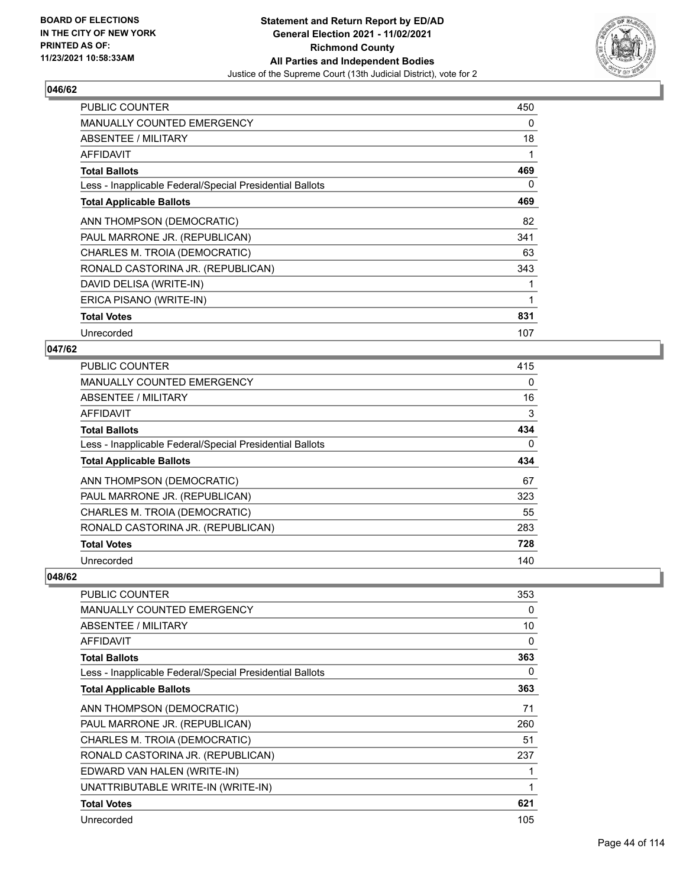**BOARD OF ELECTIONS IN THE CITY OF NEW YORK PRINTED AS OF: 11/23/2021 10:58:33AM**

**Statement and Return Report by ED/AD General Election 2021 - 11/02/2021 Richmond County All Parties and Independent Bodies**

Justice of the Supreme Court (13th Judicial District), vote for 2

## 046/62

| | |
|---|---|
| PUBLIC COUNTER | 450 |
| MANUALLY COUNTED EMERGENCY | 0 |
| ABSENTEE / MILITARY | 18 |
| AFFIDAVIT | 1 |
| **Total Ballots** | **469** |
| Less - Inapplicable Federal/Special Presidential Ballots | 0 |
| **Total Applicable Ballots** | **469** |
| ANN THOMPSON (DEMOCRATIC) | 82 |
| PAUL MARRONE JR. (REPUBLICAN) | 341 |
| CHARLES M. TROIA (DEMOCRATIC) | 63 |
| RONALD CASTORINA JR. (REPUBLICAN) | 343 |
| DAVID DELISA (WRITE-IN) | 1 |
| ERICA PISANO (WRITE-IN) | 1 |
| **Total Votes** | **831** |
| Unrecorded | 107 |

## 047/62

| | |
|---|---|
| PUBLIC COUNTER | 415 |
| MANUALLY COUNTED EMERGENCY | 0 |
| ABSENTEE / MILITARY | 16 |
| AFFIDAVIT | 3 |
| **Total Ballots** | **434** |
| Less - Inapplicable Federal/Special Presidential Ballots | 0 |
| **Total Applicable Ballots** | **434** |
| ANN THOMPSON (DEMOCRATIC) | 67 |
| PAUL MARRONE JR. (REPUBLICAN) | 323 |
| CHARLES M. TROIA (DEMOCRATIC) | 55 |
| RONALD CASTORINA JR. (REPUBLICAN) | 283 |
| **Total Votes** | **728** |
| Unrecorded | 140 |

## 048/62

| | |
|---|---|
| PUBLIC COUNTER | 353 |
| MANUALLY COUNTED EMERGENCY | 0 |
| ABSENTEE / MILITARY | 10 |
| AFFIDAVIT | 0 |
| **Total Ballots** | **363** |
| Less - Inapplicable Federal/Special Presidential Ballots | 0 |
| **Total Applicable Ballots** | **363** |
| ANN THOMPSON (DEMOCRATIC) | 71 |
| PAUL MARRONE JR. (REPUBLICAN) | 260 |
| CHARLES M. TROIA (DEMOCRATIC) | 51 |
| RONALD CASTORINA JR. (REPUBLICAN) | 237 |
| EDWARD VAN HALEN (WRITE-IN) | 1 |
| UNATTRIBUTABLE WRITE-IN (WRITE-IN) | 1 |
| **Total Votes** | **621** |
| Unrecorded | 105 |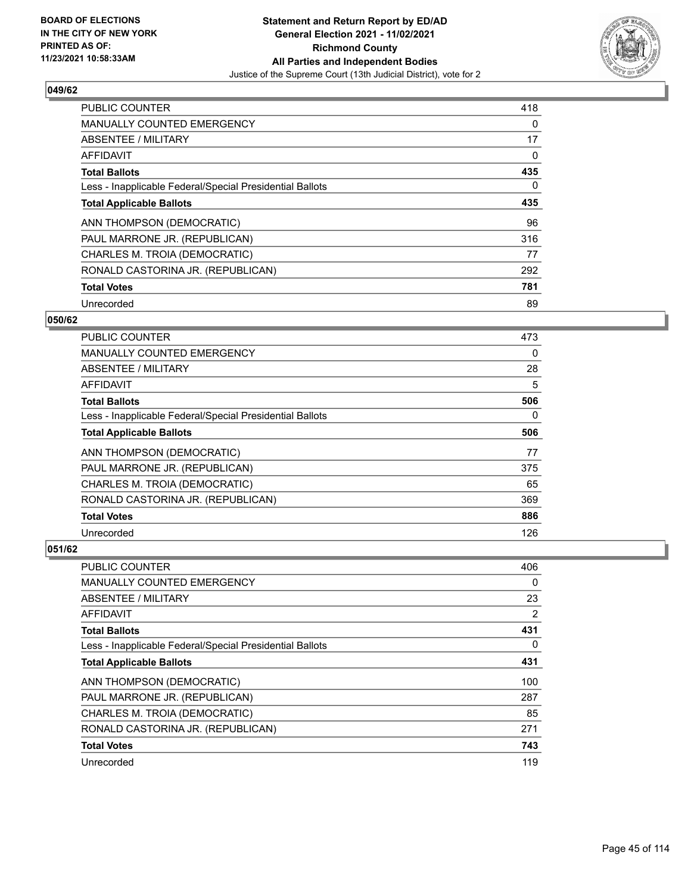**BOARD OF ELECTIONS IN THE CITY OF NEW YORK PRINTED AS OF: 11/23/2021 10:58:33AM**

**Statement and Return Report by ED/AD General Election 2021 - 11/02/2021 Richmond County All Parties and Independent Bodies**

Justice of the Supreme Court (13th Judicial District), vote for 2

## 049/62

| | |
|---|---|
| PUBLIC COUNTER | 418 |
| MANUALLY COUNTED EMERGENCY | 0 |
| ABSENTEE / MILITARY | 17 |
| AFFIDAVIT | 0 |
| **Total Ballots** | **435** |
| Less - Inapplicable Federal/Special Presidential Ballots | 0 |
| **Total Applicable Ballots** | **435** |
| ANN THOMPSON (DEMOCRATIC) | 96 |
| PAUL MARRONE JR. (REPUBLICAN) | 316 |
| CHARLES M. TROIA (DEMOCRATIC) | 77 |
| RONALD CASTORINA JR. (REPUBLICAN) | 292 |
| **Total Votes** | **781** |
| Unrecorded | 89 |

## 050/62

| | |
|---|---|
| PUBLIC COUNTER | 473 |
| MANUALLY COUNTED EMERGENCY | 0 |
| ABSENTEE / MILITARY | 28 |
| AFFIDAVIT | 5 |
| **Total Ballots** | **506** |
| Less - Inapplicable Federal/Special Presidential Ballots | 0 |
| **Total Applicable Ballots** | **506** |
| ANN THOMPSON (DEMOCRATIC) | 77 |
| PAUL MARRONE JR. (REPUBLICAN) | 375 |
| CHARLES M. TROIA (DEMOCRATIC) | 65 |
| RONALD CASTORINA JR. (REPUBLICAN) | 369 |
| **Total Votes** | **886** |
| Unrecorded | 126 |

## 051/62

| | |
|---|---|
| PUBLIC COUNTER | 406 |
| MANUALLY COUNTED EMERGENCY | 0 |
| ABSENTEE / MILITARY | 23 |
| AFFIDAVIT | 2 |
| **Total Ballots** | **431** |
| Less - Inapplicable Federal/Special Presidential Ballots | 0 |
| **Total Applicable Ballots** | **431** |
| ANN THOMPSON (DEMOCRATIC) | 100 |
| PAUL MARRONE JR. (REPUBLICAN) | 287 |
| CHARLES M. TROIA (DEMOCRATIC) | 85 |
| RONALD CASTORINA JR. (REPUBLICAN) | 271 |
| **Total Votes** | **743** |
| Unrecorded | 119 |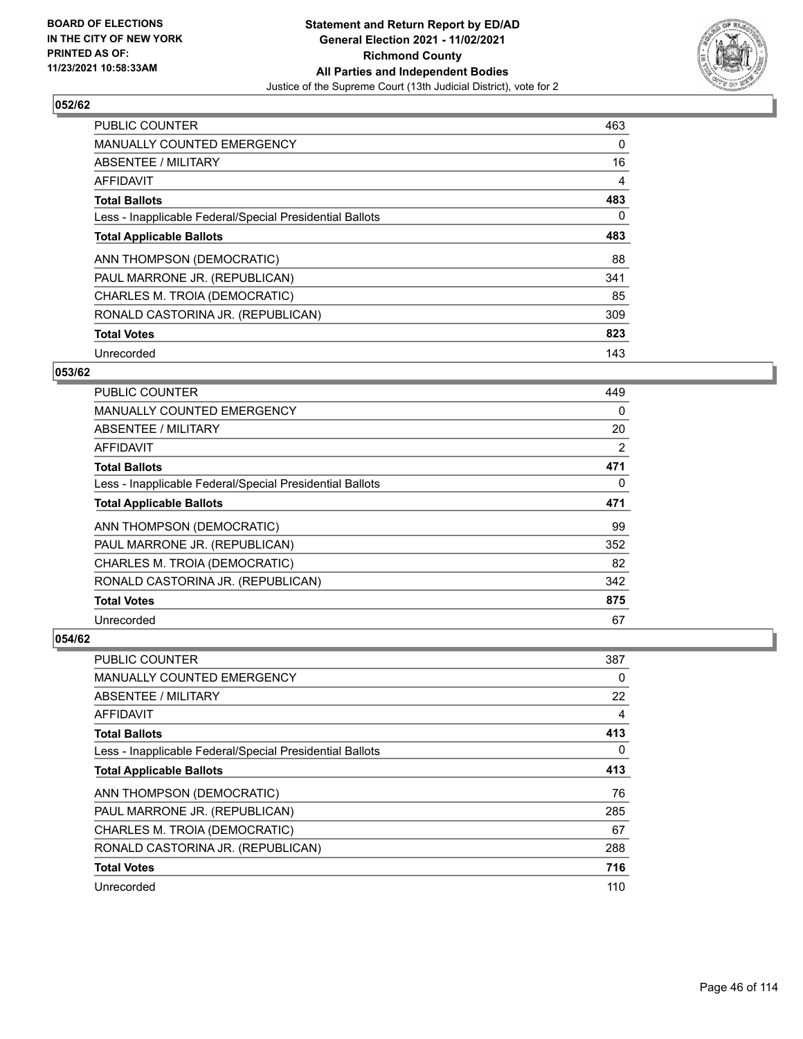**BOARD OF ELECTIONS IN THE CITY OF NEW YORK PRINTED AS OF: 11/23/2021 10:58:33AM**

**Statement and Return Report by ED/AD General Election 2021 - 11/02/2021 Richmond County All Parties and Independent Bodies**

Justice of the Supreme Court (13th Judicial District), vote for 2

## 052/62

| | |
|---|---|
| PUBLIC COUNTER | 463 |
| MANUALLY COUNTED EMERGENCY | 0 |
| ABSENTEE / MILITARY | 16 |
| AFFIDAVIT | 4 |
| **Total Ballots** | **483** |
| Less - Inapplicable Federal/Special Presidential Ballots | 0 |
| **Total Applicable Ballots** | **483** |
| ANN THOMPSON (DEMOCRATIC) | 88 |
| PAUL MARRONE JR. (REPUBLICAN) | 341 |
| CHARLES M. TROIA (DEMOCRATIC) | 85 |
| RONALD CASTORINA JR. (REPUBLICAN) | 309 |
| **Total Votes** | **823** |
| Unrecorded | 143 |

## 053/62

| | |
|---|---|
| PUBLIC COUNTER | 449 |
| MANUALLY COUNTED EMERGENCY | 0 |
| ABSENTEE / MILITARY | 20 |
| AFFIDAVIT | 2 |
| **Total Ballots** | **471** |
| Less - Inapplicable Federal/Special Presidential Ballots | 0 |
| **Total Applicable Ballots** | **471** |
| ANN THOMPSON (DEMOCRATIC) | 99 |
| PAUL MARRONE JR. (REPUBLICAN) | 352 |
| CHARLES M. TROIA (DEMOCRATIC) | 82 |
| RONALD CASTORINA JR. (REPUBLICAN) | 342 |
| **Total Votes** | **875** |
| Unrecorded | 67 |

## 054/62

| | |
|---|---|
| PUBLIC COUNTER | 387 |
| MANUALLY COUNTED EMERGENCY | 0 |
| ABSENTEE / MILITARY | 22 |
| AFFIDAVIT | 4 |
| **Total Ballots** | **413** |
| Less - Inapplicable Federal/Special Presidential Ballots | 0 |
| **Total Applicable Ballots** | **413** |
| ANN THOMPSON (DEMOCRATIC) | 76 |
| PAUL MARRONE JR. (REPUBLICAN) | 285 |
| CHARLES M. TROIA (DEMOCRATIC) | 67 |
| RONALD CASTORINA JR. (REPUBLICAN) | 288 |
| **Total Votes** | **716** |
| Unrecorded | 110 |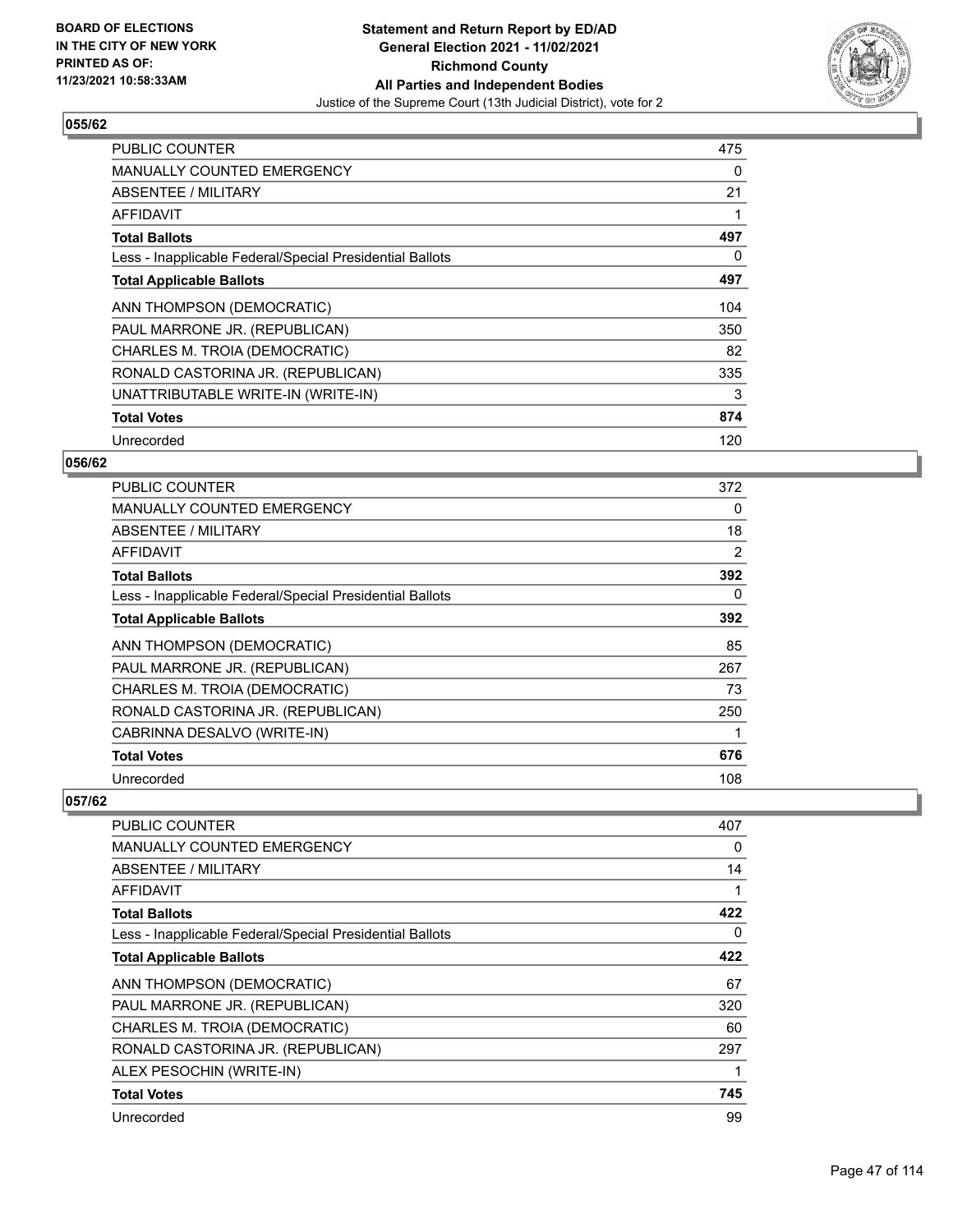**BOARD OF ELECTIONS IN THE CITY OF NEW YORK PRINTED AS OF: 11/23/2021 10:58:33AM**

**Statement and Return Report by ED/AD General Election 2021 - 11/02/2021 Richmond County All Parties and Independent Bodies**

Justice of the Supreme Court (13th Judicial District), vote for 2

## 055/62

| | |
|---|---|
| PUBLIC COUNTER | 475 |
| MANUALLY COUNTED EMERGENCY | 0 |
| ABSENTEE / MILITARY | 21 |
| AFFIDAVIT | 1 |
| **Total Ballots** | **497** |
| Less - Inapplicable Federal/Special Presidential Ballots | 0 |
| **Total Applicable Ballots** | **497** |
| ANN THOMPSON (DEMOCRATIC) | 104 |
| PAUL MARRONE JR. (REPUBLICAN) | 350 |
| CHARLES M. TROIA (DEMOCRATIC) | 82 |
| RONALD CASTORINA JR. (REPUBLICAN) | 335 |
| UNATTRIBUTABLE WRITE-IN (WRITE-IN) | 3 |
| **Total Votes** | **874** |
| Unrecorded | 120 |

## 056/62

| | |
|---|---|
| PUBLIC COUNTER | 372 |
| MANUALLY COUNTED EMERGENCY | 0 |
| ABSENTEE / MILITARY | 18 |
| AFFIDAVIT | 2 |
| **Total Ballots** | **392** |
| Less - Inapplicable Federal/Special Presidential Ballots | 0 |
| **Total Applicable Ballots** | **392** |
| ANN THOMPSON (DEMOCRATIC) | 85 |
| PAUL MARRONE JR. (REPUBLICAN) | 267 |
| CHARLES M. TROIA (DEMOCRATIC) | 73 |
| RONALD CASTORINA JR. (REPUBLICAN) | 250 |
| CABRINNA DESALVO (WRITE-IN) | 1 |
| **Total Votes** | **676** |
| Unrecorded | 108 |

## 057/62

| | |
|---|---|
| PUBLIC COUNTER | 407 |
| MANUALLY COUNTED EMERGENCY | 0 |
| ABSENTEE / MILITARY | 14 |
| AFFIDAVIT | 1 |
| **Total Ballots** | **422** |
| Less - Inapplicable Federal/Special Presidential Ballots | 0 |
| **Total Applicable Ballots** | **422** |
| ANN THOMPSON (DEMOCRATIC) | 67 |
| PAUL MARRONE JR. (REPUBLICAN) | 320 |
| CHARLES M. TROIA (DEMOCRATIC) | 60 |
| RONALD CASTORINA JR. (REPUBLICAN) | 297 |
| ALEX PESOCHIN (WRITE-IN) | 1 |
| **Total Votes** | **745** |
| Unrecorded | 99 |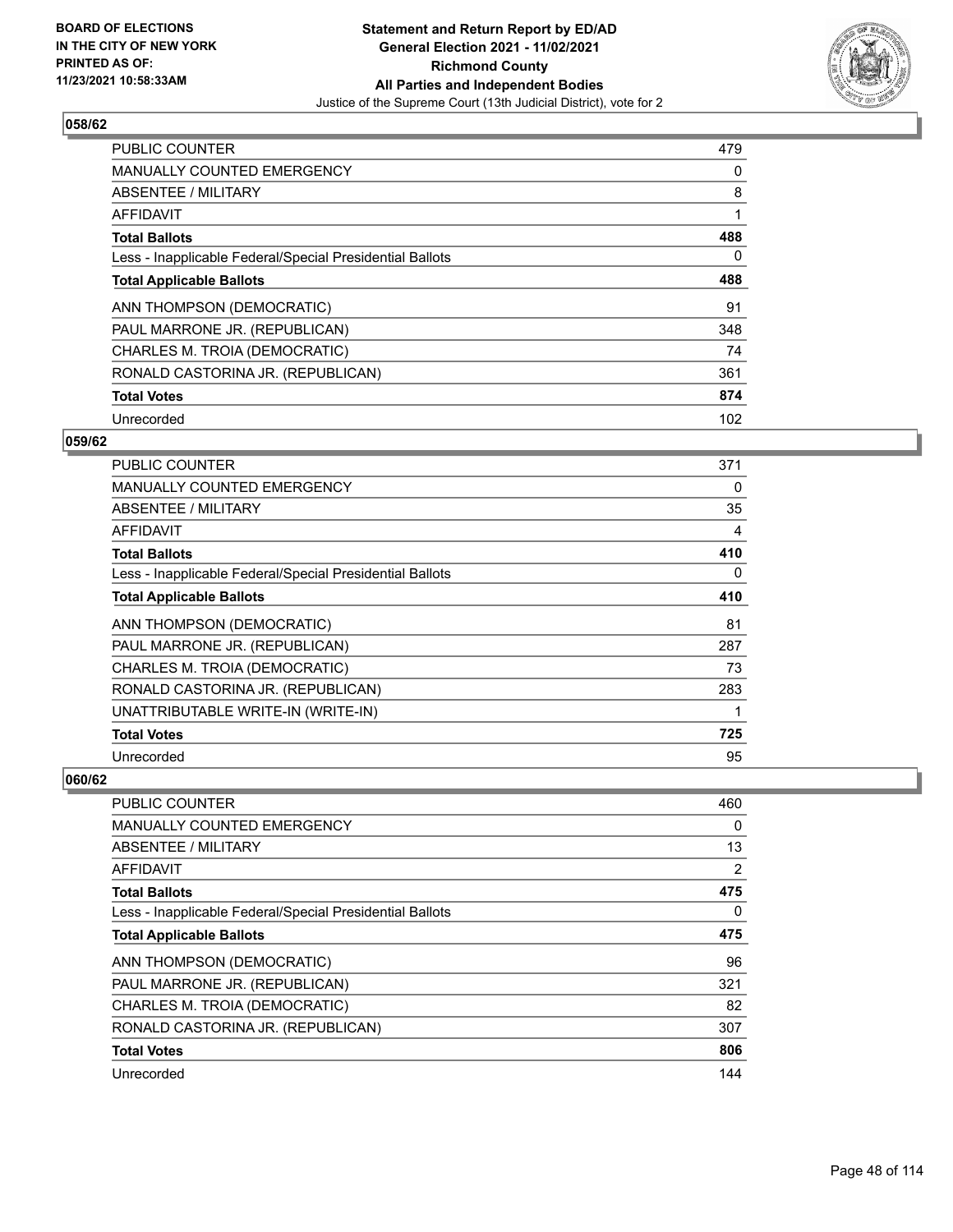**BOARD OF ELECTIONS IN THE CITY OF NEW YORK PRINTED AS OF: 11/23/2021 10:58:33AM**

**Statement and Return Report by ED/AD General Election 2021 - 11/02/2021 Richmond County All Parties and Independent Bodies**
Justice of the Supreme Court (13th Judicial District), vote for 2

### 058/62

| | |
|---|---|
| PUBLIC COUNTER | 479 |
| MANUALLY COUNTED EMERGENCY | 0 |
| ABSENTEE / MILITARY | 8 |
| AFFIDAVIT | 1 |
| **Total Ballots** | **488** |
| Less - Inapplicable Federal/Special Presidential Ballots | 0 |
| **Total Applicable Ballots** | **488** |
| ANN THOMPSON (DEMOCRATIC) | 91 |
| PAUL MARRONE JR. (REPUBLICAN) | 348 |
| CHARLES M. TROIA (DEMOCRATIC) | 74 |
| RONALD CASTORINA JR. (REPUBLICAN) | 361 |
| **Total Votes** | **874** |
| Unrecorded | 102 |

### 059/62

| | |
|---|---|
| PUBLIC COUNTER | 371 |
| MANUALLY COUNTED EMERGENCY | 0 |
| ABSENTEE / MILITARY | 35 |
| AFFIDAVIT | 4 |
| **Total Ballots** | **410** |
| Less - Inapplicable Federal/Special Presidential Ballots | 0 |
| **Total Applicable Ballots** | **410** |
| ANN THOMPSON (DEMOCRATIC) | 81 |
| PAUL MARRONE JR. (REPUBLICAN) | 287 |
| CHARLES M. TROIA (DEMOCRATIC) | 73 |
| RONALD CASTORINA JR. (REPUBLICAN) | 283 |
| UNATTRIBUTABLE WRITE-IN (WRITE-IN) | 1 |
| **Total Votes** | **725** |
| Unrecorded | 95 |

### 060/62

| | |
|---|---|
| PUBLIC COUNTER | 460 |
| MANUALLY COUNTED EMERGENCY | 0 |
| ABSENTEE / MILITARY | 13 |
| AFFIDAVIT | 2 |
| **Total Ballots** | **475** |
| Less - Inapplicable Federal/Special Presidential Ballots | 0 |
| **Total Applicable Ballots** | **475** |
| ANN THOMPSON (DEMOCRATIC) | 96 |
| PAUL MARRONE JR. (REPUBLICAN) | 321 |
| CHARLES M. TROIA (DEMOCRATIC) | 82 |
| RONALD CASTORINA JR. (REPUBLICAN) | 307 |
| **Total Votes** | **806** |
| Unrecorded | 144 |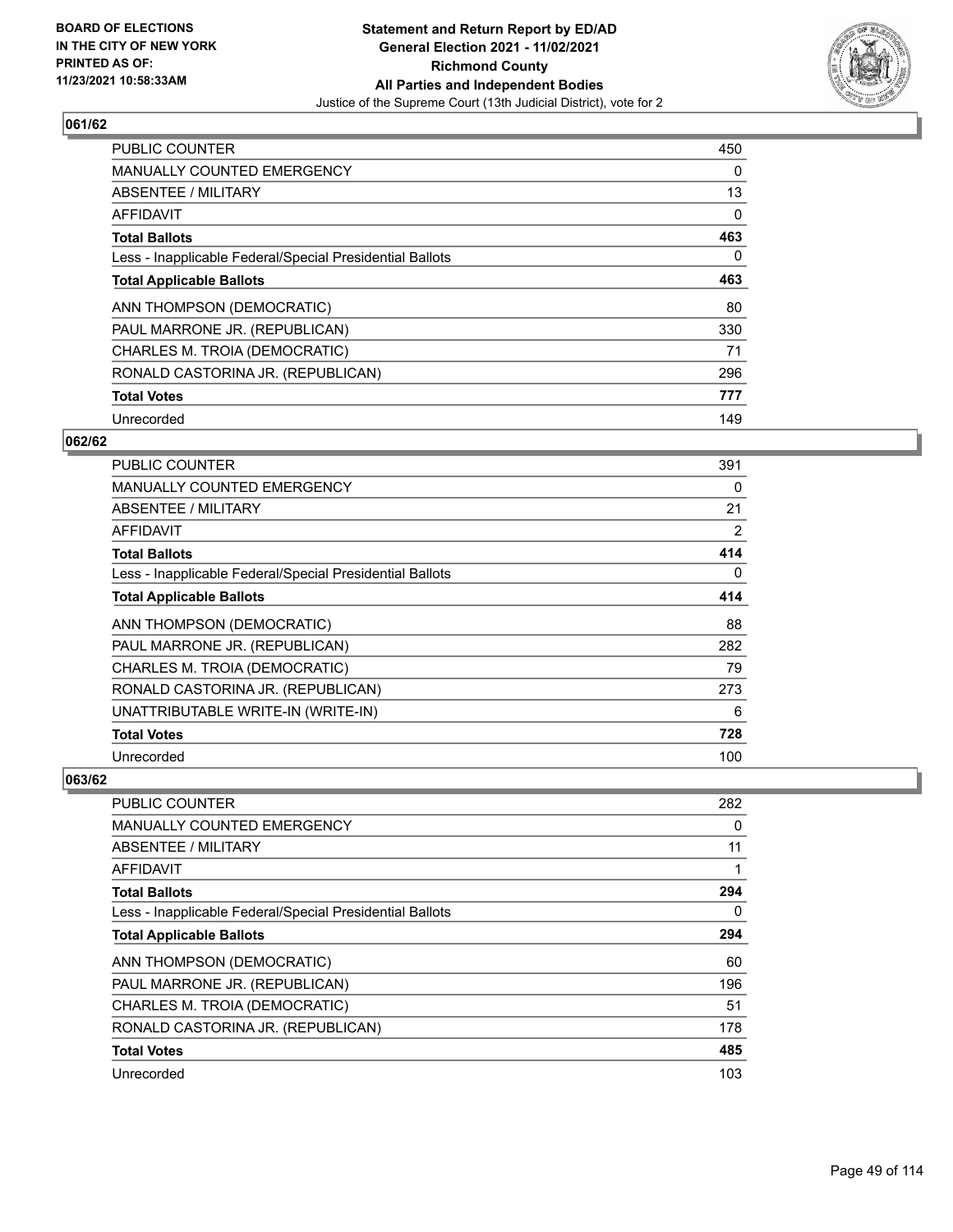BOARD OF ELECTIONS
IN THE CITY OF NEW YORK
PRINTED AS OF:
11/23/2021 10:58:33AM

**Statement and Return Report by ED/AD**
**General Election 2021 - 11/02/2021**
**Richmond County**
**All Parties and Independent Bodies**
Justice of the Supreme Court (13th Judicial District), vote for 2

### 061/62

| | |
|---|---|
| PUBLIC COUNTER | 450 |
| MANUALLY COUNTED EMERGENCY | 0 |
| ABSENTEE / MILITARY | 13 |
| AFFIDAVIT | 0 |
| **Total Ballots** | **463** |
| Less - Inapplicable Federal/Special Presidential Ballots | 0 |
| **Total Applicable Ballots** | **463** |
| ANN THOMPSON (DEMOCRATIC) | 80 |
| PAUL MARRONE JR. (REPUBLICAN) | 330 |
| CHARLES M. TROIA (DEMOCRATIC) | 71 |
| RONALD CASTORINA JR. (REPUBLICAN) | 296 |
| **Total Votes** | **777** |
| Unrecorded | 149 |

### 062/62

| | |
|---|---|
| PUBLIC COUNTER | 391 |
| MANUALLY COUNTED EMERGENCY | 0 |
| ABSENTEE / MILITARY | 21 |
| AFFIDAVIT | 2 |
| **Total Ballots** | **414** |
| Less - Inapplicable Federal/Special Presidential Ballots | 0 |
| **Total Applicable Ballots** | **414** |
| ANN THOMPSON (DEMOCRATIC) | 88 |
| PAUL MARRONE JR. (REPUBLICAN) | 282 |
| CHARLES M. TROIA (DEMOCRATIC) | 79 |
| RONALD CASTORINA JR. (REPUBLICAN) | 273 |
| UNATTRIBUTABLE WRITE-IN (WRITE-IN) | 6 |
| **Total Votes** | **728** |
| Unrecorded | 100 |

### 063/62

| | |
|---|---|
| PUBLIC COUNTER | 282 |
| MANUALLY COUNTED EMERGENCY | 0 |
| ABSENTEE / MILITARY | 11 |
| AFFIDAVIT | 1 |
| **Total Ballots** | **294** |
| Less - Inapplicable Federal/Special Presidential Ballots | 0 |
| **Total Applicable Ballots** | **294** |
| ANN THOMPSON (DEMOCRATIC) | 60 |
| PAUL MARRONE JR. (REPUBLICAN) | 196 |
| CHARLES M. TROIA (DEMOCRATIC) | 51 |
| RONALD CASTORINA JR. (REPUBLICAN) | 178 |
| **Total Votes** | **485** |
| Unrecorded | 103 |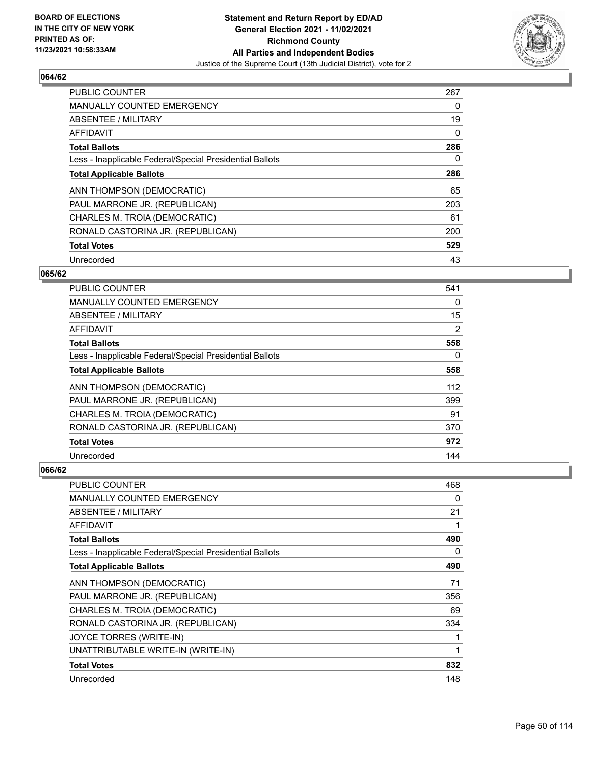## 064/62

| | |
|---|---|
| PUBLIC COUNTER | 267 |
| MANUALLY COUNTED EMERGENCY | 0 |
| ABSENTEE / MILITARY | 19 |
| AFFIDAVIT | 0 |
| **Total Ballots** | **286** |
| Less - Inapplicable Federal/Special Presidential Ballots | 0 |
| **Total Applicable Ballots** | **286** |
| ANN THOMPSON (DEMOCRATIC) | 65 |
| PAUL MARRONE JR. (REPUBLICAN) | 203 |
| CHARLES M. TROIA (DEMOCRATIC) | 61 |
| RONALD CASTORINA JR. (REPUBLICAN) | 200 |
| **Total Votes** | **529** |
| Unrecorded | 43 |

## 065/62

| | |
|---|---|
| PUBLIC COUNTER | 541 |
| MANUALLY COUNTED EMERGENCY | 0 |
| ABSENTEE / MILITARY | 15 |
| AFFIDAVIT | 2 |
| **Total Ballots** | **558** |
| Less - Inapplicable Federal/Special Presidential Ballots | 0 |
| **Total Applicable Ballots** | **558** |
| ANN THOMPSON (DEMOCRATIC) | 112 |
| PAUL MARRONE JR. (REPUBLICAN) | 399 |
| CHARLES M. TROIA (DEMOCRATIC) | 91 |
| RONALD CASTORINA JR. (REPUBLICAN) | 370 |
| **Total Votes** | **972** |
| Unrecorded | 144 |

## 066/62

| | |
|---|---|
| PUBLIC COUNTER | 468 |
| MANUALLY COUNTED EMERGENCY | 0 |
| ABSENTEE / MILITARY | 21 |
| AFFIDAVIT | 1 |
| **Total Ballots** | **490** |
| Less - Inapplicable Federal/Special Presidential Ballots | 0 |
| **Total Applicable Ballots** | **490** |
| ANN THOMPSON (DEMOCRATIC) | 71 |
| PAUL MARRONE JR. (REPUBLICAN) | 356 |
| CHARLES M. TROIA (DEMOCRATIC) | 69 |
| RONALD CASTORINA JR. (REPUBLICAN) | 334 |
| JOYCE TORRES (WRITE-IN) | 1 |
| UNATTRIBUTABLE WRITE-IN (WRITE-IN) | 1 |
| **Total Votes** | **832** |
| Unrecorded | 148 |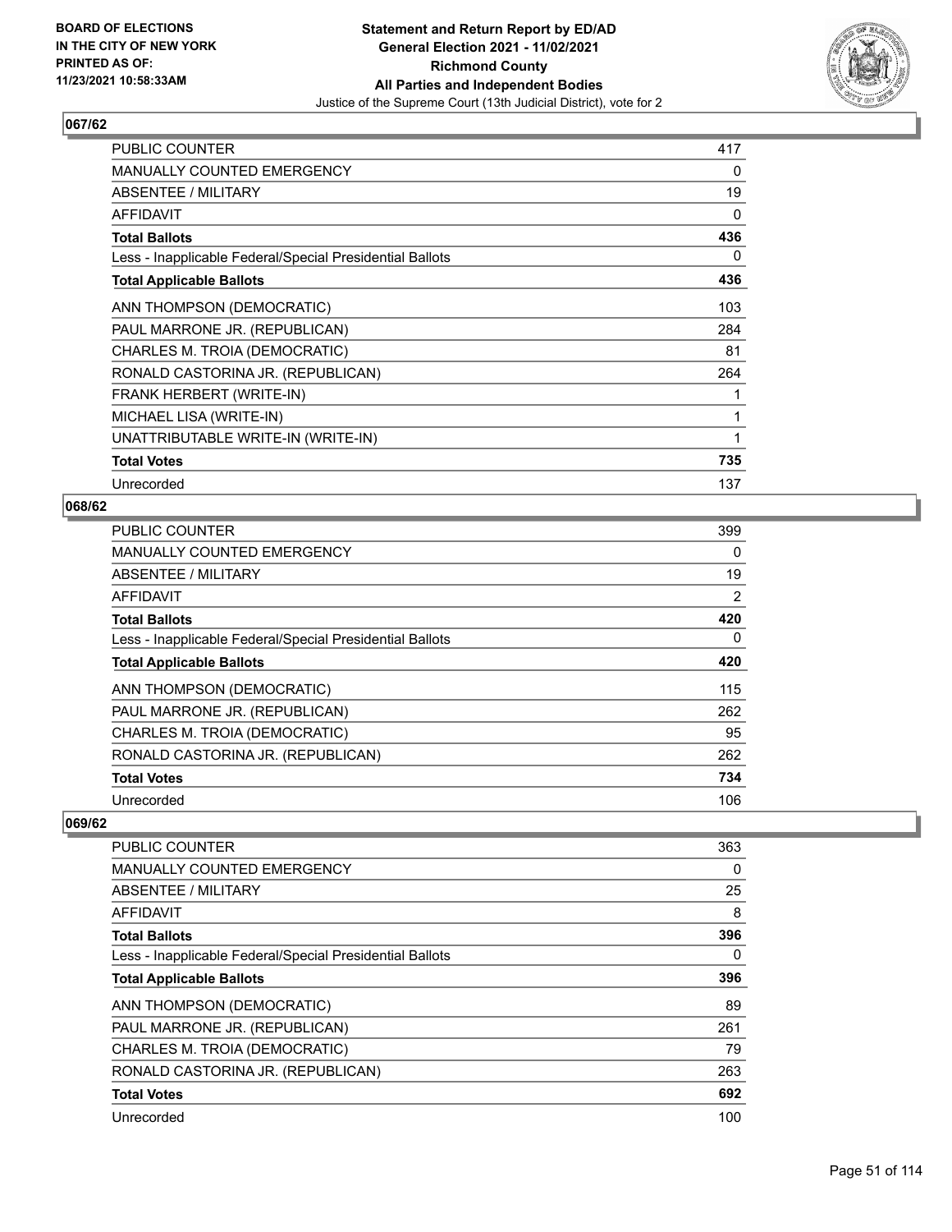**BOARD OF ELECTIONS IN THE CITY OF NEW YORK PRINTED AS OF: 11/23/2021 10:58:33AM**

**Statement and Return Report by ED/AD General Election 2021 - 11/02/2021 Richmond County All Parties and Independent Bodies**
Justice of the Supreme Court (13th Judicial District), vote for 2

## 067/62

| | |
|---|---|
| PUBLIC COUNTER | 417 |
| MANUALLY COUNTED EMERGENCY | 0 |
| ABSENTEE / MILITARY | 19 |
| AFFIDAVIT | 0 |
| **Total Ballots** | **436** |
| Less - Inapplicable Federal/Special Presidential Ballots | 0 |
| **Total Applicable Ballots** | **436** |
| ANN THOMPSON (DEMOCRATIC) | 103 |
| PAUL MARRONE JR. (REPUBLICAN) | 284 |
| CHARLES M. TROIA (DEMOCRATIC) | 81 |
| RONALD CASTORINA JR. (REPUBLICAN) | 264 |
| FRANK HERBERT (WRITE-IN) | 1 |
| MICHAEL LISA (WRITE-IN) | 1 |
| UNATTRIBUTABLE WRITE-IN (WRITE-IN) | 1 |
| **Total Votes** | **735** |
| Unrecorded | 137 |

## 068/62

| | |
|---|---|
| PUBLIC COUNTER | 399 |
| MANUALLY COUNTED EMERGENCY | 0 |
| ABSENTEE / MILITARY | 19 |
| AFFIDAVIT | 2 |
| **Total Ballots** | **420** |
| Less - Inapplicable Federal/Special Presidential Ballots | 0 |
| **Total Applicable Ballots** | **420** |
| ANN THOMPSON (DEMOCRATIC) | 115 |
| PAUL MARRONE JR. (REPUBLICAN) | 262 |
| CHARLES M. TROIA (DEMOCRATIC) | 95 |
| RONALD CASTORINA JR. (REPUBLICAN) | 262 |
| **Total Votes** | **734** |
| Unrecorded | 106 |

## 069/62

| | |
|---|---|
| PUBLIC COUNTER | 363 |
| MANUALLY COUNTED EMERGENCY | 0 |
| ABSENTEE / MILITARY | 25 |
| AFFIDAVIT | 8 |
| **Total Ballots** | **396** |
| Less - Inapplicable Federal/Special Presidential Ballots | 0 |
| **Total Applicable Ballots** | **396** |
| ANN THOMPSON (DEMOCRATIC) | 89 |
| PAUL MARRONE JR. (REPUBLICAN) | 261 |
| CHARLES M. TROIA (DEMOCRATIC) | 79 |
| RONALD CASTORINA JR. (REPUBLICAN) | 263 |
| **Total Votes** | **692** |
| Unrecorded | 100 |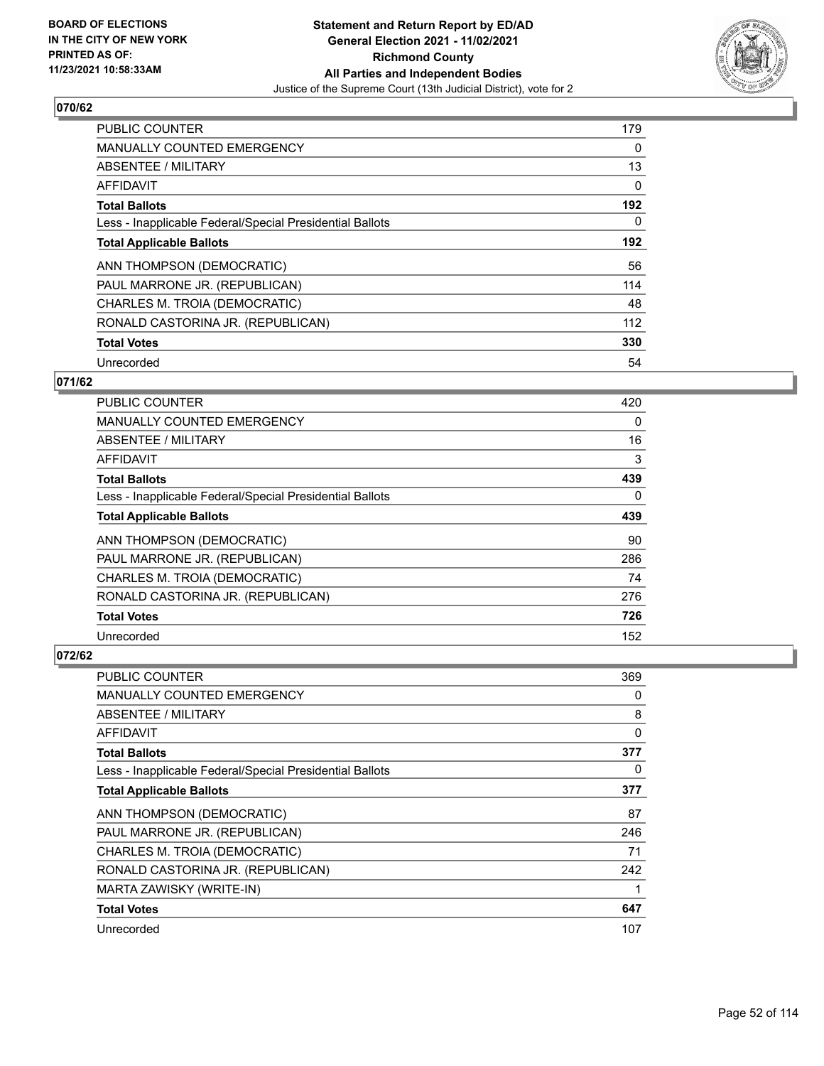BOARD OF ELECTIONS
IN THE CITY OF NEW YORK
PRINTED AS OF:
11/23/2021 10:58:33AM

**Statement and Return Report by ED/AD**
**General Election 2021 - 11/02/2021**
**Richmond County**
**All Parties and Independent Bodies**
Justice of the Supreme Court (13th Judicial District), vote for 2

## 070/62

| | |
|---|---|
| PUBLIC COUNTER | 179 |
| MANUALLY COUNTED EMERGENCY | 0 |
| ABSENTEE / MILITARY | 13 |
| AFFIDAVIT | 0 |
| **Total Ballots** | **192** |
| Less - Inapplicable Federal/Special Presidential Ballots | 0 |
| **Total Applicable Ballots** | **192** |
| ANN THOMPSON (DEMOCRATIC) | 56 |
| PAUL MARRONE JR. (REPUBLICAN) | 114 |
| CHARLES M. TROIA (DEMOCRATIC) | 48 |
| RONALD CASTORINA JR. (REPUBLICAN) | 112 |
| **Total Votes** | **330** |
| Unrecorded | 54 |

## 071/62

| | |
|---|---|
| PUBLIC COUNTER | 420 |
| MANUALLY COUNTED EMERGENCY | 0 |
| ABSENTEE / MILITARY | 16 |
| AFFIDAVIT | 3 |
| **Total Ballots** | **439** |
| Less - Inapplicable Federal/Special Presidential Ballots | 0 |
| **Total Applicable Ballots** | **439** |
| ANN THOMPSON (DEMOCRATIC) | 90 |
| PAUL MARRONE JR. (REPUBLICAN) | 286 |
| CHARLES M. TROIA (DEMOCRATIC) | 74 |
| RONALD CASTORINA JR. (REPUBLICAN) | 276 |
| **Total Votes** | **726** |
| Unrecorded | 152 |

## 072/62

| | |
|---|---|
| PUBLIC COUNTER | 369 |
| MANUALLY COUNTED EMERGENCY | 0 |
| ABSENTEE / MILITARY | 8 |
| AFFIDAVIT | 0 |
| **Total Ballots** | **377** |
| Less - Inapplicable Federal/Special Presidential Ballots | 0 |
| **Total Applicable Ballots** | **377** |
| ANN THOMPSON (DEMOCRATIC) | 87 |
| PAUL MARRONE JR. (REPUBLICAN) | 246 |
| CHARLES M. TROIA (DEMOCRATIC) | 71 |
| RONALD CASTORINA JR. (REPUBLICAN) | 242 |
| MARTA ZAWISKY (WRITE-IN) | 1 |
| **Total Votes** | **647** |
| Unrecorded | 107 |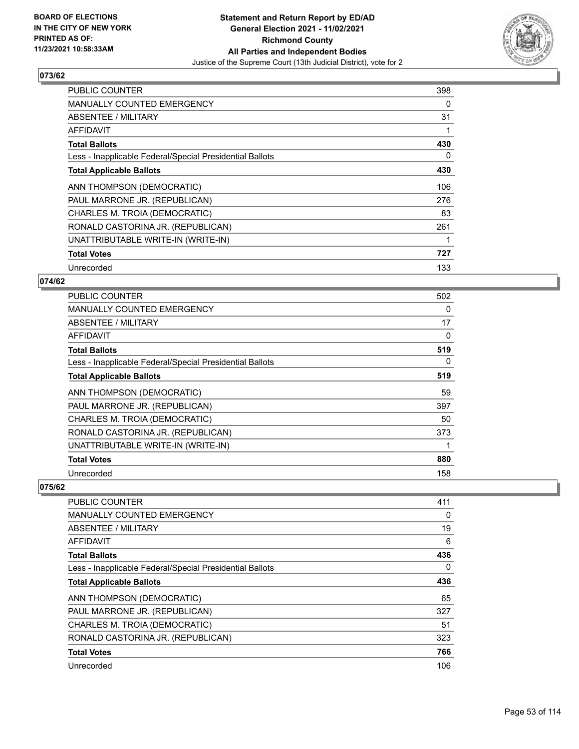## 073/62

| | |
|---|---|
| PUBLIC COUNTER | 398 |
| MANUALLY COUNTED EMERGENCY | 0 |
| ABSENTEE / MILITARY | 31 |
| AFFIDAVIT | 1 |
| **Total Ballots** | **430** |
| Less - Inapplicable Federal/Special Presidential Ballots | 0 |
| **Total Applicable Ballots** | **430** |
| ANN THOMPSON (DEMOCRATIC) | 106 |
| PAUL MARRONE JR. (REPUBLICAN) | 276 |
| CHARLES M. TROIA (DEMOCRATIC) | 83 |
| RONALD CASTORINA JR. (REPUBLICAN) | 261 |
| UNATTRIBUTABLE WRITE-IN (WRITE-IN) | 1 |
| **Total Votes** | **727** |
| Unrecorded | 133 |

## 074/62

| | |
|---|---|
| PUBLIC COUNTER | 502 |
| MANUALLY COUNTED EMERGENCY | 0 |
| ABSENTEE / MILITARY | 17 |
| AFFIDAVIT | 0 |
| **Total Ballots** | **519** |
| Less - Inapplicable Federal/Special Presidential Ballots | 0 |
| **Total Applicable Ballots** | **519** |
| ANN THOMPSON (DEMOCRATIC) | 59 |
| PAUL MARRONE JR. (REPUBLICAN) | 397 |
| CHARLES M. TROIA (DEMOCRATIC) | 50 |
| RONALD CASTORINA JR. (REPUBLICAN) | 373 |
| UNATTRIBUTABLE WRITE-IN (WRITE-IN) | 1 |
| **Total Votes** | **880** |
| Unrecorded | 158 |

## 075/62

| | |
|---|---|
| PUBLIC COUNTER | 411 |
| MANUALLY COUNTED EMERGENCY | 0 |
| ABSENTEE / MILITARY | 19 |
| AFFIDAVIT | 6 |
| **Total Ballots** | **436** |
| Less - Inapplicable Federal/Special Presidential Ballots | 0 |
| **Total Applicable Ballots** | **436** |
| ANN THOMPSON (DEMOCRATIC) | 65 |
| PAUL MARRONE JR. (REPUBLICAN) | 327 |
| CHARLES M. TROIA (DEMOCRATIC) | 51 |
| RONALD CASTORINA JR. (REPUBLICAN) | 323 |
| **Total Votes** | **766** |
| Unrecorded | 106 |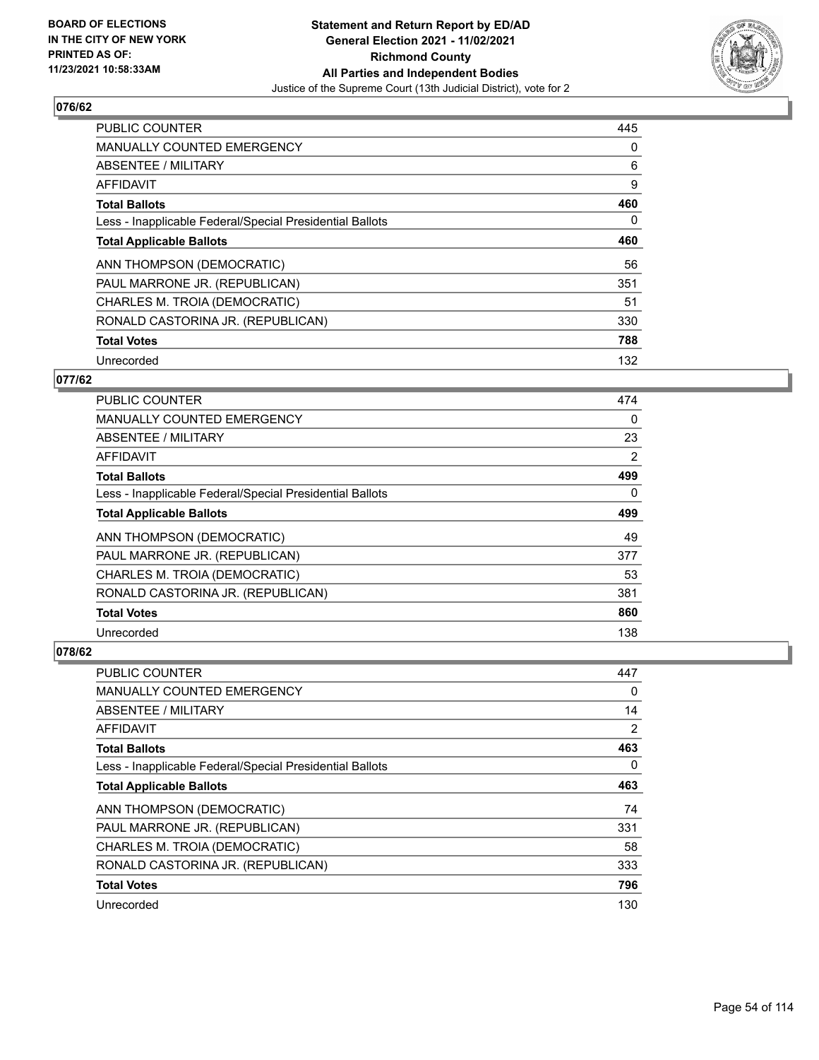## 076/62

| | |
|---|---|
| PUBLIC COUNTER | 445 |
| MANUALLY COUNTED EMERGENCY | 0 |
| ABSENTEE / MILITARY | 6 |
| AFFIDAVIT | 9 |
| **Total Ballots** | **460** |
| Less - Inapplicable Federal/Special Presidential Ballots | 0 |
| **Total Applicable Ballots** | **460** |
| ANN THOMPSON (DEMOCRATIC) | 56 |
| PAUL MARRONE JR. (REPUBLICAN) | 351 |
| CHARLES M. TROIA (DEMOCRATIC) | 51 |
| RONALD CASTORINA JR. (REPUBLICAN) | 330 |
| **Total Votes** | **788** |
| Unrecorded | 132 |

## 077/62

| | |
|---|---|
| PUBLIC COUNTER | 474 |
| MANUALLY COUNTED EMERGENCY | 0 |
| ABSENTEE / MILITARY | 23 |
| AFFIDAVIT | 2 |
| **Total Ballots** | **499** |
| Less - Inapplicable Federal/Special Presidential Ballots | 0 |
| **Total Applicable Ballots** | **499** |
| ANN THOMPSON (DEMOCRATIC) | 49 |
| PAUL MARRONE JR. (REPUBLICAN) | 377 |
| CHARLES M. TROIA (DEMOCRATIC) | 53 |
| RONALD CASTORINA JR. (REPUBLICAN) | 381 |
| **Total Votes** | **860** |
| Unrecorded | 138 |

## 078/62

| | |
|---|---|
| PUBLIC COUNTER | 447 |
| MANUALLY COUNTED EMERGENCY | 0 |
| ABSENTEE / MILITARY | 14 |
| AFFIDAVIT | 2 |
| **Total Ballots** | **463** |
| Less - Inapplicable Federal/Special Presidential Ballots | 0 |
| **Total Applicable Ballots** | **463** |
| ANN THOMPSON (DEMOCRATIC) | 74 |
| PAUL MARRONE JR. (REPUBLICAN) | 331 |
| CHARLES M. TROIA (DEMOCRATIC) | 58 |
| RONALD CASTORINA JR. (REPUBLICAN) | 333 |
| **Total Votes** | **796** |
| Unrecorded | 130 |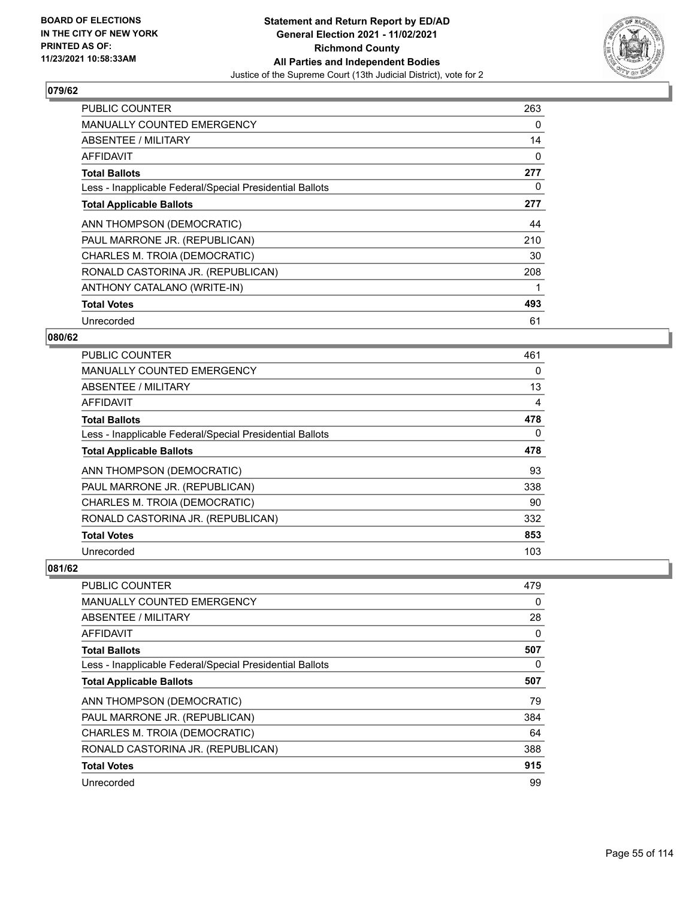## 079/62

| | |
|---|---|
| PUBLIC COUNTER | 263 |
| MANUALLY COUNTED EMERGENCY | 0 |
| ABSENTEE / MILITARY | 14 |
| AFFIDAVIT | 0 |
| **Total Ballots** | **277** |
| Less - Inapplicable Federal/Special Presidential Ballots | 0 |
| **Total Applicable Ballots** | **277** |
| ANN THOMPSON (DEMOCRATIC) | 44 |
| PAUL MARRONE JR. (REPUBLICAN) | 210 |
| CHARLES M. TROIA (DEMOCRATIC) | 30 |
| RONALD CASTORINA JR. (REPUBLICAN) | 208 |
| ANTHONY CATALANO (WRITE-IN) | 1 |
| **Total Votes** | **493** |
| Unrecorded | 61 |

## 080/62

| | |
|---|---|
| PUBLIC COUNTER | 461 |
| MANUALLY COUNTED EMERGENCY | 0 |
| ABSENTEE / MILITARY | 13 |
| AFFIDAVIT | 4 |
| **Total Ballots** | **478** |
| Less - Inapplicable Federal/Special Presidential Ballots | 0 |
| **Total Applicable Ballots** | **478** |
| ANN THOMPSON (DEMOCRATIC) | 93 |
| PAUL MARRONE JR. (REPUBLICAN) | 338 |
| CHARLES M. TROIA (DEMOCRATIC) | 90 |
| RONALD CASTORINA JR. (REPUBLICAN) | 332 |
| **Total Votes** | **853** |
| Unrecorded | 103 |

## 081/62

| | |
|---|---|
| PUBLIC COUNTER | 479 |
| MANUALLY COUNTED EMERGENCY | 0 |
| ABSENTEE / MILITARY | 28 |
| AFFIDAVIT | 0 |
| **Total Ballots** | **507** |
| Less - Inapplicable Federal/Special Presidential Ballots | 0 |
| **Total Applicable Ballots** | **507** |
| ANN THOMPSON (DEMOCRATIC) | 79 |
| PAUL MARRONE JR. (REPUBLICAN) | 384 |
| CHARLES M. TROIA (DEMOCRATIC) | 64 |
| RONALD CASTORINA JR. (REPUBLICAN) | 388 |
| **Total Votes** | **915** |
| Unrecorded | 99 |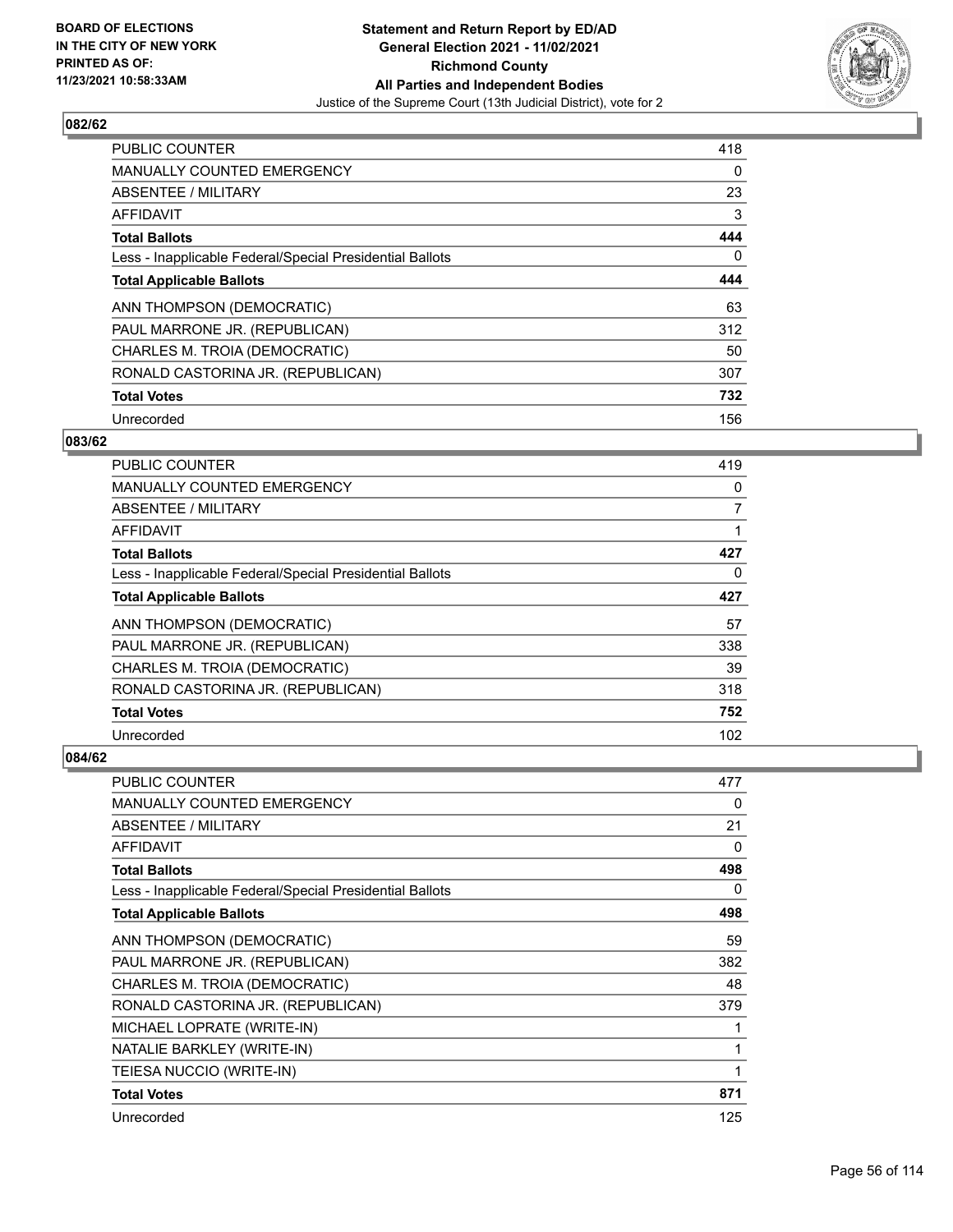BOARD OF ELECTIONS
IN THE CITY OF NEW YORK
PRINTED AS OF:
11/23/2021 10:58:33AM

**Statement and Return Report by ED/AD**
**General Election 2021 - 11/02/2021**
**Richmond County**
**All Parties and Independent Bodies**
Justice of the Supreme Court (13th Judicial District), vote for 2

### 082/62

| | |
|---|---|
| PUBLIC COUNTER | 418 |
| MANUALLY COUNTED EMERGENCY | 0 |
| ABSENTEE / MILITARY | 23 |
| AFFIDAVIT | 3 |
| **Total Ballots** | **444** |
| Less - Inapplicable Federal/Special Presidential Ballots | 0 |
| **Total Applicable Ballots** | **444** |
| ANN THOMPSON (DEMOCRATIC) | 63 |
| PAUL MARRONE JR. (REPUBLICAN) | 312 |
| CHARLES M. TROIA (DEMOCRATIC) | 50 |
| RONALD CASTORINA JR. (REPUBLICAN) | 307 |
| **Total Votes** | **732** |
| Unrecorded | 156 |

### 083/62

| | |
|---|---|
| PUBLIC COUNTER | 419 |
| MANUALLY COUNTED EMERGENCY | 0 |
| ABSENTEE / MILITARY | 7 |
| AFFIDAVIT | 1 |
| **Total Ballots** | **427** |
| Less - Inapplicable Federal/Special Presidential Ballots | 0 |
| **Total Applicable Ballots** | **427** |
| ANN THOMPSON (DEMOCRATIC) | 57 |
| PAUL MARRONE JR. (REPUBLICAN) | 338 |
| CHARLES M. TROIA (DEMOCRATIC) | 39 |
| RONALD CASTORINA JR. (REPUBLICAN) | 318 |
| **Total Votes** | **752** |
| Unrecorded | 102 |

### 084/62

| | |
|---|---|
| PUBLIC COUNTER | 477 |
| MANUALLY COUNTED EMERGENCY | 0 |
| ABSENTEE / MILITARY | 21 |
| AFFIDAVIT | 0 |
| **Total Ballots** | **498** |
| Less - Inapplicable Federal/Special Presidential Ballots | 0 |
| **Total Applicable Ballots** | **498** |
| ANN THOMPSON (DEMOCRATIC) | 59 |
| PAUL MARRONE JR. (REPUBLICAN) | 382 |
| CHARLES M. TROIA (DEMOCRATIC) | 48 |
| RONALD CASTORINA JR. (REPUBLICAN) | 379 |
| MICHAEL LOPRATE (WRITE-IN) | 1 |
| NATALIE BARKLEY (WRITE-IN) | 1 |
| TEIESA NUCCIO (WRITE-IN) | 1 |
| **Total Votes** | **871** |
| Unrecorded | 125 |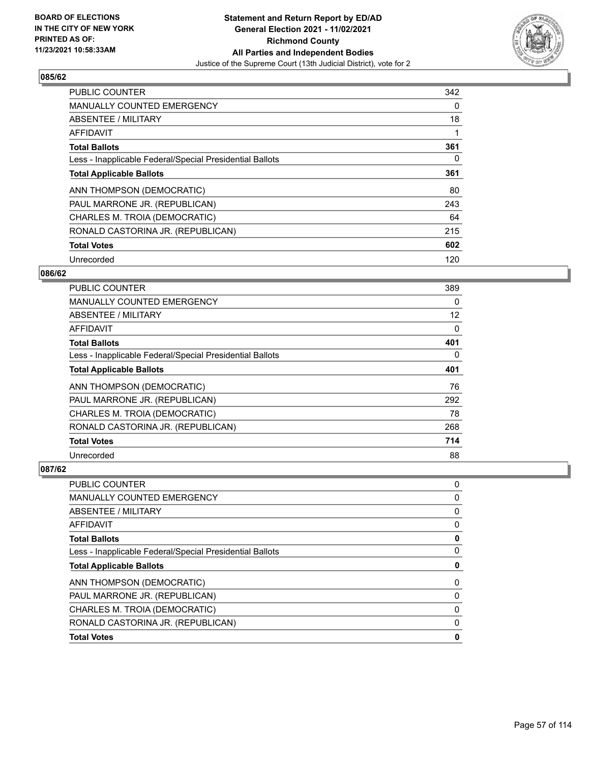**BOARD OF ELECTIONS IN THE CITY OF NEW YORK PRINTED AS OF: 11/23/2021 10:58:33AM**

**Statement and Return Report by ED/AD General Election 2021 - 11/02/2021 Richmond County All Parties and Independent Bodies**

Justice of the Supreme Court (13th Judicial District), vote for 2

### 085/62

| | |
|---|---|
| PUBLIC COUNTER | 342 |
| MANUALLY COUNTED EMERGENCY | 0 |
| ABSENTEE / MILITARY | 18 |
| AFFIDAVIT | 1 |
| **Total Ballots** | **361** |
| Less - Inapplicable Federal/Special Presidential Ballots | 0 |
| **Total Applicable Ballots** | **361** |
| ANN THOMPSON (DEMOCRATIC) | 80 |
| PAUL MARRONE JR. (REPUBLICAN) | 243 |
| CHARLES M. TROIA (DEMOCRATIC) | 64 |
| RONALD CASTORINA JR. (REPUBLICAN) | 215 |
| **Total Votes** | **602** |
| Unrecorded | 120 |

### 086/62

| | |
|---|---|
| PUBLIC COUNTER | 389 |
| MANUALLY COUNTED EMERGENCY | 0 |
| ABSENTEE / MILITARY | 12 |
| AFFIDAVIT | 0 |
| **Total Ballots** | **401** |
| Less - Inapplicable Federal/Special Presidential Ballots | 0 |
| **Total Applicable Ballots** | **401** |
| ANN THOMPSON (DEMOCRATIC) | 76 |
| PAUL MARRONE JR. (REPUBLICAN) | 292 |
| CHARLES M. TROIA (DEMOCRATIC) | 78 |
| RONALD CASTORINA JR. (REPUBLICAN) | 268 |
| **Total Votes** | **714** |
| Unrecorded | 88 |

### 087/62

| | |
|---|---|
| PUBLIC COUNTER | 0 |
| MANUALLY COUNTED EMERGENCY | 0 |
| ABSENTEE / MILITARY | 0 |
| AFFIDAVIT | 0 |
| **Total Ballots** | **0** |
| Less - Inapplicable Federal/Special Presidential Ballots | 0 |
| **Total Applicable Ballots** | **0** |
| ANN THOMPSON (DEMOCRATIC) | 0 |
| PAUL MARRONE JR. (REPUBLICAN) | 0 |
| CHARLES M. TROIA (DEMOCRATIC) | 0 |
| RONALD CASTORINA JR. (REPUBLICAN) | 0 |
| **Total Votes** | **0** |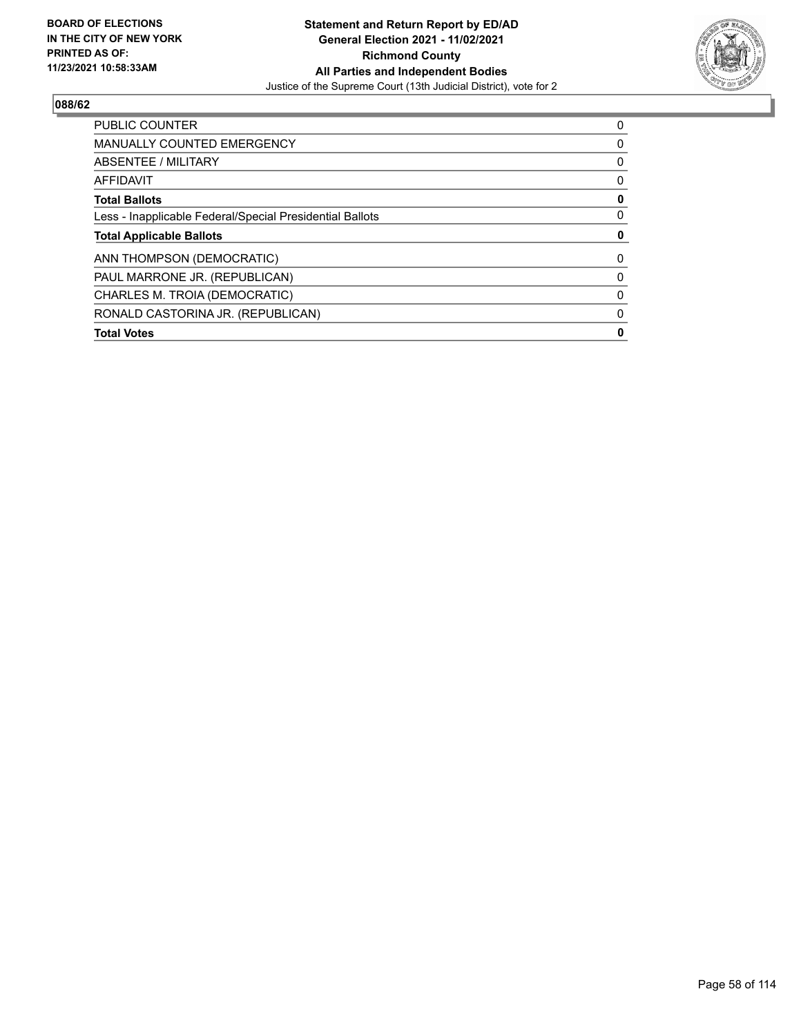**BOARD OF ELECTIONS IN THE CITY OF NEW YORK PRINTED AS OF: 11/23/2021 10:58:33AM**

**Statement and Return Report by ED/AD**
**General Election 2021 - 11/02/2021**
**Richmond County**
**All Parties and Independent Bodies**
Justice of the Supreme Court (13th Judicial District), vote for 2

**088/62**

| | |
|---|---|
| PUBLIC COUNTER | 0 |
| MANUALLY COUNTED EMERGENCY | 0 |
| ABSENTEE / MILITARY | 0 |
| AFFIDAVIT | 0 |
| **Total Ballots** | **0** |
| Less - Inapplicable Federal/Special Presidential Ballots | 0 |
| **Total Applicable Ballots** | **0** |
| ANN THOMPSON (DEMOCRATIC) | 0 |
| PAUL MARRONE JR. (REPUBLICAN) | 0 |
| CHARLES M. TROIA (DEMOCRATIC) | 0 |
| RONALD CASTORINA JR. (REPUBLICAN) | 0 |
| **Total Votes** | **0** |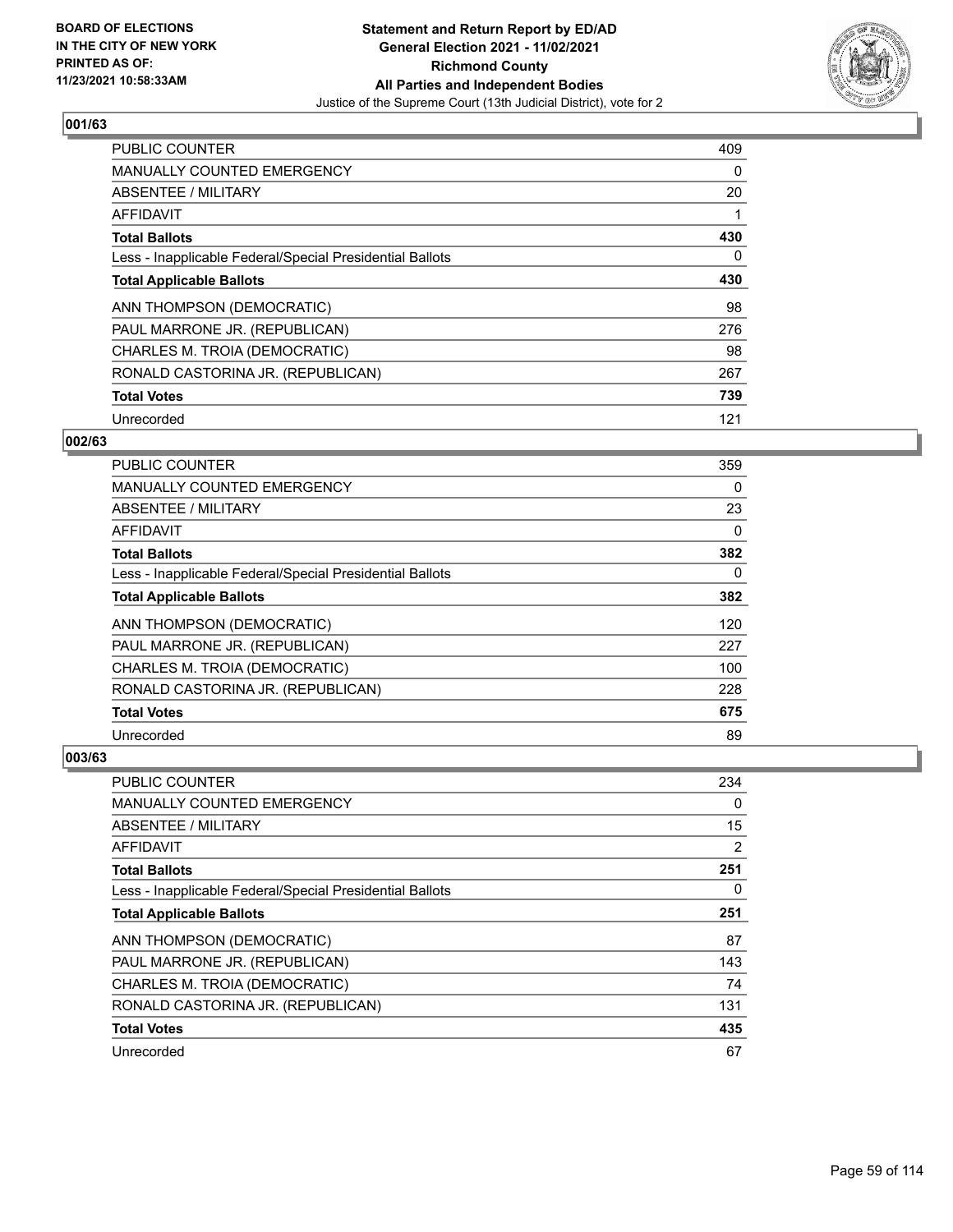**BOARD OF ELECTIONS IN THE CITY OF NEW YORK PRINTED AS OF: 11/23/2021 10:58:33AM**

**Statement and Return Report by ED/AD**
**General Election 2021 - 11/02/2021**
**Richmond County**
**All Parties and Independent Bodies**
Justice of the Supreme Court (13th Judicial District), vote for 2

### 001/63

| | |
|---|---|
| PUBLIC COUNTER | 409 |
| MANUALLY COUNTED EMERGENCY | 0 |
| ABSENTEE / MILITARY | 20 |
| AFFIDAVIT | 1 |
| **Total Ballots** | **430** |
| Less - Inapplicable Federal/Special Presidential Ballots | 0 |
| **Total Applicable Ballots** | **430** |
| ANN THOMPSON (DEMOCRATIC) | 98 |
| PAUL MARRONE JR. (REPUBLICAN) | 276 |
| CHARLES M. TROIA (DEMOCRATIC) | 98 |
| RONALD CASTORINA JR. (REPUBLICAN) | 267 |
| **Total Votes** | **739** |
| Unrecorded | 121 |

### 002/63

| | |
|---|---|
| PUBLIC COUNTER | 359 |
| MANUALLY COUNTED EMERGENCY | 0 |
| ABSENTEE / MILITARY | 23 |
| AFFIDAVIT | 0 |
| **Total Ballots** | **382** |
| Less - Inapplicable Federal/Special Presidential Ballots | 0 |
| **Total Applicable Ballots** | **382** |
| ANN THOMPSON (DEMOCRATIC) | 120 |
| PAUL MARRONE JR. (REPUBLICAN) | 227 |
| CHARLES M. TROIA (DEMOCRATIC) | 100 |
| RONALD CASTORINA JR. (REPUBLICAN) | 228 |
| **Total Votes** | **675** |
| Unrecorded | 89 |

### 003/63

| | |
|---|---|
| PUBLIC COUNTER | 234 |
| MANUALLY COUNTED EMERGENCY | 0 |
| ABSENTEE / MILITARY | 15 |
| AFFIDAVIT | 2 |
| **Total Ballots** | **251** |
| Less - Inapplicable Federal/Special Presidential Ballots | 0 |
| **Total Applicable Ballots** | **251** |
| ANN THOMPSON (DEMOCRATIC) | 87 |
| PAUL MARRONE JR. (REPUBLICAN) | 143 |
| CHARLES M. TROIA (DEMOCRATIC) | 74 |
| RONALD CASTORINA JR. (REPUBLICAN) | 131 |
| **Total Votes** | **435** |
| Unrecorded | 67 |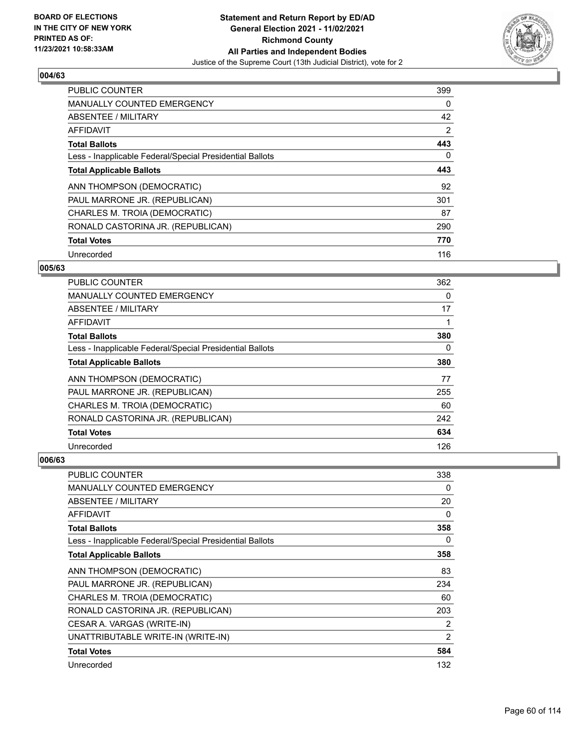**BOARD OF ELECTIONS IN THE CITY OF NEW YORK PRINTED AS OF: 11/23/2021 10:58:33AM**

**Statement and Return Report by ED/AD General Election 2021 - 11/02/2021 Richmond County All Parties and Independent Bodies**
Justice of the Supreme Court (13th Judicial District), vote for 2

### 004/63

| | |
|---|---|
| PUBLIC COUNTER | 399 |
| MANUALLY COUNTED EMERGENCY | 0 |
| ABSENTEE / MILITARY | 42 |
| AFFIDAVIT | 2 |
| **Total Ballots** | **443** |
| Less - Inapplicable Federal/Special Presidential Ballots | 0 |
| **Total Applicable Ballots** | **443** |
| ANN THOMPSON (DEMOCRATIC) | 92 |
| PAUL MARRONE JR. (REPUBLICAN) | 301 |
| CHARLES M. TROIA (DEMOCRATIC) | 87 |
| RONALD CASTORINA JR. (REPUBLICAN) | 290 |
| **Total Votes** | **770** |
| Unrecorded | 116 |

### 005/63

| | |
|---|---|
| PUBLIC COUNTER | 362 |
| MANUALLY COUNTED EMERGENCY | 0 |
| ABSENTEE / MILITARY | 17 |
| AFFIDAVIT | 1 |
| **Total Ballots** | **380** |
| Less - Inapplicable Federal/Special Presidential Ballots | 0 |
| **Total Applicable Ballots** | **380** |
| ANN THOMPSON (DEMOCRATIC) | 77 |
| PAUL MARRONE JR. (REPUBLICAN) | 255 |
| CHARLES M. TROIA (DEMOCRATIC) | 60 |
| RONALD CASTORINA JR. (REPUBLICAN) | 242 |
| **Total Votes** | **634** |
| Unrecorded | 126 |

### 006/63

| | |
|---|---|
| PUBLIC COUNTER | 338 |
| MANUALLY COUNTED EMERGENCY | 0 |
| ABSENTEE / MILITARY | 20 |
| AFFIDAVIT | 0 |
| **Total Ballots** | **358** |
| Less - Inapplicable Federal/Special Presidential Ballots | 0 |
| **Total Applicable Ballots** | **358** |
| ANN THOMPSON (DEMOCRATIC) | 83 |
| PAUL MARRONE JR. (REPUBLICAN) | 234 |
| CHARLES M. TROIA (DEMOCRATIC) | 60 |
| RONALD CASTORINA JR. (REPUBLICAN) | 203 |
| CESAR A. VARGAS (WRITE-IN) | 2 |
| UNATTRIBUTABLE WRITE-IN (WRITE-IN) | 2 |
| **Total Votes** | **584** |
| Unrecorded | 132 |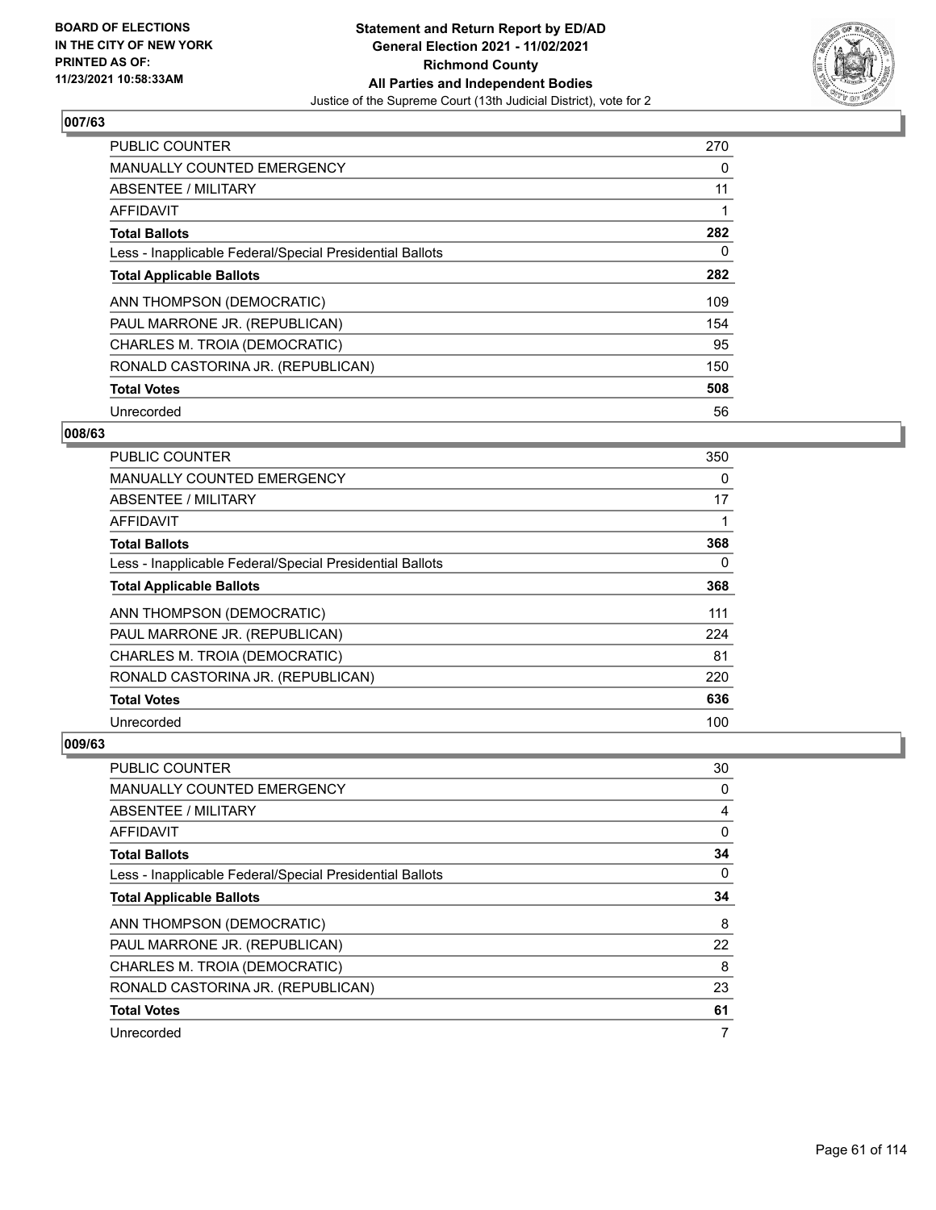**BOARD OF ELECTIONS IN THE CITY OF NEW YORK PRINTED AS OF: 11/23/2021 10:58:33AM**

**Statement and Return Report by ED/AD General Election 2021 - 11/02/2021 Richmond County All Parties and Independent Bodies**
Justice of the Supreme Court (13th Judicial District), vote for 2

## 007/63

| | |
|---|---|
| PUBLIC COUNTER | 270 |
| MANUALLY COUNTED EMERGENCY | 0 |
| ABSENTEE / MILITARY | 11 |
| AFFIDAVIT | 1 |
| **Total Ballots** | **282** |
| Less - Inapplicable Federal/Special Presidential Ballots | 0 |
| **Total Applicable Ballots** | **282** |
| ANN THOMPSON (DEMOCRATIC) | 109 |
| PAUL MARRONE JR. (REPUBLICAN) | 154 |
| CHARLES M. TROIA (DEMOCRATIC) | 95 |
| RONALD CASTORINA JR. (REPUBLICAN) | 150 |
| **Total Votes** | **508** |
| Unrecorded | 56 |

## 008/63

| | |
|---|---|
| PUBLIC COUNTER | 350 |
| MANUALLY COUNTED EMERGENCY | 0 |
| ABSENTEE / MILITARY | 17 |
| AFFIDAVIT | 1 |
| **Total Ballots** | **368** |
| Less - Inapplicable Federal/Special Presidential Ballots | 0 |
| **Total Applicable Ballots** | **368** |
| ANN THOMPSON (DEMOCRATIC) | 111 |
| PAUL MARRONE JR. (REPUBLICAN) | 224 |
| CHARLES M. TROIA (DEMOCRATIC) | 81 |
| RONALD CASTORINA JR. (REPUBLICAN) | 220 |
| **Total Votes** | **636** |
| Unrecorded | 100 |

## 009/63

| | |
|---|---|
| PUBLIC COUNTER | 30 |
| MANUALLY COUNTED EMERGENCY | 0 |
| ABSENTEE / MILITARY | 4 |
| AFFIDAVIT | 0 |
| **Total Ballots** | **34** |
| Less - Inapplicable Federal/Special Presidential Ballots | 0 |
| **Total Applicable Ballots** | **34** |
| ANN THOMPSON (DEMOCRATIC) | 8 |
| PAUL MARRONE JR. (REPUBLICAN) | 22 |
| CHARLES M. TROIA (DEMOCRATIC) | 8 |
| RONALD CASTORINA JR. (REPUBLICAN) | 23 |
| **Total Votes** | **61** |
| Unrecorded | 7 |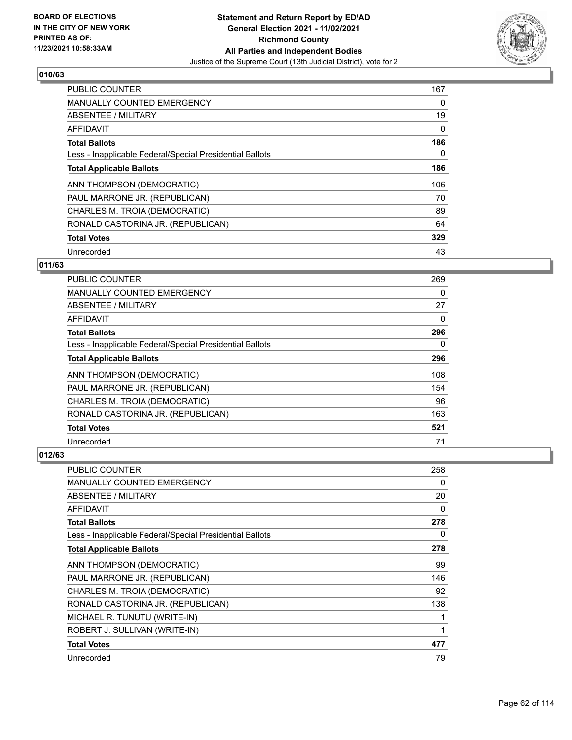## 010/63

| | |
|---|---|
| PUBLIC COUNTER | 167 |
| MANUALLY COUNTED EMERGENCY | 0 |
| ABSENTEE / MILITARY | 19 |
| AFFIDAVIT | 0 |
| **Total Ballots** | **186** |
| Less - Inapplicable Federal/Special Presidential Ballots | 0 |
| **Total Applicable Ballots** | **186** |
| ANN THOMPSON (DEMOCRATIC) | 106 |
| PAUL MARRONE JR. (REPUBLICAN) | 70 |
| CHARLES M. TROIA (DEMOCRATIC) | 89 |
| RONALD CASTORINA JR. (REPUBLICAN) | 64 |
| **Total Votes** | **329** |
| Unrecorded | 43 |

## 011/63

| | |
|---|---|
| PUBLIC COUNTER | 269 |
| MANUALLY COUNTED EMERGENCY | 0 |
| ABSENTEE / MILITARY | 27 |
| AFFIDAVIT | 0 |
| **Total Ballots** | **296** |
| Less - Inapplicable Federal/Special Presidential Ballots | 0 |
| **Total Applicable Ballots** | **296** |
| ANN THOMPSON (DEMOCRATIC) | 108 |
| PAUL MARRONE JR. (REPUBLICAN) | 154 |
| CHARLES M. TROIA (DEMOCRATIC) | 96 |
| RONALD CASTORINA JR. (REPUBLICAN) | 163 |
| **Total Votes** | **521** |
| Unrecorded | 71 |

## 012/63

| | |
|---|---|
| PUBLIC COUNTER | 258 |
| MANUALLY COUNTED EMERGENCY | 0 |
| ABSENTEE / MILITARY | 20 |
| AFFIDAVIT | 0 |
| **Total Ballots** | **278** |
| Less - Inapplicable Federal/Special Presidential Ballots | 0 |
| **Total Applicable Ballots** | **278** |
| ANN THOMPSON (DEMOCRATIC) | 99 |
| PAUL MARRONE JR. (REPUBLICAN) | 146 |
| CHARLES M. TROIA (DEMOCRATIC) | 92 |
| RONALD CASTORINA JR. (REPUBLICAN) | 138 |
| MICHAEL R. TUNUTU (WRITE-IN) | 1 |
| ROBERT J. SULLIVAN (WRITE-IN) | 1 |
| **Total Votes** | **477** |
| Unrecorded | 79 |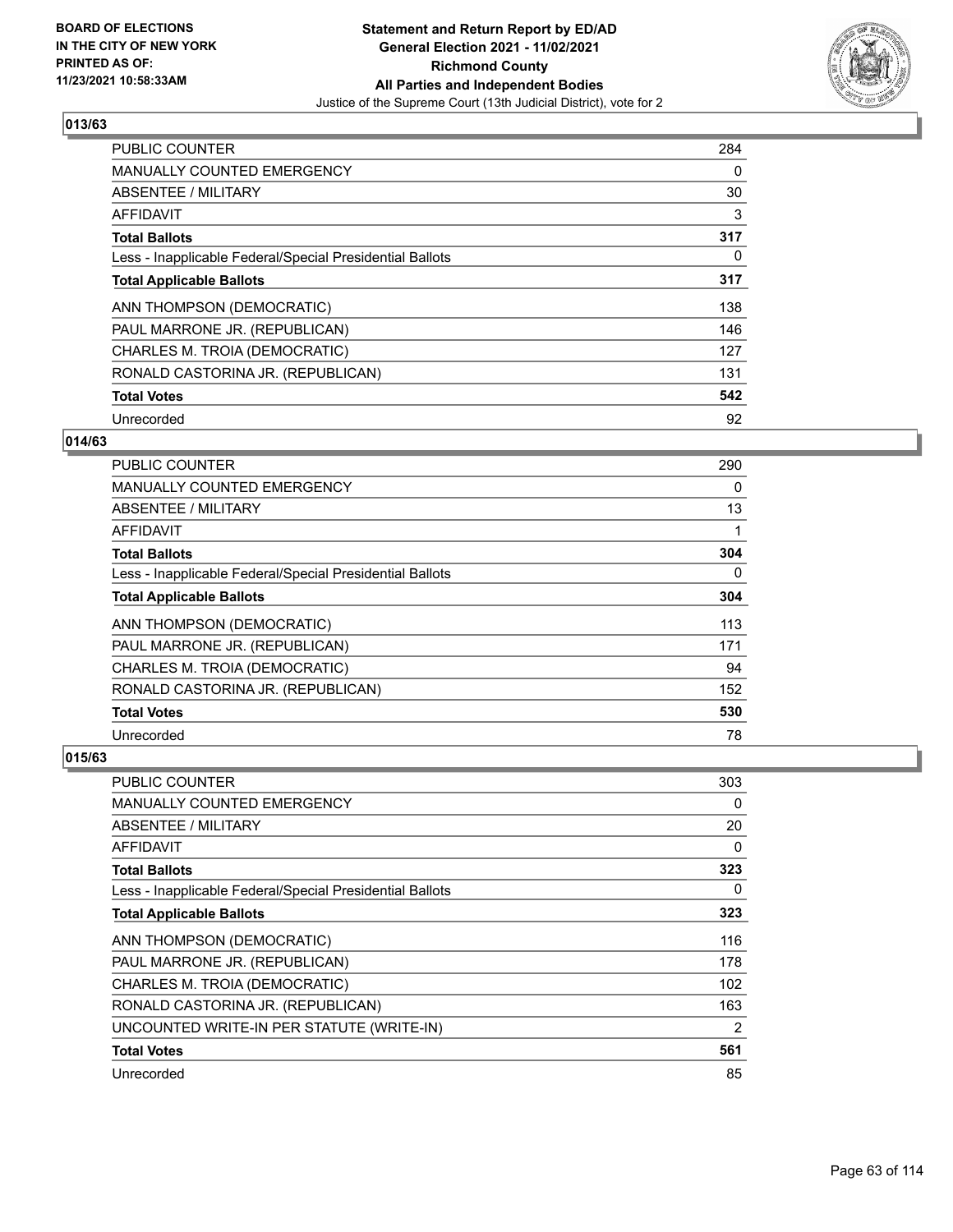## 013/63

| | |
|---|---|
| PUBLIC COUNTER | 284 |
| MANUALLY COUNTED EMERGENCY | 0 |
| ABSENTEE / MILITARY | 30 |
| AFFIDAVIT | 3 |
| **Total Ballots** | **317** |
| Less - Inapplicable Federal/Special Presidential Ballots | 0 |
| **Total Applicable Ballots** | **317** |
| ANN THOMPSON (DEMOCRATIC) | 138 |
| PAUL MARRONE JR. (REPUBLICAN) | 146 |
| CHARLES M. TROIA (DEMOCRATIC) | 127 |
| RONALD CASTORINA JR. (REPUBLICAN) | 131 |
| **Total Votes** | **542** |
| Unrecorded | 92 |

## 014/63

| | |
|---|---|
| PUBLIC COUNTER | 290 |
| MANUALLY COUNTED EMERGENCY | 0 |
| ABSENTEE / MILITARY | 13 |
| AFFIDAVIT | 1 |
| **Total Ballots** | **304** |
| Less - Inapplicable Federal/Special Presidential Ballots | 0 |
| **Total Applicable Ballots** | **304** |
| ANN THOMPSON (DEMOCRATIC) | 113 |
| PAUL MARRONE JR. (REPUBLICAN) | 171 |
| CHARLES M. TROIA (DEMOCRATIC) | 94 |
| RONALD CASTORINA JR. (REPUBLICAN) | 152 |
| **Total Votes** | **530** |
| Unrecorded | 78 |

## 015/63

| | |
|---|---|
| PUBLIC COUNTER | 303 |
| MANUALLY COUNTED EMERGENCY | 0 |
| ABSENTEE / MILITARY | 20 |
| AFFIDAVIT | 0 |
| **Total Ballots** | **323** |
| Less - Inapplicable Federal/Special Presidential Ballots | 0 |
| **Total Applicable Ballots** | **323** |
| ANN THOMPSON (DEMOCRATIC) | 116 |
| PAUL MARRONE JR. (REPUBLICAN) | 178 |
| CHARLES M. TROIA (DEMOCRATIC) | 102 |
| RONALD CASTORINA JR. (REPUBLICAN) | 163 |
| UNCOUNTED WRITE-IN PER STATUTE (WRITE-IN) | 2 |
| **Total Votes** | **561** |
| Unrecorded | 85 |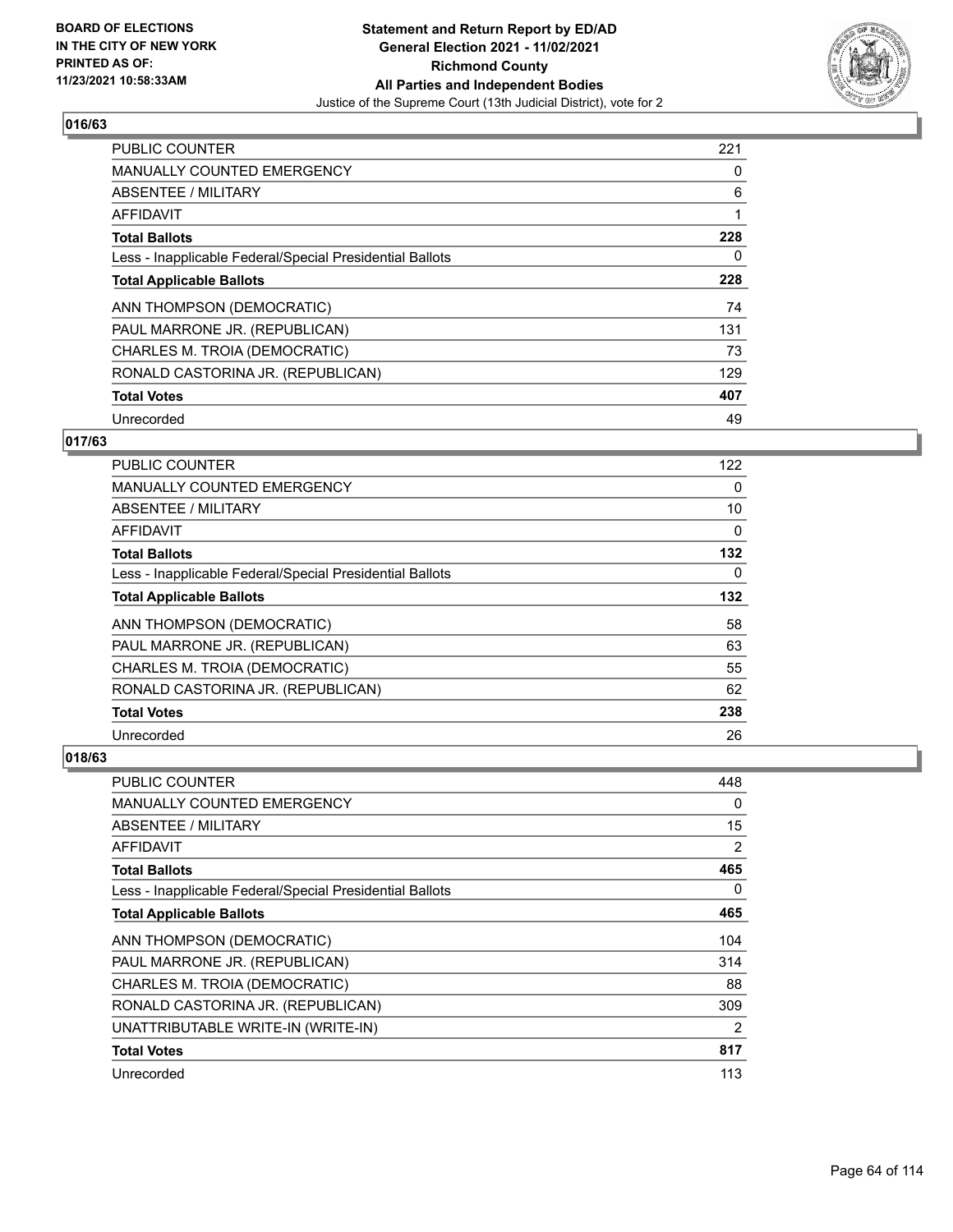## 016/63

| | |
|---|---|
| PUBLIC COUNTER | 221 |
| MANUALLY COUNTED EMERGENCY | 0 |
| ABSENTEE / MILITARY | 6 |
| AFFIDAVIT | 1 |
| **Total Ballots** | **228** |
| Less - Inapplicable Federal/Special Presidential Ballots | 0 |
| **Total Applicable Ballots** | **228** |
| ANN THOMPSON (DEMOCRATIC) | 74 |
| PAUL MARRONE JR. (REPUBLICAN) | 131 |
| CHARLES M. TROIA (DEMOCRATIC) | 73 |
| RONALD CASTORINA JR. (REPUBLICAN) | 129 |
| **Total Votes** | **407** |
| Unrecorded | 49 |

## 017/63

| | |
|---|---|
| PUBLIC COUNTER | 122 |
| MANUALLY COUNTED EMERGENCY | 0 |
| ABSENTEE / MILITARY | 10 |
| AFFIDAVIT | 0 |
| **Total Ballots** | **132** |
| Less - Inapplicable Federal/Special Presidential Ballots | 0 |
| **Total Applicable Ballots** | **132** |
| ANN THOMPSON (DEMOCRATIC) | 58 |
| PAUL MARRONE JR. (REPUBLICAN) | 63 |
| CHARLES M. TROIA (DEMOCRATIC) | 55 |
| RONALD CASTORINA JR. (REPUBLICAN) | 62 |
| **Total Votes** | **238** |
| Unrecorded | 26 |

## 018/63

| | |
|---|---|
| PUBLIC COUNTER | 448 |
| MANUALLY COUNTED EMERGENCY | 0 |
| ABSENTEE / MILITARY | 15 |
| AFFIDAVIT | 2 |
| **Total Ballots** | **465** |
| Less - Inapplicable Federal/Special Presidential Ballots | 0 |
| **Total Applicable Ballots** | **465** |
| ANN THOMPSON (DEMOCRATIC) | 104 |
| PAUL MARRONE JR. (REPUBLICAN) | 314 |
| CHARLES M. TROIA (DEMOCRATIC) | 88 |
| RONALD CASTORINA JR. (REPUBLICAN) | 309 |
| UNATTRIBUTABLE WRITE-IN (WRITE-IN) | 2 |
| **Total Votes** | **817** |
| Unrecorded | 113 |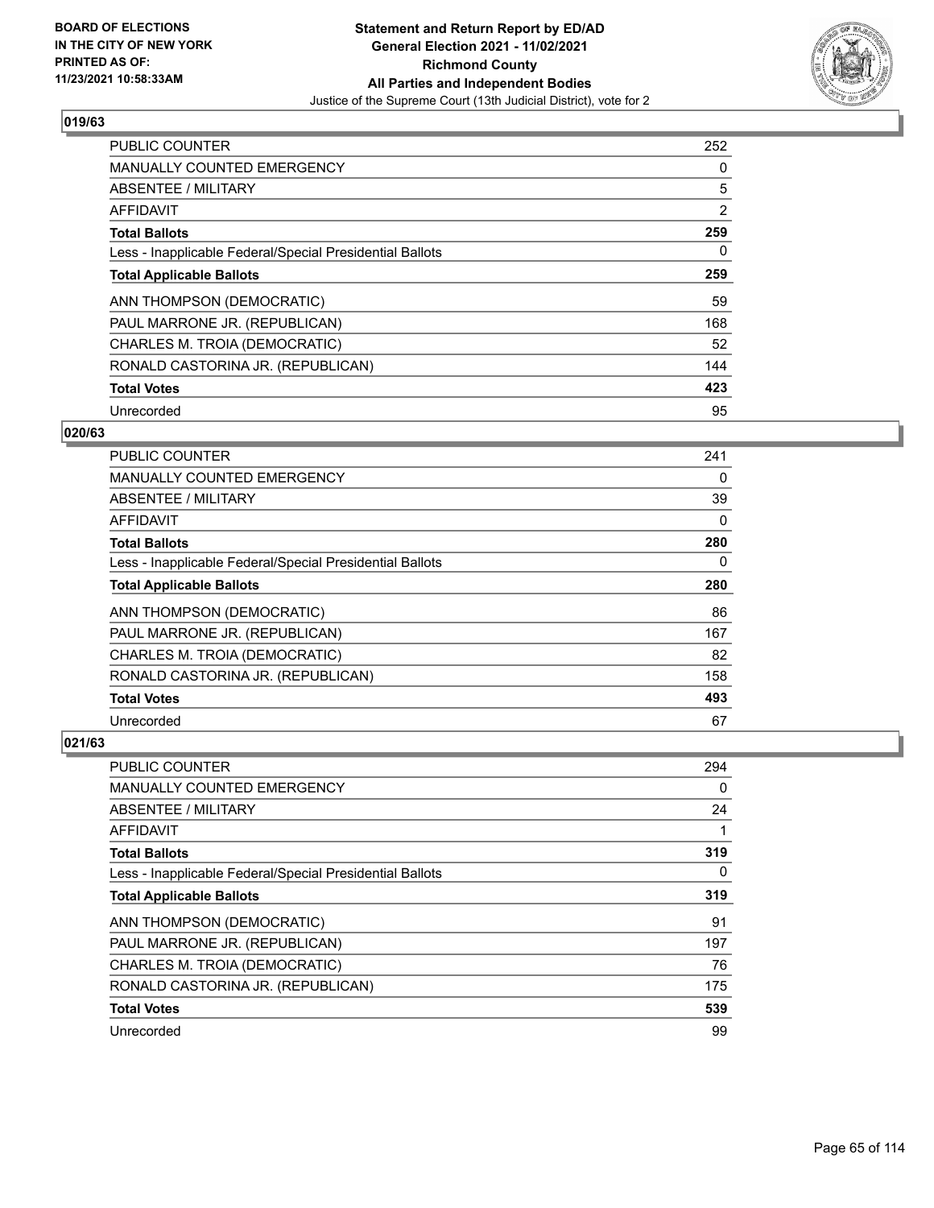BOARD OF ELECTIONS
IN THE CITY OF NEW YORK
PRINTED AS OF:
11/23/2021 10:58:33AM

**Statement and Return Report by ED/AD**
**General Election 2021 - 11/02/2021**
**Richmond County**
**All Parties and Independent Bodies**
Justice of the Supreme Court (13th Judicial District), vote for 2

## 019/63

| | |
|---|---|
| PUBLIC COUNTER | 252 |
| MANUALLY COUNTED EMERGENCY | 0 |
| ABSENTEE / MILITARY | 5 |
| AFFIDAVIT | 2 |
| **Total Ballots** | **259** |
| Less - Inapplicable Federal/Special Presidential Ballots | 0 |
| **Total Applicable Ballots** | **259** |
| ANN THOMPSON (DEMOCRATIC) | 59 |
| PAUL MARRONE JR. (REPUBLICAN) | 168 |
| CHARLES M. TROIA (DEMOCRATIC) | 52 |
| RONALD CASTORINA JR. (REPUBLICAN) | 144 |
| **Total Votes** | **423** |
| Unrecorded | 95 |

## 020/63

| | |
|---|---|
| PUBLIC COUNTER | 241 |
| MANUALLY COUNTED EMERGENCY | 0 |
| ABSENTEE / MILITARY | 39 |
| AFFIDAVIT | 0 |
| **Total Ballots** | **280** |
| Less - Inapplicable Federal/Special Presidential Ballots | 0 |
| **Total Applicable Ballots** | **280** |
| ANN THOMPSON (DEMOCRATIC) | 86 |
| PAUL MARRONE JR. (REPUBLICAN) | 167 |
| CHARLES M. TROIA (DEMOCRATIC) | 82 |
| RONALD CASTORINA JR. (REPUBLICAN) | 158 |
| **Total Votes** | **493** |
| Unrecorded | 67 |

## 021/63

| | |
|---|---|
| PUBLIC COUNTER | 294 |
| MANUALLY COUNTED EMERGENCY | 0 |
| ABSENTEE / MILITARY | 24 |
| AFFIDAVIT | 1 |
| **Total Ballots** | **319** |
| Less - Inapplicable Federal/Special Presidential Ballots | 0 |
| **Total Applicable Ballots** | **319** |
| ANN THOMPSON (DEMOCRATIC) | 91 |
| PAUL MARRONE JR. (REPUBLICAN) | 197 |
| CHARLES M. TROIA (DEMOCRATIC) | 76 |
| RONALD CASTORINA JR. (REPUBLICAN) | 175 |
| **Total Votes** | **539** |
| Unrecorded | 99 |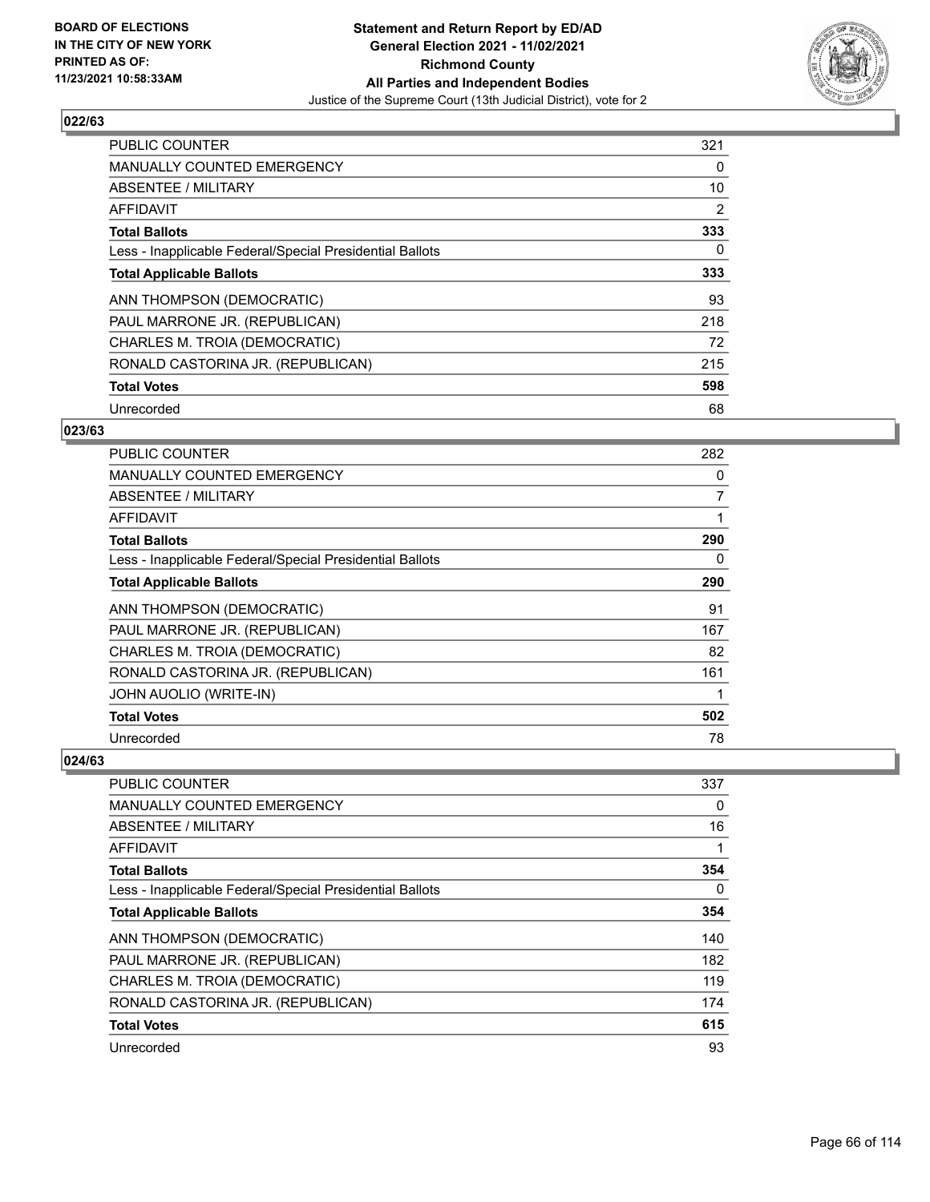**BOARD OF ELECTIONS IN THE CITY OF NEW YORK PRINTED AS OF: 11/23/2021 10:58:33AM**

**Statement and Return Report by ED/AD General Election 2021 - 11/02/2021 Richmond County All Parties and Independent Bodies**

Justice of the Supreme Court (13th Judicial District), vote for 2

### 022/63

| | |
|---|---|
| PUBLIC COUNTER | 321 |
| MANUALLY COUNTED EMERGENCY | 0 |
| ABSENTEE / MILITARY | 10 |
| AFFIDAVIT | 2 |
| **Total Ballots** | **333** |
| Less - Inapplicable Federal/Special Presidential Ballots | 0 |
| **Total Applicable Ballots** | **333** |
| ANN THOMPSON (DEMOCRATIC) | 93 |
| PAUL MARRONE JR. (REPUBLICAN) | 218 |
| CHARLES M. TROIA (DEMOCRATIC) | 72 |
| RONALD CASTORINA JR. (REPUBLICAN) | 215 |
| **Total Votes** | **598** |
| Unrecorded | 68 |

### 023/63

| | |
|---|---|
| PUBLIC COUNTER | 282 |
| MANUALLY COUNTED EMERGENCY | 0 |
| ABSENTEE / MILITARY | 7 |
| AFFIDAVIT | 1 |
| **Total Ballots** | **290** |
| Less - Inapplicable Federal/Special Presidential Ballots | 0 |
| **Total Applicable Ballots** | **290** |
| ANN THOMPSON (DEMOCRATIC) | 91 |
| PAUL MARRONE JR. (REPUBLICAN) | 167 |
| CHARLES M. TROIA (DEMOCRATIC) | 82 |
| RONALD CASTORINA JR. (REPUBLICAN) | 161 |
| JOHN AUOLIO (WRITE-IN) | 1 |
| **Total Votes** | **502** |
| Unrecorded | 78 |

### 024/63

| | |
|---|---|
| PUBLIC COUNTER | 337 |
| MANUALLY COUNTED EMERGENCY | 0 |
| ABSENTEE / MILITARY | 16 |
| AFFIDAVIT | 1 |
| **Total Ballots** | **354** |
| Less - Inapplicable Federal/Special Presidential Ballots | 0 |
| **Total Applicable Ballots** | **354** |
| ANN THOMPSON (DEMOCRATIC) | 140 |
| PAUL MARRONE JR. (REPUBLICAN) | 182 |
| CHARLES M. TROIA (DEMOCRATIC) | 119 |
| RONALD CASTORINA JR. (REPUBLICAN) | 174 |
| **Total Votes** | **615** |
| Unrecorded | 93 |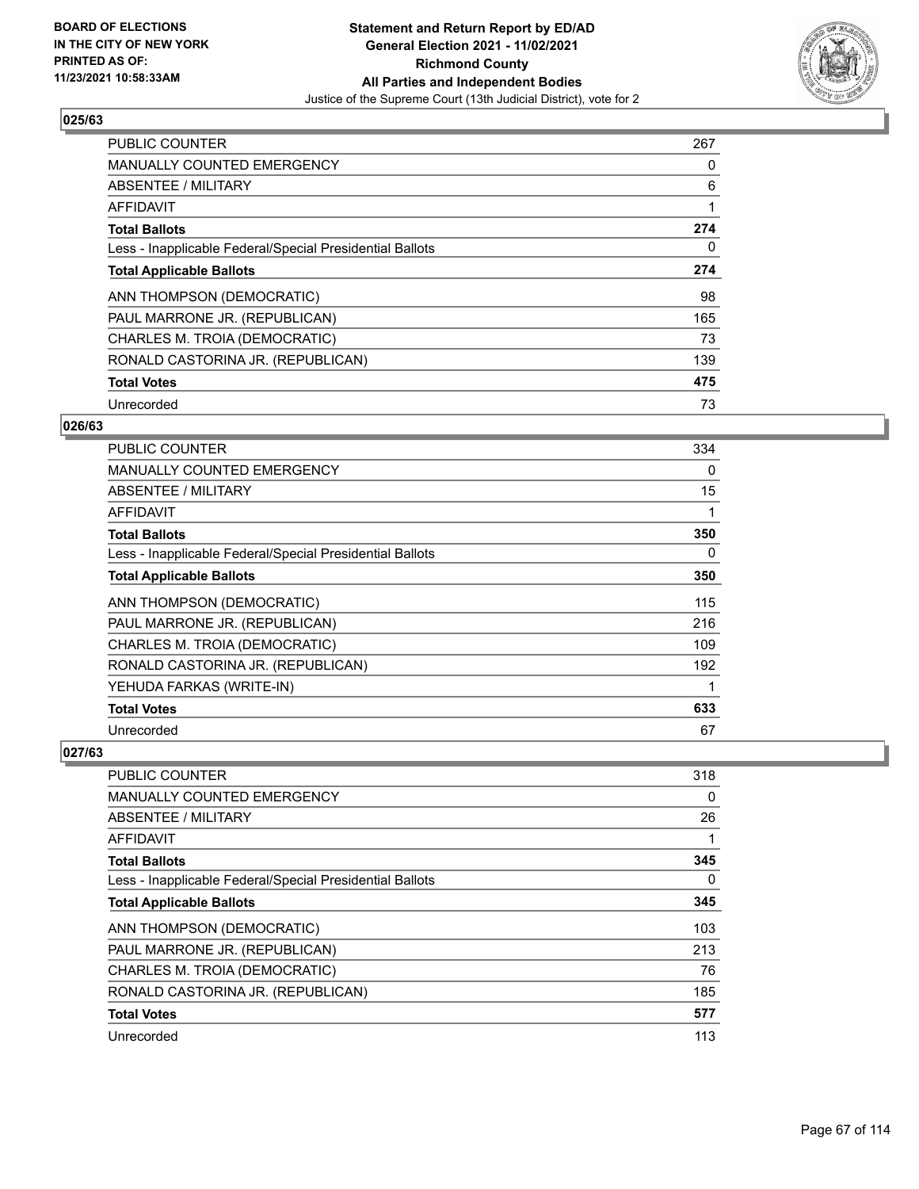## 025/63

| | |
|---|---|
| PUBLIC COUNTER | 267 |
| MANUALLY COUNTED EMERGENCY | 0 |
| ABSENTEE / MILITARY | 6 |
| AFFIDAVIT | 1 |
| **Total Ballots** | **274** |
| Less - Inapplicable Federal/Special Presidential Ballots | 0 |
| **Total Applicable Ballots** | **274** |
| ANN THOMPSON (DEMOCRATIC) | 98 |
| PAUL MARRONE JR. (REPUBLICAN) | 165 |
| CHARLES M. TROIA (DEMOCRATIC) | 73 |
| RONALD CASTORINA JR. (REPUBLICAN) | 139 |
| **Total Votes** | **475** |
| Unrecorded | 73 |

## 026/63

| | |
|---|---|
| PUBLIC COUNTER | 334 |
| MANUALLY COUNTED EMERGENCY | 0 |
| ABSENTEE / MILITARY | 15 |
| AFFIDAVIT | 1 |
| **Total Ballots** | **350** |
| Less - Inapplicable Federal/Special Presidential Ballots | 0 |
| **Total Applicable Ballots** | **350** |
| ANN THOMPSON (DEMOCRATIC) | 115 |
| PAUL MARRONE JR. (REPUBLICAN) | 216 |
| CHARLES M. TROIA (DEMOCRATIC) | 109 |
| RONALD CASTORINA JR. (REPUBLICAN) | 192 |
| YEHUDA FARKAS (WRITE-IN) | 1 |
| **Total Votes** | **633** |
| Unrecorded | 67 |

## 027/63

| | |
|---|---|
| PUBLIC COUNTER | 318 |
| MANUALLY COUNTED EMERGENCY | 0 |
| ABSENTEE / MILITARY | 26 |
| AFFIDAVIT | 1 |
| **Total Ballots** | **345** |
| Less - Inapplicable Federal/Special Presidential Ballots | 0 |
| **Total Applicable Ballots** | **345** |
| ANN THOMPSON (DEMOCRATIC) | 103 |
| PAUL MARRONE JR. (REPUBLICAN) | 213 |
| CHARLES M. TROIA (DEMOCRATIC) | 76 |
| RONALD CASTORINA JR. (REPUBLICAN) | 185 |
| **Total Votes** | **577** |
| Unrecorded | 113 |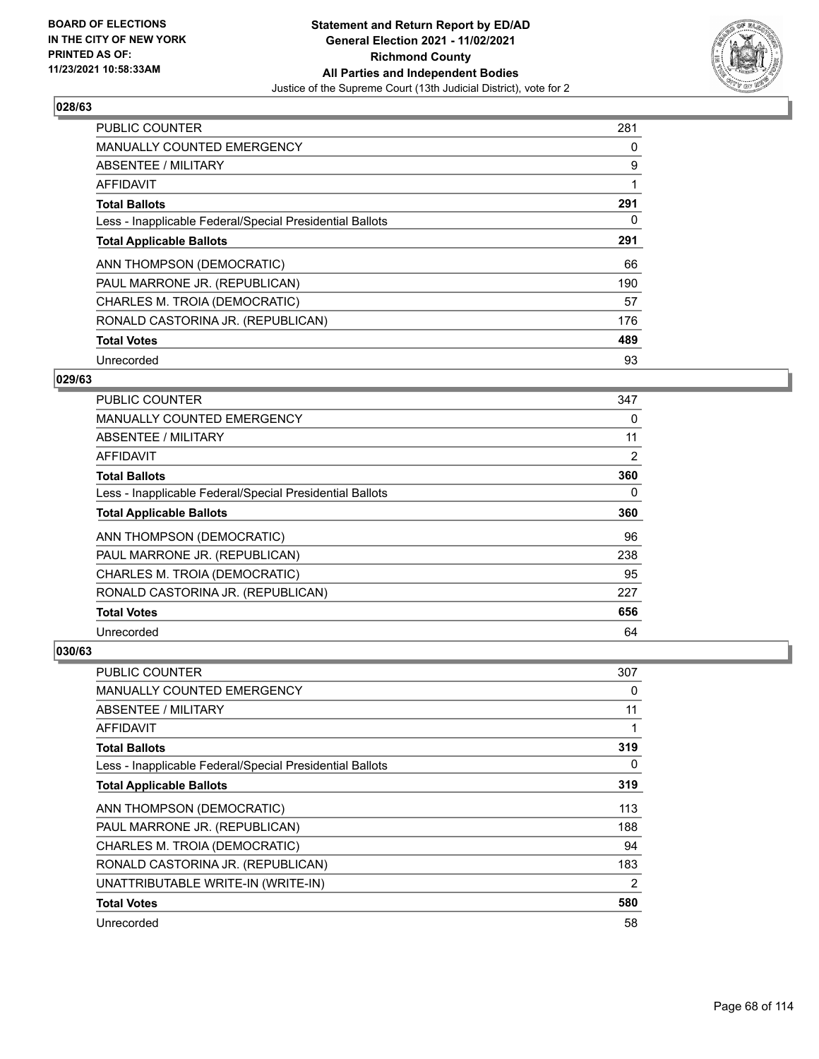**BOARD OF ELECTIONS IN THE CITY OF NEW YORK PRINTED AS OF: 11/23/2021 10:58:33AM**

**Statement and Return Report by ED/AD General Election 2021 - 11/02/2021 Richmond County All Parties and Independent Bodies**

Justice of the Supreme Court (13th Judicial District), vote for 2

### 028/63

| | |
|---|---|
| PUBLIC COUNTER | 281 |
| MANUALLY COUNTED EMERGENCY | 0 |
| ABSENTEE / MILITARY | 9 |
| AFFIDAVIT | 1 |
| **Total Ballots** | **291** |
| Less - Inapplicable Federal/Special Presidential Ballots | 0 |
| **Total Applicable Ballots** | **291** |
| ANN THOMPSON (DEMOCRATIC) | 66 |
| PAUL MARRONE JR. (REPUBLICAN) | 190 |
| CHARLES M. TROIA (DEMOCRATIC) | 57 |
| RONALD CASTORINA JR. (REPUBLICAN) | 176 |
| **Total Votes** | **489** |
| Unrecorded | 93 |

### 029/63

| | |
|---|---|
| PUBLIC COUNTER | 347 |
| MANUALLY COUNTED EMERGENCY | 0 |
| ABSENTEE / MILITARY | 11 |
| AFFIDAVIT | 2 |
| **Total Ballots** | **360** |
| Less - Inapplicable Federal/Special Presidential Ballots | 0 |
| **Total Applicable Ballots** | **360** |
| ANN THOMPSON (DEMOCRATIC) | 96 |
| PAUL MARRONE JR. (REPUBLICAN) | 238 |
| CHARLES M. TROIA (DEMOCRATIC) | 95 |
| RONALD CASTORINA JR. (REPUBLICAN) | 227 |
| **Total Votes** | **656** |
| Unrecorded | 64 |

### 030/63

| | |
|---|---|
| PUBLIC COUNTER | 307 |
| MANUALLY COUNTED EMERGENCY | 0 |
| ABSENTEE / MILITARY | 11 |
| AFFIDAVIT | 1 |
| **Total Ballots** | **319** |
| Less - Inapplicable Federal/Special Presidential Ballots | 0 |
| **Total Applicable Ballots** | **319** |
| ANN THOMPSON (DEMOCRATIC) | 113 |
| PAUL MARRONE JR. (REPUBLICAN) | 188 |
| CHARLES M. TROIA (DEMOCRATIC) | 94 |
| RONALD CASTORINA JR. (REPUBLICAN) | 183 |
| UNATTRIBUTABLE WRITE-IN (WRITE-IN) | 2 |
| **Total Votes** | **580** |
| Unrecorded | 58 |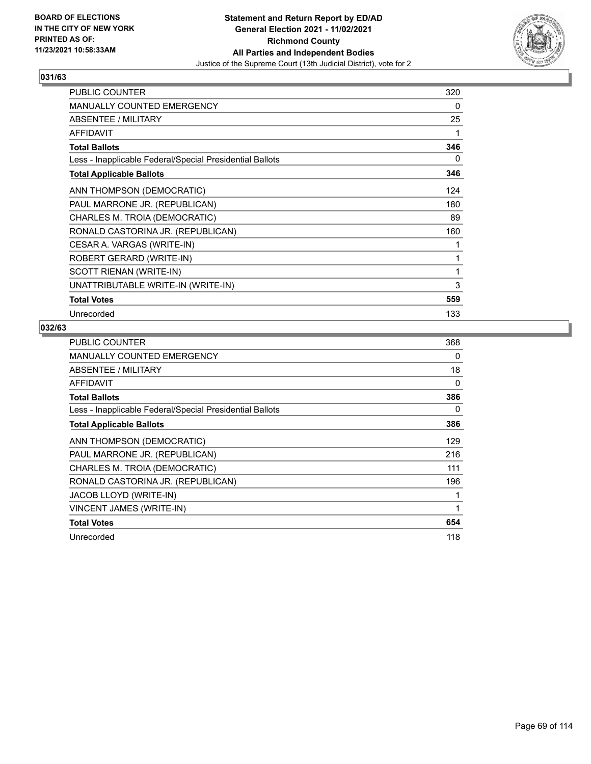BOARD OF ELECTIONS
IN THE CITY OF NEW YORK
PRINTED AS OF:
11/23/2021 10:58:33AM

**Statement and Return Report by ED/AD**
**General Election 2021 - 11/02/2021**
**Richmond County**
**All Parties and Independent Bodies**
Justice of the Supreme Court (13th Judicial District), vote for 2

### 031/63

| | |
|---|---|
| PUBLIC COUNTER | 320 |
| MANUALLY COUNTED EMERGENCY | 0 |
| ABSENTEE / MILITARY | 25 |
| AFFIDAVIT | 1 |
| **Total Ballots** | **346** |
| Less - Inapplicable Federal/Special Presidential Ballots | 0 |
| **Total Applicable Ballots** | **346** |
| ANN THOMPSON (DEMOCRATIC) | 124 |
| PAUL MARRONE JR. (REPUBLICAN) | 180 |
| CHARLES M. TROIA (DEMOCRATIC) | 89 |
| RONALD CASTORINA JR. (REPUBLICAN) | 160 |
| CESAR A. VARGAS (WRITE-IN) | 1 |
| ROBERT GERARD (WRITE-IN) | 1 |
| SCOTT RIENAN (WRITE-IN) | 1 |
| UNATTRIBUTABLE WRITE-IN (WRITE-IN) | 3 |
| **Total Votes** | **559** |
| Unrecorded | 133 |

### 032/63

| | |
|---|---|
| PUBLIC COUNTER | 368 |
| MANUALLY COUNTED EMERGENCY | 0 |
| ABSENTEE / MILITARY | 18 |
| AFFIDAVIT | 0 |
| **Total Ballots** | **386** |
| Less - Inapplicable Federal/Special Presidential Ballots | 0 |
| **Total Applicable Ballots** | **386** |
| ANN THOMPSON (DEMOCRATIC) | 129 |
| PAUL MARRONE JR. (REPUBLICAN) | 216 |
| CHARLES M. TROIA (DEMOCRATIC) | 111 |
| RONALD CASTORINA JR. (REPUBLICAN) | 196 |
| JACOB LLOYD (WRITE-IN) | 1 |
| VINCENT JAMES (WRITE-IN) | 1 |
| **Total Votes** | **654** |
| Unrecorded | 118 |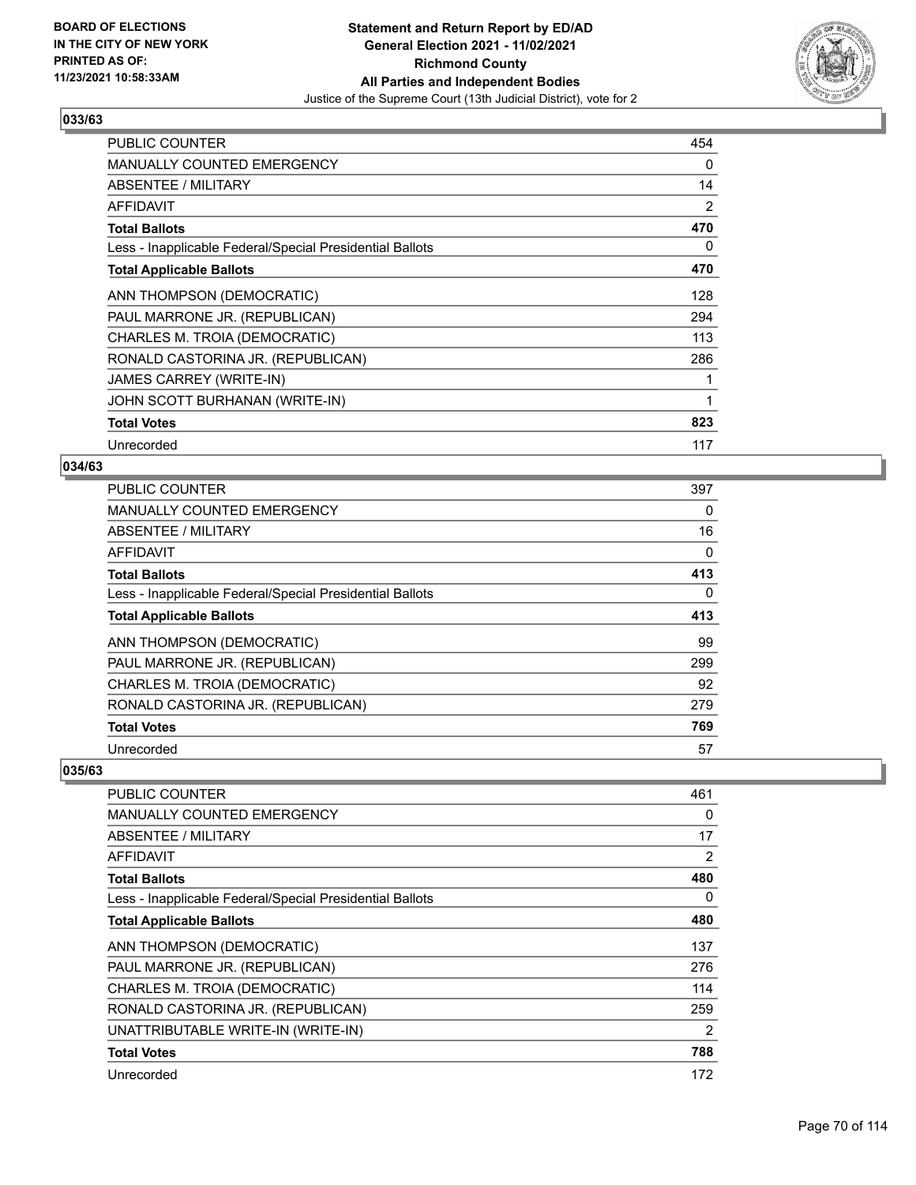**BOARD OF ELECTIONS IN THE CITY OF NEW YORK PRINTED AS OF: 11/23/2021 10:58:33AM**

**Statement and Return Report by ED/AD General Election 2021 - 11/02/2021 Richmond County All Parties and Independent Bodies**

Justice of the Supreme Court (13th Judicial District), vote for 2

### 033/63

| | |
|---|---|
| PUBLIC COUNTER | 454 |
| MANUALLY COUNTED EMERGENCY | 0 |
| ABSENTEE / MILITARY | 14 |
| AFFIDAVIT | 2 |
| **Total Ballots** | **470** |
| Less - Inapplicable Federal/Special Presidential Ballots | 0 |
| **Total Applicable Ballots** | **470** |
| ANN THOMPSON (DEMOCRATIC) | 128 |
| PAUL MARRONE JR. (REPUBLICAN) | 294 |
| CHARLES M. TROIA (DEMOCRATIC) | 113 |
| RONALD CASTORINA JR. (REPUBLICAN) | 286 |
| JAMES CARREY (WRITE-IN) | 1 |
| JOHN SCOTT BURHANAN (WRITE-IN) | 1 |
| **Total Votes** | **823** |
| Unrecorded | 117 |

### 034/63

| | |
|---|---|
| PUBLIC COUNTER | 397 |
| MANUALLY COUNTED EMERGENCY | 0 |
| ABSENTEE / MILITARY | 16 |
| AFFIDAVIT | 0 |
| **Total Ballots** | **413** |
| Less - Inapplicable Federal/Special Presidential Ballots | 0 |
| **Total Applicable Ballots** | **413** |
| ANN THOMPSON (DEMOCRATIC) | 99 |
| PAUL MARRONE JR. (REPUBLICAN) | 299 |
| CHARLES M. TROIA (DEMOCRATIC) | 92 |
| RONALD CASTORINA JR. (REPUBLICAN) | 279 |
| **Total Votes** | **769** |
| Unrecorded | 57 |

### 035/63

| | |
|---|---|
| PUBLIC COUNTER | 461 |
| MANUALLY COUNTED EMERGENCY | 0 |
| ABSENTEE / MILITARY | 17 |
| AFFIDAVIT | 2 |
| **Total Ballots** | **480** |
| Less - Inapplicable Federal/Special Presidential Ballots | 0 |
| **Total Applicable Ballots** | **480** |
| ANN THOMPSON (DEMOCRATIC) | 137 |
| PAUL MARRONE JR. (REPUBLICAN) | 276 |
| CHARLES M. TROIA (DEMOCRATIC) | 114 |
| RONALD CASTORINA JR. (REPUBLICAN) | 259 |
| UNATTRIBUTABLE WRITE-IN (WRITE-IN) | 2 |
| **Total Votes** | **788** |
| Unrecorded | 172 |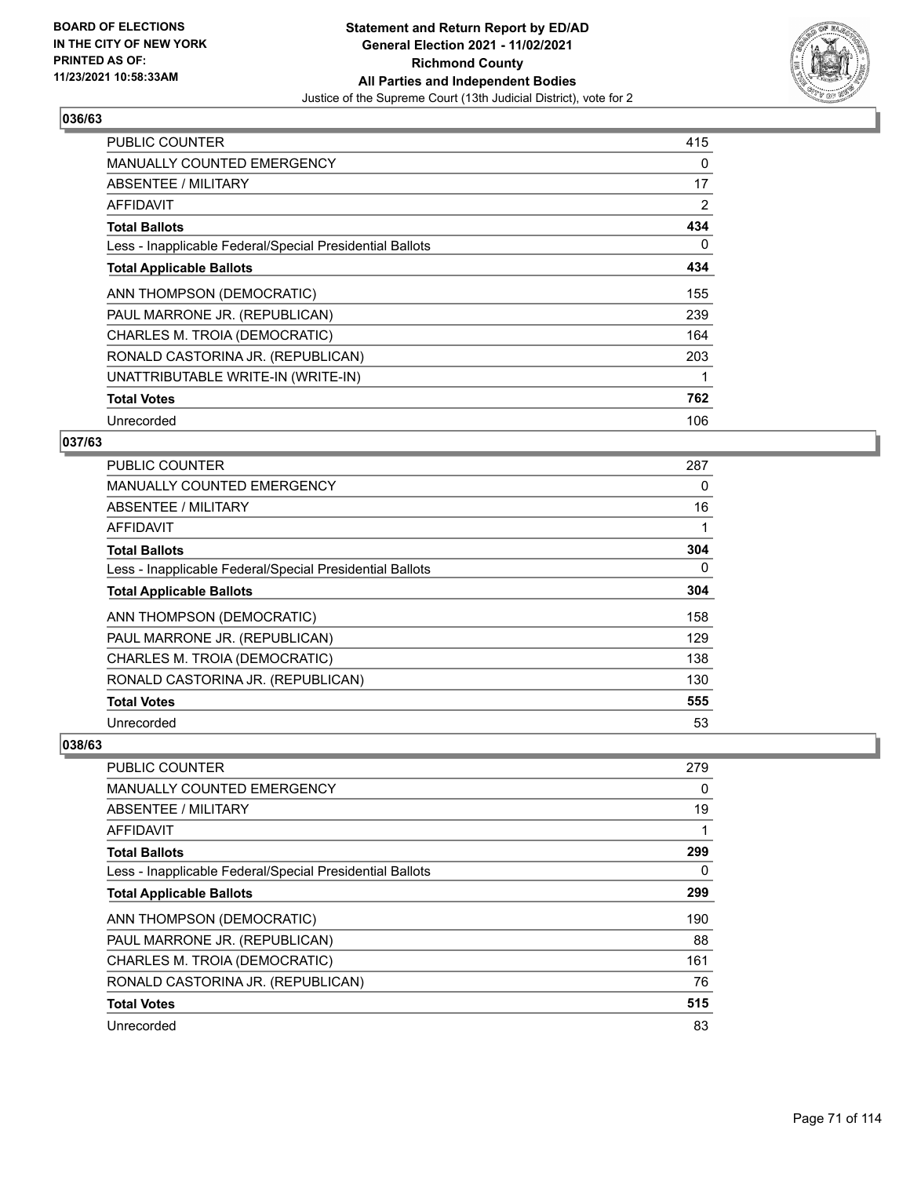**BOARD OF ELECTIONS IN THE CITY OF NEW YORK PRINTED AS OF: 11/23/2021 10:58:33AM**

**Statement and Return Report by ED/AD General Election 2021 - 11/02/2021 Richmond County All Parties and Independent Bodies**

Justice of the Supreme Court (13th Judicial District), vote for 2

### 036/63

| | |
|---|---|
| PUBLIC COUNTER | 415 |
| MANUALLY COUNTED EMERGENCY | 0 |
| ABSENTEE / MILITARY | 17 |
| AFFIDAVIT | 2 |
| **Total Ballots** | **434** |
| Less - Inapplicable Federal/Special Presidential Ballots | 0 |
| **Total Applicable Ballots** | **434** |
| ANN THOMPSON (DEMOCRATIC) | 155 |
| PAUL MARRONE JR. (REPUBLICAN) | 239 |
| CHARLES M. TROIA (DEMOCRATIC) | 164 |
| RONALD CASTORINA JR. (REPUBLICAN) | 203 |
| UNATTRIBUTABLE WRITE-IN (WRITE-IN) | 1 |
| **Total Votes** | **762** |
| Unrecorded | 106 |

### 037/63

| | |
|---|---|
| PUBLIC COUNTER | 287 |
| MANUALLY COUNTED EMERGENCY | 0 |
| ABSENTEE / MILITARY | 16 |
| AFFIDAVIT | 1 |
| **Total Ballots** | **304** |
| Less - Inapplicable Federal/Special Presidential Ballots | 0 |
| **Total Applicable Ballots** | **304** |
| ANN THOMPSON (DEMOCRATIC) | 158 |
| PAUL MARRONE JR. (REPUBLICAN) | 129 |
| CHARLES M. TROIA (DEMOCRATIC) | 138 |
| RONALD CASTORINA JR. (REPUBLICAN) | 130 |
| **Total Votes** | **555** |
| Unrecorded | 53 |

### 038/63

| | |
|---|---|
| PUBLIC COUNTER | 279 |
| MANUALLY COUNTED EMERGENCY | 0 |
| ABSENTEE / MILITARY | 19 |
| AFFIDAVIT | 1 |
| **Total Ballots** | **299** |
| Less - Inapplicable Federal/Special Presidential Ballots | 0 |
| **Total Applicable Ballots** | **299** |
| ANN THOMPSON (DEMOCRATIC) | 190 |
| PAUL MARRONE JR. (REPUBLICAN) | 88 |
| CHARLES M. TROIA (DEMOCRATIC) | 161 |
| RONALD CASTORINA JR. (REPUBLICAN) | 76 |
| **Total Votes** | **515** |
| Unrecorded | 83 |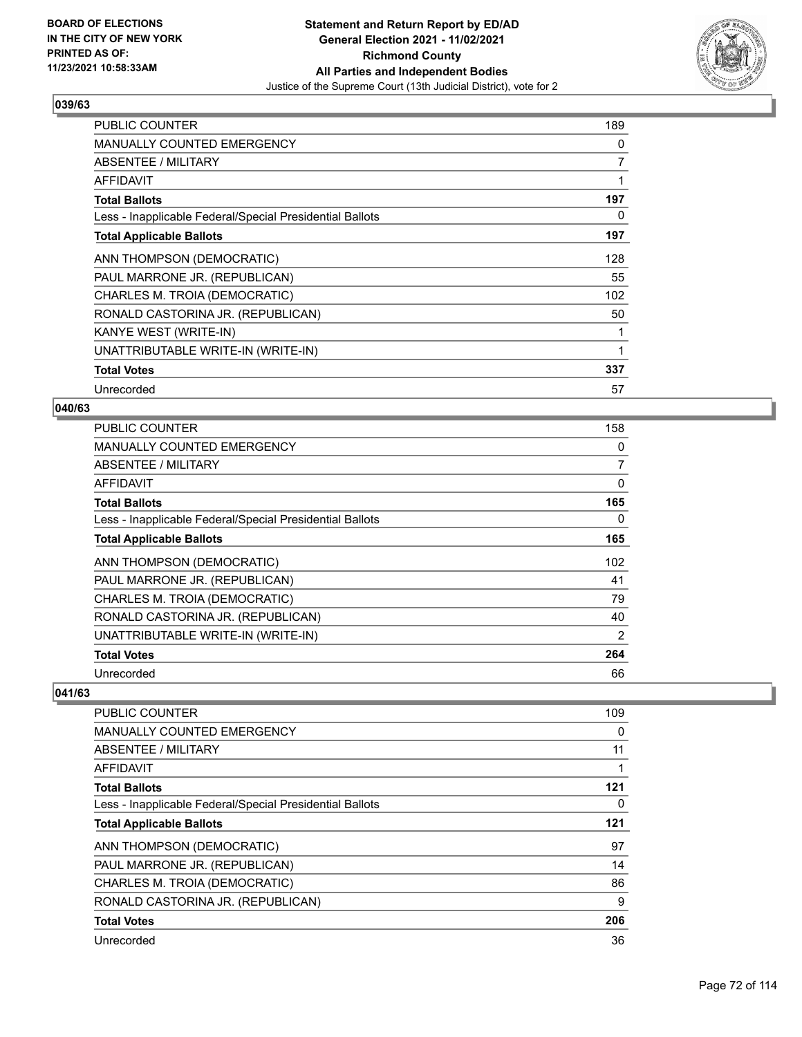**BOARD OF ELECTIONS IN THE CITY OF NEW YORK PRINTED AS OF: 11/23/2021 10:58:33AM**

**Statement and Return Report by ED/AD General Election 2021 - 11/02/2021 Richmond County All Parties and Independent Bodies**

Justice of the Supreme Court (13th Judicial District), vote for 2

### 039/63

| | |
|---|---|
| PUBLIC COUNTER | 189 |
| MANUALLY COUNTED EMERGENCY | 0 |
| ABSENTEE / MILITARY | 7 |
| AFFIDAVIT | 1 |
| **Total Ballots** | **197** |
| Less - Inapplicable Federal/Special Presidential Ballots | 0 |
| **Total Applicable Ballots** | **197** |
| ANN THOMPSON (DEMOCRATIC) | 128 |
| PAUL MARRONE JR. (REPUBLICAN) | 55 |
| CHARLES M. TROIA (DEMOCRATIC) | 102 |
| RONALD CASTORINA JR. (REPUBLICAN) | 50 |
| KANYE WEST (WRITE-IN) | 1 |
| UNATTRIBUTABLE WRITE-IN (WRITE-IN) | 1 |
| **Total Votes** | **337** |
| Unrecorded | 57 |

### 040/63

| | |
|---|---|
| PUBLIC COUNTER | 158 |
| MANUALLY COUNTED EMERGENCY | 0 |
| ABSENTEE / MILITARY | 7 |
| AFFIDAVIT | 0 |
| **Total Ballots** | **165** |
| Less - Inapplicable Federal/Special Presidential Ballots | 0 |
| **Total Applicable Ballots** | **165** |
| ANN THOMPSON (DEMOCRATIC) | 102 |
| PAUL MARRONE JR. (REPUBLICAN) | 41 |
| CHARLES M. TROIA (DEMOCRATIC) | 79 |
| RONALD CASTORINA JR. (REPUBLICAN) | 40 |
| UNATTRIBUTABLE WRITE-IN (WRITE-IN) | 2 |
| **Total Votes** | **264** |
| Unrecorded | 66 |

### 041/63

| | |
|---|---|
| PUBLIC COUNTER | 109 |
| MANUALLY COUNTED EMERGENCY | 0 |
| ABSENTEE / MILITARY | 11 |
| AFFIDAVIT | 1 |
| **Total Ballots** | **121** |
| Less - Inapplicable Federal/Special Presidential Ballots | 0 |
| **Total Applicable Ballots** | **121** |
| ANN THOMPSON (DEMOCRATIC) | 97 |
| PAUL MARRONE JR. (REPUBLICAN) | 14 |
| CHARLES M. TROIA (DEMOCRATIC) | 86 |
| RONALD CASTORINA JR. (REPUBLICAN) | 9 |
| **Total Votes** | **206** |
| Unrecorded | 36 |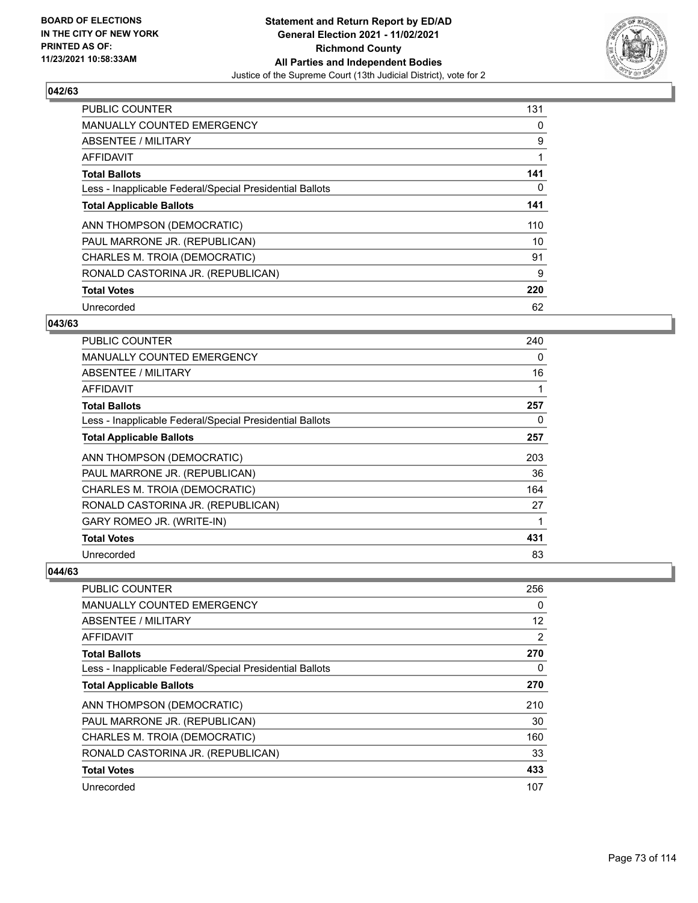BOARD OF ELECTIONS
IN THE CITY OF NEW YORK
PRINTED AS OF:
11/23/2021 10:58:33AM

**Statement and Return Report by ED/AD**
**General Election 2021 - 11/02/2021**
**Richmond County**
**All Parties and Independent Bodies**
Justice of the Supreme Court (13th Judicial District), vote for 2

### 042/63

| | |
|---|---|
| PUBLIC COUNTER | 131 |
| MANUALLY COUNTED EMERGENCY | 0 |
| ABSENTEE / MILITARY | 9 |
| AFFIDAVIT | 1 |
| **Total Ballots** | **141** |
| Less - Inapplicable Federal/Special Presidential Ballots | 0 |
| **Total Applicable Ballots** | **141** |
| ANN THOMPSON (DEMOCRATIC) | 110 |
| PAUL MARRONE JR. (REPUBLICAN) | 10 |
| CHARLES M. TROIA (DEMOCRATIC) | 91 |
| RONALD CASTORINA JR. (REPUBLICAN) | 9 |
| **Total Votes** | **220** |
| Unrecorded | 62 |

### 043/63

| | |
|---|---|
| PUBLIC COUNTER | 240 |
| MANUALLY COUNTED EMERGENCY | 0 |
| ABSENTEE / MILITARY | 16 |
| AFFIDAVIT | 1 |
| **Total Ballots** | **257** |
| Less - Inapplicable Federal/Special Presidential Ballots | 0 |
| **Total Applicable Ballots** | **257** |
| ANN THOMPSON (DEMOCRATIC) | 203 |
| PAUL MARRONE JR. (REPUBLICAN) | 36 |
| CHARLES M. TROIA (DEMOCRATIC) | 164 |
| RONALD CASTORINA JR. (REPUBLICAN) | 27 |
| GARY ROMEO JR. (WRITE-IN) | 1 |
| **Total Votes** | **431** |
| Unrecorded | 83 |

### 044/63

| | |
|---|---|
| PUBLIC COUNTER | 256 |
| MANUALLY COUNTED EMERGENCY | 0 |
| ABSENTEE / MILITARY | 12 |
| AFFIDAVIT | 2 |
| **Total Ballots** | **270** |
| Less - Inapplicable Federal/Special Presidential Ballots | 0 |
| **Total Applicable Ballots** | **270** |
| ANN THOMPSON (DEMOCRATIC) | 210 |
| PAUL MARRONE JR. (REPUBLICAN) | 30 |
| CHARLES M. TROIA (DEMOCRATIC) | 160 |
| RONALD CASTORINA JR. (REPUBLICAN) | 33 |
| **Total Votes** | **433** |
| Unrecorded | 107 |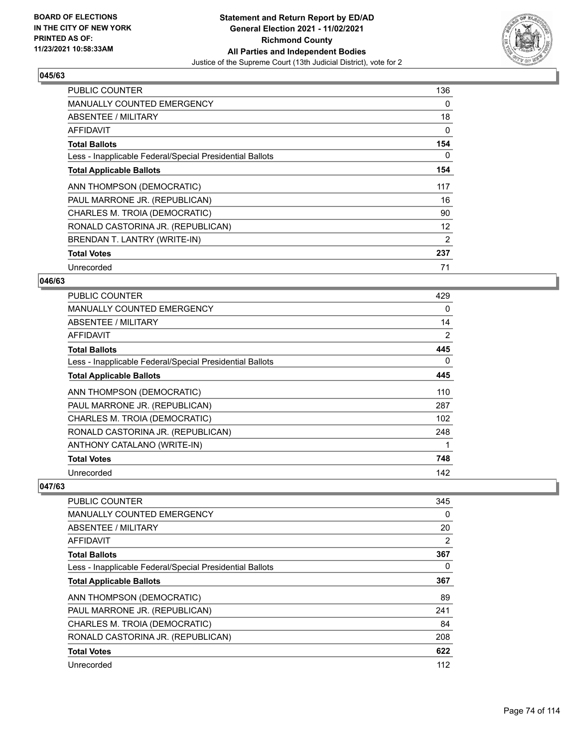**BOARD OF ELECTIONS IN THE CITY OF NEW YORK PRINTED AS OF: 11/23/2021 10:58:33AM**

**Statement and Return Report by ED/AD General Election 2021 - 11/02/2021 Richmond County All Parties and Independent Bodies**

Justice of the Supreme Court (13th Judicial District), vote for 2

### 045/63

| | |
|---|---|
| PUBLIC COUNTER | 136 |
| MANUALLY COUNTED EMERGENCY | 0 |
| ABSENTEE / MILITARY | 18 |
| AFFIDAVIT | 0 |
| **Total Ballots** | **154** |
| Less - Inapplicable Federal/Special Presidential Ballots | 0 |
| **Total Applicable Ballots** | **154** |
| ANN THOMPSON (DEMOCRATIC) | 117 |
| PAUL MARRONE JR. (REPUBLICAN) | 16 |
| CHARLES M. TROIA (DEMOCRATIC) | 90 |
| RONALD CASTORINA JR. (REPUBLICAN) | 12 |
| BRENDAN T. LANTRY (WRITE-IN) | 2 |
| **Total Votes** | **237** |
| Unrecorded | 71 |

### 046/63

| | |
|---|---|
| PUBLIC COUNTER | 429 |
| MANUALLY COUNTED EMERGENCY | 0 |
| ABSENTEE / MILITARY | 14 |
| AFFIDAVIT | 2 |
| **Total Ballots** | **445** |
| Less - Inapplicable Federal/Special Presidential Ballots | 0 |
| **Total Applicable Ballots** | **445** |
| ANN THOMPSON (DEMOCRATIC) | 110 |
| PAUL MARRONE JR. (REPUBLICAN) | 287 |
| CHARLES M. TROIA (DEMOCRATIC) | 102 |
| RONALD CASTORINA JR. (REPUBLICAN) | 248 |
| ANTHONY CATALANO (WRITE-IN) | 1 |
| **Total Votes** | **748** |
| Unrecorded | 142 |

### 047/63

| | |
|---|---|
| PUBLIC COUNTER | 345 |
| MANUALLY COUNTED EMERGENCY | 0 |
| ABSENTEE / MILITARY | 20 |
| AFFIDAVIT | 2 |
| **Total Ballots** | **367** |
| Less - Inapplicable Federal/Special Presidential Ballots | 0 |
| **Total Applicable Ballots** | **367** |
| ANN THOMPSON (DEMOCRATIC) | 89 |
| PAUL MARRONE JR. (REPUBLICAN) | 241 |
| CHARLES M. TROIA (DEMOCRATIC) | 84 |
| RONALD CASTORINA JR. (REPUBLICAN) | 208 |
| **Total Votes** | **622** |
| Unrecorded | 112 |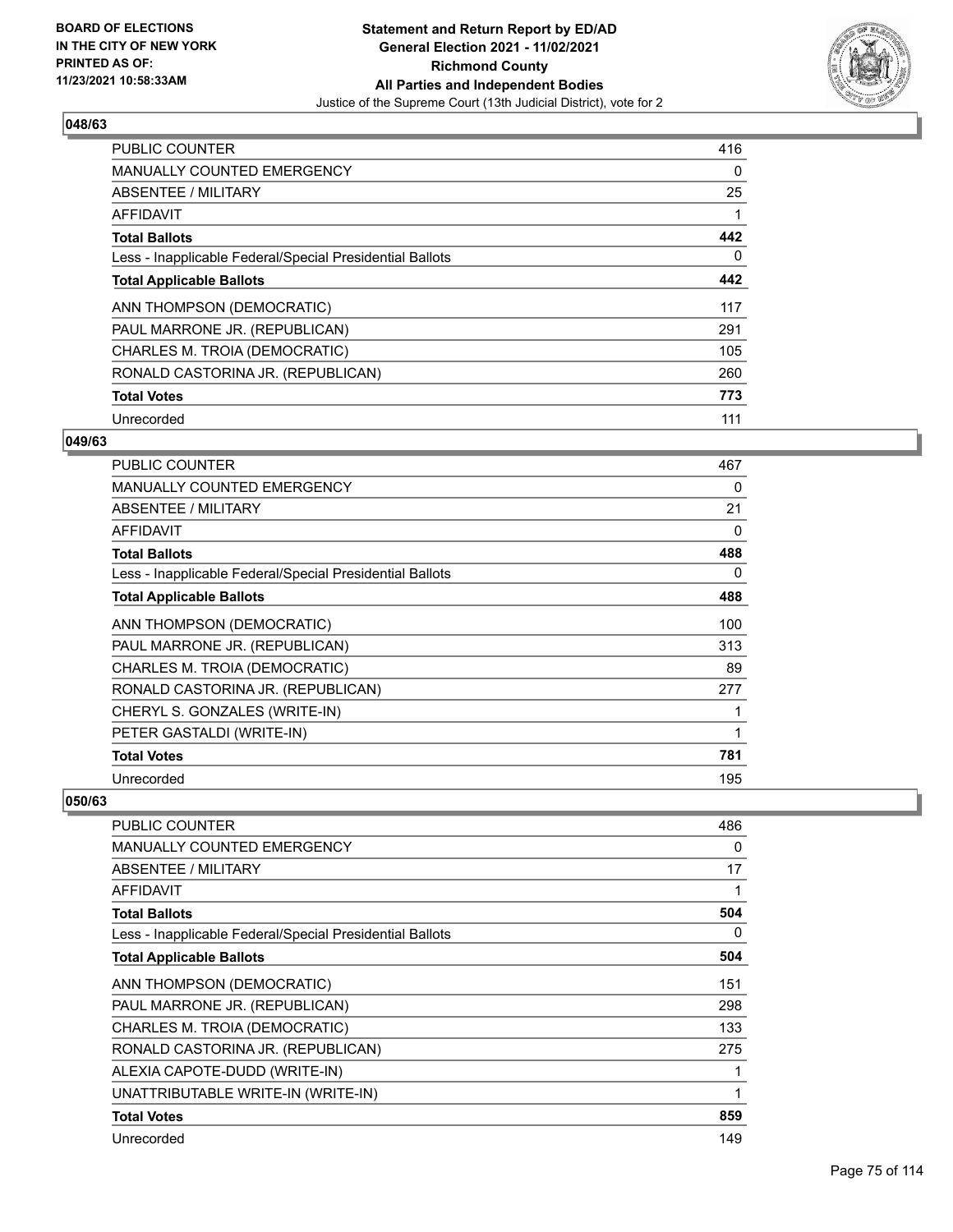## 048/63

| | |
|---|---|
| PUBLIC COUNTER | 416 |
| MANUALLY COUNTED EMERGENCY | 0 |
| ABSENTEE / MILITARY | 25 |
| AFFIDAVIT | 1 |
| **Total Ballots** | **442** |
| Less - Inapplicable Federal/Special Presidential Ballots | 0 |
| **Total Applicable Ballots** | **442** |
| ANN THOMPSON (DEMOCRATIC) | 117 |
| PAUL MARRONE JR. (REPUBLICAN) | 291 |
| CHARLES M. TROIA (DEMOCRATIC) | 105 |
| RONALD CASTORINA JR. (REPUBLICAN) | 260 |
| **Total Votes** | **773** |
| Unrecorded | 111 |

## 049/63

| | |
|---|---|
| PUBLIC COUNTER | 467 |
| MANUALLY COUNTED EMERGENCY | 0 |
| ABSENTEE / MILITARY | 21 |
| AFFIDAVIT | 0 |
| **Total Ballots** | **488** |
| Less - Inapplicable Federal/Special Presidential Ballots | 0 |
| **Total Applicable Ballots** | **488** |
| ANN THOMPSON (DEMOCRATIC) | 100 |
| PAUL MARRONE JR. (REPUBLICAN) | 313 |
| CHARLES M. TROIA (DEMOCRATIC) | 89 |
| RONALD CASTORINA JR. (REPUBLICAN) | 277 |
| CHERYL S. GONZALES (WRITE-IN) | 1 |
| PETER GASTALDI (WRITE-IN) | 1 |
| **Total Votes** | **781** |
| Unrecorded | 195 |

## 050/63

| | |
|---|---|
| PUBLIC COUNTER | 486 |
| MANUALLY COUNTED EMERGENCY | 0 |
| ABSENTEE / MILITARY | 17 |
| AFFIDAVIT | 1 |
| **Total Ballots** | **504** |
| Less - Inapplicable Federal/Special Presidential Ballots | 0 |
| **Total Applicable Ballots** | **504** |
| ANN THOMPSON (DEMOCRATIC) | 151 |
| PAUL MARRONE JR. (REPUBLICAN) | 298 |
| CHARLES M. TROIA (DEMOCRATIC) | 133 |
| RONALD CASTORINA JR. (REPUBLICAN) | 275 |
| ALEXIA CAPOTE-DUDD (WRITE-IN) | 1 |
| UNATTRIBUTABLE WRITE-IN (WRITE-IN) | 1 |
| **Total Votes** | **859** |
| Unrecorded | 149 |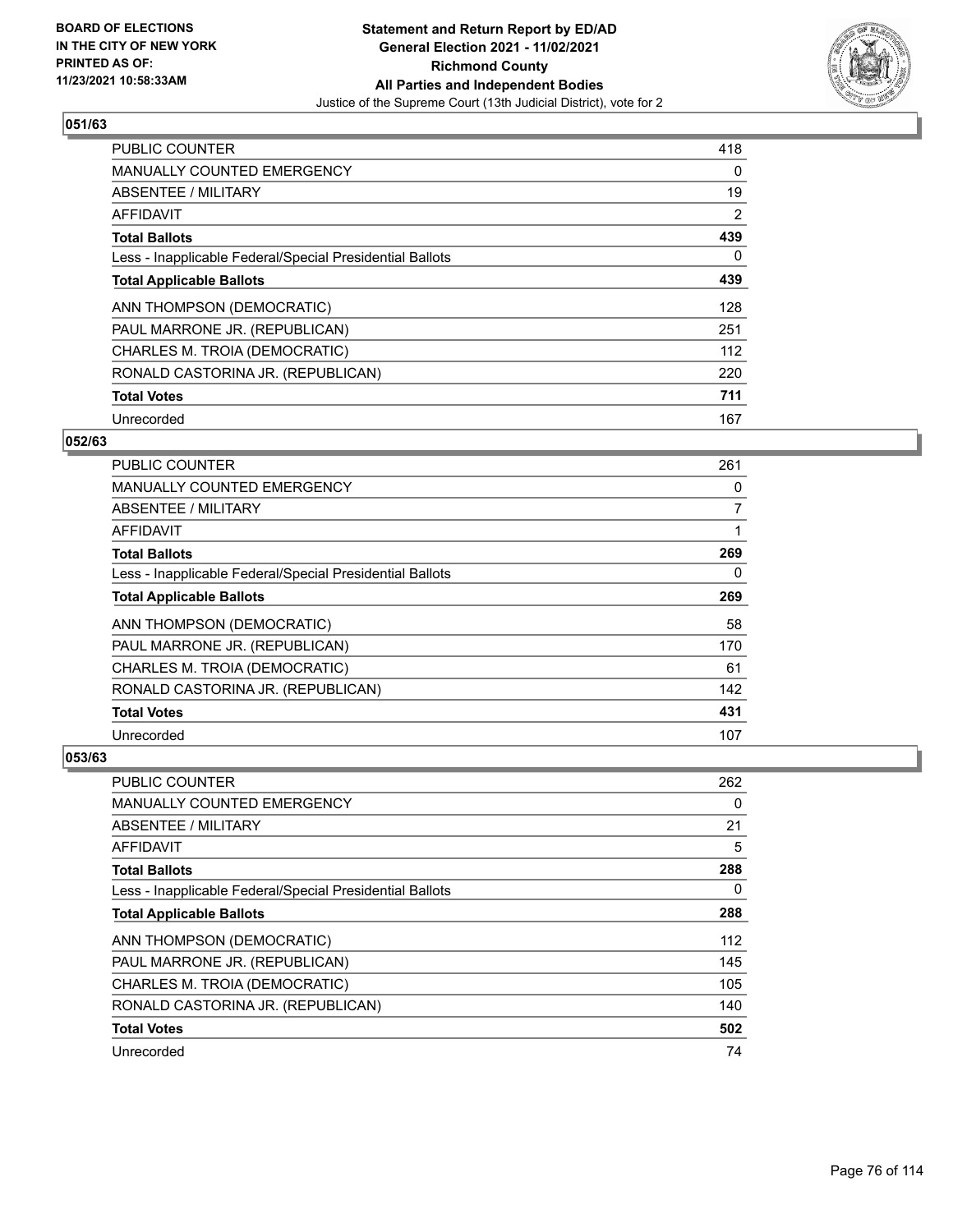BOARD OF ELECTIONS
IN THE CITY OF NEW YORK
PRINTED AS OF:
11/23/2021 10:58:33AM

**Statement and Return Report by ED/AD**
**General Election 2021 - 11/02/2021**
**Richmond County**
**All Parties and Independent Bodies**
Justice of the Supreme Court (13th Judicial District), vote for 2

## 051/63

| | |
|---|---|
| PUBLIC COUNTER | 418 |
| MANUALLY COUNTED EMERGENCY | 0 |
| ABSENTEE / MILITARY | 19 |
| AFFIDAVIT | 2 |
| **Total Ballots** | **439** |
| Less - Inapplicable Federal/Special Presidential Ballots | 0 |
| **Total Applicable Ballots** | **439** |
| ANN THOMPSON (DEMOCRATIC) | 128 |
| PAUL MARRONE JR. (REPUBLICAN) | 251 |
| CHARLES M. TROIA (DEMOCRATIC) | 112 |
| RONALD CASTORINA JR. (REPUBLICAN) | 220 |
| **Total Votes** | **711** |
| Unrecorded | 167 |

## 052/63

| | |
|---|---|
| PUBLIC COUNTER | 261 |
| MANUALLY COUNTED EMERGENCY | 0 |
| ABSENTEE / MILITARY | 7 |
| AFFIDAVIT | 1 |
| **Total Ballots** | **269** |
| Less - Inapplicable Federal/Special Presidential Ballots | 0 |
| **Total Applicable Ballots** | **269** |
| ANN THOMPSON (DEMOCRATIC) | 58 |
| PAUL MARRONE JR. (REPUBLICAN) | 170 |
| CHARLES M. TROIA (DEMOCRATIC) | 61 |
| RONALD CASTORINA JR. (REPUBLICAN) | 142 |
| **Total Votes** | **431** |
| Unrecorded | 107 |

## 053/63

| | |
|---|---|
| PUBLIC COUNTER | 262 |
| MANUALLY COUNTED EMERGENCY | 0 |
| ABSENTEE / MILITARY | 21 |
| AFFIDAVIT | 5 |
| **Total Ballots** | **288** |
| Less - Inapplicable Federal/Special Presidential Ballots | 0 |
| **Total Applicable Ballots** | **288** |
| ANN THOMPSON (DEMOCRATIC) | 112 |
| PAUL MARRONE JR. (REPUBLICAN) | 145 |
| CHARLES M. TROIA (DEMOCRATIC) | 105 |
| RONALD CASTORINA JR. (REPUBLICAN) | 140 |
| **Total Votes** | **502** |
| Unrecorded | 74 |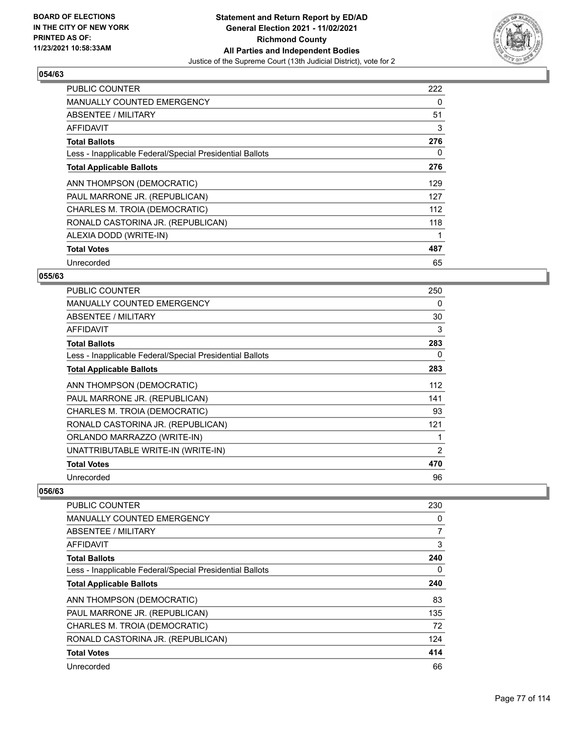**Statement and Return Report by ED/AD**
**General Election 2021 - 11/02/2021**
**Richmond County**
**All Parties and Independent Bodies**
Justice of the Supreme Court (13th Judicial District), vote for 2

BOARD OF ELECTIONS IN THE CITY OF NEW YORK PRINTED AS OF: 11/23/2021 10:58:33AM

### 054/63

| | |
|---|---|
| PUBLIC COUNTER | 222 |
| MANUALLY COUNTED EMERGENCY | 0 |
| ABSENTEE / MILITARY | 51 |
| AFFIDAVIT | 3 |
| **Total Ballots** | **276** |
| Less - Inapplicable Federal/Special Presidential Ballots | 0 |
| **Total Applicable Ballots** | **276** |
| ANN THOMPSON (DEMOCRATIC) | 129 |
| PAUL MARRONE JR. (REPUBLICAN) | 127 |
| CHARLES M. TROIA (DEMOCRATIC) | 112 |
| RONALD CASTORINA JR. (REPUBLICAN) | 118 |
| ALEXIA DODD (WRITE-IN) | 1 |
| **Total Votes** | **487** |
| Unrecorded | 65 |

### 055/63

| | |
|---|---|
| PUBLIC COUNTER | 250 |
| MANUALLY COUNTED EMERGENCY | 0 |
| ABSENTEE / MILITARY | 30 |
| AFFIDAVIT | 3 |
| **Total Ballots** | **283** |
| Less - Inapplicable Federal/Special Presidential Ballots | 0 |
| **Total Applicable Ballots** | **283** |
| ANN THOMPSON (DEMOCRATIC) | 112 |
| PAUL MARRONE JR. (REPUBLICAN) | 141 |
| CHARLES M. TROIA (DEMOCRATIC) | 93 |
| RONALD CASTORINA JR. (REPUBLICAN) | 121 |
| ORLANDO MARRAZZO (WRITE-IN) | 1 |
| UNATTRIBUTABLE WRITE-IN (WRITE-IN) | 2 |
| **Total Votes** | **470** |
| Unrecorded | 96 |

### 056/63

| | |
|---|---|
| PUBLIC COUNTER | 230 |
| MANUALLY COUNTED EMERGENCY | 0 |
| ABSENTEE / MILITARY | 7 |
| AFFIDAVIT | 3 |
| **Total Ballots** | **240** |
| Less - Inapplicable Federal/Special Presidential Ballots | 0 |
| **Total Applicable Ballots** | **240** |
| ANN THOMPSON (DEMOCRATIC) | 83 |
| PAUL MARRONE JR. (REPUBLICAN) | 135 |
| CHARLES M. TROIA (DEMOCRATIC) | 72 |
| RONALD CASTORINA JR. (REPUBLICAN) | 124 |
| **Total Votes** | **414** |
| Unrecorded | 66 |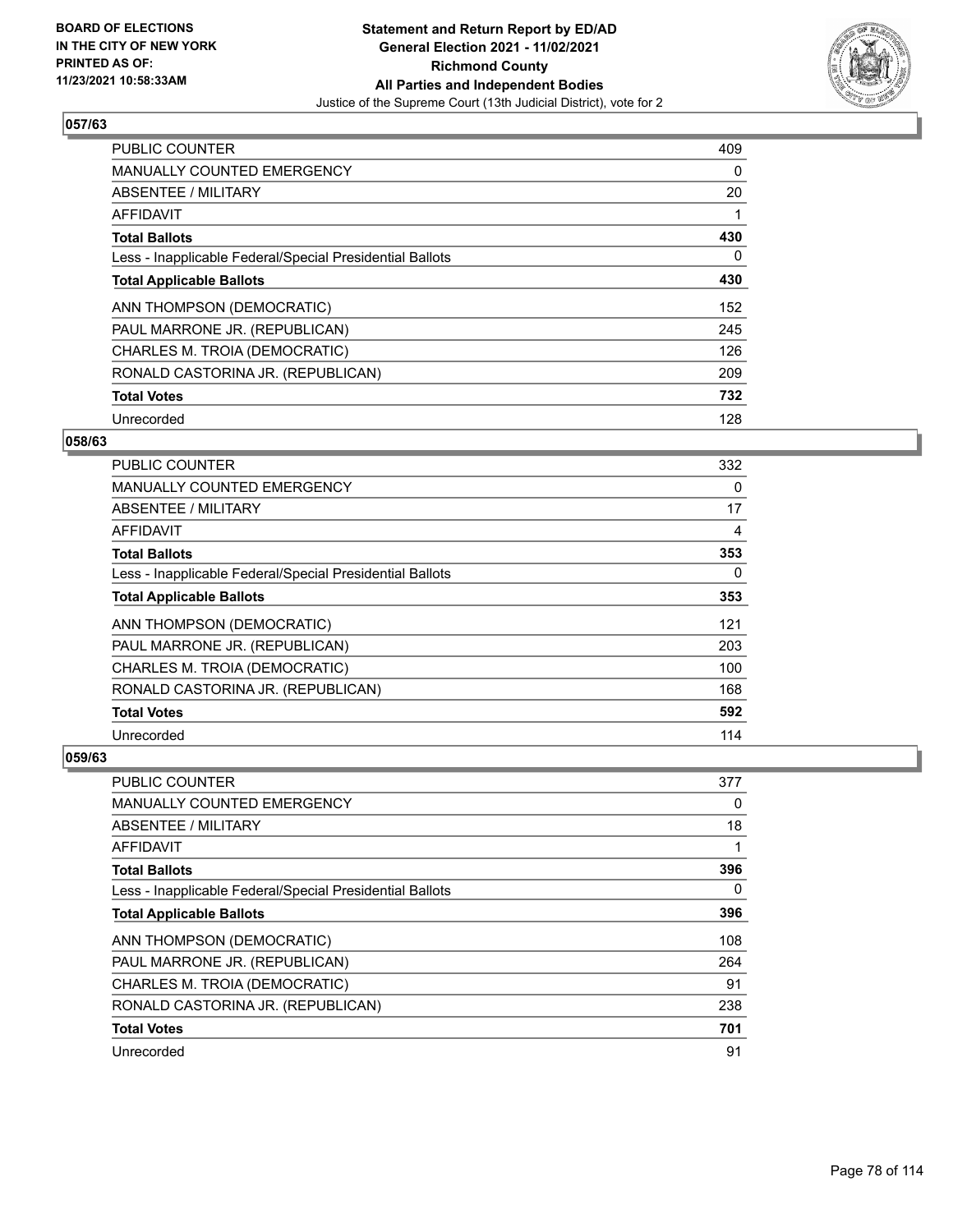**Statement and Return Report by ED/AD**
**General Election 2021 - 11/02/2021**
**Richmond County**
**All Parties and Independent Bodies**
Justice of the Supreme Court (13th Judicial District), vote for 2

BOARD OF ELECTIONS
IN THE CITY OF NEW YORK
PRINTED AS OF:
11/23/2021 10:58:33AM

### 057/63

| | |
|---|---|
| PUBLIC COUNTER | 409 |
| MANUALLY COUNTED EMERGENCY | 0 |
| ABSENTEE / MILITARY | 20 |
| AFFIDAVIT | 1 |
| **Total Ballots** | **430** |
| Less - Inapplicable Federal/Special Presidential Ballots | 0 |
| **Total Applicable Ballots** | **430** |
| ANN THOMPSON (DEMOCRATIC) | 152 |
| PAUL MARRONE JR. (REPUBLICAN) | 245 |
| CHARLES M. TROIA (DEMOCRATIC) | 126 |
| RONALD CASTORINA JR. (REPUBLICAN) | 209 |
| **Total Votes** | **732** |
| Unrecorded | 128 |

### 058/63

| | |
|---|---|
| PUBLIC COUNTER | 332 |
| MANUALLY COUNTED EMERGENCY | 0 |
| ABSENTEE / MILITARY | 17 |
| AFFIDAVIT | 4 |
| **Total Ballots** | **353** |
| Less - Inapplicable Federal/Special Presidential Ballots | 0 |
| **Total Applicable Ballots** | **353** |
| ANN THOMPSON (DEMOCRATIC) | 121 |
| PAUL MARRONE JR. (REPUBLICAN) | 203 |
| CHARLES M. TROIA (DEMOCRATIC) | 100 |
| RONALD CASTORINA JR. (REPUBLICAN) | 168 |
| **Total Votes** | **592** |
| Unrecorded | 114 |

### 059/63

| | |
|---|---|
| PUBLIC COUNTER | 377 |
| MANUALLY COUNTED EMERGENCY | 0 |
| ABSENTEE / MILITARY | 18 |
| AFFIDAVIT | 1 |
| **Total Ballots** | **396** |
| Less - Inapplicable Federal/Special Presidential Ballots | 0 |
| **Total Applicable Ballots** | **396** |
| ANN THOMPSON (DEMOCRATIC) | 108 |
| PAUL MARRONE JR. (REPUBLICAN) | 264 |
| CHARLES M. TROIA (DEMOCRATIC) | 91 |
| RONALD CASTORINA JR. (REPUBLICAN) | 238 |
| **Total Votes** | **701** |
| Unrecorded | 91 |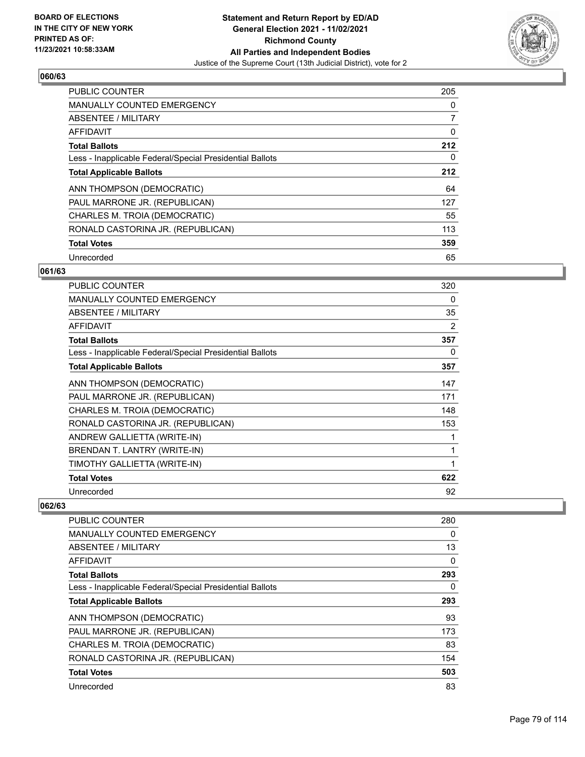**BOARD OF ELECTIONS IN THE CITY OF NEW YORK PRINTED AS OF: 11/23/2021 10:58:33AM**

**Statement and Return Report by ED/AD General Election 2021 - 11/02/2021 Richmond County All Parties and Independent Bodies**

Justice of the Supreme Court (13th Judicial District), vote for 2

### 060/63

| | |
|---|---|
| PUBLIC COUNTER | 205 |
| MANUALLY COUNTED EMERGENCY | 0 |
| ABSENTEE / MILITARY | 7 |
| AFFIDAVIT | 0 |
| **Total Ballots** | **212** |
| Less - Inapplicable Federal/Special Presidential Ballots | 0 |
| **Total Applicable Ballots** | **212** |
| ANN THOMPSON (DEMOCRATIC) | 64 |
| PAUL MARRONE JR. (REPUBLICAN) | 127 |
| CHARLES M. TROIA (DEMOCRATIC) | 55 |
| RONALD CASTORINA JR. (REPUBLICAN) | 113 |
| **Total Votes** | **359** |
| Unrecorded | 65 |

### 061/63

| | |
|---|---|
| PUBLIC COUNTER | 320 |
| MANUALLY COUNTED EMERGENCY | 0 |
| ABSENTEE / MILITARY | 35 |
| AFFIDAVIT | 2 |
| **Total Ballots** | **357** |
| Less - Inapplicable Federal/Special Presidential Ballots | 0 |
| **Total Applicable Ballots** | **357** |
| ANN THOMPSON (DEMOCRATIC) | 147 |
| PAUL MARRONE JR. (REPUBLICAN) | 171 |
| CHARLES M. TROIA (DEMOCRATIC) | 148 |
| RONALD CASTORINA JR. (REPUBLICAN) | 153 |
| ANDREW GALLIETTA (WRITE-IN) | 1 |
| BRENDAN T. LANTRY (WRITE-IN) | 1 |
| TIMOTHY GALLIETTA (WRITE-IN) | 1 |
| **Total Votes** | **622** |
| Unrecorded | 92 |

### 062/63

| | |
|---|---|
| PUBLIC COUNTER | 280 |
| MANUALLY COUNTED EMERGENCY | 0 |
| ABSENTEE / MILITARY | 13 |
| AFFIDAVIT | 0 |
| **Total Ballots** | **293** |
| Less - Inapplicable Federal/Special Presidential Ballots | 0 |
| **Total Applicable Ballots** | **293** |
| ANN THOMPSON (DEMOCRATIC) | 93 |
| PAUL MARRONE JR. (REPUBLICAN) | 173 |
| CHARLES M. TROIA (DEMOCRATIC) | 83 |
| RONALD CASTORINA JR. (REPUBLICAN) | 154 |
| **Total Votes** | **503** |
| Unrecorded | 83 |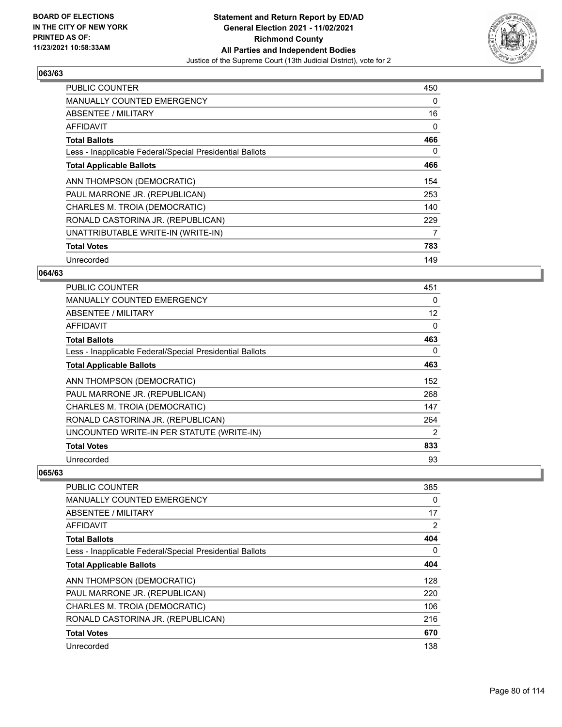## 063/63

| | |
|---|---|
| PUBLIC COUNTER | 450 |
| MANUALLY COUNTED EMERGENCY | 0 |
| ABSENTEE / MILITARY | 16 |
| AFFIDAVIT | 0 |
| **Total Ballots** | **466** |
| Less - Inapplicable Federal/Special Presidential Ballots | 0 |
| **Total Applicable Ballots** | **466** |
| ANN THOMPSON (DEMOCRATIC) | 154 |
| PAUL MARRONE JR. (REPUBLICAN) | 253 |
| CHARLES M. TROIA (DEMOCRATIC) | 140 |
| RONALD CASTORINA JR. (REPUBLICAN) | 229 |
| UNATTRIBUTABLE WRITE-IN (WRITE-IN) | 7 |
| **Total Votes** | **783** |
| Unrecorded | 149 |

## 064/63

| | |
|---|---|
| PUBLIC COUNTER | 451 |
| MANUALLY COUNTED EMERGENCY | 0 |
| ABSENTEE / MILITARY | 12 |
| AFFIDAVIT | 0 |
| **Total Ballots** | **463** |
| Less - Inapplicable Federal/Special Presidential Ballots | 0 |
| **Total Applicable Ballots** | **463** |
| ANN THOMPSON (DEMOCRATIC) | 152 |
| PAUL MARRONE JR. (REPUBLICAN) | 268 |
| CHARLES M. TROIA (DEMOCRATIC) | 147 |
| RONALD CASTORINA JR. (REPUBLICAN) | 264 |
| UNCOUNTED WRITE-IN PER STATUTE (WRITE-IN) | 2 |
| **Total Votes** | **833** |
| Unrecorded | 93 |

## 065/63

| | |
|---|---|
| PUBLIC COUNTER | 385 |
| MANUALLY COUNTED EMERGENCY | 0 |
| ABSENTEE / MILITARY | 17 |
| AFFIDAVIT | 2 |
| **Total Ballots** | **404** |
| Less - Inapplicable Federal/Special Presidential Ballots | 0 |
| **Total Applicable Ballots** | **404** |
| ANN THOMPSON (DEMOCRATIC) | 128 |
| PAUL MARRONE JR. (REPUBLICAN) | 220 |
| CHARLES M. TROIA (DEMOCRATIC) | 106 |
| RONALD CASTORINA JR. (REPUBLICAN) | 216 |
| **Total Votes** | **670** |
| Unrecorded | 138 |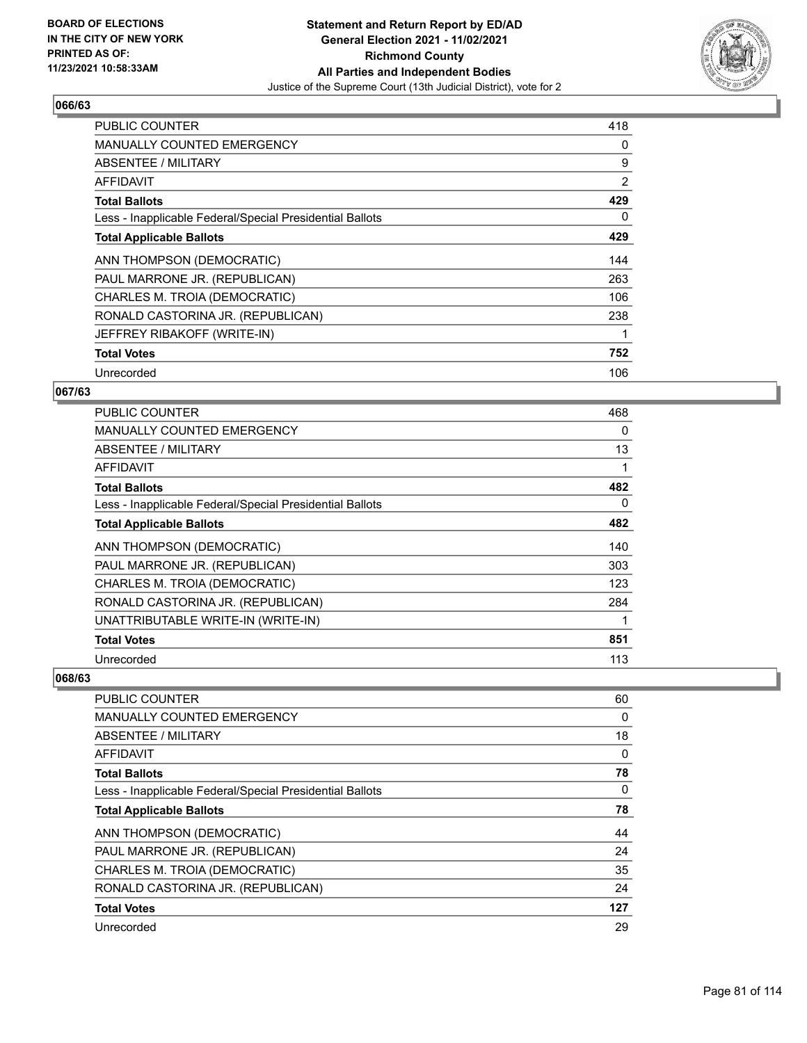BOARD OF ELECTIONS
IN THE CITY OF NEW YORK
PRINTED AS OF:
11/23/2021 10:58:33AM

# Statement and Return Report by ED/AD
## General Election 2021 - 11/02/2021
## Richmond County
## All Parties and Independent Bodies
### Justice of the Supreme Court (13th Judicial District), vote for 2

### 066/63

| | |
|---|---|
| PUBLIC COUNTER | 418 |
| MANUALLY COUNTED EMERGENCY | 0 |
| ABSENTEE / MILITARY | 9 |
| AFFIDAVIT | 2 |
| **Total Ballots** | **429** |
| Less - Inapplicable Federal/Special Presidential Ballots | 0 |
| **Total Applicable Ballots** | **429** |
| ANN THOMPSON (DEMOCRATIC) | 144 |
| PAUL MARRONE JR. (REPUBLICAN) | 263 |
| CHARLES M. TROIA (DEMOCRATIC) | 106 |
| RONALD CASTORINA JR. (REPUBLICAN) | 238 |
| JEFFREY RIBAKOFF (WRITE-IN) | 1 |
| **Total Votes** | **752** |
| Unrecorded | 106 |

### 067/63

| | |
|---|---|
| PUBLIC COUNTER | 468 |
| MANUALLY COUNTED EMERGENCY | 0 |
| ABSENTEE / MILITARY | 13 |
| AFFIDAVIT | 1 |
| **Total Ballots** | **482** |
| Less - Inapplicable Federal/Special Presidential Ballots | 0 |
| **Total Applicable Ballots** | **482** |
| ANN THOMPSON (DEMOCRATIC) | 140 |
| PAUL MARRONE JR. (REPUBLICAN) | 303 |
| CHARLES M. TROIA (DEMOCRATIC) | 123 |
| RONALD CASTORINA JR. (REPUBLICAN) | 284 |
| UNATTRIBUTABLE WRITE-IN (WRITE-IN) | 1 |
| **Total Votes** | **851** |
| Unrecorded | 113 |

### 068/63

| | |
|---|---|
| PUBLIC COUNTER | 60 |
| MANUALLY COUNTED EMERGENCY | 0 |
| ABSENTEE / MILITARY | 18 |
| AFFIDAVIT | 0 |
| **Total Ballots** | **78** |
| Less - Inapplicable Federal/Special Presidential Ballots | 0 |
| **Total Applicable Ballots** | **78** |
| ANN THOMPSON (DEMOCRATIC) | 44 |
| PAUL MARRONE JR. (REPUBLICAN) | 24 |
| CHARLES M. TROIA (DEMOCRATIC) | 35 |
| RONALD CASTORINA JR. (REPUBLICAN) | 24 |
| **Total Votes** | **127** |
| Unrecorded | 29 |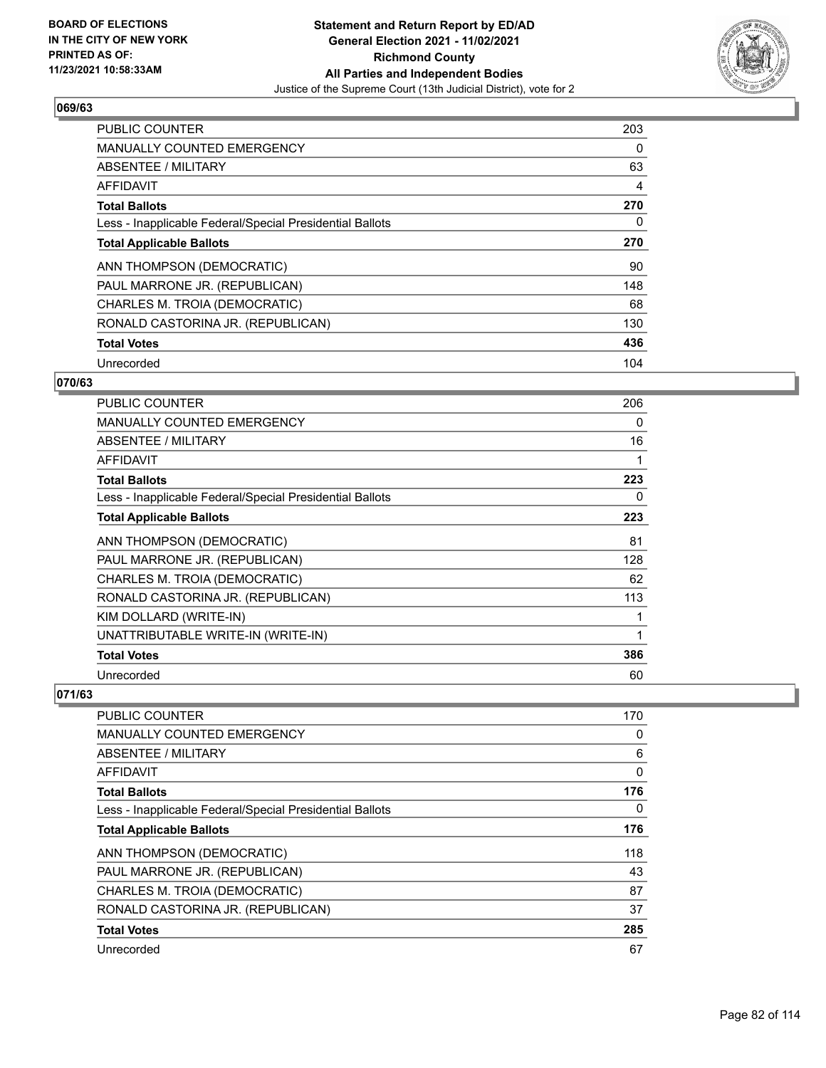**BOARD OF ELECTIONS IN THE CITY OF NEW YORK PRINTED AS OF: 11/23/2021 10:58:33AM**

**Statement and Return Report by ED/AD General Election 2021 - 11/02/2021 Richmond County All Parties and Independent Bodies**

Justice of the Supreme Court (13th Judicial District), vote for 2

### 069/63

| | |
|---|---|
| PUBLIC COUNTER | 203 |
| MANUALLY COUNTED EMERGENCY | 0 |
| ABSENTEE / MILITARY | 63 |
| AFFIDAVIT | 4 |
| **Total Ballots** | **270** |
| Less - Inapplicable Federal/Special Presidential Ballots | 0 |
| **Total Applicable Ballots** | **270** |
| ANN THOMPSON (DEMOCRATIC) | 90 |
| PAUL MARRONE JR. (REPUBLICAN) | 148 |
| CHARLES M. TROIA (DEMOCRATIC) | 68 |
| RONALD CASTORINA JR. (REPUBLICAN) | 130 |
| **Total Votes** | **436** |
| Unrecorded | 104 |

### 070/63

| | |
|---|---|
| PUBLIC COUNTER | 206 |
| MANUALLY COUNTED EMERGENCY | 0 |
| ABSENTEE / MILITARY | 16 |
| AFFIDAVIT | 1 |
| **Total Ballots** | **223** |
| Less - Inapplicable Federal/Special Presidential Ballots | 0 |
| **Total Applicable Ballots** | **223** |
| ANN THOMPSON (DEMOCRATIC) | 81 |
| PAUL MARRONE JR. (REPUBLICAN) | 128 |
| CHARLES M. TROIA (DEMOCRATIC) | 62 |
| RONALD CASTORINA JR. (REPUBLICAN) | 113 |
| KIM DOLLARD (WRITE-IN) | 1 |
| UNATTRIBUTABLE WRITE-IN (WRITE-IN) | 1 |
| **Total Votes** | **386** |
| Unrecorded | 60 |

### 071/63

| | |
|---|---|
| PUBLIC COUNTER | 170 |
| MANUALLY COUNTED EMERGENCY | 0 |
| ABSENTEE / MILITARY | 6 |
| AFFIDAVIT | 0 |
| **Total Ballots** | **176** |
| Less - Inapplicable Federal/Special Presidential Ballots | 0 |
| **Total Applicable Ballots** | **176** |
| ANN THOMPSON (DEMOCRATIC) | 118 |
| PAUL MARRONE JR. (REPUBLICAN) | 43 |
| CHARLES M. TROIA (DEMOCRATIC) | 87 |
| RONALD CASTORINA JR. (REPUBLICAN) | 37 |
| **Total Votes** | **285** |
| Unrecorded | 67 |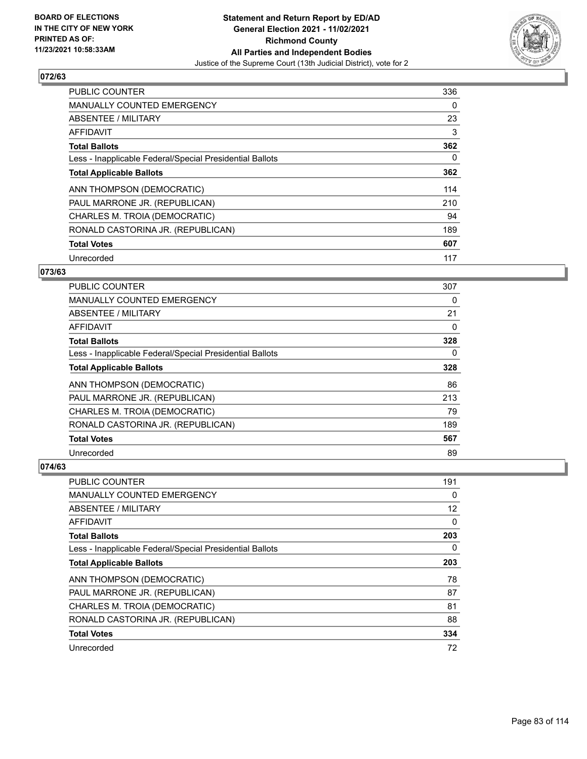## 072/63

| | |
|---|---|
| PUBLIC COUNTER | 336 |
| MANUALLY COUNTED EMERGENCY | 0 |
| ABSENTEE / MILITARY | 23 |
| AFFIDAVIT | 3 |
| **Total Ballots** | **362** |
| Less - Inapplicable Federal/Special Presidential Ballots | 0 |
| **Total Applicable Ballots** | **362** |
| ANN THOMPSON (DEMOCRATIC) | 114 |
| PAUL MARRONE JR. (REPUBLICAN) | 210 |
| CHARLES M. TROIA (DEMOCRATIC) | 94 |
| RONALD CASTORINA JR. (REPUBLICAN) | 189 |
| **Total Votes** | **607** |
| Unrecorded | 117 |

## 073/63

| | |
|---|---|
| PUBLIC COUNTER | 307 |
| MANUALLY COUNTED EMERGENCY | 0 |
| ABSENTEE / MILITARY | 21 |
| AFFIDAVIT | 0 |
| **Total Ballots** | **328** |
| Less - Inapplicable Federal/Special Presidential Ballots | 0 |
| **Total Applicable Ballots** | **328** |
| ANN THOMPSON (DEMOCRATIC) | 86 |
| PAUL MARRONE JR. (REPUBLICAN) | 213 |
| CHARLES M. TROIA (DEMOCRATIC) | 79 |
| RONALD CASTORINA JR. (REPUBLICAN) | 189 |
| **Total Votes** | **567** |
| Unrecorded | 89 |

## 074/63

| | |
|---|---|
| PUBLIC COUNTER | 191 |
| MANUALLY COUNTED EMERGENCY | 0 |
| ABSENTEE / MILITARY | 12 |
| AFFIDAVIT | 0 |
| **Total Ballots** | **203** |
| Less - Inapplicable Federal/Special Presidential Ballots | 0 |
| **Total Applicable Ballots** | **203** |
| ANN THOMPSON (DEMOCRATIC) | 78 |
| PAUL MARRONE JR. (REPUBLICAN) | 87 |
| CHARLES M. TROIA (DEMOCRATIC) | 81 |
| RONALD CASTORINA JR. (REPUBLICAN) | 88 |
| **Total Votes** | **334** |
| Unrecorded | 72 |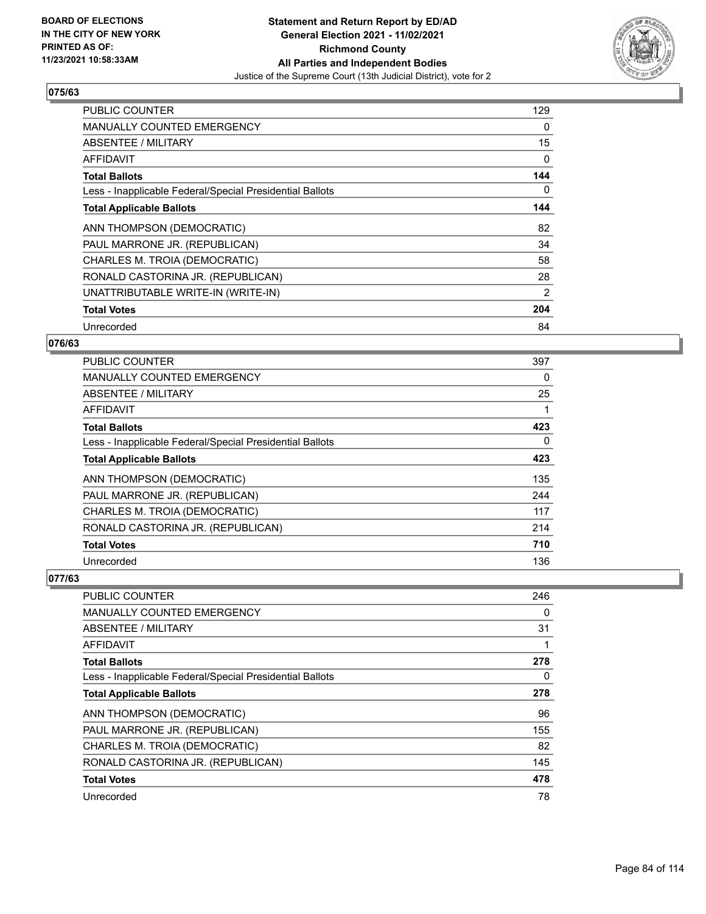**BOARD OF ELECTIONS IN THE CITY OF NEW YORK PRINTED AS OF: 11/23/2021 10:58:33AM**

**Statement and Return Report by ED/AD General Election 2021 - 11/02/2021 Richmond County All Parties and Independent Bodies**

Justice of the Supreme Court (13th Judicial District), vote for 2

## 075/63

| | |
|---|---|
| PUBLIC COUNTER | 129 |
| MANUALLY COUNTED EMERGENCY | 0 |
| ABSENTEE / MILITARY | 15 |
| AFFIDAVIT | 0 |
| **Total Ballots** | **144** |
| Less - Inapplicable Federal/Special Presidential Ballots | 0 |
| **Total Applicable Ballots** | **144** |
| ANN THOMPSON (DEMOCRATIC) | 82 |
| PAUL MARRONE JR. (REPUBLICAN) | 34 |
| CHARLES M. TROIA (DEMOCRATIC) | 58 |
| RONALD CASTORINA JR. (REPUBLICAN) | 28 |
| UNATTRIBUTABLE WRITE-IN (WRITE-IN) | 2 |
| **Total Votes** | **204** |
| Unrecorded | 84 |

## 076/63

| | |
|---|---|
| PUBLIC COUNTER | 397 |
| MANUALLY COUNTED EMERGENCY | 0 |
| ABSENTEE / MILITARY | 25 |
| AFFIDAVIT | 1 |
| **Total Ballots** | **423** |
| Less - Inapplicable Federal/Special Presidential Ballots | 0 |
| **Total Applicable Ballots** | **423** |
| ANN THOMPSON (DEMOCRATIC) | 135 |
| PAUL MARRONE JR. (REPUBLICAN) | 244 |
| CHARLES M. TROIA (DEMOCRATIC) | 117 |
| RONALD CASTORINA JR. (REPUBLICAN) | 214 |
| **Total Votes** | **710** |
| Unrecorded | 136 |

## 077/63

| | |
|---|---|
| PUBLIC COUNTER | 246 |
| MANUALLY COUNTED EMERGENCY | 0 |
| ABSENTEE / MILITARY | 31 |
| AFFIDAVIT | 1 |
| **Total Ballots** | **278** |
| Less - Inapplicable Federal/Special Presidential Ballots | 0 |
| **Total Applicable Ballots** | **278** |
| ANN THOMPSON (DEMOCRATIC) | 96 |
| PAUL MARRONE JR. (REPUBLICAN) | 155 |
| CHARLES M. TROIA (DEMOCRATIC) | 82 |
| RONALD CASTORINA JR. (REPUBLICAN) | 145 |
| **Total Votes** | **478** |
| Unrecorded | 78 |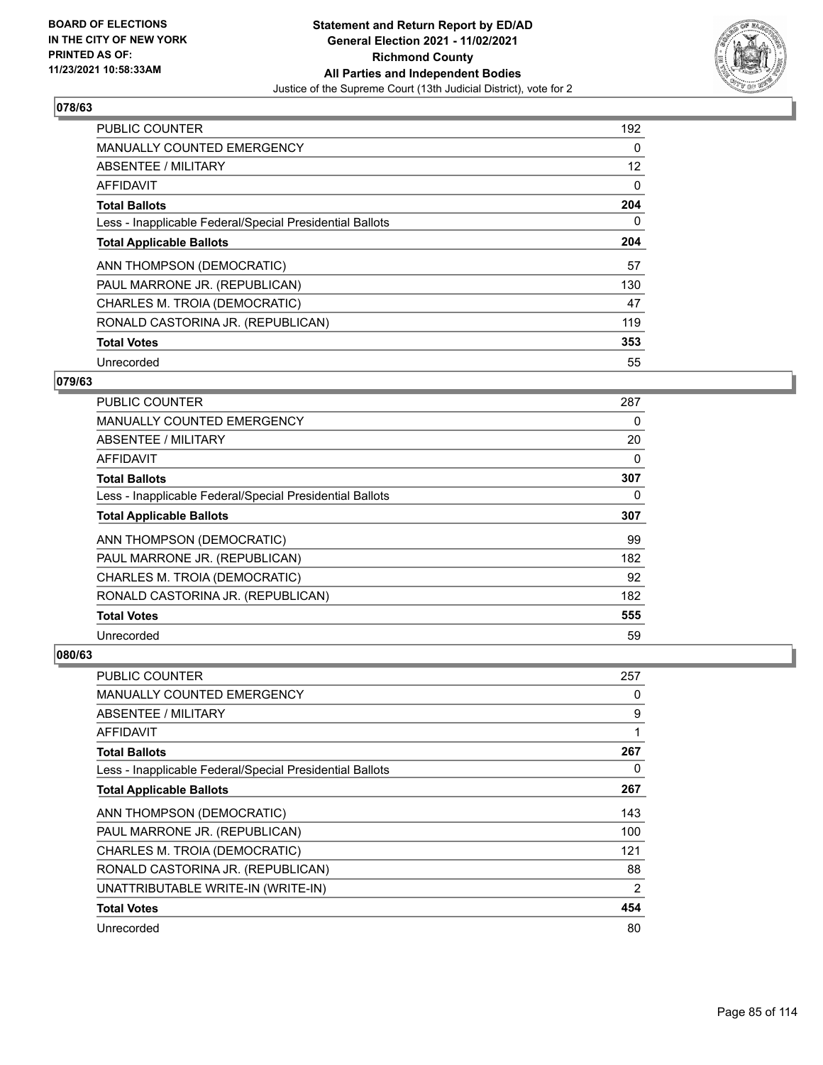## 078/63

| | |
|---|---|
| PUBLIC COUNTER | 192 |
| MANUALLY COUNTED EMERGENCY | 0 |
| ABSENTEE / MILITARY | 12 |
| AFFIDAVIT | 0 |
| **Total Ballots** | **204** |
| Less - Inapplicable Federal/Special Presidential Ballots | 0 |
| **Total Applicable Ballots** | **204** |
| ANN THOMPSON (DEMOCRATIC) | 57 |
| PAUL MARRONE JR. (REPUBLICAN) | 130 |
| CHARLES M. TROIA (DEMOCRATIC) | 47 |
| RONALD CASTORINA JR. (REPUBLICAN) | 119 |
| **Total Votes** | **353** |
| Unrecorded | 55 |

## 079/63

| | |
|---|---|
| PUBLIC COUNTER | 287 |
| MANUALLY COUNTED EMERGENCY | 0 |
| ABSENTEE / MILITARY | 20 |
| AFFIDAVIT | 0 |
| **Total Ballots** | **307** |
| Less - Inapplicable Federal/Special Presidential Ballots | 0 |
| **Total Applicable Ballots** | **307** |
| ANN THOMPSON (DEMOCRATIC) | 99 |
| PAUL MARRONE JR. (REPUBLICAN) | 182 |
| CHARLES M. TROIA (DEMOCRATIC) | 92 |
| RONALD CASTORINA JR. (REPUBLICAN) | 182 |
| **Total Votes** | **555** |
| Unrecorded | 59 |

## 080/63

| | |
|---|---|
| PUBLIC COUNTER | 257 |
| MANUALLY COUNTED EMERGENCY | 0 |
| ABSENTEE / MILITARY | 9 |
| AFFIDAVIT | 1 |
| **Total Ballots** | **267** |
| Less - Inapplicable Federal/Special Presidential Ballots | 0 |
| **Total Applicable Ballots** | **267** |
| ANN THOMPSON (DEMOCRATIC) | 143 |
| PAUL MARRONE JR. (REPUBLICAN) | 100 |
| CHARLES M. TROIA (DEMOCRATIC) | 121 |
| RONALD CASTORINA JR. (REPUBLICAN) | 88 |
| UNATTRIBUTABLE WRITE-IN (WRITE-IN) | 2 |
| **Total Votes** | **454** |
| Unrecorded | 80 |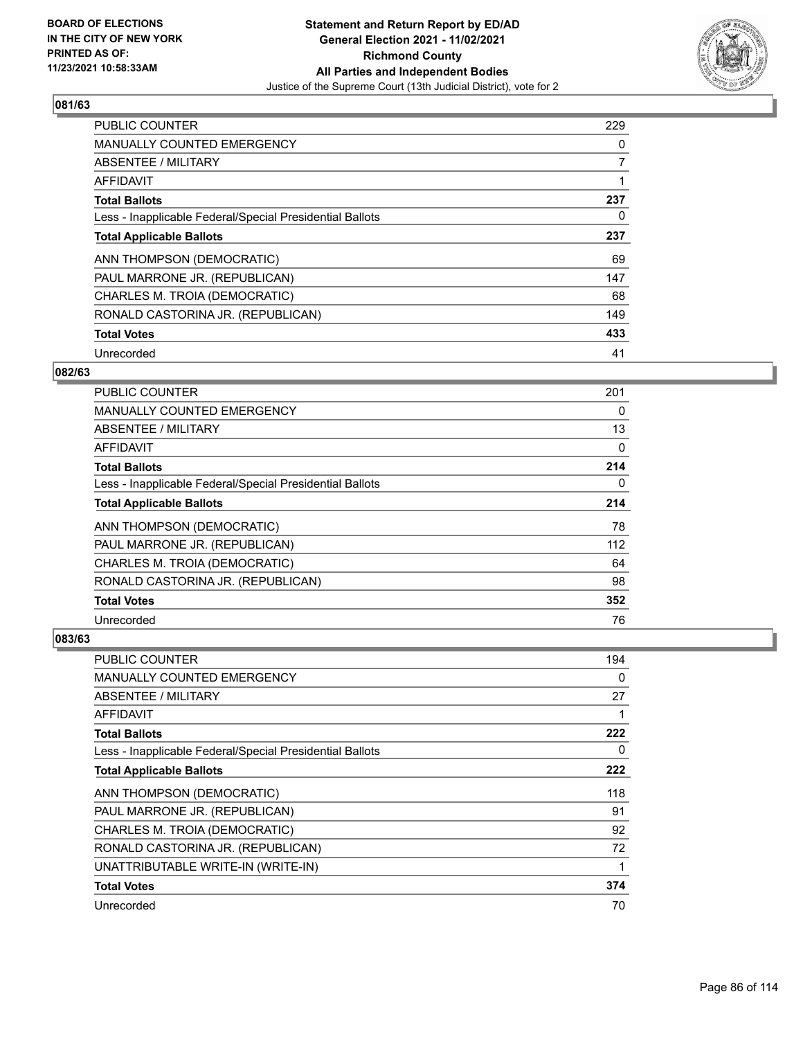**BOARD OF ELECTIONS IN THE CITY OF NEW YORK PRINTED AS OF: 11/23/2021 10:58:33AM**

**Statement and Return Report by ED/AD General Election 2021 - 11/02/2021 Richmond County All Parties and Independent Bodies**

Justice of the Supreme Court (13th Judicial District), vote for 2

## 081/63

| | |
|---|---|
| PUBLIC COUNTER | 229 |
| MANUALLY COUNTED EMERGENCY | 0 |
| ABSENTEE / MILITARY | 7 |
| AFFIDAVIT | 1 |
| **Total Ballots** | **237** |
| Less - Inapplicable Federal/Special Presidential Ballots | 0 |
| **Total Applicable Ballots** | **237** |
| ANN THOMPSON (DEMOCRATIC) | 69 |
| PAUL MARRONE JR. (REPUBLICAN) | 147 |
| CHARLES M. TROIA (DEMOCRATIC) | 68 |
| RONALD CASTORINA JR. (REPUBLICAN) | 149 |
| **Total Votes** | **433** |
| Unrecorded | 41 |

## 082/63

| | |
|---|---|
| PUBLIC COUNTER | 201 |
| MANUALLY COUNTED EMERGENCY | 0 |
| ABSENTEE / MILITARY | 13 |
| AFFIDAVIT | 0 |
| **Total Ballots** | **214** |
| Less - Inapplicable Federal/Special Presidential Ballots | 0 |
| **Total Applicable Ballots** | **214** |
| ANN THOMPSON (DEMOCRATIC) | 78 |
| PAUL MARRONE JR. (REPUBLICAN) | 112 |
| CHARLES M. TROIA (DEMOCRATIC) | 64 |
| RONALD CASTORINA JR. (REPUBLICAN) | 98 |
| **Total Votes** | **352** |
| Unrecorded | 76 |

## 083/63

| | |
|---|---|
| PUBLIC COUNTER | 194 |
| MANUALLY COUNTED EMERGENCY | 0 |
| ABSENTEE / MILITARY | 27 |
| AFFIDAVIT | 1 |
| **Total Ballots** | **222** |
| Less - Inapplicable Federal/Special Presidential Ballots | 0 |
| **Total Applicable Ballots** | **222** |
| ANN THOMPSON (DEMOCRATIC) | 118 |
| PAUL MARRONE JR. (REPUBLICAN) | 91 |
| CHARLES M. TROIA (DEMOCRATIC) | 92 |
| RONALD CASTORINA JR. (REPUBLICAN) | 72 |
| UNATTRIBUTABLE WRITE-IN (WRITE-IN) | 1 |
| **Total Votes** | **374** |
| Unrecorded | 70 |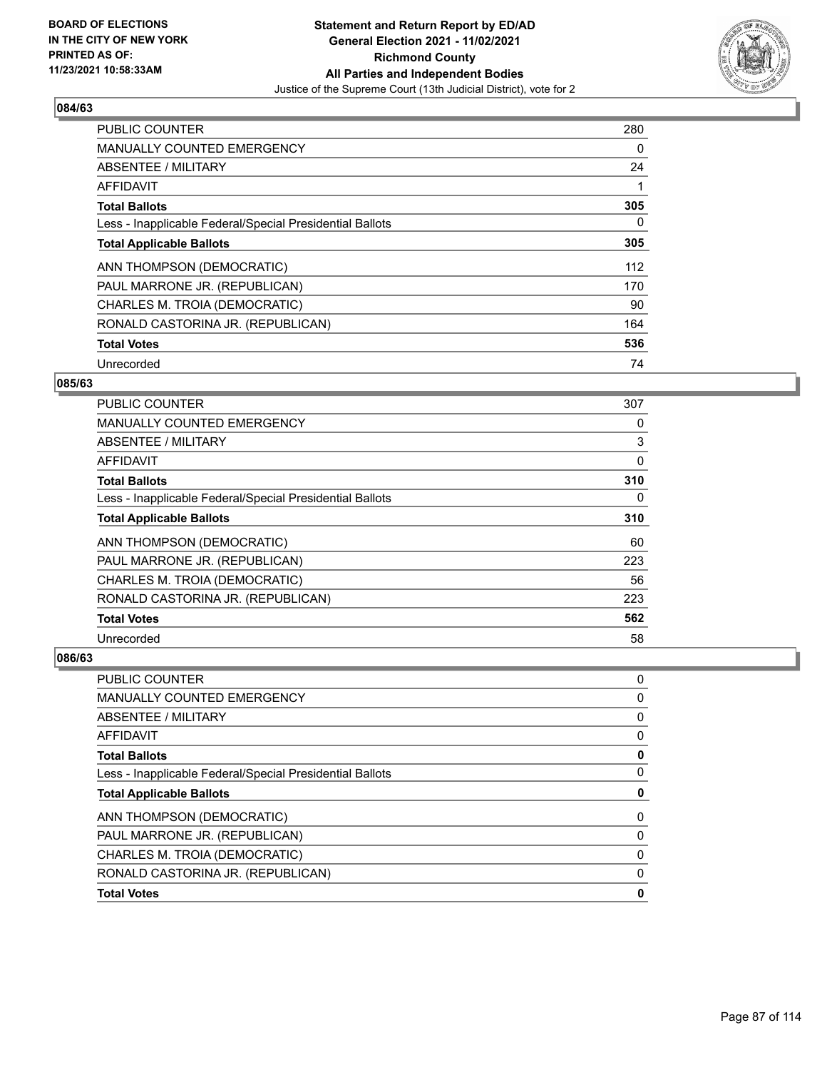**BOARD OF ELECTIONS IN THE CITY OF NEW YORK PRINTED AS OF: 11/23/2021 10:58:33AM**

**Statement and Return Report by ED/AD General Election 2021 - 11/02/2021 Richmond County All Parties and Independent Bodies**
Justice of the Supreme Court (13th Judicial District), vote for 2

## 084/63

| | |
|---|---|
| PUBLIC COUNTER | 280 |
| MANUALLY COUNTED EMERGENCY | 0 |
| ABSENTEE / MILITARY | 24 |
| AFFIDAVIT | 1 |
| **Total Ballots** | **305** |
| Less - Inapplicable Federal/Special Presidential Ballots | 0 |
| **Total Applicable Ballots** | **305** |
| ANN THOMPSON (DEMOCRATIC) | 112 |
| PAUL MARRONE JR. (REPUBLICAN) | 170 |
| CHARLES M. TROIA (DEMOCRATIC) | 90 |
| RONALD CASTORINA JR. (REPUBLICAN) | 164 |
| **Total Votes** | **536** |
| Unrecorded | 74 |

## 085/63

| | |
|---|---|
| PUBLIC COUNTER | 307 |
| MANUALLY COUNTED EMERGENCY | 0 |
| ABSENTEE / MILITARY | 3 |
| AFFIDAVIT | 0 |
| **Total Ballots** | **310** |
| Less - Inapplicable Federal/Special Presidential Ballots | 0 |
| **Total Applicable Ballots** | **310** |
| ANN THOMPSON (DEMOCRATIC) | 60 |
| PAUL MARRONE JR. (REPUBLICAN) | 223 |
| CHARLES M. TROIA (DEMOCRATIC) | 56 |
| RONALD CASTORINA JR. (REPUBLICAN) | 223 |
| **Total Votes** | **562** |
| Unrecorded | 58 |

## 086/63

| | |
|---|---|
| PUBLIC COUNTER | 0 |
| MANUALLY COUNTED EMERGENCY | 0 |
| ABSENTEE / MILITARY | 0 |
| AFFIDAVIT | 0 |
| **Total Ballots** | **0** |
| Less - Inapplicable Federal/Special Presidential Ballots | 0 |
| **Total Applicable Ballots** | **0** |
| ANN THOMPSON (DEMOCRATIC) | 0 |
| PAUL MARRONE JR. (REPUBLICAN) | 0 |
| CHARLES M. TROIA (DEMOCRATIC) | 0 |
| RONALD CASTORINA JR. (REPUBLICAN) | 0 |
| **Total Votes** | **0** |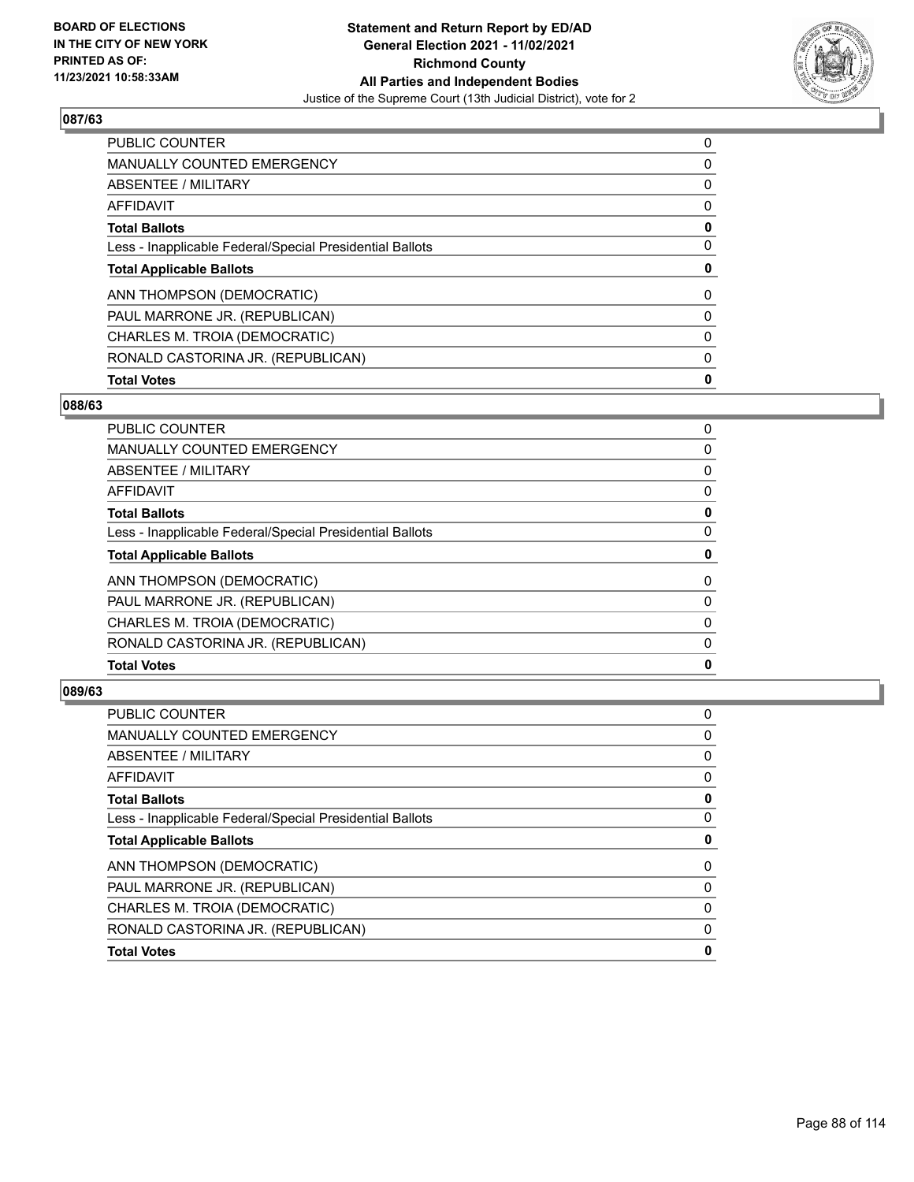## 087/63

| | |
|---|---|
| PUBLIC COUNTER | 0 |
| MANUALLY COUNTED EMERGENCY | 0 |
| ABSENTEE / MILITARY | 0 |
| AFFIDAVIT | 0 |
| **Total Ballots** | **0** |
| Less - Inapplicable Federal/Special Presidential Ballots | 0 |
| **Total Applicable Ballots** | **0** |
| ANN THOMPSON (DEMOCRATIC) | 0 |
| PAUL MARRONE JR. (REPUBLICAN) | 0 |
| CHARLES M. TROIA (DEMOCRATIC) | 0 |
| RONALD CASTORINA JR. (REPUBLICAN) | 0 |
| **Total Votes** | **0** |

## 088/63

| | |
|---|---|
| PUBLIC COUNTER | 0 |
| MANUALLY COUNTED EMERGENCY | 0 |
| ABSENTEE / MILITARY | 0 |
| AFFIDAVIT | 0 |
| **Total Ballots** | **0** |
| Less - Inapplicable Federal/Special Presidential Ballots | 0 |
| **Total Applicable Ballots** | **0** |
| ANN THOMPSON (DEMOCRATIC) | 0 |
| PAUL MARRONE JR. (REPUBLICAN) | 0 |
| CHARLES M. TROIA (DEMOCRATIC) | 0 |
| RONALD CASTORINA JR. (REPUBLICAN) | 0 |
| **Total Votes** | **0** |

## 089/63

| | |
|---|---|
| PUBLIC COUNTER | 0 |
| MANUALLY COUNTED EMERGENCY | 0 |
| ABSENTEE / MILITARY | 0 |
| AFFIDAVIT | 0 |
| **Total Ballots** | **0** |
| Less - Inapplicable Federal/Special Presidential Ballots | 0 |
| **Total Applicable Ballots** | **0** |
| ANN THOMPSON (DEMOCRATIC) | 0 |
| PAUL MARRONE JR. (REPUBLICAN) | 0 |
| CHARLES M. TROIA (DEMOCRATIC) | 0 |
| RONALD CASTORINA JR. (REPUBLICAN) | 0 |
| **Total Votes** | **0** |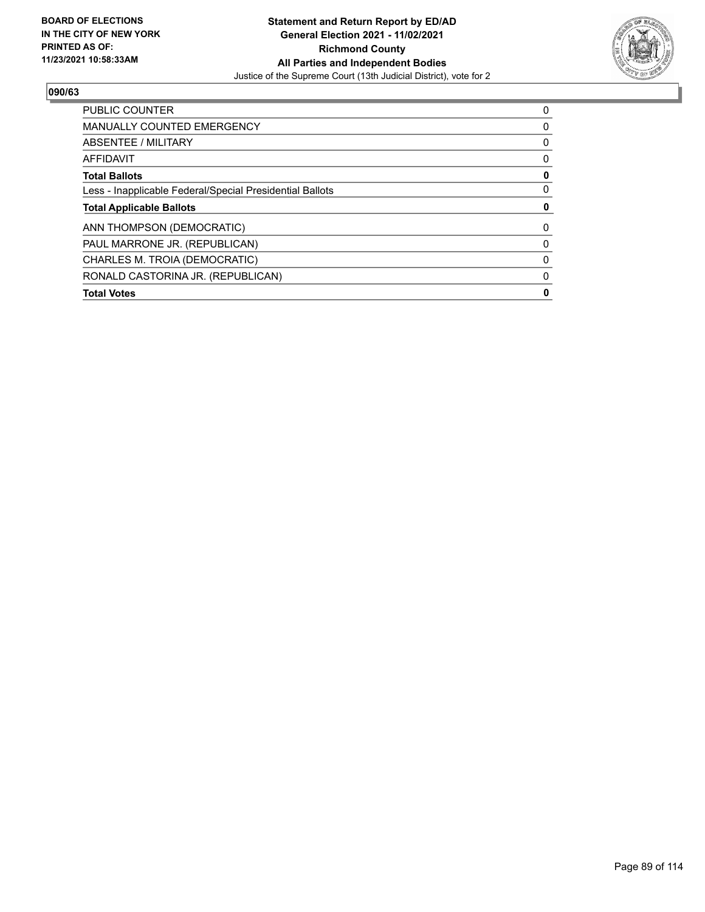**BOARD OF ELECTIONS IN THE CITY OF NEW YORK PRINTED AS OF: 11/23/2021 10:58:33AM**

**Statement and Return Report by ED/AD**
**General Election 2021 - 11/02/2021**
**Richmond County**
**All Parties and Independent Bodies**
Justice of the Supreme Court (13th Judicial District), vote for 2

## 090/63

| | |
|---|---|
| PUBLIC COUNTER | 0 |
| MANUALLY COUNTED EMERGENCY | 0 |
| ABSENTEE / MILITARY | 0 |
| AFFIDAVIT | 0 |
| **Total Ballots** | **0** |
| Less - Inapplicable Federal/Special Presidential Ballots | 0 |
| **Total Applicable Ballots** | **0** |
| ANN THOMPSON (DEMOCRATIC) | 0 |
| PAUL MARRONE JR. (REPUBLICAN) | 0 |
| CHARLES M. TROIA (DEMOCRATIC) | 0 |
| RONALD CASTORINA JR. (REPUBLICAN) | 0 |
| **Total Votes** | **0** |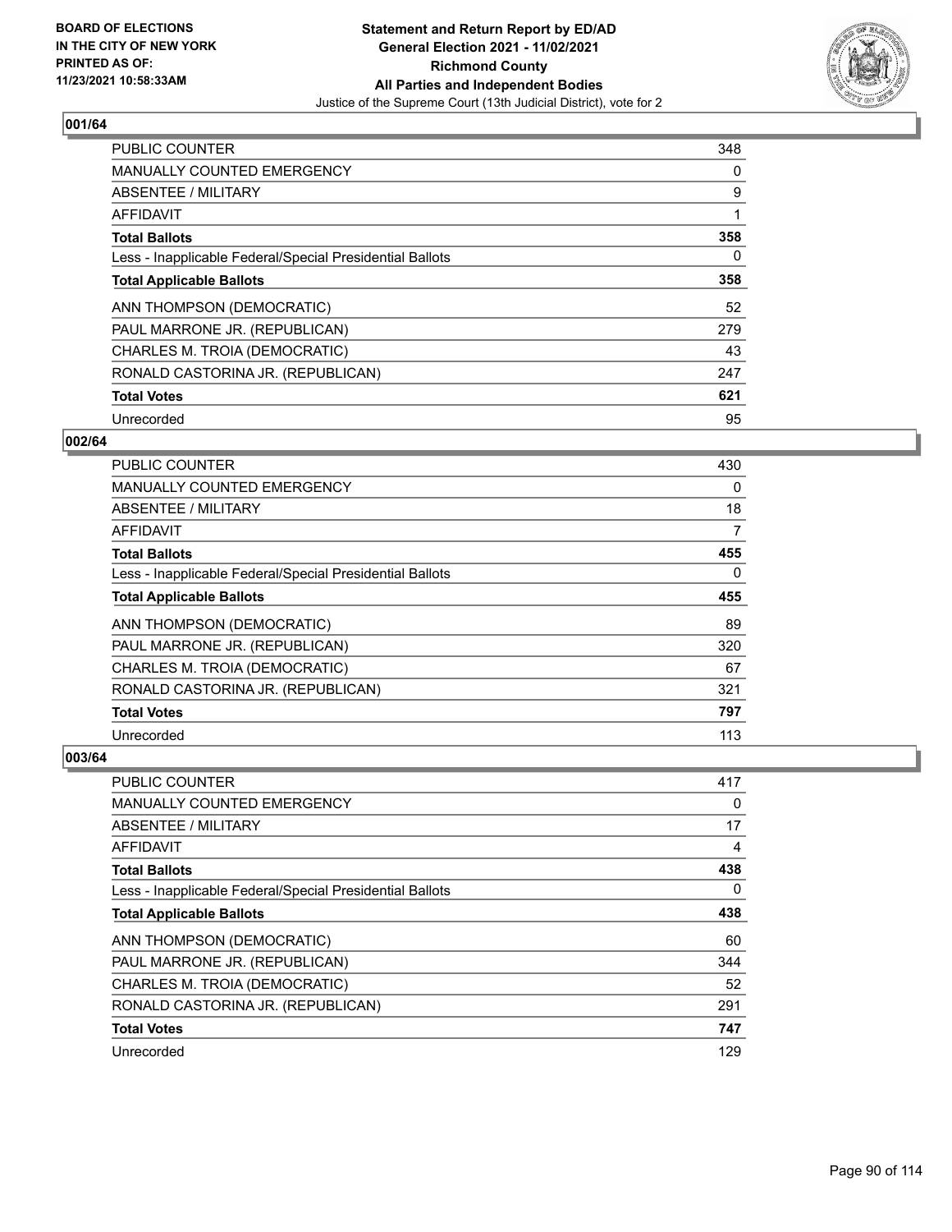BOARD OF ELECTIONS
IN THE CITY OF NEW YORK
PRINTED AS OF:
11/23/2021 10:58:33AM

**Statement and Return Report by ED/AD**
**General Election 2021 - 11/02/2021**
**Richmond County**
**All Parties and Independent Bodies**
Justice of the Supreme Court (13th Judicial District), vote for 2

### 001/64

| | |
|---|---|
| PUBLIC COUNTER | 348 |
| MANUALLY COUNTED EMERGENCY | 0 |
| ABSENTEE / MILITARY | 9 |
| AFFIDAVIT | 1 |
| **Total Ballots** | **358** |
| Less - Inapplicable Federal/Special Presidential Ballots | 0 |
| **Total Applicable Ballots** | **358** |
| ANN THOMPSON (DEMOCRATIC) | 52 |
| PAUL MARRONE JR. (REPUBLICAN) | 279 |
| CHARLES M. TROIA (DEMOCRATIC) | 43 |
| RONALD CASTORINA JR. (REPUBLICAN) | 247 |
| **Total Votes** | **621** |
| Unrecorded | 95 |

### 002/64

| | |
|---|---|
| PUBLIC COUNTER | 430 |
| MANUALLY COUNTED EMERGENCY | 0 |
| ABSENTEE / MILITARY | 18 |
| AFFIDAVIT | 7 |
| **Total Ballots** | **455** |
| Less - Inapplicable Federal/Special Presidential Ballots | 0 |
| **Total Applicable Ballots** | **455** |
| ANN THOMPSON (DEMOCRATIC) | 89 |
| PAUL MARRONE JR. (REPUBLICAN) | 320 |
| CHARLES M. TROIA (DEMOCRATIC) | 67 |
| RONALD CASTORINA JR. (REPUBLICAN) | 321 |
| **Total Votes** | **797** |
| Unrecorded | 113 |

### 003/64

| | |
|---|---|
| PUBLIC COUNTER | 417 |
| MANUALLY COUNTED EMERGENCY | 0 |
| ABSENTEE / MILITARY | 17 |
| AFFIDAVIT | 4 |
| **Total Ballots** | **438** |
| Less - Inapplicable Federal/Special Presidential Ballots | 0 |
| **Total Applicable Ballots** | **438** |
| ANN THOMPSON (DEMOCRATIC) | 60 |
| PAUL MARRONE JR. (REPUBLICAN) | 344 |
| CHARLES M. TROIA (DEMOCRATIC) | 52 |
| RONALD CASTORINA JR. (REPUBLICAN) | 291 |
| **Total Votes** | **747** |
| Unrecorded | 129 |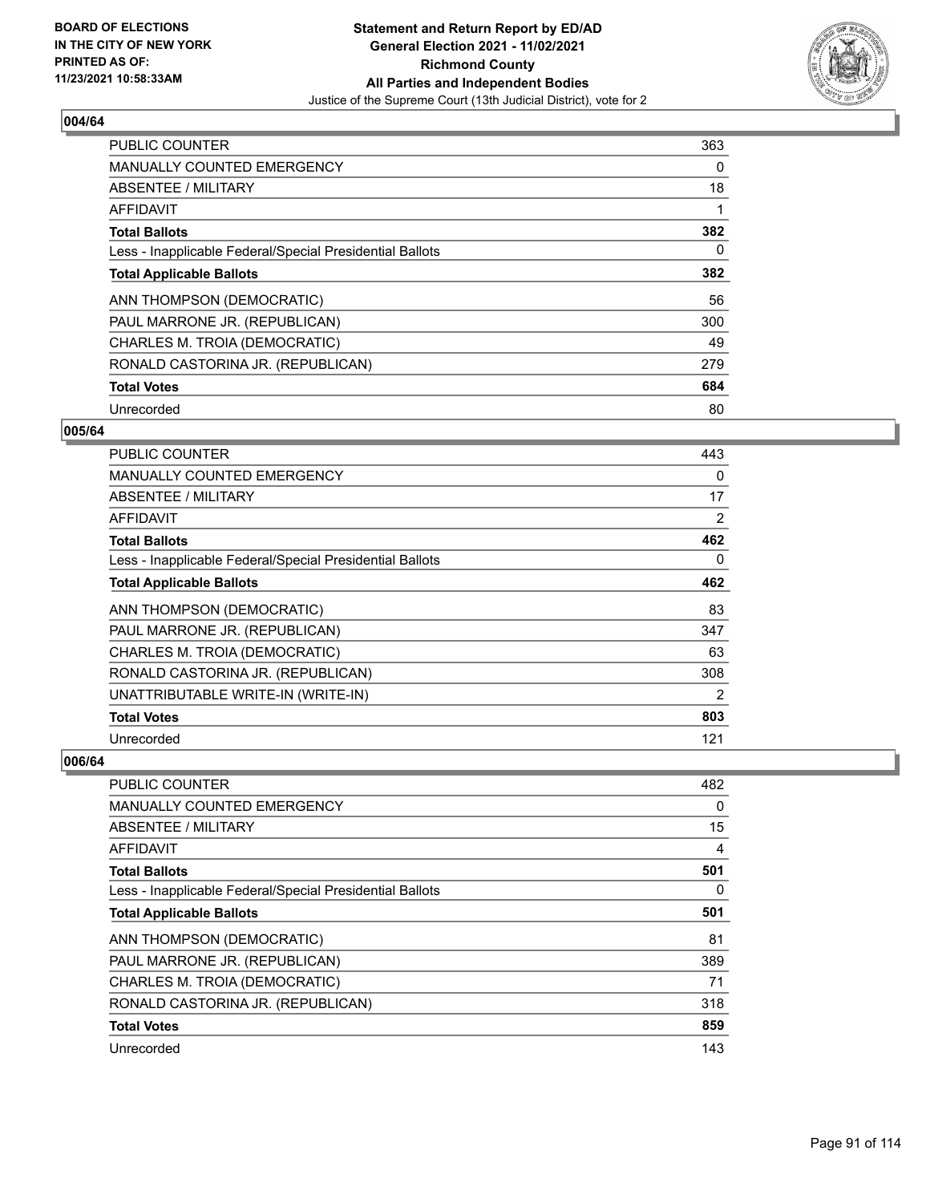## 004/64

| | |
|---|---|
| PUBLIC COUNTER | 363 |
| MANUALLY COUNTED EMERGENCY | 0 |
| ABSENTEE / MILITARY | 18 |
| AFFIDAVIT | 1 |
| **Total Ballots** | **382** |
| Less - Inapplicable Federal/Special Presidential Ballots | 0 |
| **Total Applicable Ballots** | **382** |
| ANN THOMPSON (DEMOCRATIC) | 56 |
| PAUL MARRONE JR. (REPUBLICAN) | 300 |
| CHARLES M. TROIA (DEMOCRATIC) | 49 |
| RONALD CASTORINA JR. (REPUBLICAN) | 279 |
| **Total Votes** | **684** |
| Unrecorded | 80 |

## 005/64

| | |
|---|---|
| PUBLIC COUNTER | 443 |
| MANUALLY COUNTED EMERGENCY | 0 |
| ABSENTEE / MILITARY | 17 |
| AFFIDAVIT | 2 |
| **Total Ballots** | **462** |
| Less - Inapplicable Federal/Special Presidential Ballots | 0 |
| **Total Applicable Ballots** | **462** |
| ANN THOMPSON (DEMOCRATIC) | 83 |
| PAUL MARRONE JR. (REPUBLICAN) | 347 |
| CHARLES M. TROIA (DEMOCRATIC) | 63 |
| RONALD CASTORINA JR. (REPUBLICAN) | 308 |
| UNATTRIBUTABLE WRITE-IN (WRITE-IN) | 2 |
| **Total Votes** | **803** |
| Unrecorded | 121 |

## 006/64

| | |
|---|---|
| PUBLIC COUNTER | 482 |
| MANUALLY COUNTED EMERGENCY | 0 |
| ABSENTEE / MILITARY | 15 |
| AFFIDAVIT | 4 |
| **Total Ballots** | **501** |
| Less - Inapplicable Federal/Special Presidential Ballots | 0 |
| **Total Applicable Ballots** | **501** |
| ANN THOMPSON (DEMOCRATIC) | 81 |
| PAUL MARRONE JR. (REPUBLICAN) | 389 |
| CHARLES M. TROIA (DEMOCRATIC) | 71 |
| RONALD CASTORINA JR. (REPUBLICAN) | 318 |
| **Total Votes** | **859** |
| Unrecorded | 143 |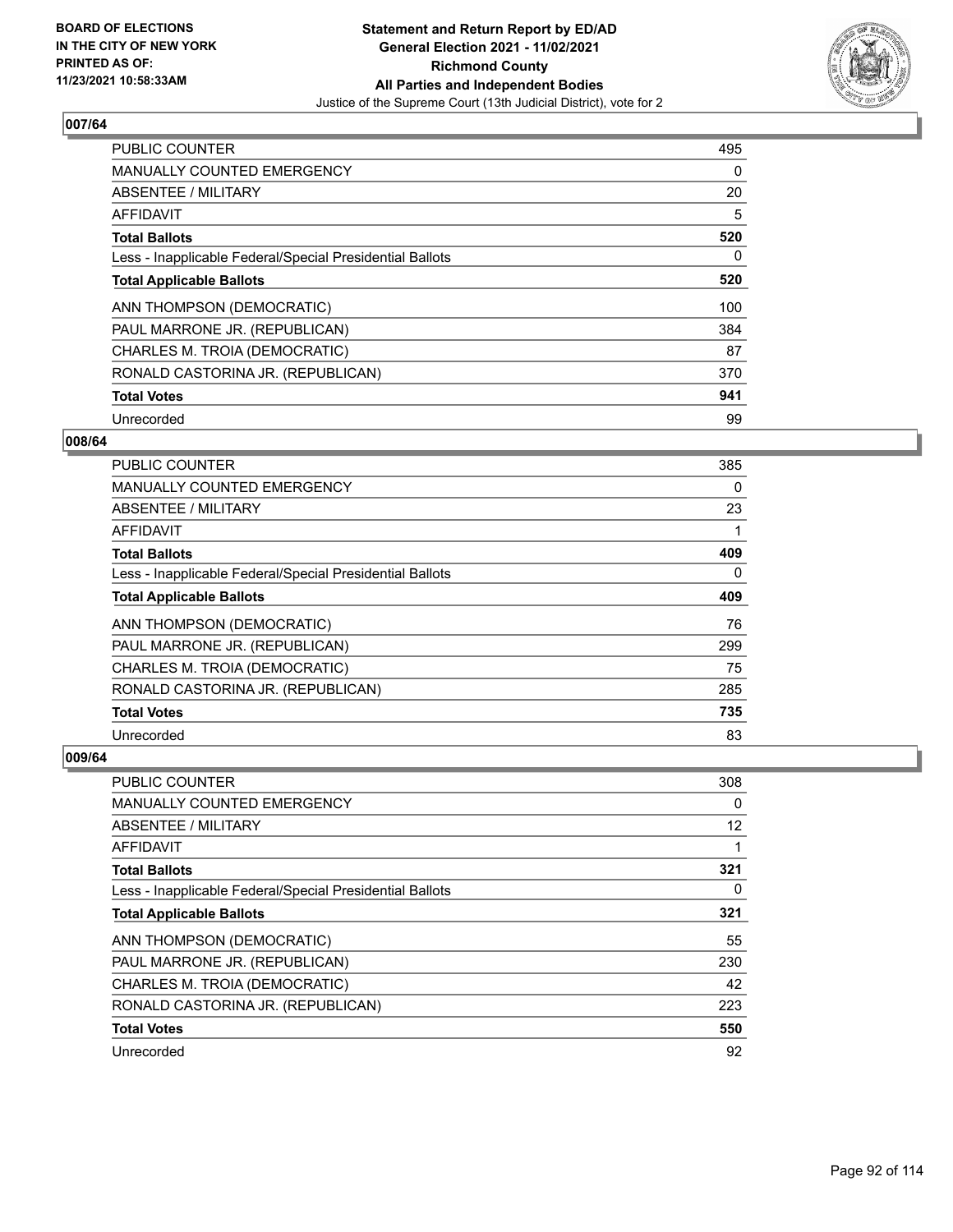**BOARD OF ELECTIONS IN THE CITY OF NEW YORK PRINTED AS OF: 11/23/2021 10:58:33AM**

**Statement and Return Report by ED/AD General Election 2021 - 11/02/2021 Richmond County All Parties and Independent Bodies**
Justice of the Supreme Court (13th Judicial District), vote for 2

## 007/64

| | |
|---|---|
| PUBLIC COUNTER | 495 |
| MANUALLY COUNTED EMERGENCY | 0 |
| ABSENTEE / MILITARY | 20 |
| AFFIDAVIT | 5 |
| **Total Ballots** | **520** |
| Less - Inapplicable Federal/Special Presidential Ballots | 0 |
| **Total Applicable Ballots** | **520** |
| ANN THOMPSON (DEMOCRATIC) | 100 |
| PAUL MARRONE JR. (REPUBLICAN) | 384 |
| CHARLES M. TROIA (DEMOCRATIC) | 87 |
| RONALD CASTORINA JR. (REPUBLICAN) | 370 |
| **Total Votes** | **941** |
| Unrecorded | 99 |

## 008/64

| | |
|---|---|
| PUBLIC COUNTER | 385 |
| MANUALLY COUNTED EMERGENCY | 0 |
| ABSENTEE / MILITARY | 23 |
| AFFIDAVIT | 1 |
| **Total Ballots** | **409** |
| Less - Inapplicable Federal/Special Presidential Ballots | 0 |
| **Total Applicable Ballots** | **409** |
| ANN THOMPSON (DEMOCRATIC) | 76 |
| PAUL MARRONE JR. (REPUBLICAN) | 299 |
| CHARLES M. TROIA (DEMOCRATIC) | 75 |
| RONALD CASTORINA JR. (REPUBLICAN) | 285 |
| **Total Votes** | **735** |
| Unrecorded | 83 |

## 009/64

| | |
|---|---|
| PUBLIC COUNTER | 308 |
| MANUALLY COUNTED EMERGENCY | 0 |
| ABSENTEE / MILITARY | 12 |
| AFFIDAVIT | 1 |
| **Total Ballots** | **321** |
| Less - Inapplicable Federal/Special Presidential Ballots | 0 |
| **Total Applicable Ballots** | **321** |
| ANN THOMPSON (DEMOCRATIC) | 55 |
| PAUL MARRONE JR. (REPUBLICAN) | 230 |
| CHARLES M. TROIA (DEMOCRATIC) | 42 |
| RONALD CASTORINA JR. (REPUBLICAN) | 223 |
| **Total Votes** | **550** |
| Unrecorded | 92 |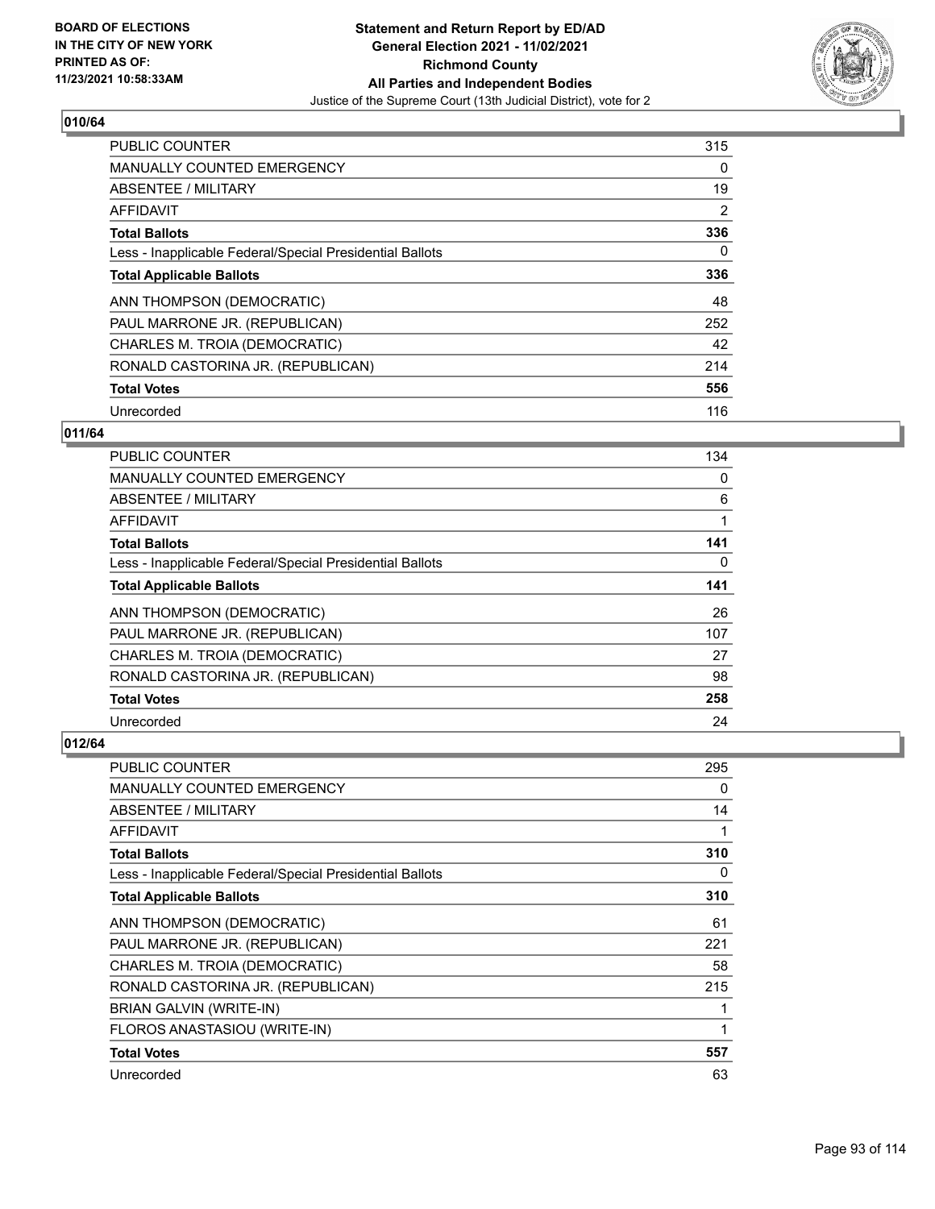**Statement and Return Report by ED/AD**
**General Election 2021 - 11/02/2021**
**Richmond County**
**All Parties and Independent Bodies**
Justice of the Supreme Court (13th Judicial District), vote for 2

BOARD OF ELECTIONS
IN THE CITY OF NEW YORK
PRINTED AS OF:
11/23/2021 10:58:33AM

## 010/64

| | |
|---|---|
| PUBLIC COUNTER | 315 |
| MANUALLY COUNTED EMERGENCY | 0 |
| ABSENTEE / MILITARY | 19 |
| AFFIDAVIT | 2 |
| **Total Ballots** | **336** |
| Less - Inapplicable Federal/Special Presidential Ballots | 0 |
| **Total Applicable Ballots** | **336** |
| ANN THOMPSON (DEMOCRATIC) | 48 |
| PAUL MARRONE JR. (REPUBLICAN) | 252 |
| CHARLES M. TROIA (DEMOCRATIC) | 42 |
| RONALD CASTORINA JR. (REPUBLICAN) | 214 |
| **Total Votes** | **556** |
| Unrecorded | 116 |

## 011/64

| | |
|---|---|
| PUBLIC COUNTER | 134 |
| MANUALLY COUNTED EMERGENCY | 0 |
| ABSENTEE / MILITARY | 6 |
| AFFIDAVIT | 1 |
| **Total Ballots** | **141** |
| Less - Inapplicable Federal/Special Presidential Ballots | 0 |
| **Total Applicable Ballots** | **141** |
| ANN THOMPSON (DEMOCRATIC) | 26 |
| PAUL MARRONE JR. (REPUBLICAN) | 107 |
| CHARLES M. TROIA (DEMOCRATIC) | 27 |
| RONALD CASTORINA JR. (REPUBLICAN) | 98 |
| **Total Votes** | **258** |
| Unrecorded | 24 |

## 012/64

| | |
|---|---|
| PUBLIC COUNTER | 295 |
| MANUALLY COUNTED EMERGENCY | 0 |
| ABSENTEE / MILITARY | 14 |
| AFFIDAVIT | 1 |
| **Total Ballots** | **310** |
| Less - Inapplicable Federal/Special Presidential Ballots | 0 |
| **Total Applicable Ballots** | **310** |
| ANN THOMPSON (DEMOCRATIC) | 61 |
| PAUL MARRONE JR. (REPUBLICAN) | 221 |
| CHARLES M. TROIA (DEMOCRATIC) | 58 |
| RONALD CASTORINA JR. (REPUBLICAN) | 215 |
| BRIAN GALVIN (WRITE-IN) | 1 |
| FLOROS ANASTASIOU (WRITE-IN) | 1 |
| **Total Votes** | **557** |
| Unrecorded | 63 |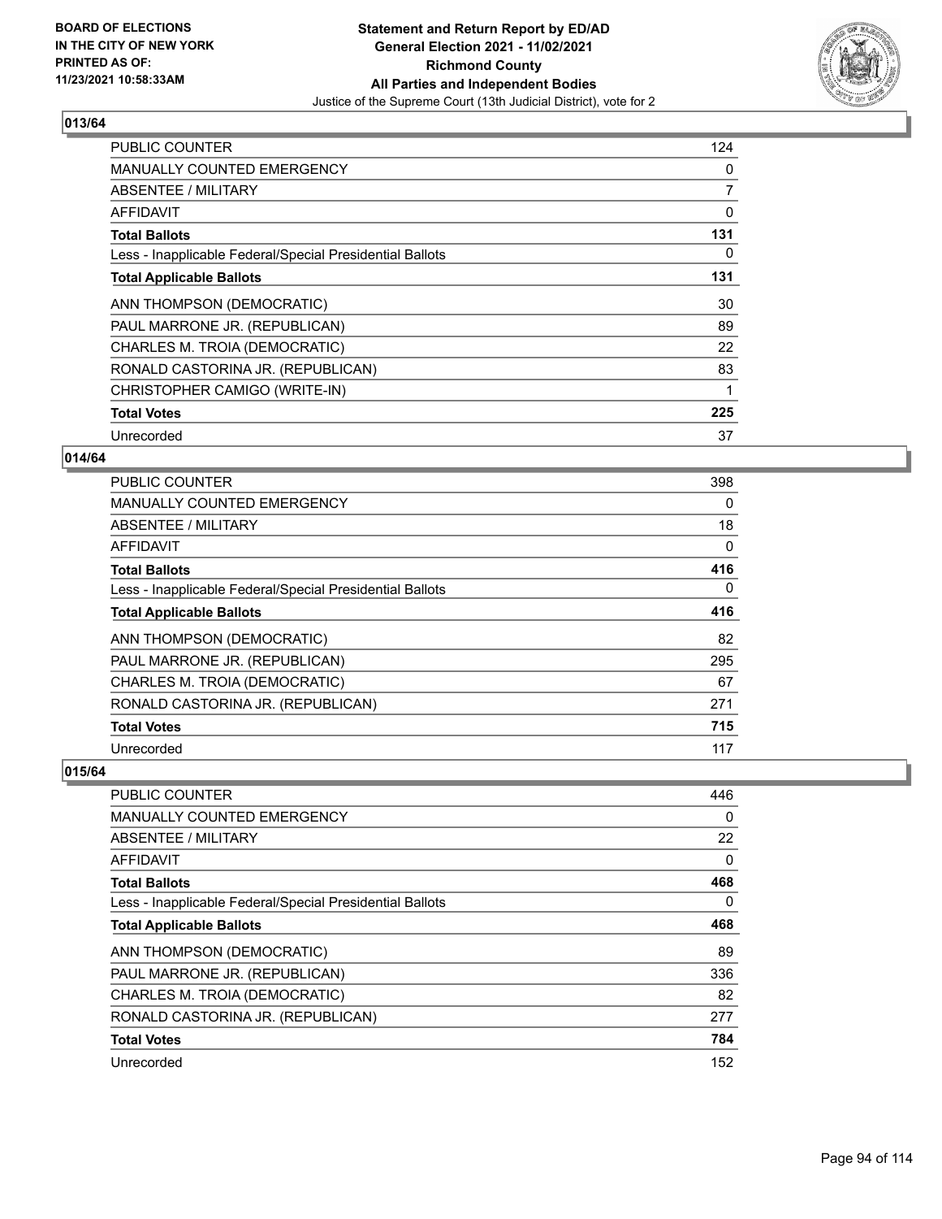**Statement and Return Report by ED/AD**
**General Election 2021 - 11/02/2021**
**Richmond County**
**All Parties and Independent Bodies**
Justice of the Supreme Court (13th Judicial District), vote for 2

BOARD OF ELECTIONS IN THE CITY OF NEW YORK PRINTED AS OF: 11/23/2021 10:58:33AM

## 013/64

| | |
|---|---|
| PUBLIC COUNTER | 124 |
| MANUALLY COUNTED EMERGENCY | 0 |
| ABSENTEE / MILITARY | 7 |
| AFFIDAVIT | 0 |
| **Total Ballots** | **131** |
| Less - Inapplicable Federal/Special Presidential Ballots | 0 |
| **Total Applicable Ballots** | **131** |
| ANN THOMPSON (DEMOCRATIC) | 30 |
| PAUL MARRONE JR. (REPUBLICAN) | 89 |
| CHARLES M. TROIA (DEMOCRATIC) | 22 |
| RONALD CASTORINA JR. (REPUBLICAN) | 83 |
| CHRISTOPHER CAMIGO (WRITE-IN) | 1 |
| **Total Votes** | **225** |
| Unrecorded | 37 |

## 014/64

| | |
|---|---|
| PUBLIC COUNTER | 398 |
| MANUALLY COUNTED EMERGENCY | 0 |
| ABSENTEE / MILITARY | 18 |
| AFFIDAVIT | 0 |
| **Total Ballots** | **416** |
| Less - Inapplicable Federal/Special Presidential Ballots | 0 |
| **Total Applicable Ballots** | **416** |
| ANN THOMPSON (DEMOCRATIC) | 82 |
| PAUL MARRONE JR. (REPUBLICAN) | 295 |
| CHARLES M. TROIA (DEMOCRATIC) | 67 |
| RONALD CASTORINA JR. (REPUBLICAN) | 271 |
| **Total Votes** | **715** |
| Unrecorded | 117 |

## 015/64

| | |
|---|---|
| PUBLIC COUNTER | 446 |
| MANUALLY COUNTED EMERGENCY | 0 |
| ABSENTEE / MILITARY | 22 |
| AFFIDAVIT | 0 |
| **Total Ballots** | **468** |
| Less - Inapplicable Federal/Special Presidential Ballots | 0 |
| **Total Applicable Ballots** | **468** |
| ANN THOMPSON (DEMOCRATIC) | 89 |
| PAUL MARRONE JR. (REPUBLICAN) | 336 |
| CHARLES M. TROIA (DEMOCRATIC) | 82 |
| RONALD CASTORINA JR. (REPUBLICAN) | 277 |
| **Total Votes** | **784** |
| Unrecorded | 152 |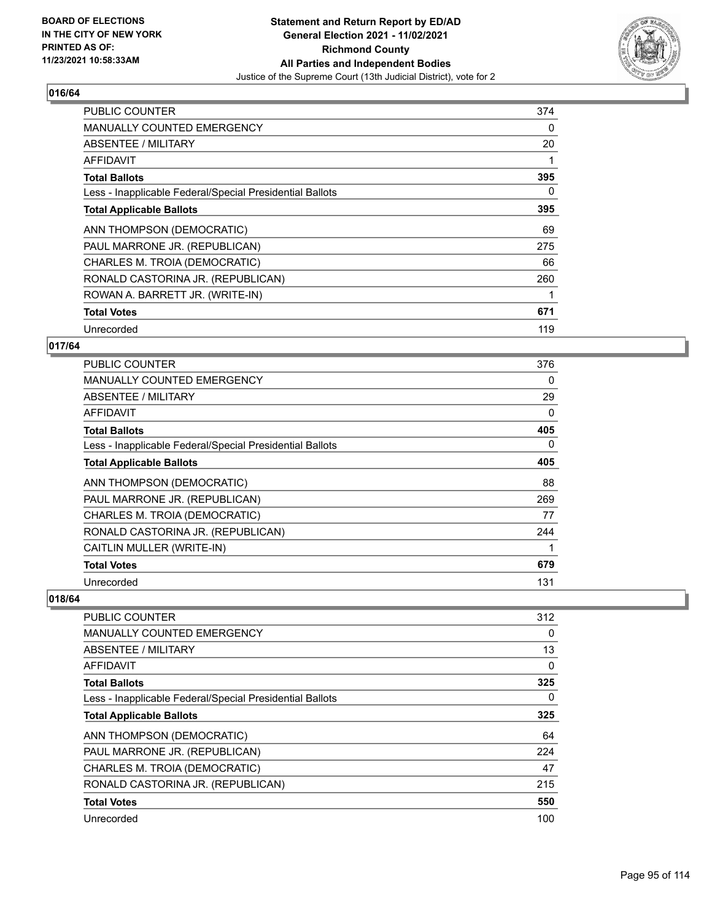## 016/64

| | |
|---|---|
| PUBLIC COUNTER | 374 |
| MANUALLY COUNTED EMERGENCY | 0 |
| ABSENTEE / MILITARY | 20 |
| AFFIDAVIT | 1 |
| **Total Ballots** | **395** |
| Less - Inapplicable Federal/Special Presidential Ballots | 0 |
| **Total Applicable Ballots** | **395** |
| ANN THOMPSON (DEMOCRATIC) | 69 |
| PAUL MARRONE JR. (REPUBLICAN) | 275 |
| CHARLES M. TROIA (DEMOCRATIC) | 66 |
| RONALD CASTORINA JR. (REPUBLICAN) | 260 |
| ROWAN A. BARRETT JR. (WRITE-IN) | 1 |
| **Total Votes** | **671** |
| Unrecorded | 119 |

## 017/64

| | |
|---|---|
| PUBLIC COUNTER | 376 |
| MANUALLY COUNTED EMERGENCY | 0 |
| ABSENTEE / MILITARY | 29 |
| AFFIDAVIT | 0 |
| **Total Ballots** | **405** |
| Less - Inapplicable Federal/Special Presidential Ballots | 0 |
| **Total Applicable Ballots** | **405** |
| ANN THOMPSON (DEMOCRATIC) | 88 |
| PAUL MARRONE JR. (REPUBLICAN) | 269 |
| CHARLES M. TROIA (DEMOCRATIC) | 77 |
| RONALD CASTORINA JR. (REPUBLICAN) | 244 |
| CAITLIN MULLER (WRITE-IN) | 1 |
| **Total Votes** | **679** |
| Unrecorded | 131 |

## 018/64

| | |
|---|---|
| PUBLIC COUNTER | 312 |
| MANUALLY COUNTED EMERGENCY | 0 |
| ABSENTEE / MILITARY | 13 |
| AFFIDAVIT | 0 |
| **Total Ballots** | **325** |
| Less - Inapplicable Federal/Special Presidential Ballots | 0 |
| **Total Applicable Ballots** | **325** |
| ANN THOMPSON (DEMOCRATIC) | 64 |
| PAUL MARRONE JR. (REPUBLICAN) | 224 |
| CHARLES M. TROIA (DEMOCRATIC) | 47 |
| RONALD CASTORINA JR. (REPUBLICAN) | 215 |
| **Total Votes** | **550** |
| Unrecorded | 100 |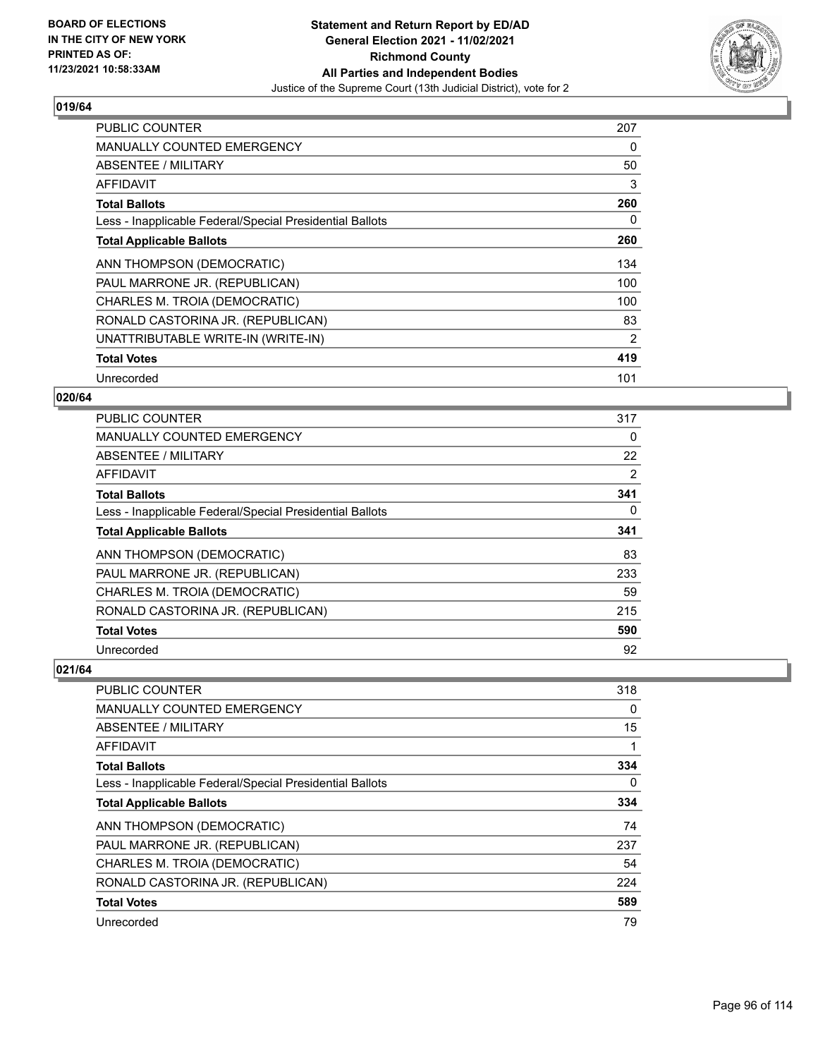## 019/64

| | |
|---|---|
| PUBLIC COUNTER | 207 |
| MANUALLY COUNTED EMERGENCY | 0 |
| ABSENTEE / MILITARY | 50 |
| AFFIDAVIT | 3 |
| **Total Ballots** | **260** |
| Less - Inapplicable Federal/Special Presidential Ballots | 0 |
| **Total Applicable Ballots** | **260** |
| ANN THOMPSON (DEMOCRATIC) | 134 |
| PAUL MARRONE JR. (REPUBLICAN) | 100 |
| CHARLES M. TROIA (DEMOCRATIC) | 100 |
| RONALD CASTORINA JR. (REPUBLICAN) | 83 |
| UNATTRIBUTABLE WRITE-IN (WRITE-IN) | 2 |
| **Total Votes** | **419** |
| Unrecorded | 101 |

## 020/64

| | |
|---|---|
| PUBLIC COUNTER | 317 |
| MANUALLY COUNTED EMERGENCY | 0 |
| ABSENTEE / MILITARY | 22 |
| AFFIDAVIT | 2 |
| **Total Ballots** | **341** |
| Less - Inapplicable Federal/Special Presidential Ballots | 0 |
| **Total Applicable Ballots** | **341** |
| ANN THOMPSON (DEMOCRATIC) | 83 |
| PAUL MARRONE JR. (REPUBLICAN) | 233 |
| CHARLES M. TROIA (DEMOCRATIC) | 59 |
| RONALD CASTORINA JR. (REPUBLICAN) | 215 |
| **Total Votes** | **590** |
| Unrecorded | 92 |

## 021/64

| | |
|---|---|
| PUBLIC COUNTER | 318 |
| MANUALLY COUNTED EMERGENCY | 0 |
| ABSENTEE / MILITARY | 15 |
| AFFIDAVIT | 1 |
| **Total Ballots** | **334** |
| Less - Inapplicable Federal/Special Presidential Ballots | 0 |
| **Total Applicable Ballots** | **334** |
| ANN THOMPSON (DEMOCRATIC) | 74 |
| PAUL MARRONE JR. (REPUBLICAN) | 237 |
| CHARLES M. TROIA (DEMOCRATIC) | 54 |
| RONALD CASTORINA JR. (REPUBLICAN) | 224 |
| **Total Votes** | **589** |
| Unrecorded | 79 |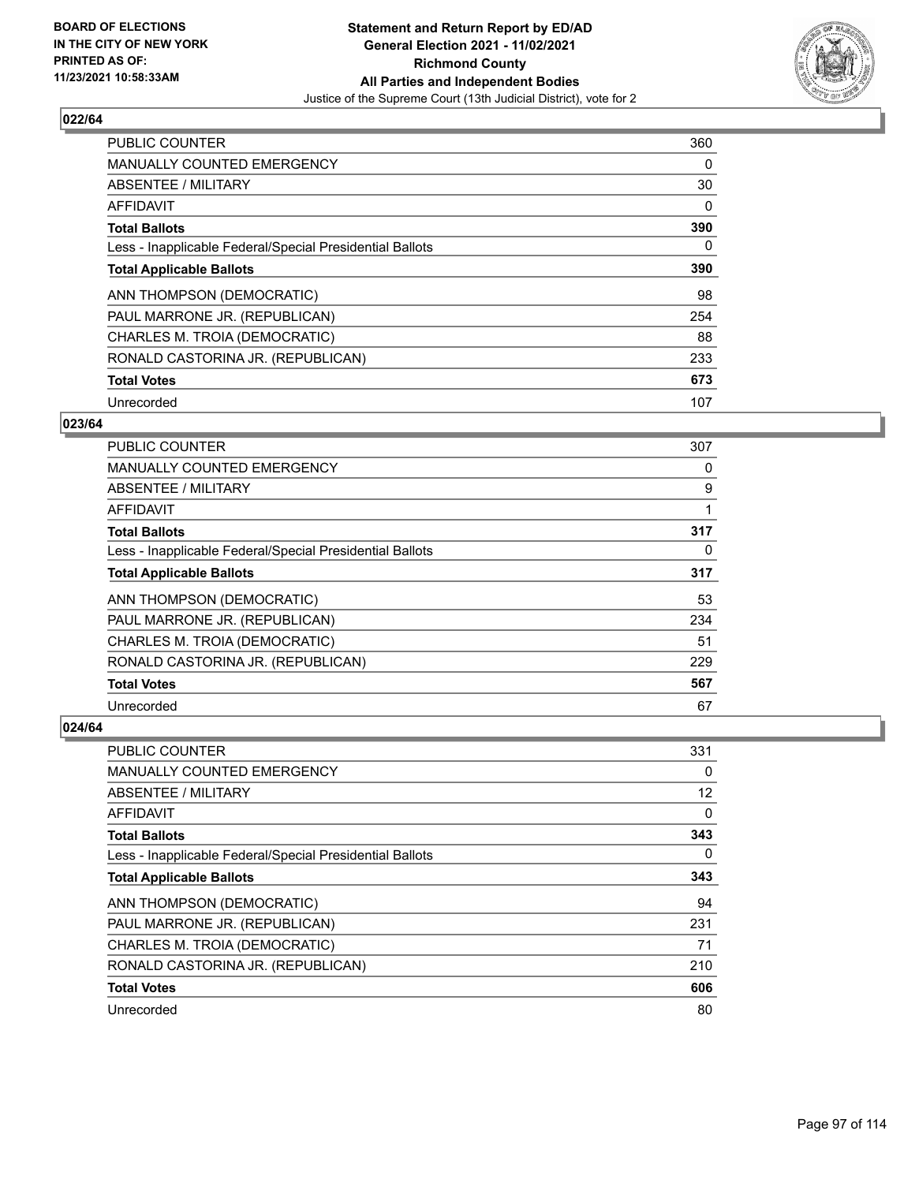BOARD OF ELECTIONS
IN THE CITY OF NEW YORK
PRINTED AS OF:
11/23/2021 10:58:33AM

# Statement and Return Report by ED/AD
## General Election 2021 - 11/02/2021
## Richmond County
## All Parties and Independent Bodies
Justice of the Supreme Court (13th Judicial District), vote for 2

### 022/64

| | |
|---|---|
| PUBLIC COUNTER | 360 |
| MANUALLY COUNTED EMERGENCY | 0 |
| ABSENTEE / MILITARY | 30 |
| AFFIDAVIT | 0 |
| **Total Ballots** | **390** |
| Less - Inapplicable Federal/Special Presidential Ballots | 0 |
| **Total Applicable Ballots** | **390** |
| ANN THOMPSON (DEMOCRATIC) | 98 |
| PAUL MARRONE JR. (REPUBLICAN) | 254 |
| CHARLES M. TROIA (DEMOCRATIC) | 88 |
| RONALD CASTORINA JR. (REPUBLICAN) | 233 |
| **Total Votes** | **673** |
| Unrecorded | 107 |

### 023/64

| | |
|---|---|
| PUBLIC COUNTER | 307 |
| MANUALLY COUNTED EMERGENCY | 0 |
| ABSENTEE / MILITARY | 9 |
| AFFIDAVIT | 1 |
| **Total Ballots** | **317** |
| Less - Inapplicable Federal/Special Presidential Ballots | 0 |
| **Total Applicable Ballots** | **317** |
| ANN THOMPSON (DEMOCRATIC) | 53 |
| PAUL MARRONE JR. (REPUBLICAN) | 234 |
| CHARLES M. TROIA (DEMOCRATIC) | 51 |
| RONALD CASTORINA JR. (REPUBLICAN) | 229 |
| **Total Votes** | **567** |
| Unrecorded | 67 |

### 024/64

| | |
|---|---|
| PUBLIC COUNTER | 331 |
| MANUALLY COUNTED EMERGENCY | 0 |
| ABSENTEE / MILITARY | 12 |
| AFFIDAVIT | 0 |
| **Total Ballots** | **343** |
| Less - Inapplicable Federal/Special Presidential Ballots | 0 |
| **Total Applicable Ballots** | **343** |
| ANN THOMPSON (DEMOCRATIC) | 94 |
| PAUL MARRONE JR. (REPUBLICAN) | 231 |
| CHARLES M. TROIA (DEMOCRATIC) | 71 |
| RONALD CASTORINA JR. (REPUBLICAN) | 210 |
| **Total Votes** | **606** |
| Unrecorded | 80 |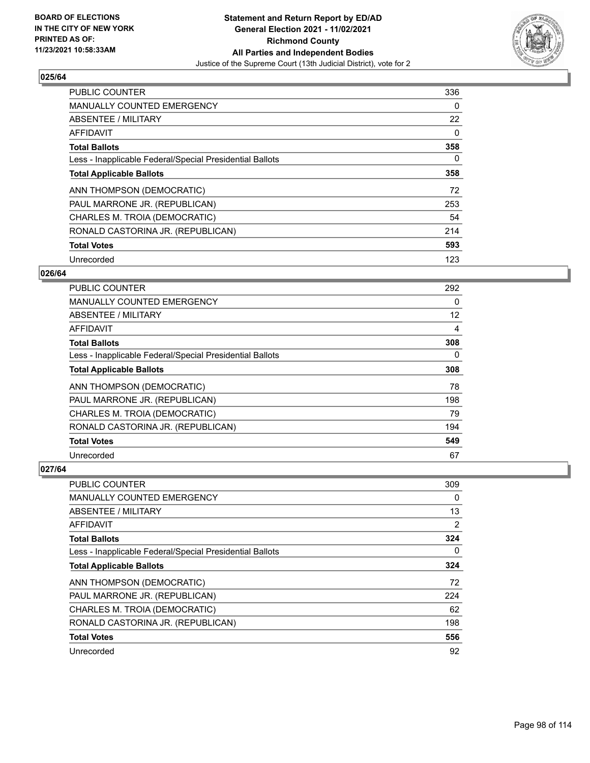## 025/64

| | |
|---|---|
| PUBLIC COUNTER | 336 |
| MANUALLY COUNTED EMERGENCY | 0 |
| ABSENTEE / MILITARY | 22 |
| AFFIDAVIT | 0 |
| **Total Ballots** | **358** |
| Less - Inapplicable Federal/Special Presidential Ballots | 0 |
| **Total Applicable Ballots** | **358** |
| ANN THOMPSON (DEMOCRATIC) | 72 |
| PAUL MARRONE JR. (REPUBLICAN) | 253 |
| CHARLES M. TROIA (DEMOCRATIC) | 54 |
| RONALD CASTORINA JR. (REPUBLICAN) | 214 |
| **Total Votes** | **593** |
| Unrecorded | 123 |

## 026/64

| | |
|---|---|
| PUBLIC COUNTER | 292 |
| MANUALLY COUNTED EMERGENCY | 0 |
| ABSENTEE / MILITARY | 12 |
| AFFIDAVIT | 4 |
| **Total Ballots** | **308** |
| Less - Inapplicable Federal/Special Presidential Ballots | 0 |
| **Total Applicable Ballots** | **308** |
| ANN THOMPSON (DEMOCRATIC) | 78 |
| PAUL MARRONE JR. (REPUBLICAN) | 198 |
| CHARLES M. TROIA (DEMOCRATIC) | 79 |
| RONALD CASTORINA JR. (REPUBLICAN) | 194 |
| **Total Votes** | **549** |
| Unrecorded | 67 |

## 027/64

| | |
|---|---|
| PUBLIC COUNTER | 309 |
| MANUALLY COUNTED EMERGENCY | 0 |
| ABSENTEE / MILITARY | 13 |
| AFFIDAVIT | 2 |
| **Total Ballots** | **324** |
| Less - Inapplicable Federal/Special Presidential Ballots | 0 |
| **Total Applicable Ballots** | **324** |
| ANN THOMPSON (DEMOCRATIC) | 72 |
| PAUL MARRONE JR. (REPUBLICAN) | 224 |
| CHARLES M. TROIA (DEMOCRATIC) | 62 |
| RONALD CASTORINA JR. (REPUBLICAN) | 198 |
| **Total Votes** | **556** |
| Unrecorded | 92 |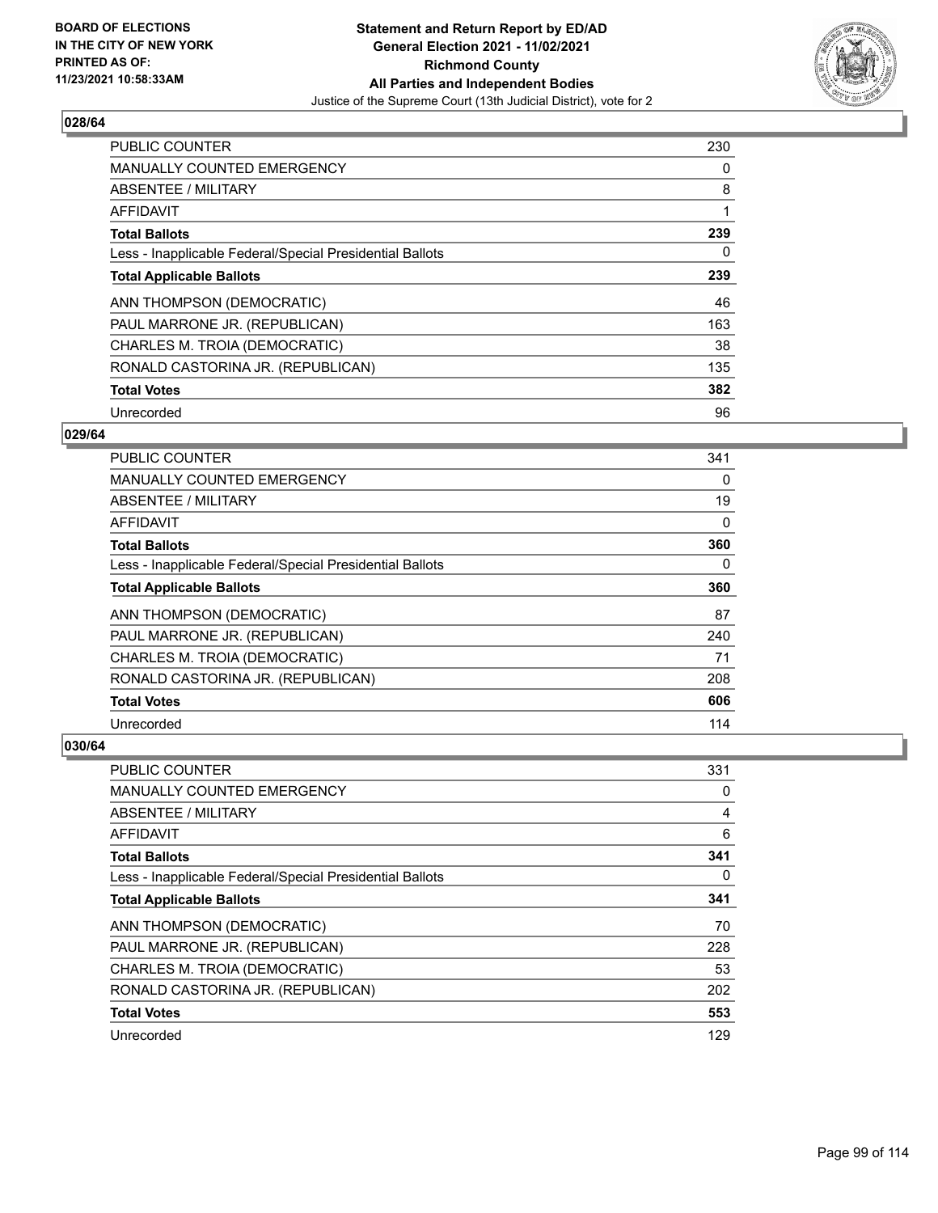## 028/64

| | |
|---|---|
| PUBLIC COUNTER | 230 |
| MANUALLY COUNTED EMERGENCY | 0 |
| ABSENTEE / MILITARY | 8 |
| AFFIDAVIT | 1 |
| **Total Ballots** | **239** |
| Less - Inapplicable Federal/Special Presidential Ballots | 0 |
| **Total Applicable Ballots** | **239** |
| ANN THOMPSON (DEMOCRATIC) | 46 |
| PAUL MARRONE JR. (REPUBLICAN) | 163 |
| CHARLES M. TROIA (DEMOCRATIC) | 38 |
| RONALD CASTORINA JR. (REPUBLICAN) | 135 |
| **Total Votes** | **382** |
| Unrecorded | 96 |

## 029/64

| | |
|---|---|
| PUBLIC COUNTER | 341 |
| MANUALLY COUNTED EMERGENCY | 0 |
| ABSENTEE / MILITARY | 19 |
| AFFIDAVIT | 0 |
| **Total Ballots** | **360** |
| Less - Inapplicable Federal/Special Presidential Ballots | 0 |
| **Total Applicable Ballots** | **360** |
| ANN THOMPSON (DEMOCRATIC) | 87 |
| PAUL MARRONE JR. (REPUBLICAN) | 240 |
| CHARLES M. TROIA (DEMOCRATIC) | 71 |
| RONALD CASTORINA JR. (REPUBLICAN) | 208 |
| **Total Votes** | **606** |
| Unrecorded | 114 |

## 030/64

| | |
|---|---|
| PUBLIC COUNTER | 331 |
| MANUALLY COUNTED EMERGENCY | 0 |
| ABSENTEE / MILITARY | 4 |
| AFFIDAVIT | 6 |
| **Total Ballots** | **341** |
| Less - Inapplicable Federal/Special Presidential Ballots | 0 |
| **Total Applicable Ballots** | **341** |
| ANN THOMPSON (DEMOCRATIC) | 70 |
| PAUL MARRONE JR. (REPUBLICAN) | 228 |
| CHARLES M. TROIA (DEMOCRATIC) | 53 |
| RONALD CASTORINA JR. (REPUBLICAN) | 202 |
| **Total Votes** | **553** |
| Unrecorded | 129 |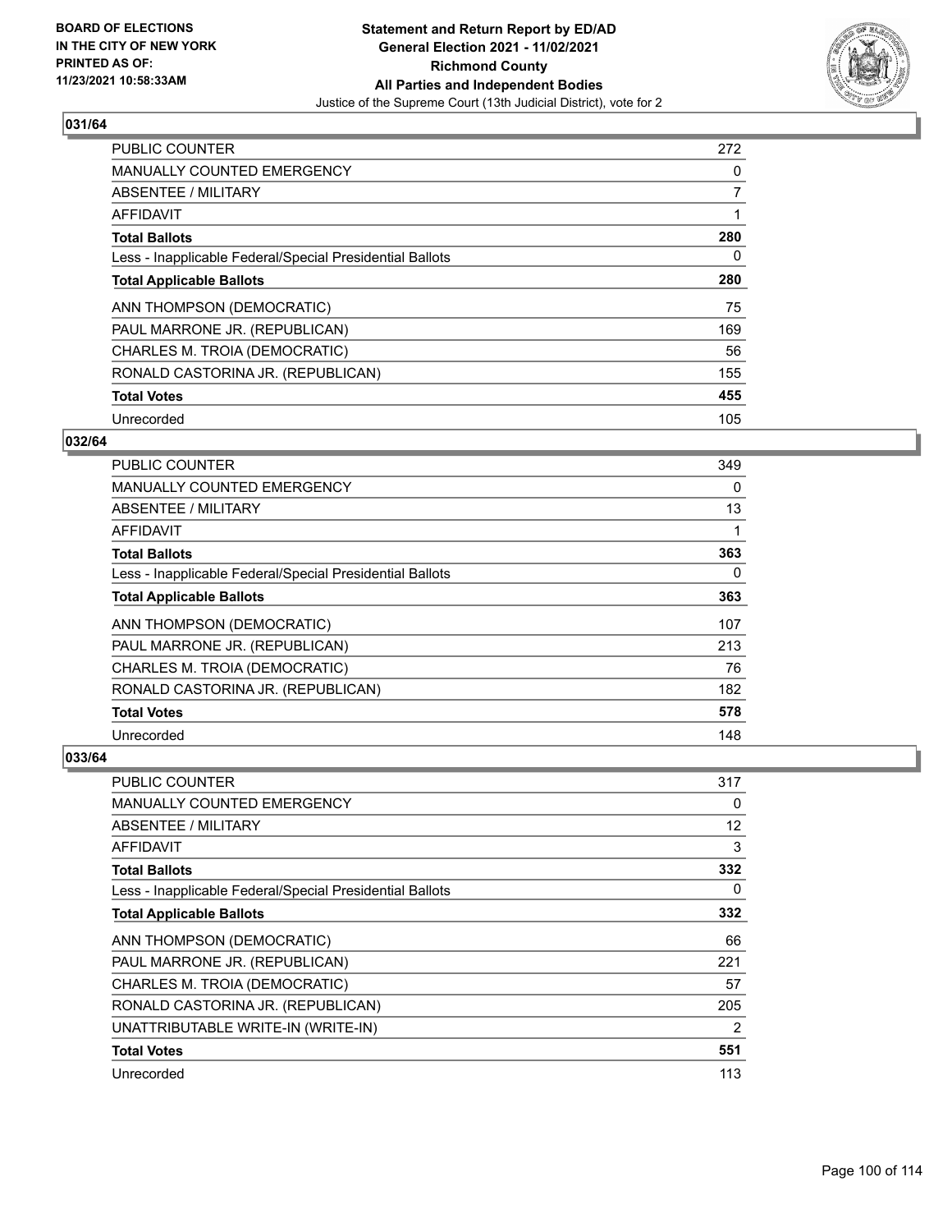## 031/64

| | |
|---|---|
| PUBLIC COUNTER | 272 |
| MANUALLY COUNTED EMERGENCY | 0 |
| ABSENTEE / MILITARY | 7 |
| AFFIDAVIT | 1 |
| **Total Ballots** | **280** |
| Less - Inapplicable Federal/Special Presidential Ballots | 0 |
| **Total Applicable Ballots** | **280** |
| ANN THOMPSON (DEMOCRATIC) | 75 |
| PAUL MARRONE JR. (REPUBLICAN) | 169 |
| CHARLES M. TROIA (DEMOCRATIC) | 56 |
| RONALD CASTORINA JR. (REPUBLICAN) | 155 |
| **Total Votes** | **455** |
| Unrecorded | 105 |

## 032/64

| | |
|---|---|
| PUBLIC COUNTER | 349 |
| MANUALLY COUNTED EMERGENCY | 0 |
| ABSENTEE / MILITARY | 13 |
| AFFIDAVIT | 1 |
| **Total Ballots** | **363** |
| Less - Inapplicable Federal/Special Presidential Ballots | 0 |
| **Total Applicable Ballots** | **363** |
| ANN THOMPSON (DEMOCRATIC) | 107 |
| PAUL MARRONE JR. (REPUBLICAN) | 213 |
| CHARLES M. TROIA (DEMOCRATIC) | 76 |
| RONALD CASTORINA JR. (REPUBLICAN) | 182 |
| **Total Votes** | **578** |
| Unrecorded | 148 |

## 033/64

| | |
|---|---|
| PUBLIC COUNTER | 317 |
| MANUALLY COUNTED EMERGENCY | 0 |
| ABSENTEE / MILITARY | 12 |
| AFFIDAVIT | 3 |
| **Total Ballots** | **332** |
| Less - Inapplicable Federal/Special Presidential Ballots | 0 |
| **Total Applicable Ballots** | **332** |
| ANN THOMPSON (DEMOCRATIC) | 66 |
| PAUL MARRONE JR. (REPUBLICAN) | 221 |
| CHARLES M. TROIA (DEMOCRATIC) | 57 |
| RONALD CASTORINA JR. (REPUBLICAN) | 205 |
| UNATTRIBUTABLE WRITE-IN (WRITE-IN) | 2 |
| **Total Votes** | **551** |
| Unrecorded | 113 |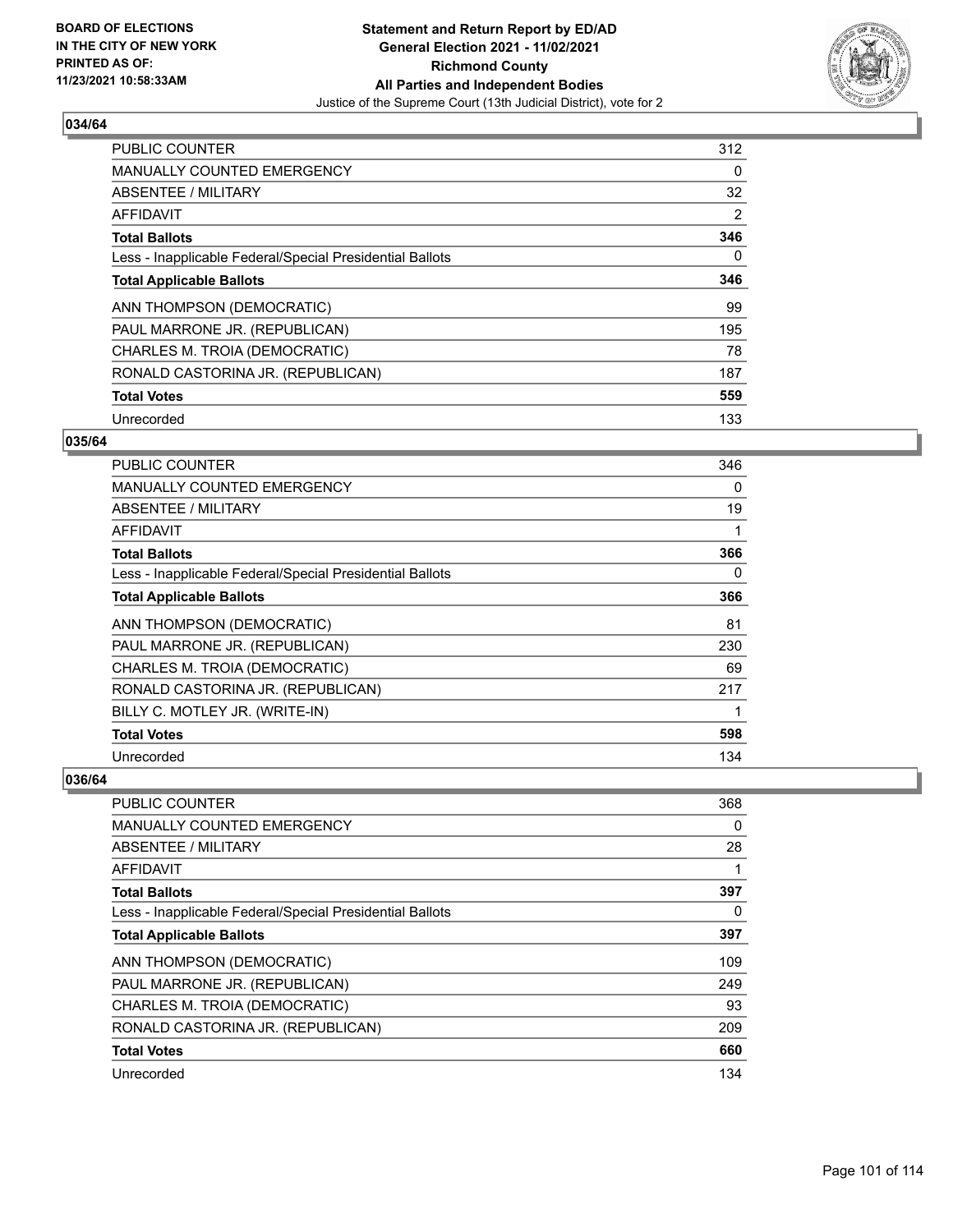### 034/64

| | |
|---|---|
| PUBLIC COUNTER | 312 |
| MANUALLY COUNTED EMERGENCY | 0 |
| ABSENTEE / MILITARY | 32 |
| AFFIDAVIT | 2 |
| **Total Ballots** | **346** |
| Less - Inapplicable Federal/Special Presidential Ballots | 0 |
| **Total Applicable Ballots** | **346** |
| ANN THOMPSON (DEMOCRATIC) | 99 |
| PAUL MARRONE JR. (REPUBLICAN) | 195 |
| CHARLES M. TROIA (DEMOCRATIC) | 78 |
| RONALD CASTORINA JR. (REPUBLICAN) | 187 |
| **Total Votes** | **559** |
| Unrecorded | 133 |

### 035/64

| | |
|---|---|
| PUBLIC COUNTER | 346 |
| MANUALLY COUNTED EMERGENCY | 0 |
| ABSENTEE / MILITARY | 19 |
| AFFIDAVIT | 1 |
| **Total Ballots** | **366** |
| Less - Inapplicable Federal/Special Presidential Ballots | 0 |
| **Total Applicable Ballots** | **366** |
| ANN THOMPSON (DEMOCRATIC) | 81 |
| PAUL MARRONE JR. (REPUBLICAN) | 230 |
| CHARLES M. TROIA (DEMOCRATIC) | 69 |
| RONALD CASTORINA JR. (REPUBLICAN) | 217 |
| BILLY C. MOTLEY JR. (WRITE-IN) | 1 |
| **Total Votes** | **598** |
| Unrecorded | 134 |

### 036/64

| | |
|---|---|
| PUBLIC COUNTER | 368 |
| MANUALLY COUNTED EMERGENCY | 0 |
| ABSENTEE / MILITARY | 28 |
| AFFIDAVIT | 1 |
| **Total Ballots** | **397** |
| Less - Inapplicable Federal/Special Presidential Ballots | 0 |
| **Total Applicable Ballots** | **397** |
| ANN THOMPSON (DEMOCRATIC) | 109 |
| PAUL MARRONE JR. (REPUBLICAN) | 249 |
| CHARLES M. TROIA (DEMOCRATIC) | 93 |
| RONALD CASTORINA JR. (REPUBLICAN) | 209 |
| **Total Votes** | **660** |
| Unrecorded | 134 |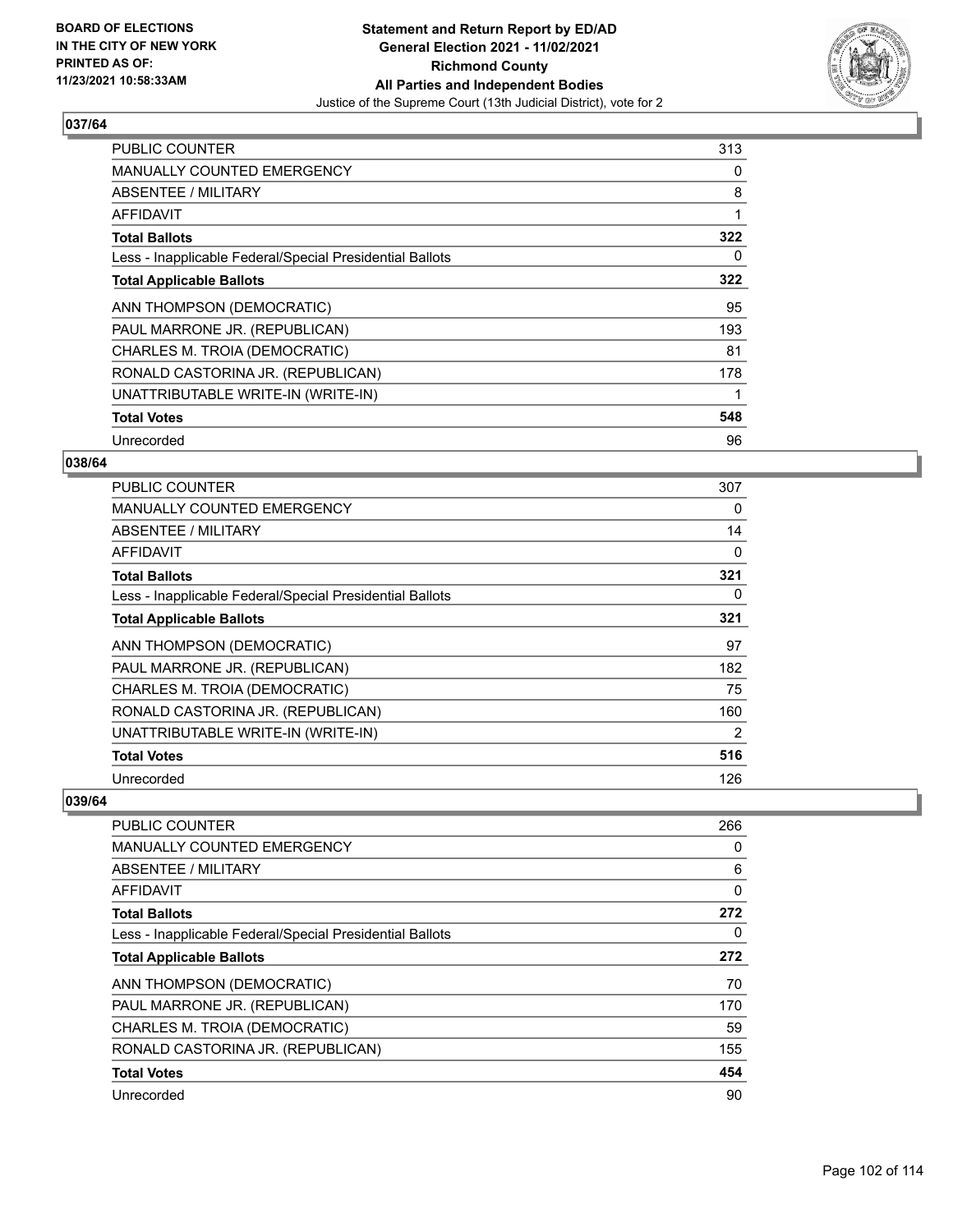**BOARD OF ELECTIONS IN THE CITY OF NEW YORK PRINTED AS OF: 11/23/2021 10:58:33AM**

**Statement and Return Report by ED/AD**
**General Election 2021 - 11/02/2021**
**Richmond County**
**All Parties and Independent Bodies**
Justice of the Supreme Court (13th Judicial District), vote for 2

### 037/64

| | |
|---|---|
| PUBLIC COUNTER | 313 |
| MANUALLY COUNTED EMERGENCY | 0 |
| ABSENTEE / MILITARY | 8 |
| AFFIDAVIT | 1 |
| **Total Ballots** | **322** |
| Less - Inapplicable Federal/Special Presidential Ballots | 0 |
| **Total Applicable Ballots** | **322** |
| ANN THOMPSON (DEMOCRATIC) | 95 |
| PAUL MARRONE JR. (REPUBLICAN) | 193 |
| CHARLES M. TROIA (DEMOCRATIC) | 81 |
| RONALD CASTORINA JR. (REPUBLICAN) | 178 |
| UNATTRIBUTABLE WRITE-IN (WRITE-IN) | 1 |
| **Total Votes** | **548** |
| Unrecorded | 96 |

### 038/64

| | |
|---|---|
| PUBLIC COUNTER | 307 |
| MANUALLY COUNTED EMERGENCY | 0 |
| ABSENTEE / MILITARY | 14 |
| AFFIDAVIT | 0 |
| **Total Ballots** | **321** |
| Less - Inapplicable Federal/Special Presidential Ballots | 0 |
| **Total Applicable Ballots** | **321** |
| ANN THOMPSON (DEMOCRATIC) | 97 |
| PAUL MARRONE JR. (REPUBLICAN) | 182 |
| CHARLES M. TROIA (DEMOCRATIC) | 75 |
| RONALD CASTORINA JR. (REPUBLICAN) | 160 |
| UNATTRIBUTABLE WRITE-IN (WRITE-IN) | 2 |
| **Total Votes** | **516** |
| Unrecorded | 126 |

### 039/64

| | |
|---|---|
| PUBLIC COUNTER | 266 |
| MANUALLY COUNTED EMERGENCY | 0 |
| ABSENTEE / MILITARY | 6 |
| AFFIDAVIT | 0 |
| **Total Ballots** | **272** |
| Less - Inapplicable Federal/Special Presidential Ballots | 0 |
| **Total Applicable Ballots** | **272** |
| ANN THOMPSON (DEMOCRATIC) | 70 |
| PAUL MARRONE JR. (REPUBLICAN) | 170 |
| CHARLES M. TROIA (DEMOCRATIC) | 59 |
| RONALD CASTORINA JR. (REPUBLICAN) | 155 |
| **Total Votes** | **454** |
| Unrecorded | 90 |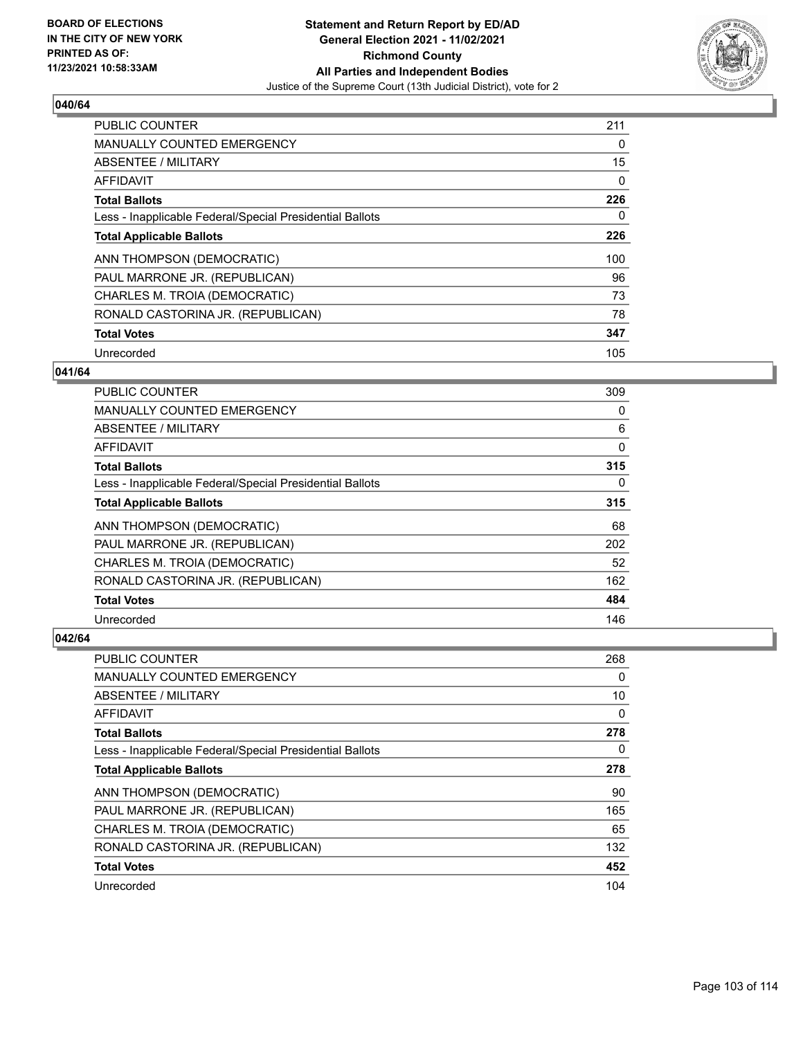BOARD OF ELECTIONS IN THE CITY OF NEW YORK PRINTED AS OF: 11/23/2021 10:58:33AM

# Statement and Return Report by ED/AD General Election 2021 - 11/02/2021 Richmond County All Parties and Independent Bodies

Justice of the Supreme Court (13th Judicial District), vote for 2

## 040/64

| | |
|---|---|
| PUBLIC COUNTER | 211 |
| MANUALLY COUNTED EMERGENCY | 0 |
| ABSENTEE / MILITARY | 15 |
| AFFIDAVIT | 0 |
| **Total Ballots** | **226** |
| Less - Inapplicable Federal/Special Presidential Ballots | 0 |
| **Total Applicable Ballots** | **226** |
| ANN THOMPSON (DEMOCRATIC) | 100 |
| PAUL MARRONE JR. (REPUBLICAN) | 96 |
| CHARLES M. TROIA (DEMOCRATIC) | 73 |
| RONALD CASTORINA JR. (REPUBLICAN) | 78 |
| **Total Votes** | **347** |
| Unrecorded | 105 |

## 041/64

| | |
|---|---|
| PUBLIC COUNTER | 309 |
| MANUALLY COUNTED EMERGENCY | 0 |
| ABSENTEE / MILITARY | 6 |
| AFFIDAVIT | 0 |
| **Total Ballots** | **315** |
| Less - Inapplicable Federal/Special Presidential Ballots | 0 |
| **Total Applicable Ballots** | **315** |
| ANN THOMPSON (DEMOCRATIC) | 68 |
| PAUL MARRONE JR. (REPUBLICAN) | 202 |
| CHARLES M. TROIA (DEMOCRATIC) | 52 |
| RONALD CASTORINA JR. (REPUBLICAN) | 162 |
| **Total Votes** | **484** |
| Unrecorded | 146 |

## 042/64

| | |
|---|---|
| PUBLIC COUNTER | 268 |
| MANUALLY COUNTED EMERGENCY | 0 |
| ABSENTEE / MILITARY | 10 |
| AFFIDAVIT | 0 |
| **Total Ballots** | **278** |
| Less - Inapplicable Federal/Special Presidential Ballots | 0 |
| **Total Applicable Ballots** | **278** |
| ANN THOMPSON (DEMOCRATIC) | 90 |
| PAUL MARRONE JR. (REPUBLICAN) | 165 |
| CHARLES M. TROIA (DEMOCRATIC) | 65 |
| RONALD CASTORINA JR. (REPUBLICAN) | 132 |
| **Total Votes** | **452** |
| Unrecorded | 104 |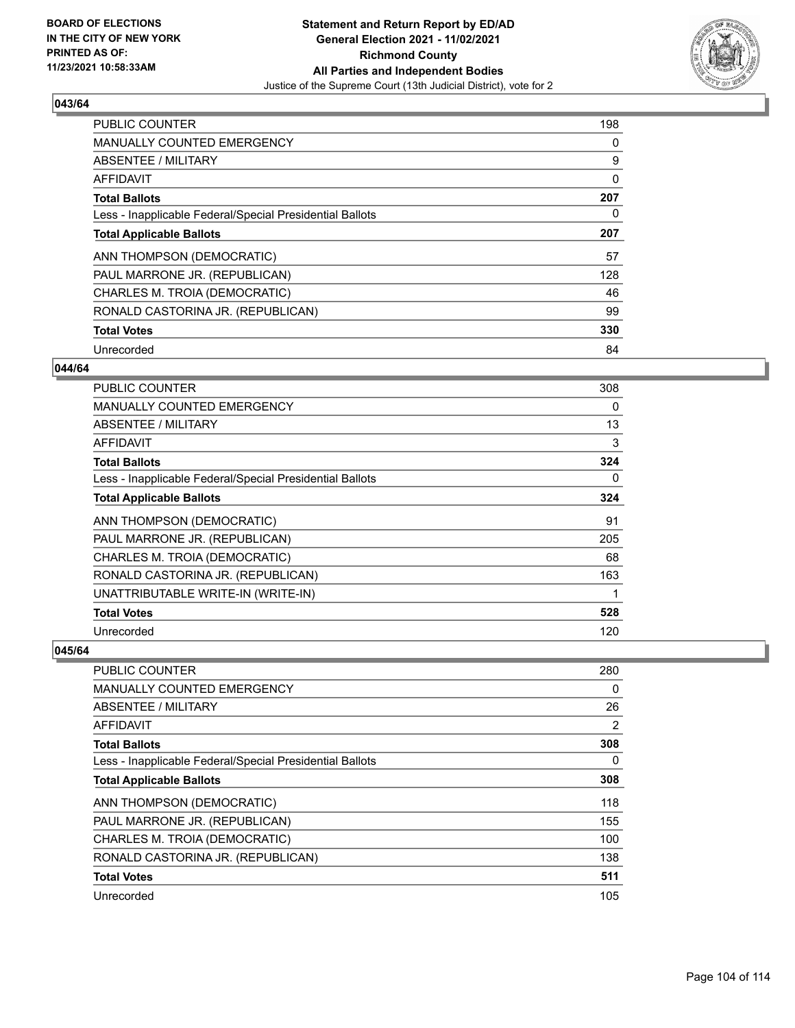BOARD OF ELECTIONS
IN THE CITY OF NEW YORK
PRINTED AS OF:
11/23/2021 10:58:33AM

**Statement and Return Report by ED/AD**
**General Election 2021 - 11/02/2021**
**Richmond County**
**All Parties and Independent Bodies**
Justice of the Supreme Court (13th Judicial District), vote for 2

### 043/64

| | |
|---|---|
| PUBLIC COUNTER | 198 |
| MANUALLY COUNTED EMERGENCY | 0 |
| ABSENTEE / MILITARY | 9 |
| AFFIDAVIT | 0 |
| **Total Ballots** | **207** |
| Less - Inapplicable Federal/Special Presidential Ballots | 0 |
| **Total Applicable Ballots** | **207** |
| ANN THOMPSON (DEMOCRATIC) | 57 |
| PAUL MARRONE JR. (REPUBLICAN) | 128 |
| CHARLES M. TROIA (DEMOCRATIC) | 46 |
| RONALD CASTORINA JR. (REPUBLICAN) | 99 |
| **Total Votes** | **330** |
| Unrecorded | 84 |

### 044/64

| | |
|---|---|
| PUBLIC COUNTER | 308 |
| MANUALLY COUNTED EMERGENCY | 0 |
| ABSENTEE / MILITARY | 13 |
| AFFIDAVIT | 3 |
| **Total Ballots** | **324** |
| Less - Inapplicable Federal/Special Presidential Ballots | 0 |
| **Total Applicable Ballots** | **324** |
| ANN THOMPSON (DEMOCRATIC) | 91 |
| PAUL MARRONE JR. (REPUBLICAN) | 205 |
| CHARLES M. TROIA (DEMOCRATIC) | 68 |
| RONALD CASTORINA JR. (REPUBLICAN) | 163 |
| UNATTRIBUTABLE WRITE-IN (WRITE-IN) | 1 |
| **Total Votes** | **528** |
| Unrecorded | 120 |

### 045/64

| | |
|---|---|
| PUBLIC COUNTER | 280 |
| MANUALLY COUNTED EMERGENCY | 0 |
| ABSENTEE / MILITARY | 26 |
| AFFIDAVIT | 2 |
| **Total Ballots** | **308** |
| Less - Inapplicable Federal/Special Presidential Ballots | 0 |
| **Total Applicable Ballots** | **308** |
| ANN THOMPSON (DEMOCRATIC) | 118 |
| PAUL MARRONE JR. (REPUBLICAN) | 155 |
| CHARLES M. TROIA (DEMOCRATIC) | 100 |
| RONALD CASTORINA JR. (REPUBLICAN) | 138 |
| **Total Votes** | **511** |
| Unrecorded | 105 |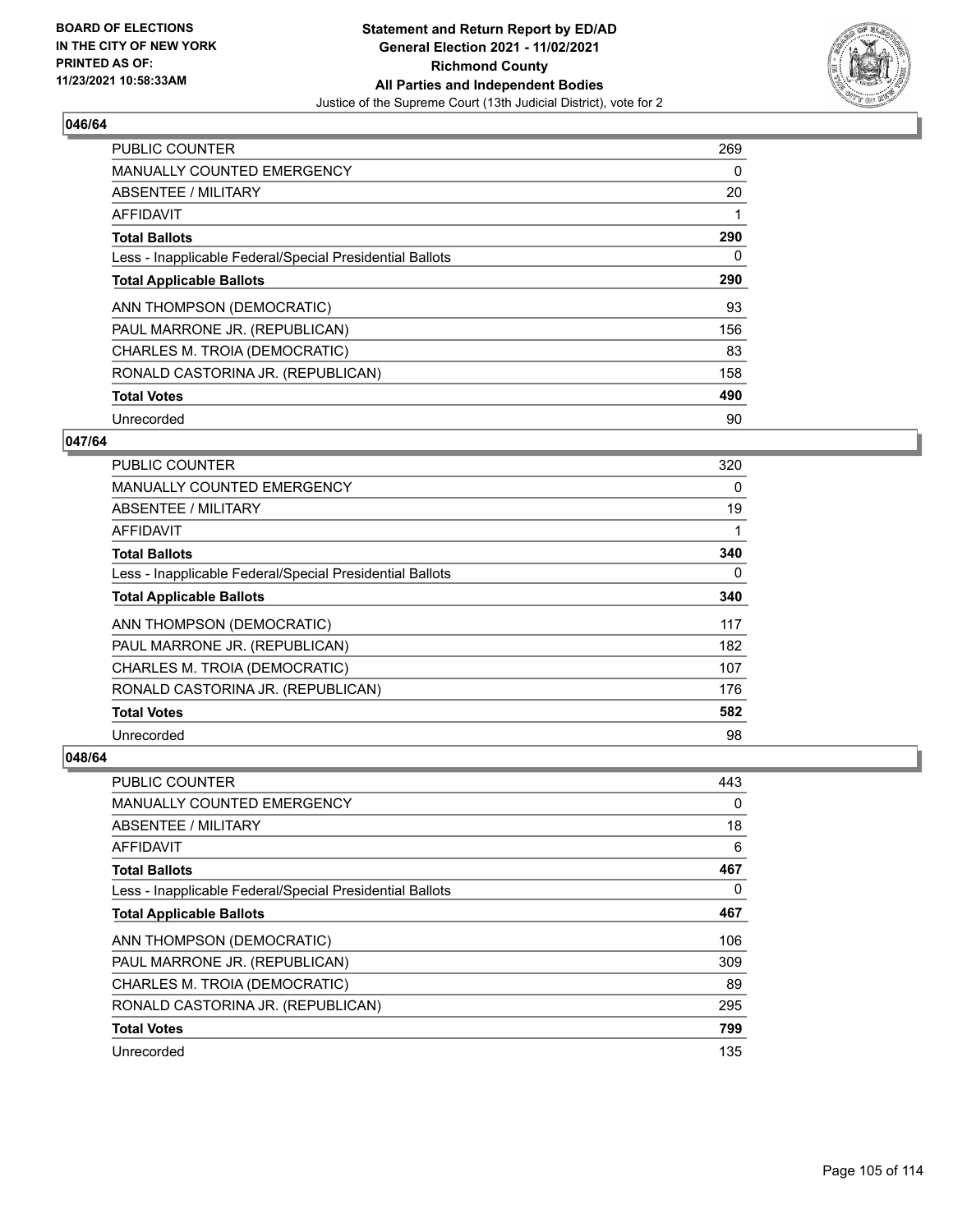BOARD OF ELECTIONS
IN THE CITY OF NEW YORK
PRINTED AS OF:
11/23/2021 10:58:33AM

**Statement and Return Report by ED/AD**
**General Election 2021 - 11/02/2021**
**Richmond County**
**All Parties and Independent Bodies**
Justice of the Supreme Court (13th Judicial District), vote for 2

## 046/64

| | |
|---|---|
| PUBLIC COUNTER | 269 |
| MANUALLY COUNTED EMERGENCY | 0 |
| ABSENTEE / MILITARY | 20 |
| AFFIDAVIT | 1 |
| **Total Ballots** | **290** |
| Less - Inapplicable Federal/Special Presidential Ballots | 0 |
| **Total Applicable Ballots** | **290** |
| ANN THOMPSON (DEMOCRATIC) | 93 |
| PAUL MARRONE JR. (REPUBLICAN) | 156 |
| CHARLES M. TROIA (DEMOCRATIC) | 83 |
| RONALD CASTORINA JR. (REPUBLICAN) | 158 |
| **Total Votes** | **490** |
| Unrecorded | 90 |

## 047/64

| | |
|---|---|
| PUBLIC COUNTER | 320 |
| MANUALLY COUNTED EMERGENCY | 0 |
| ABSENTEE / MILITARY | 19 |
| AFFIDAVIT | 1 |
| **Total Ballots** | **340** |
| Less - Inapplicable Federal/Special Presidential Ballots | 0 |
| **Total Applicable Ballots** | **340** |
| ANN THOMPSON (DEMOCRATIC) | 117 |
| PAUL MARRONE JR. (REPUBLICAN) | 182 |
| CHARLES M. TROIA (DEMOCRATIC) | 107 |
| RONALD CASTORINA JR. (REPUBLICAN) | 176 |
| **Total Votes** | **582** |
| Unrecorded | 98 |

## 048/64

| | |
|---|---|
| PUBLIC COUNTER | 443 |
| MANUALLY COUNTED EMERGENCY | 0 |
| ABSENTEE / MILITARY | 18 |
| AFFIDAVIT | 6 |
| **Total Ballots** | **467** |
| Less - Inapplicable Federal/Special Presidential Ballots | 0 |
| **Total Applicable Ballots** | **467** |
| ANN THOMPSON (DEMOCRATIC) | 106 |
| PAUL MARRONE JR. (REPUBLICAN) | 309 |
| CHARLES M. TROIA (DEMOCRATIC) | 89 |
| RONALD CASTORINA JR. (REPUBLICAN) | 295 |
| **Total Votes** | **799** |
| Unrecorded | 135 |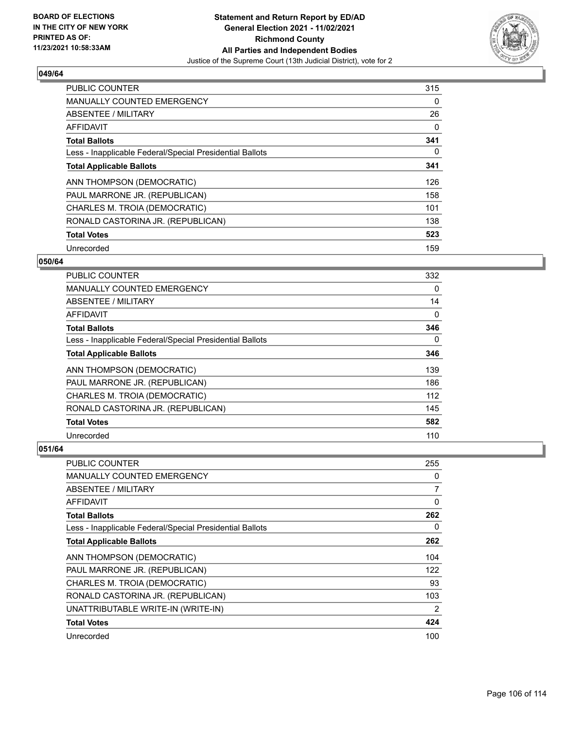### 049/64

| | |
|---|---|
| PUBLIC COUNTER | 315 |
| MANUALLY COUNTED EMERGENCY | 0 |
| ABSENTEE / MILITARY | 26 |
| AFFIDAVIT | 0 |
| **Total Ballots** | **341** |
| Less - Inapplicable Federal/Special Presidential Ballots | 0 |
| **Total Applicable Ballots** | **341** |
| ANN THOMPSON (DEMOCRATIC) | 126 |
| PAUL MARRONE JR. (REPUBLICAN) | 158 |
| CHARLES M. TROIA (DEMOCRATIC) | 101 |
| RONALD CASTORINA JR. (REPUBLICAN) | 138 |
| **Total Votes** | **523** |
| Unrecorded | 159 |

### 050/64

| | |
|---|---|
| PUBLIC COUNTER | 332 |
| MANUALLY COUNTED EMERGENCY | 0 |
| ABSENTEE / MILITARY | 14 |
| AFFIDAVIT | 0 |
| **Total Ballots** | **346** |
| Less - Inapplicable Federal/Special Presidential Ballots | 0 |
| **Total Applicable Ballots** | **346** |
| ANN THOMPSON (DEMOCRATIC) | 139 |
| PAUL MARRONE JR. (REPUBLICAN) | 186 |
| CHARLES M. TROIA (DEMOCRATIC) | 112 |
| RONALD CASTORINA JR. (REPUBLICAN) | 145 |
| **Total Votes** | **582** |
| Unrecorded | 110 |

### 051/64

| | |
|---|---|
| PUBLIC COUNTER | 255 |
| MANUALLY COUNTED EMERGENCY | 0 |
| ABSENTEE / MILITARY | 7 |
| AFFIDAVIT | 0 |
| **Total Ballots** | **262** |
| Less - Inapplicable Federal/Special Presidential Ballots | 0 |
| **Total Applicable Ballots** | **262** |
| ANN THOMPSON (DEMOCRATIC) | 104 |
| PAUL MARRONE JR. (REPUBLICAN) | 122 |
| CHARLES M. TROIA (DEMOCRATIC) | 93 |
| RONALD CASTORINA JR. (REPUBLICAN) | 103 |
| UNATTRIBUTABLE WRITE-IN (WRITE-IN) | 2 |
| **Total Votes** | **424** |
| Unrecorded | 100 |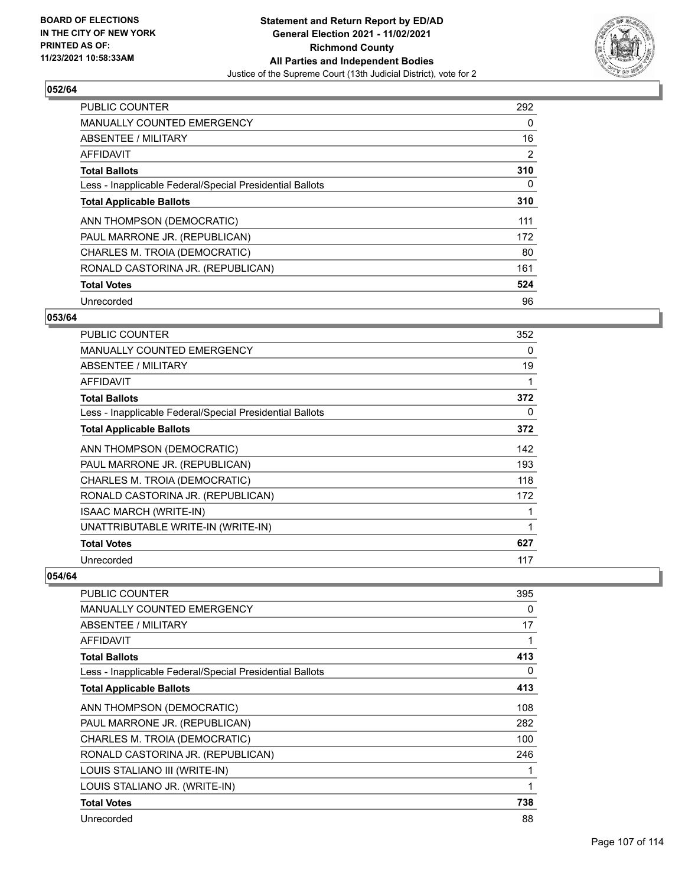**BOARD OF ELECTIONS IN THE CITY OF NEW YORK PRINTED AS OF: 11/23/2021 10:58:33AM**

**Statement and Return Report by ED/AD General Election 2021 - 11/02/2021 Richmond County All Parties and Independent Bodies**

Justice of the Supreme Court (13th Judicial District), vote for 2

### 052/64

| | |
|---|---|
| PUBLIC COUNTER | 292 |
| MANUALLY COUNTED EMERGENCY | 0 |
| ABSENTEE / MILITARY | 16 |
| AFFIDAVIT | 2 |
| **Total Ballots** | **310** |
| Less - Inapplicable Federal/Special Presidential Ballots | 0 |
| **Total Applicable Ballots** | **310** |
| ANN THOMPSON (DEMOCRATIC) | 111 |
| PAUL MARRONE JR. (REPUBLICAN) | 172 |
| CHARLES M. TROIA (DEMOCRATIC) | 80 |
| RONALD CASTORINA JR. (REPUBLICAN) | 161 |
| **Total Votes** | **524** |
| Unrecorded | 96 |

### 053/64

| | |
|---|---|
| PUBLIC COUNTER | 352 |
| MANUALLY COUNTED EMERGENCY | 0 |
| ABSENTEE / MILITARY | 19 |
| AFFIDAVIT | 1 |
| **Total Ballots** | **372** |
| Less - Inapplicable Federal/Special Presidential Ballots | 0 |
| **Total Applicable Ballots** | **372** |
| ANN THOMPSON (DEMOCRATIC) | 142 |
| PAUL MARRONE JR. (REPUBLICAN) | 193 |
| CHARLES M. TROIA (DEMOCRATIC) | 118 |
| RONALD CASTORINA JR. (REPUBLICAN) | 172 |
| ISAAC MARCH (WRITE-IN) | 1 |
| UNATTRIBUTABLE WRITE-IN (WRITE-IN) | 1 |
| **Total Votes** | **627** |
| Unrecorded | 117 |

### 054/64

| | |
|---|---|
| PUBLIC COUNTER | 395 |
| MANUALLY COUNTED EMERGENCY | 0 |
| ABSENTEE / MILITARY | 17 |
| AFFIDAVIT | 1 |
| **Total Ballots** | **413** |
| Less - Inapplicable Federal/Special Presidential Ballots | 0 |
| **Total Applicable Ballots** | **413** |
| ANN THOMPSON (DEMOCRATIC) | 108 |
| PAUL MARRONE JR. (REPUBLICAN) | 282 |
| CHARLES M. TROIA (DEMOCRATIC) | 100 |
| RONALD CASTORINA JR. (REPUBLICAN) | 246 |
| LOUIS STALIANO III (WRITE-IN) | 1 |
| LOUIS STALIANO JR. (WRITE-IN) | 1 |
| **Total Votes** | **738** |
| Unrecorded | 88 |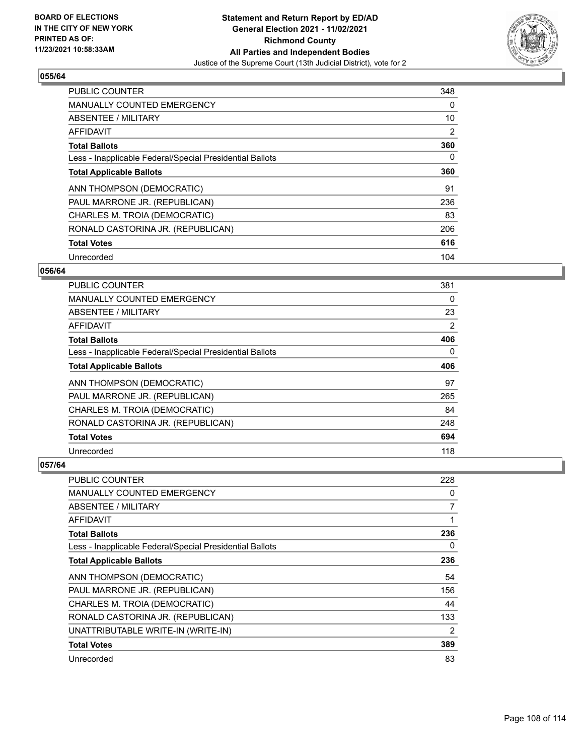**BOARD OF ELECTIONS IN THE CITY OF NEW YORK PRINTED AS OF: 11/23/2021 10:58:33AM**

**Statement and Return Report by ED/AD General Election 2021 - 11/02/2021 Richmond County All Parties and Independent Bodies**
Justice of the Supreme Court (13th Judicial District), vote for 2

### 055/64

| | |
|---|---|
| PUBLIC COUNTER | 348 |
| MANUALLY COUNTED EMERGENCY | 0 |
| ABSENTEE / MILITARY | 10 |
| AFFIDAVIT | 2 |
| **Total Ballots** | **360** |
| Less - Inapplicable Federal/Special Presidential Ballots | 0 |
| **Total Applicable Ballots** | **360** |
| ANN THOMPSON (DEMOCRATIC) | 91 |
| PAUL MARRONE JR. (REPUBLICAN) | 236 |
| CHARLES M. TROIA (DEMOCRATIC) | 83 |
| RONALD CASTORINA JR. (REPUBLICAN) | 206 |
| **Total Votes** | **616** |
| Unrecorded | 104 |

### 056/64

| | |
|---|---|
| PUBLIC COUNTER | 381 |
| MANUALLY COUNTED EMERGENCY | 0 |
| ABSENTEE / MILITARY | 23 |
| AFFIDAVIT | 2 |
| **Total Ballots** | **406** |
| Less - Inapplicable Federal/Special Presidential Ballots | 0 |
| **Total Applicable Ballots** | **406** |
| ANN THOMPSON (DEMOCRATIC) | 97 |
| PAUL MARRONE JR. (REPUBLICAN) | 265 |
| CHARLES M. TROIA (DEMOCRATIC) | 84 |
| RONALD CASTORINA JR. (REPUBLICAN) | 248 |
| **Total Votes** | **694** |
| Unrecorded | 118 |

### 057/64

| | |
|---|---|
| PUBLIC COUNTER | 228 |
| MANUALLY COUNTED EMERGENCY | 0 |
| ABSENTEE / MILITARY | 7 |
| AFFIDAVIT | 1 |
| **Total Ballots** | **236** |
| Less - Inapplicable Federal/Special Presidential Ballots | 0 |
| **Total Applicable Ballots** | **236** |
| ANN THOMPSON (DEMOCRATIC) | 54 |
| PAUL MARRONE JR. (REPUBLICAN) | 156 |
| CHARLES M. TROIA (DEMOCRATIC) | 44 |
| RONALD CASTORINA JR. (REPUBLICAN) | 133 |
| UNATTRIBUTABLE WRITE-IN (WRITE-IN) | 2 |
| **Total Votes** | **389** |
| Unrecorded | 83 |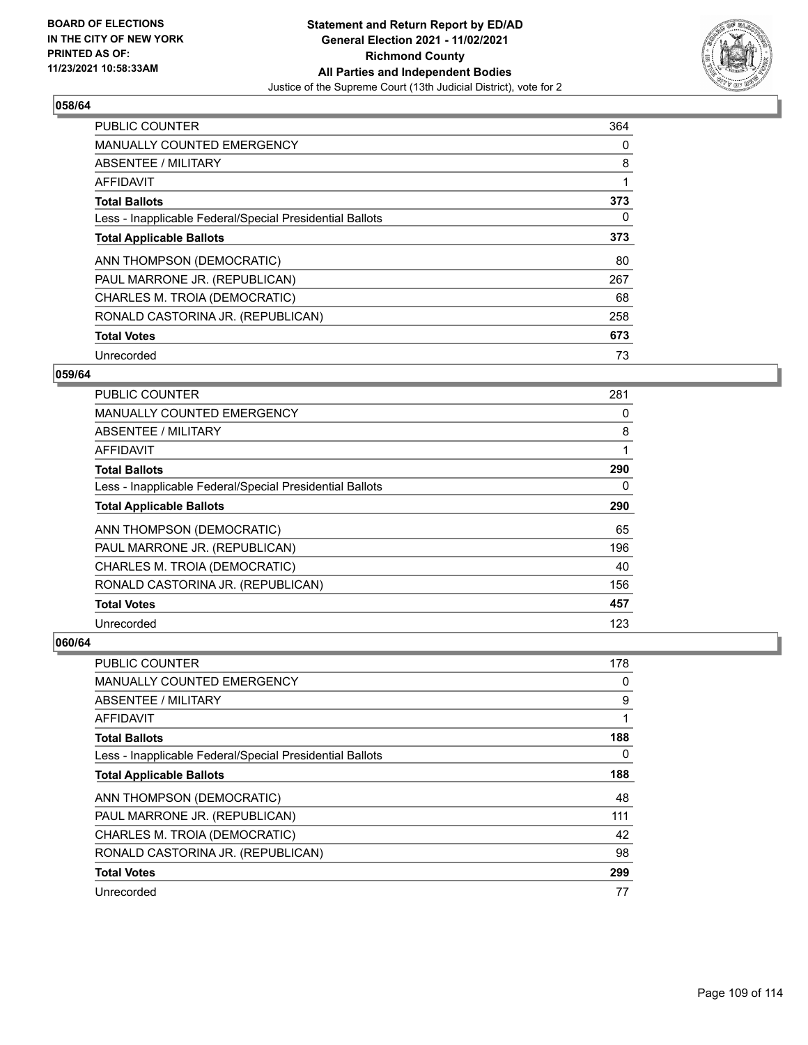## 058/64

| | |
|---|---|
| PUBLIC COUNTER | 364 |
| MANUALLY COUNTED EMERGENCY | 0 |
| ABSENTEE / MILITARY | 8 |
| AFFIDAVIT | 1 |
| **Total Ballots** | **373** |
| Less - Inapplicable Federal/Special Presidential Ballots | 0 |
| **Total Applicable Ballots** | **373** |
| ANN THOMPSON (DEMOCRATIC) | 80 |
| PAUL MARRONE JR. (REPUBLICAN) | 267 |
| CHARLES M. TROIA (DEMOCRATIC) | 68 |
| RONALD CASTORINA JR. (REPUBLICAN) | 258 |
| **Total Votes** | **673** |
| Unrecorded | 73 |

## 059/64

| | |
|---|---|
| PUBLIC COUNTER | 281 |
| MANUALLY COUNTED EMERGENCY | 0 |
| ABSENTEE / MILITARY | 8 |
| AFFIDAVIT | 1 |
| **Total Ballots** | **290** |
| Less - Inapplicable Federal/Special Presidential Ballots | 0 |
| **Total Applicable Ballots** | **290** |
| ANN THOMPSON (DEMOCRATIC) | 65 |
| PAUL MARRONE JR. (REPUBLICAN) | 196 |
| CHARLES M. TROIA (DEMOCRATIC) | 40 |
| RONALD CASTORINA JR. (REPUBLICAN) | 156 |
| **Total Votes** | **457** |
| Unrecorded | 123 |

## 060/64

| | |
|---|---|
| PUBLIC COUNTER | 178 |
| MANUALLY COUNTED EMERGENCY | 0 |
| ABSENTEE / MILITARY | 9 |
| AFFIDAVIT | 1 |
| **Total Ballots** | **188** |
| Less - Inapplicable Federal/Special Presidential Ballots | 0 |
| **Total Applicable Ballots** | **188** |
| ANN THOMPSON (DEMOCRATIC) | 48 |
| PAUL MARRONE JR. (REPUBLICAN) | 111 |
| CHARLES M. TROIA (DEMOCRATIC) | 42 |
| RONALD CASTORINA JR. (REPUBLICAN) | 98 |
| **Total Votes** | **299** |
| Unrecorded | 77 |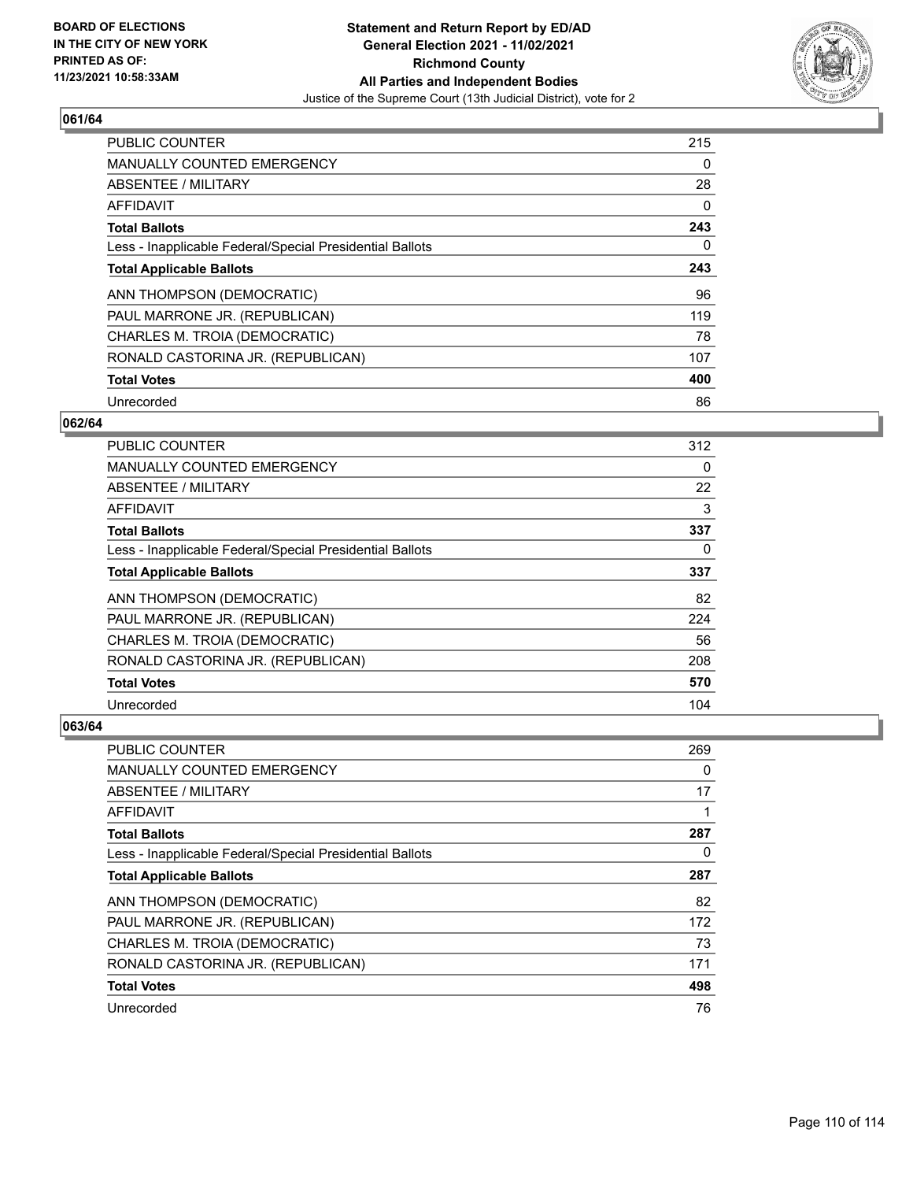**BOARD OF ELECTIONS IN THE CITY OF NEW YORK PRINTED AS OF: 11/23/2021 10:58:33AM**

**Statement and Return Report by ED/AD General Election 2021 - 11/02/2021 Richmond County All Parties and Independent Bodies**
Justice of the Supreme Court (13th Judicial District), vote for 2

### 061/64

| | |
|---|---|
| PUBLIC COUNTER | 215 |
| MANUALLY COUNTED EMERGENCY | 0 |
| ABSENTEE / MILITARY | 28 |
| AFFIDAVIT | 0 |
| **Total Ballots** | **243** |
| Less - Inapplicable Federal/Special Presidential Ballots | 0 |
| **Total Applicable Ballots** | **243** |
| ANN THOMPSON (DEMOCRATIC) | 96 |
| PAUL MARRONE JR. (REPUBLICAN) | 119 |
| CHARLES M. TROIA (DEMOCRATIC) | 78 |
| RONALD CASTORINA JR. (REPUBLICAN) | 107 |
| **Total Votes** | **400** |
| Unrecorded | 86 |

### 062/64

| | |
|---|---|
| PUBLIC COUNTER | 312 |
| MANUALLY COUNTED EMERGENCY | 0 |
| ABSENTEE / MILITARY | 22 |
| AFFIDAVIT | 3 |
| **Total Ballots** | **337** |
| Less - Inapplicable Federal/Special Presidential Ballots | 0 |
| **Total Applicable Ballots** | **337** |
| ANN THOMPSON (DEMOCRATIC) | 82 |
| PAUL MARRONE JR. (REPUBLICAN) | 224 |
| CHARLES M. TROIA (DEMOCRATIC) | 56 |
| RONALD CASTORINA JR. (REPUBLICAN) | 208 |
| **Total Votes** | **570** |
| Unrecorded | 104 |

### 063/64

| | |
|---|---|
| PUBLIC COUNTER | 269 |
| MANUALLY COUNTED EMERGENCY | 0 |
| ABSENTEE / MILITARY | 17 |
| AFFIDAVIT | 1 |
| **Total Ballots** | **287** |
| Less - Inapplicable Federal/Special Presidential Ballots | 0 |
| **Total Applicable Ballots** | **287** |
| ANN THOMPSON (DEMOCRATIC) | 82 |
| PAUL MARRONE JR. (REPUBLICAN) | 172 |
| CHARLES M. TROIA (DEMOCRATIC) | 73 |
| RONALD CASTORINA JR. (REPUBLICAN) | 171 |
| **Total Votes** | **498** |
| Unrecorded | 76 |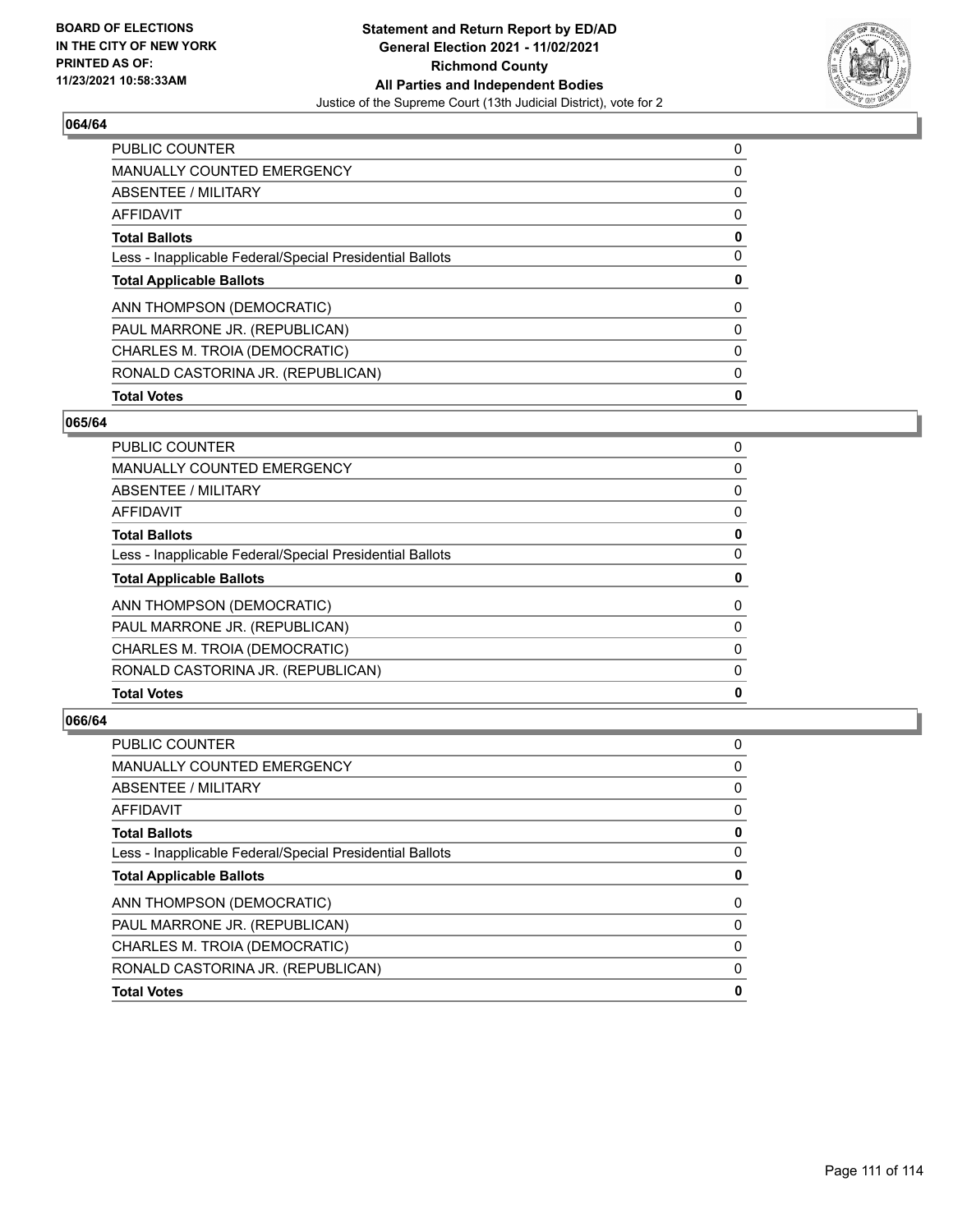**BOARD OF ELECTIONS IN THE CITY OF NEW YORK PRINTED AS OF: 11/23/2021 10:58:33AM**

# Statement and Return Report by ED/AD
## General Election 2021 - 11/02/2021
## Richmond County
## All Parties and Independent Bodies
### Justice of the Supreme Court (13th Judicial District), vote for 2

### 064/64

| | |
|---|---|
| PUBLIC COUNTER | 0 |
| MANUALLY COUNTED EMERGENCY | 0 |
| ABSENTEE / MILITARY | 0 |
| AFFIDAVIT | 0 |
| **Total Ballots** | **0** |
| Less - Inapplicable Federal/Special Presidential Ballots | 0 |
| **Total Applicable Ballots** | **0** |
| ANN THOMPSON (DEMOCRATIC) | 0 |
| PAUL MARRONE JR. (REPUBLICAN) | 0 |
| CHARLES M. TROIA (DEMOCRATIC) | 0 |
| RONALD CASTORINA JR. (REPUBLICAN) | 0 |
| **Total Votes** | **0** |

### 065/64

| | |
|---|---|
| PUBLIC COUNTER | 0 |
| MANUALLY COUNTED EMERGENCY | 0 |
| ABSENTEE / MILITARY | 0 |
| AFFIDAVIT | 0 |
| **Total Ballots** | **0** |
| Less - Inapplicable Federal/Special Presidential Ballots | 0 |
| **Total Applicable Ballots** | **0** |
| ANN THOMPSON (DEMOCRATIC) | 0 |
| PAUL MARRONE JR. (REPUBLICAN) | 0 |
| CHARLES M. TROIA (DEMOCRATIC) | 0 |
| RONALD CASTORINA JR. (REPUBLICAN) | 0 |
| **Total Votes** | **0** |

### 066/64

| | |
|---|---|
| PUBLIC COUNTER | 0 |
| MANUALLY COUNTED EMERGENCY | 0 |
| ABSENTEE / MILITARY | 0 |
| AFFIDAVIT | 0 |
| **Total Ballots** | **0** |
| Less - Inapplicable Federal/Special Presidential Ballots | 0 |
| **Total Applicable Ballots** | **0** |
| ANN THOMPSON (DEMOCRATIC) | 0 |
| PAUL MARRONE JR. (REPUBLICAN) | 0 |
| CHARLES M. TROIA (DEMOCRATIC) | 0 |
| RONALD CASTORINA JR. (REPUBLICAN) | 0 |
| **Total Votes** | **0** |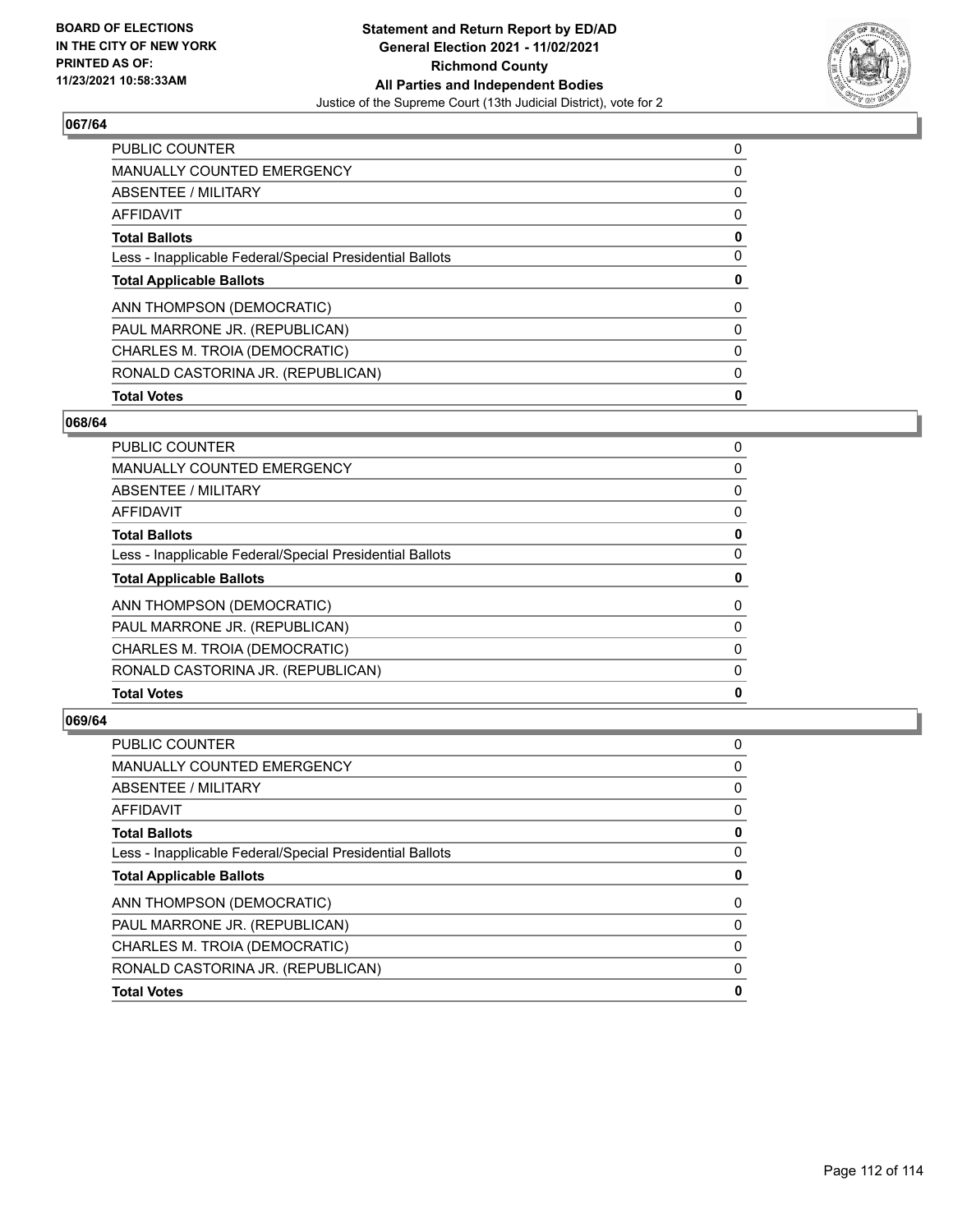### 067/64

| | |
|---|---|
| PUBLIC COUNTER | 0 |
| MANUALLY COUNTED EMERGENCY | 0 |
| ABSENTEE / MILITARY | 0 |
| AFFIDAVIT | 0 |
| **Total Ballots** | **0** |
| Less - Inapplicable Federal/Special Presidential Ballots | 0 |
| **Total Applicable Ballots** | **0** |
| ANN THOMPSON (DEMOCRATIC) | 0 |
| PAUL MARRONE JR. (REPUBLICAN) | 0 |
| CHARLES M. TROIA (DEMOCRATIC) | 0 |
| RONALD CASTORINA JR. (REPUBLICAN) | 0 |
| **Total Votes** | **0** |

### 068/64

| | |
|---|---|
| PUBLIC COUNTER | 0 |
| MANUALLY COUNTED EMERGENCY | 0 |
| ABSENTEE / MILITARY | 0 |
| AFFIDAVIT | 0 |
| **Total Ballots** | **0** |
| Less - Inapplicable Federal/Special Presidential Ballots | 0 |
| **Total Applicable Ballots** | **0** |
| ANN THOMPSON (DEMOCRATIC) | 0 |
| PAUL MARRONE JR. (REPUBLICAN) | 0 |
| CHARLES M. TROIA (DEMOCRATIC) | 0 |
| RONALD CASTORINA JR. (REPUBLICAN) | 0 |
| **Total Votes** | **0** |

### 069/64

| | |
|---|---|
| PUBLIC COUNTER | 0 |
| MANUALLY COUNTED EMERGENCY | 0 |
| ABSENTEE / MILITARY | 0 |
| AFFIDAVIT | 0 |
| **Total Ballots** | **0** |
| Less - Inapplicable Federal/Special Presidential Ballots | 0 |
| **Total Applicable Ballots** | **0** |
| ANN THOMPSON (DEMOCRATIC) | 0 |
| PAUL MARRONE JR. (REPUBLICAN) | 0 |
| CHARLES M. TROIA (DEMOCRATIC) | 0 |
| RONALD CASTORINA JR. (REPUBLICAN) | 0 |
| **Total Votes** | **0** |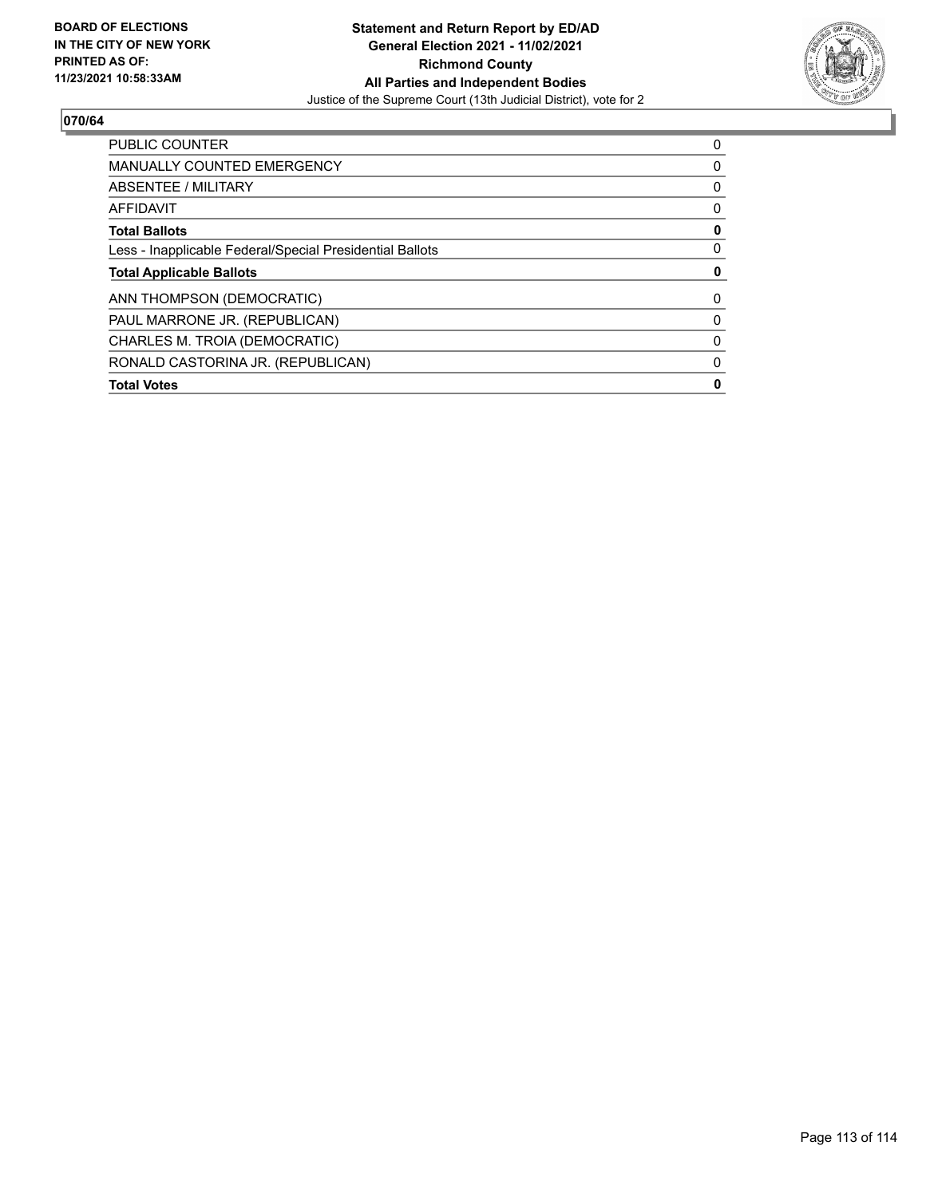BOARD OF ELECTIONS
IN THE CITY OF NEW YORK
PRINTED AS OF:
11/23/2021 10:58:33AM

**Statement and Return Report by ED/AD**
**General Election 2021 - 11/02/2021**
**Richmond County**
**All Parties and Independent Bodies**
Justice of the Supreme Court (13th Judicial District), vote for 2

**070/64**

| | |
|---|---|
| PUBLIC COUNTER | 0 |
| MANUALLY COUNTED EMERGENCY | 0 |
| ABSENTEE / MILITARY | 0 |
| AFFIDAVIT | 0 |
| **Total Ballots** | **0** |
| Less - Inapplicable Federal/Special Presidential Ballots | 0 |
| **Total Applicable Ballots** | **0** |
| ANN THOMPSON (DEMOCRATIC) | 0 |
| PAUL MARRONE JR. (REPUBLICAN) | 0 |
| CHARLES M. TROIA (DEMOCRATIC) | 0 |
| RONALD CASTORINA JR. (REPUBLICAN) | 0 |
| **Total Votes** | **0** |